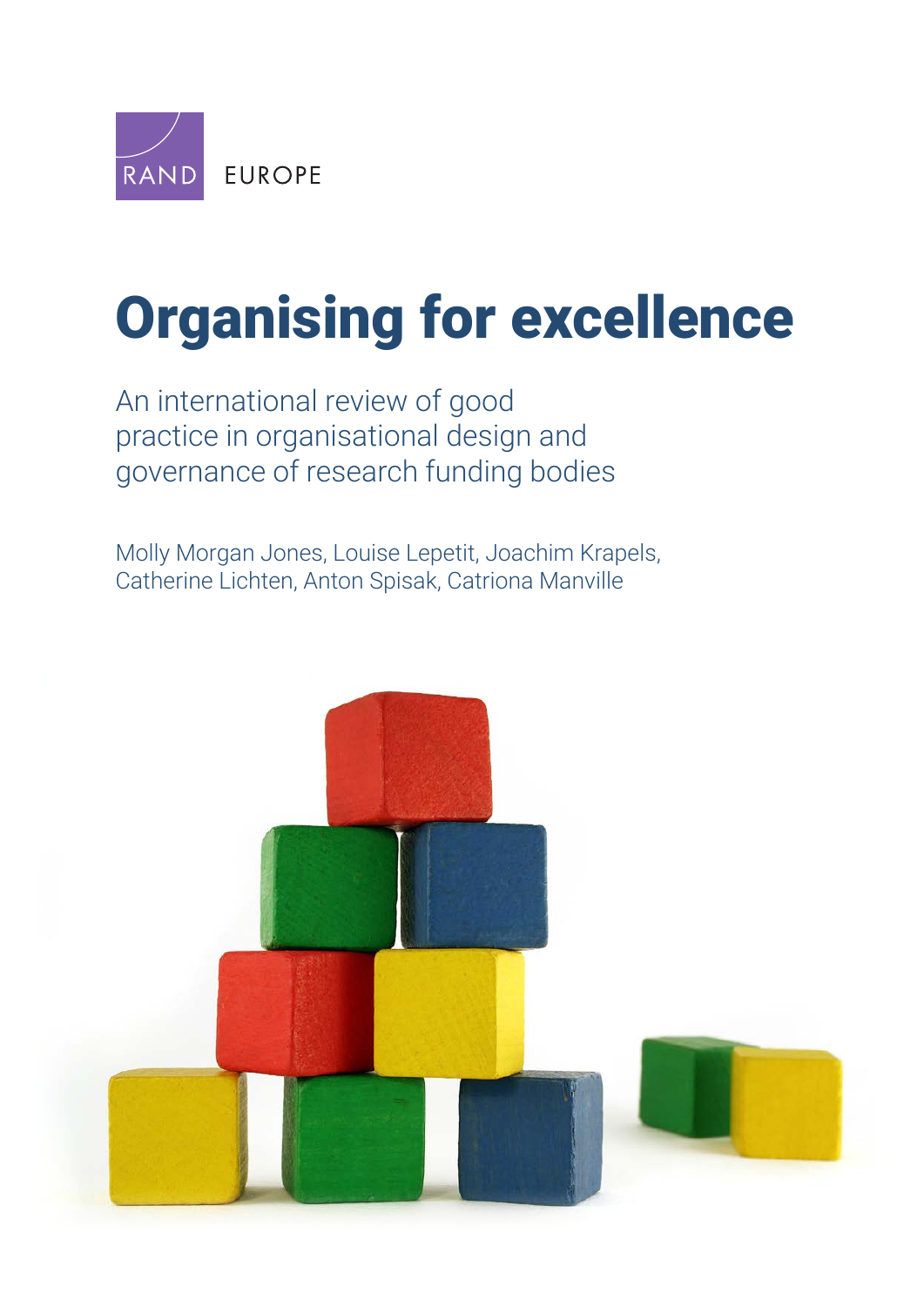RAND EUROPE

# Organising for excellence

An international review of good practice in organisational design and governance of research funding bodies

Molly Morgan Jones, Louise Lepetit, Joachim Krapels, Catherine Lichten, Anton Spisak, Catriona Manville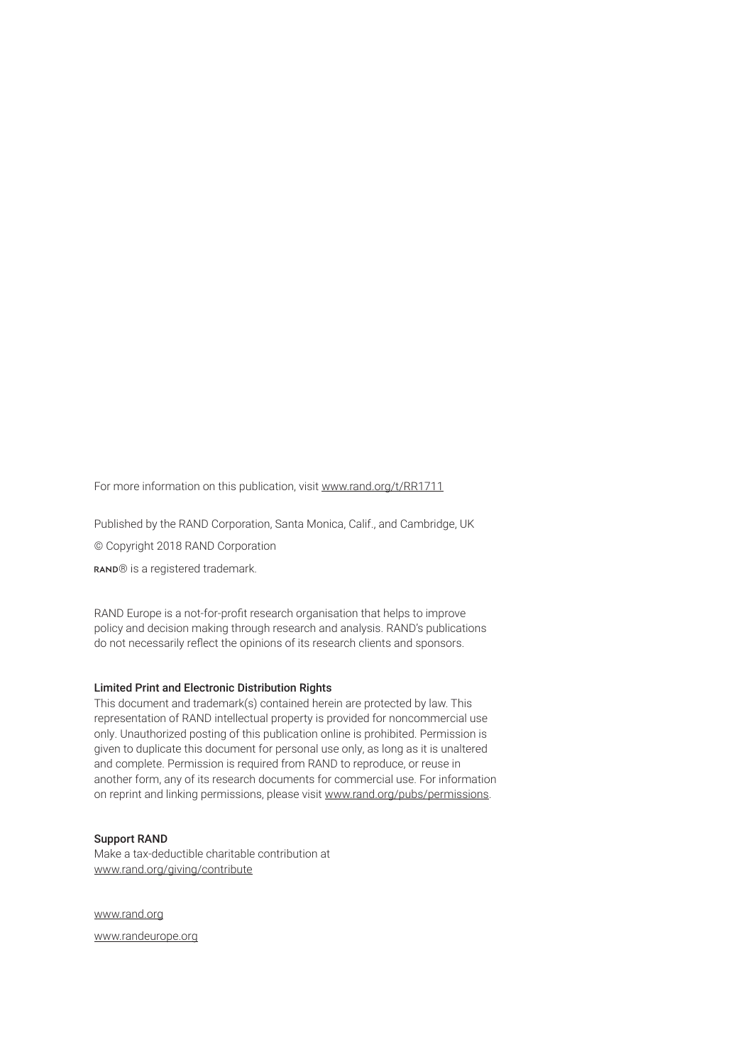For more information on this publication, visit www.rand.org/t/RR1711

Published by the RAND Corporation, Santa Monica, Calif., and Cambridge, UK

© Copyright 2018 RAND Corporation

RAND® is a registered trademark.

RAND Europe is a not-for-profit research organisation that helps to improve policy and decision making through research and analysis. RAND's publications do not necessarily reflect the opinions of its research clients and sponsors.

**Limited Print and Electronic Distribution Rights**

This document and trademark(s) contained herein are protected by law. This representation of RAND intellectual property is provided for noncommercial use only. Unauthorized posting of this publication online is prohibited. Permission is given to duplicate this document for personal use only, as long as it is unaltered and complete. Permission is required from RAND to reproduce, or reuse in another form, any of its research documents for commercial use. For information on reprint and linking permissions, please visit www.rand.org/pubs/permissions.

**Support RAND**

Make a tax-deductible charitable contribution at www.rand.org/giving/contribute

www.rand.org

www.randeurope.org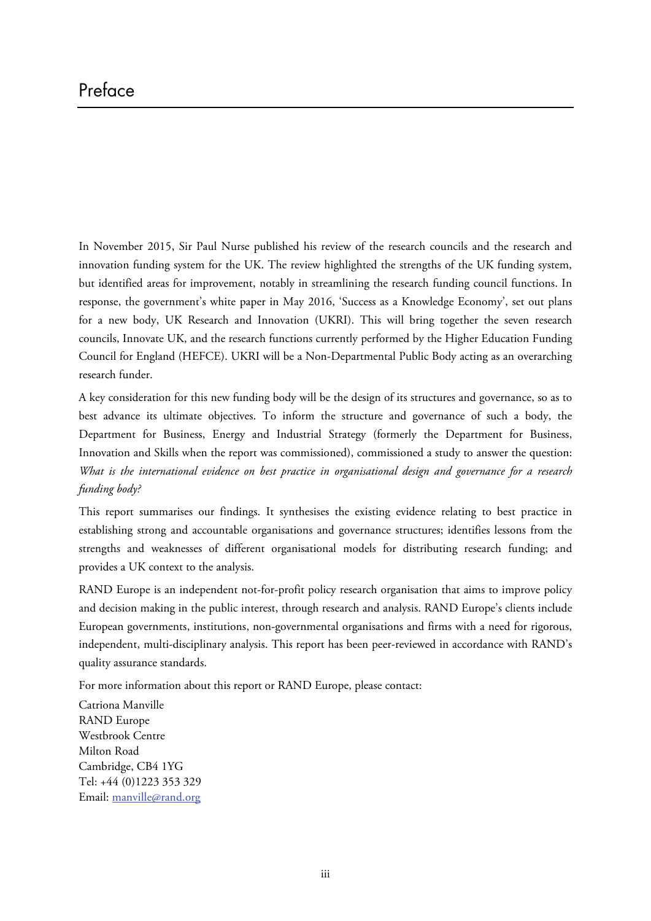# Preface

In November 2015, Sir Paul Nurse published his review of the research councils and the research and innovation funding system for the UK. The review highlighted the strengths of the UK funding system, but identified areas for improvement, notably in streamlining the research funding council functions. In response, the government's white paper in May 2016, 'Success as a Knowledge Economy', set out plans for a new body, UK Research and Innovation (UKRI). This will bring together the seven research councils, Innovate UK, and the research functions currently performed by the Higher Education Funding Council for England (HEFCE). UKRI will be a Non-Departmental Public Body acting as an overarching research funder.

A key consideration for this new funding body will be the design of its structures and governance, so as to best advance its ultimate objectives. To inform the structure and governance of such a body, the Department for Business, Energy and Industrial Strategy (formerly the Department for Business, Innovation and Skills when the report was commissioned), commissioned a study to answer the question: *What is the international evidence on best practice in organisational design and governance for a research funding body?*

This report summarises our findings. It synthesises the existing evidence relating to best practice in establishing strong and accountable organisations and governance structures; identifies lessons from the strengths and weaknesses of different organisational models for distributing research funding; and provides a UK context to the analysis.

RAND Europe is an independent not-for-profit policy research organisation that aims to improve policy and decision making in the public interest, through research and analysis. RAND Europe's clients include European governments, institutions, non-governmental organisations and firms with a need for rigorous, independent, multi-disciplinary analysis. This report has been peer-reviewed in accordance with RAND's quality assurance standards.

For more information about this report or RAND Europe, please contact:

Catriona Manville
RAND Europe
Westbrook Centre
Milton Road
Cambridge, CB4 1YG
Tel: +44 (0)1223 353 329
Email: manville@rand.org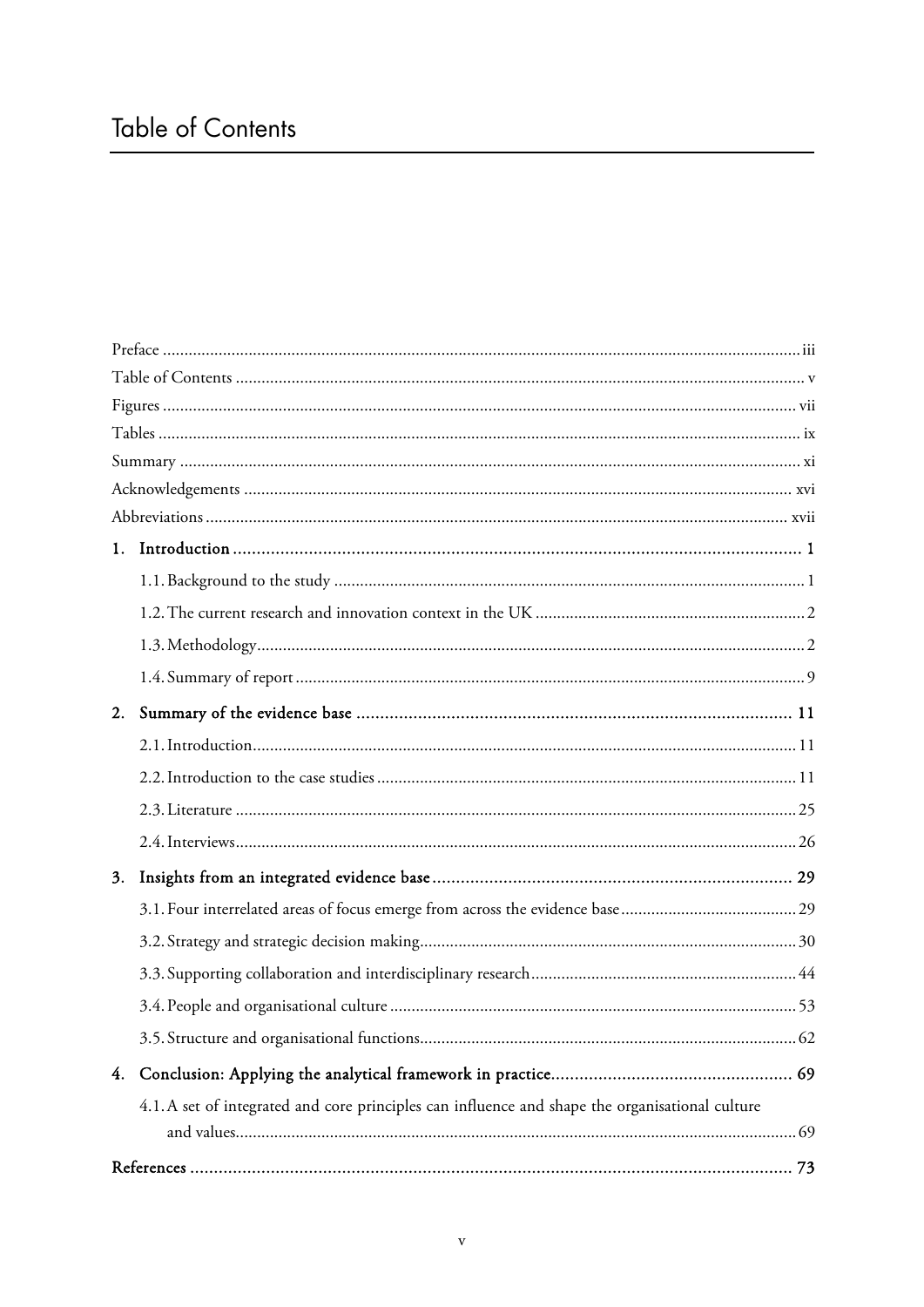# Table of Contents

Preface .................................................................................................................................................. iii
Table of Contents .................................................................................................................................. v
Figures .................................................................................................................................................. vii
Tables .................................................................................................................................................... ix
Summary ............................................................................................................................................... xi
Acknowledgements .............................................................................................................................. xvi
Abbreviations ...................................................................................................................................... xvii

1. Introduction ........................................................................................................................................ 1
   1.1. Background to the study ............................................................................................................. 1
   1.2. The current research and innovation context in the UK ............................................................... 2
   1.3. Methodology ................................................................................................................................ 2
   1.4. Summary of report ....................................................................................................................... 9

2. Summary of the evidence base ......................................................................................................... 11
   2.1. Introduction ................................................................................................................................ 11
   2.2. Introduction to the case studies .................................................................................................. 11
   2.3. Literature .................................................................................................................................... 25
   2.4. Interviews ................................................................................................................................... 26

3. Insights from an integrated evidence base ........................................................................................ 29
   3.1. Four interrelated areas of focus emerge from across the evidence base ......................................... 29
   3.2. Strategy and strategic decision making ........................................................................................ 30
   3.3. Supporting collaboration and interdisciplinary research ............................................................... 44
   3.4. People and organisational culture ............................................................................................... 53
   3.5. Structure and organisational functions ........................................................................................ 62

4. Conclusion: Applying the analytical framework in practice ................................................................. 69
   4.1. A set of integrated and core principles can influence and shape the organisational culture and values ................................................................................................................................. 69

References ............................................................................................................................................. 73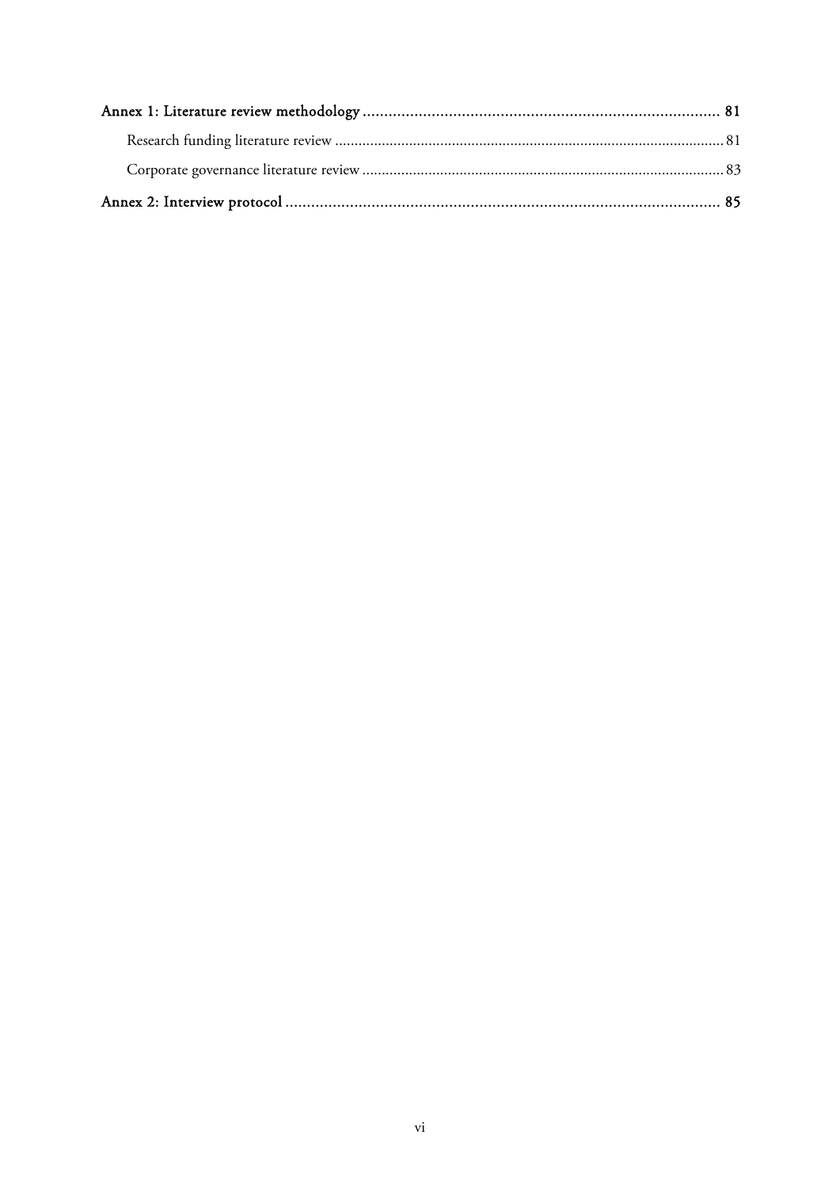Annex 1: Literature review methodology ........................................................................................ 81

Research funding literature review ..................................................................................................... 81

Corporate governance literature review ............................................................................................. 83

Annex 2: Interview protocol ................................................................................................................ 85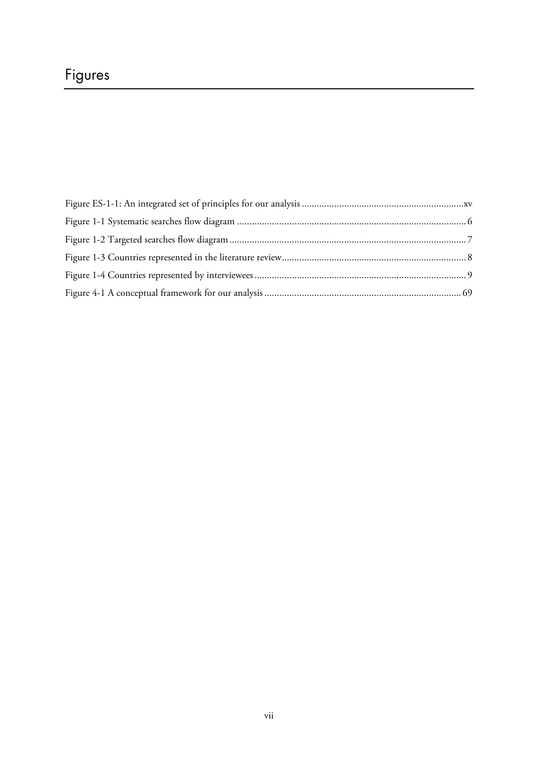# Figures

Figure ES-1-1: An integrated set of principles for our analysis ....................xv

Figure 1-1 Systematic searches flow diagram .................... 6

Figure 1-2 Targeted searches flow diagram .................... 7

Figure 1-3 Countries represented in the literature review .................... 8

Figure 1-4 Countries represented by interviewees .................... 9

Figure 4-1 A conceptual framework for our analysis .................... 69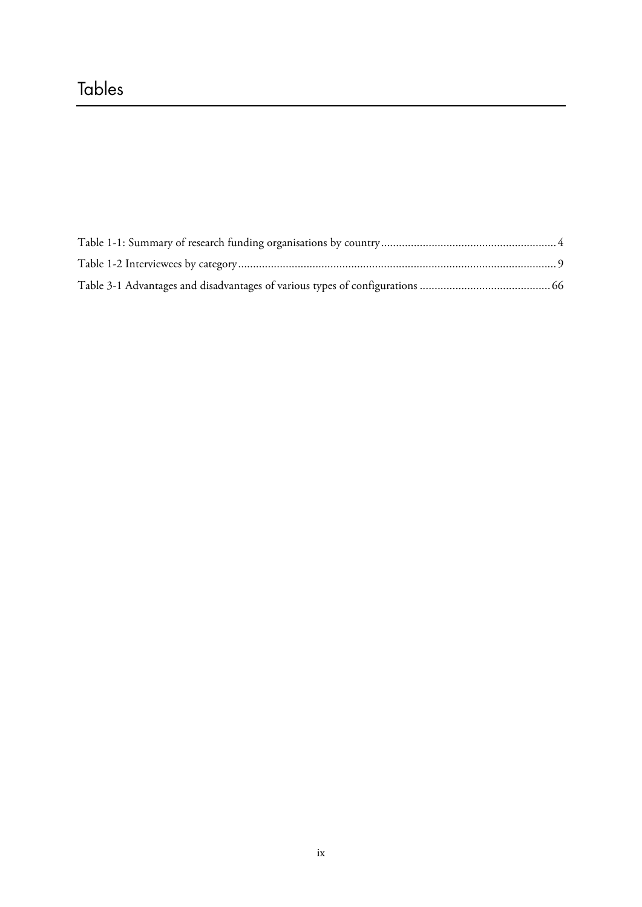# Tables

Table 1-1: Summary of research funding organisations by country .......... 4

Table 1-2 Interviewees by category .......... 9

Table 3-1 Advantages and disadvantages of various types of configurations .......... 66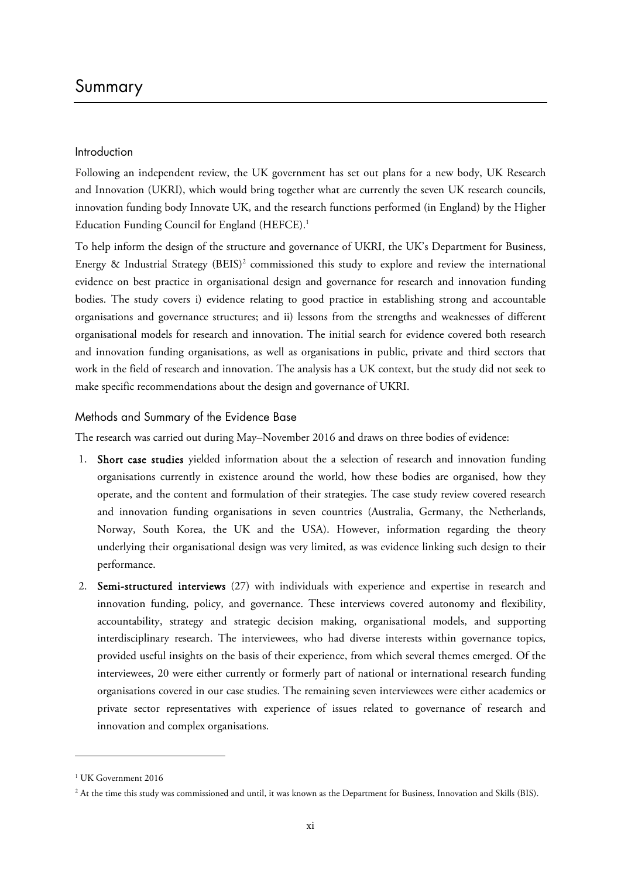# Summary

## Introduction

Following an independent review, the UK government has set out plans for a new body, UK Research and Innovation (UKRI), which would bring together what are currently the seven UK research councils, innovation funding body Innovate UK, and the research functions performed (in England) by the Higher Education Funding Council for England (HEFCE).[1]

To help inform the design of the structure and governance of UKRI, the UK's Department for Business, Energy & Industrial Strategy (BEIS)[2] commissioned this study to explore and review the international evidence on best practice in organisational design and governance for research and innovation funding bodies. The study covers i) evidence relating to good practice in establishing strong and accountable organisations and governance structures; and ii) lessons from the strengths and weaknesses of different organisational models for research and innovation. The initial search for evidence covered both research and innovation funding organisations, as well as organisations in public, private and third sectors that work in the field of research and innovation. The analysis has a UK context, but the study did not seek to make specific recommendations about the design and governance of UKRI.

## Methods and Summary of the Evidence Base

The research was carried out during May–November 2016 and draws on three bodies of evidence:

1. **Short case studies** yielded information about the a selection of research and innovation funding organisations currently in existence around the world, how these bodies are organised, how they operate, and the content and formulation of their strategies. The case study review covered research and innovation funding organisations in seven countries (Australia, Germany, the Netherlands, Norway, South Korea, the UK and the USA). However, information regarding the theory underlying their organisational design was very limited, as was evidence linking such design to their performance.
2. **Semi-structured interviews** (27) with individuals with experience and expertise in research and innovation funding, policy, and governance. These interviews covered autonomy and flexibility, accountability, strategy and strategic decision making, organisational models, and supporting interdisciplinary research. The interviewees, who had diverse interests within governance topics, provided useful insights on the basis of their experience, from which several themes emerged. Of the interviewees, 20 were either currently or formerly part of national or international research funding organisations covered in our case studies. The remaining seven interviewees were either academics or private sector representatives with experience of issues related to governance of research and innovation and complex organisations.

---

[1] UK Government 2016

[2] At the time this study was commissioned and until, it was known as the Department for Business, Innovation and Skills (BIS).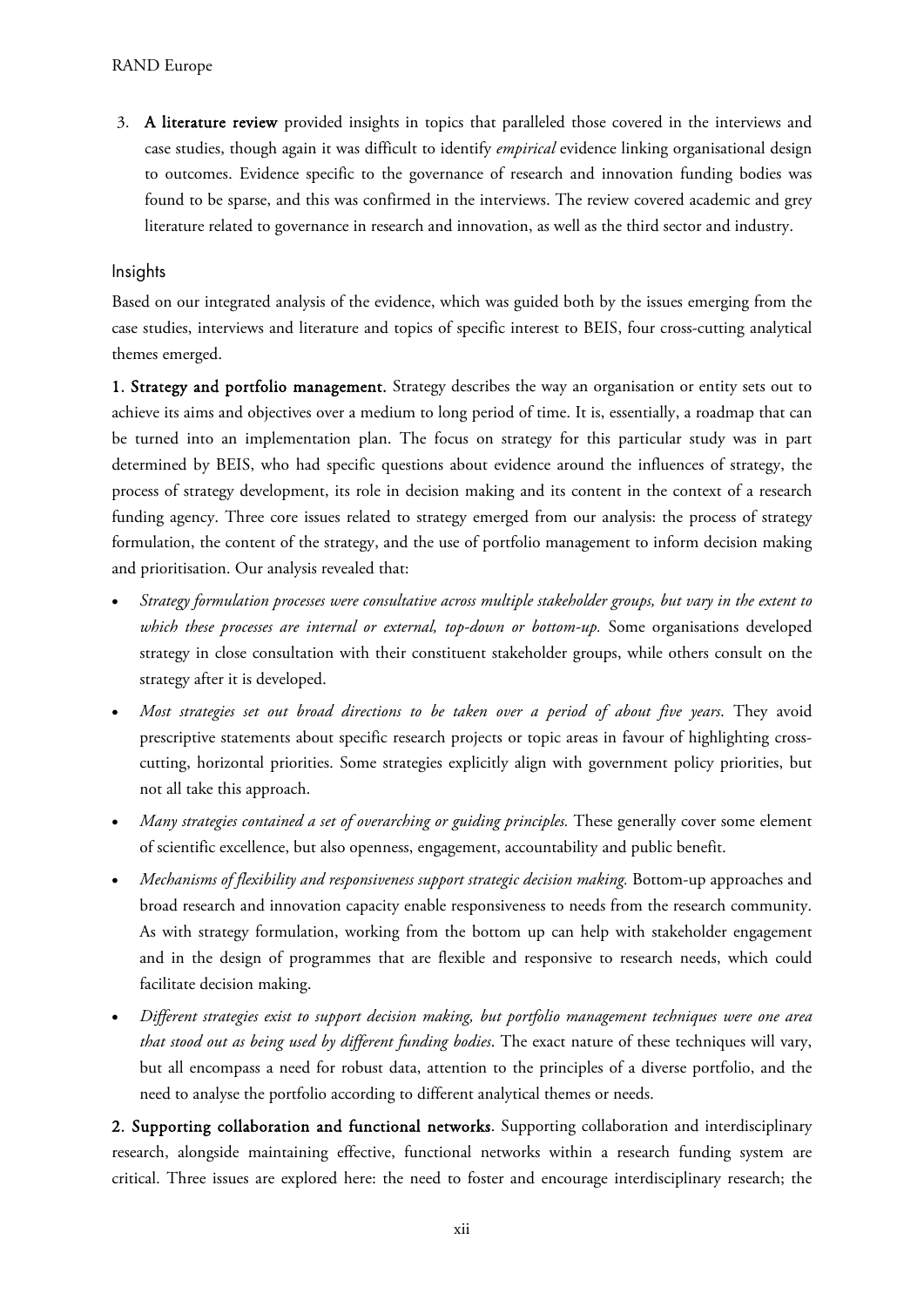3. **A literature review** provided insights in topics that paralleled those covered in the interviews and case studies, though again it was difficult to identify *empirical* evidence linking organisational design to outcomes. Evidence specific to the governance of research and innovation funding bodies was found to be sparse, and this was confirmed in the interviews. The review covered academic and grey literature related to governance in research and innovation, as well as the third sector and industry.

### Insights

Based on our integrated analysis of the evidence, which was guided both by the issues emerging from the case studies, interviews and literature and topics of specific interest to BEIS, four cross-cutting analytical themes emerged.

**1. Strategy and portfolio management.** Strategy describes the way an organisation or entity sets out to achieve its aims and objectives over a medium to long period of time. It is, essentially, a roadmap that can be turned into an implementation plan. The focus on strategy for this particular study was in part determined by BEIS, who had specific questions about evidence around the influences of strategy, the process of strategy development, its role in decision making and its content in the context of a research funding agency. Three core issues related to strategy emerged from our analysis: the process of strategy formulation, the content of the strategy, and the use of portfolio management to inform decision making and prioritisation. Our analysis revealed that:

- *Strategy formulation processes were consultative across multiple stakeholder groups, but vary in the extent to which these processes are internal or external, top-down or bottom-up.* Some organisations developed strategy in close consultation with their constituent stakeholder groups, while others consult on the strategy after it is developed.
- *Most strategies set out broad directions to be taken over a period of about five years*. They avoid prescriptive statements about specific research projects or topic areas in favour of highlighting cross-cutting, horizontal priorities. Some strategies explicitly align with government policy priorities, but not all take this approach.
- *Many strategies contained a set of overarching or guiding principles.* These generally cover some element of scientific excellence, but also openness, engagement, accountability and public benefit.
- *Mechanisms of flexibility and responsiveness support strategic decision making.* Bottom-up approaches and broad research and innovation capacity enable responsiveness to needs from the research community. As with strategy formulation, working from the bottom up can help with stakeholder engagement and in the design of programmes that are flexible and responsive to research needs, which could facilitate decision making.
- *Different strategies exist to support decision making, but portfolio management techniques were one area that stood out as being used by different funding bodies*. The exact nature of these techniques will vary, but all encompass a need for robust data, attention to the principles of a diverse portfolio, and the need to analyse the portfolio according to different analytical themes or needs.

**2. Supporting collaboration and functional networks**. Supporting collaboration and interdisciplinary research, alongside maintaining effective, functional networks within a research funding system are critical. Three issues are explored here: the need to foster and encourage interdisciplinary research; the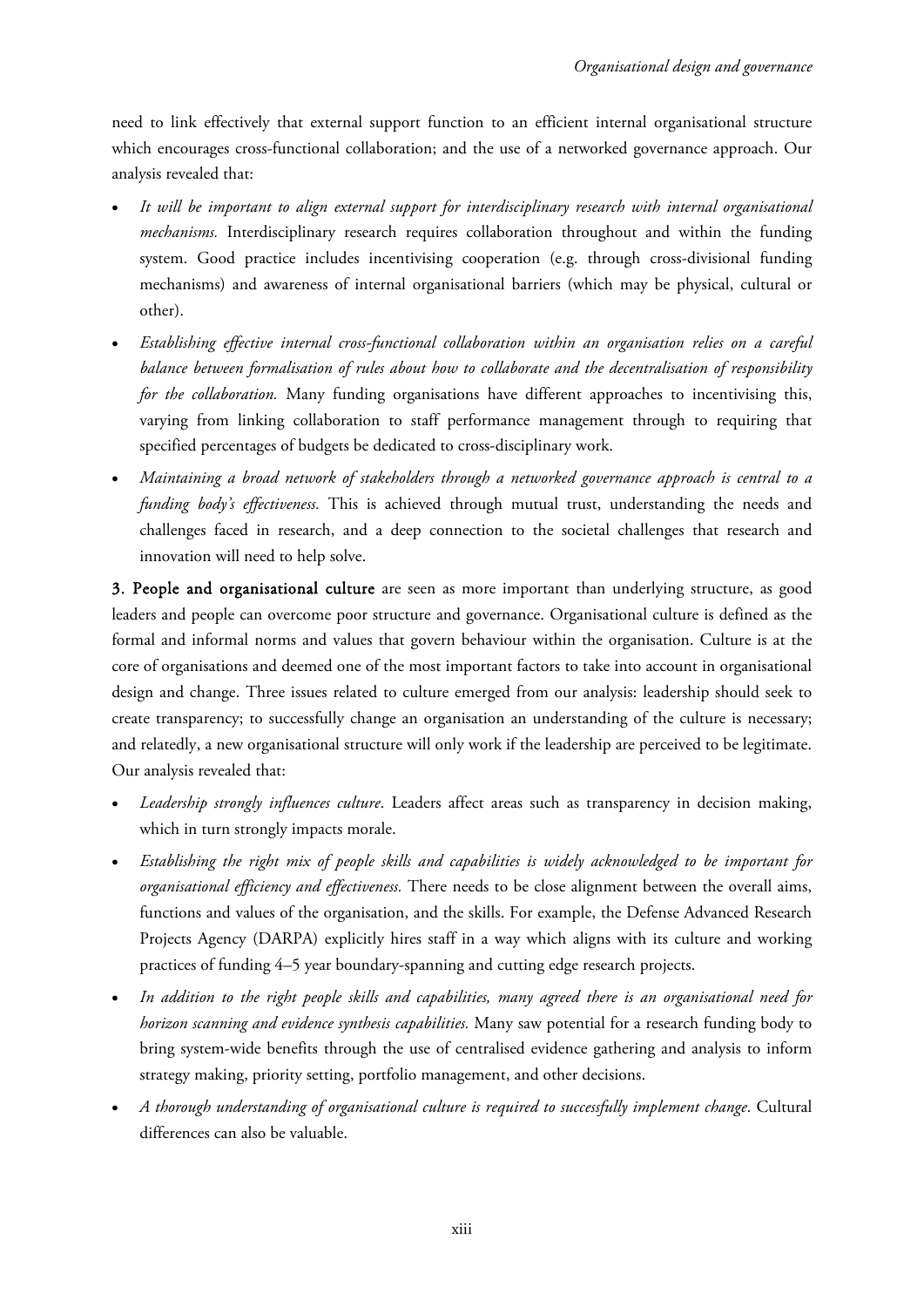need to link effectively that external support function to an efficient internal organisational structure which encourages cross-functional collaboration; and the use of a networked governance approach. Our analysis revealed that:

- *It will be important to align external support for interdisciplinary research with internal organisational mechanisms.* Interdisciplinary research requires collaboration throughout and within the funding system. Good practice includes incentivising cooperation (e.g. through cross-divisional funding mechanisms) and awareness of internal organisational barriers (which may be physical, cultural or other).
- *Establishing effective internal cross-functional collaboration within an organisation relies on a careful balance between formalisation of rules about how to collaborate and the decentralisation of responsibility for the collaboration.* Many funding organisations have different approaches to incentivising this, varying from linking collaboration to staff performance management through to requiring that specified percentages of budgets be dedicated to cross-disciplinary work.
- *Maintaining a broad network of stakeholders through a networked governance approach is central to a funding body's effectiveness.* This is achieved through mutual trust, understanding the needs and challenges faced in research, and a deep connection to the societal challenges that research and innovation will need to help solve.

**3. People and organisational culture** are seen as more important than underlying structure, as good leaders and people can overcome poor structure and governance. Organisational culture is defined as the formal and informal norms and values that govern behaviour within the organisation. Culture is at the core of organisations and deemed one of the most important factors to take into account in organisational design and change. Three issues related to culture emerged from our analysis: leadership should seek to create transparency; to successfully change an organisation an understanding of the culture is necessary; and relatedly, a new organisational structure will only work if the leadership are perceived to be legitimate. Our analysis revealed that:

- *Leadership strongly influences culture*. Leaders affect areas such as transparency in decision making, which in turn strongly impacts morale.
- *Establishing the right mix of people skills and capabilities is widely acknowledged to be important for organisational efficiency and effectiveness.* There needs to be close alignment between the overall aims, functions and values of the organisation, and the skills. For example, the Defense Advanced Research Projects Agency (DARPA) explicitly hires staff in a way which aligns with its culture and working practices of funding 4–5 year boundary-spanning and cutting edge research projects.
- *In addition to the right people skills and capabilities, many agreed there is an organisational need for horizon scanning and evidence synthesis capabilities.* Many saw potential for a research funding body to bring system-wide benefits through the use of centralised evidence gathering and analysis to inform strategy making, priority setting, portfolio management, and other decisions.
- *A thorough understanding of organisational culture is required to successfully implement change*. Cultural differences can also be valuable.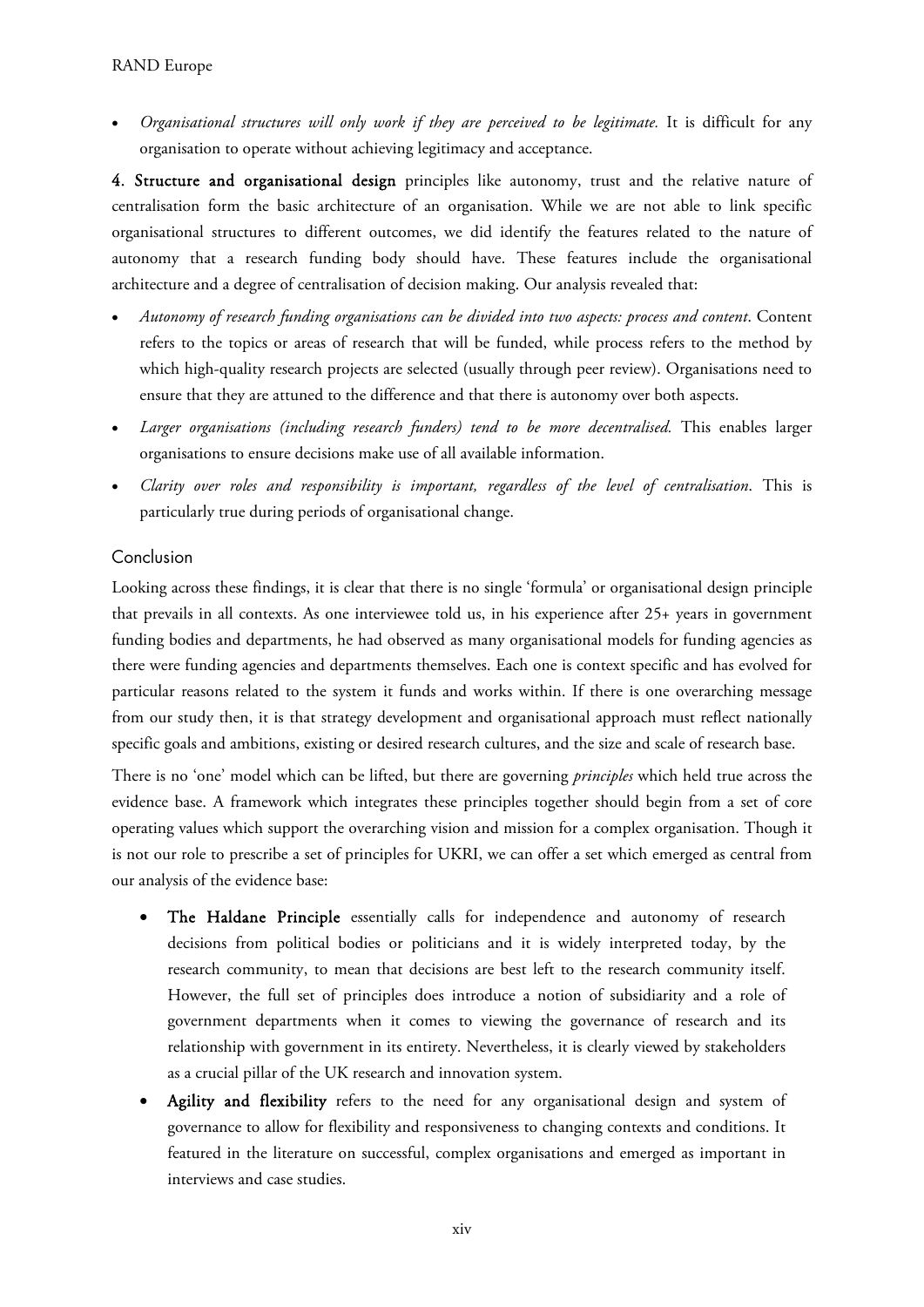- *Organisational structures will only work if they are perceived to be legitimate.* It is difficult for any organisation to operate without achieving legitimacy and acceptance.

**4. Structure and organisational design** principles like autonomy, trust and the relative nature of centralisation form the basic architecture of an organisation. While we are not able to link specific organisational structures to different outcomes, we did identify the features related to the nature of autonomy that a research funding body should have. These features include the organisational architecture and a degree of centralisation of decision making. Our analysis revealed that:

- *Autonomy of research funding organisations can be divided into two aspects: process and content*. Content refers to the topics or areas of research that will be funded, while process refers to the method by which high-quality research projects are selected (usually through peer review). Organisations need to ensure that they are attuned to the difference and that there is autonomy over both aspects.
- *Larger organisations (including research funders) tend to be more decentralised.* This enables larger organisations to ensure decisions make use of all available information.
- *Clarity over roles and responsibility is important, regardless of the level of centralisation*. This is particularly true during periods of organisational change.

## Conclusion

Looking across these findings, it is clear that there is no single 'formula' or organisational design principle that prevails in all contexts. As one interviewee told us, in his experience after 25+ years in government funding bodies and departments, he had observed as many organisational models for funding agencies as there were funding agencies and departments themselves. Each one is context specific and has evolved for particular reasons related to the system it funds and works within. If there is one overarching message from our study then, it is that strategy development and organisational approach must reflect nationally specific goals and ambitions, existing or desired research cultures, and the size and scale of research base.

There is no 'one' model which can be lifted, but there are governing *principles* which held true across the evidence base. A framework which integrates these principles together should begin from a set of core operating values which support the overarching vision and mission for a complex organisation. Though it is not our role to prescribe a set of principles for UKRI, we can offer a set which emerged as central from our analysis of the evidence base:

- **The Haldane Principle** essentially calls for independence and autonomy of research decisions from political bodies or politicians and it is widely interpreted today, by the research community, to mean that decisions are best left to the research community itself. However, the full set of principles does introduce a notion of subsidiarity and a role of government departments when it comes to viewing the governance of research and its relationship with government in its entirety. Nevertheless, it is clearly viewed by stakeholders as a crucial pillar of the UK research and innovation system.
- **Agility and flexibility** refers to the need for any organisational design and system of governance to allow for flexibility and responsiveness to changing contexts and conditions. It featured in the literature on successful, complex organisations and emerged as important in interviews and case studies.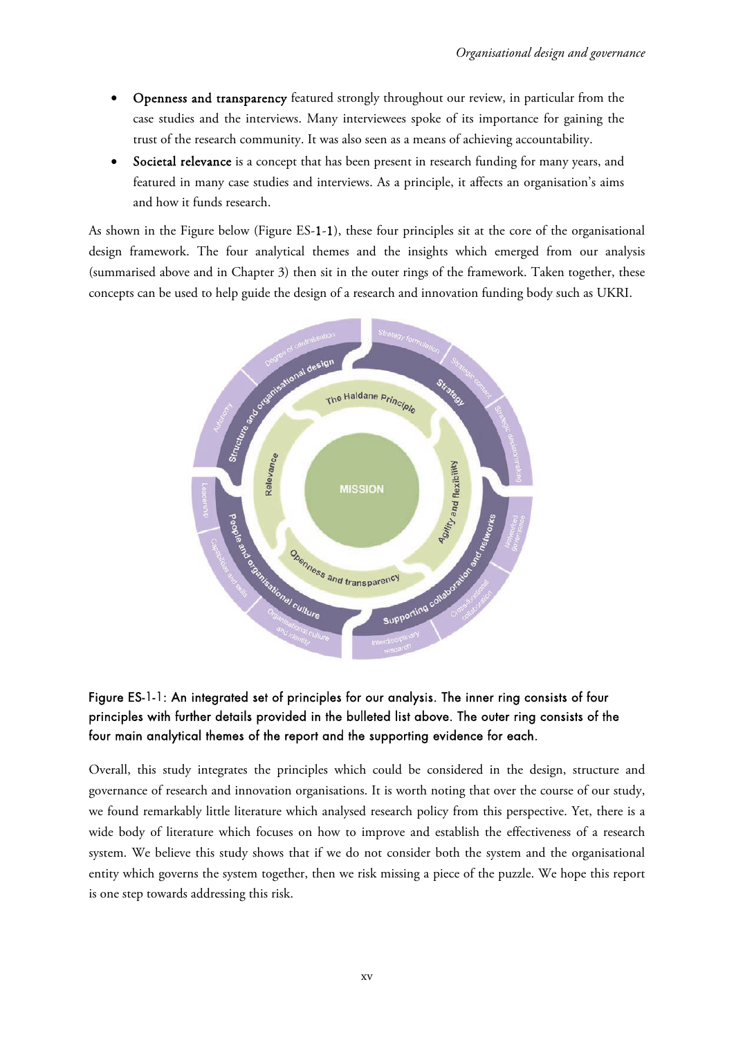- **Openness and transparency** featured strongly throughout our review, in particular from the case studies and the interviews. Many interviewees spoke of its importance for gaining the trust of the research community. It was also seen as a means of achieving accountability.
- **Societal relevance** is a concept that has been present in research funding for many years, and featured in many case studies and interviews. As a principle, it affects an organisation's aims and how it funds research.

As shown in the Figure below (Figure ES-1-1), these four principles sit at the core of the organisational design framework. The four analytical themes and the insights which emerged from our analysis (summarised above and in Chapter 3) then sit in the outer rings of the framework. Taken together, these concepts can be used to help guide the design of a research and innovation funding body such as UKRI.

MISSION

The Haldane Principle

Agility and flexibility

Openness and transparency

Relevance

Structure and organisational design

Strategy

Supporting collaboration and networks

People and organisational culture

Degree of centralisation

Strategy formulation

Strategic context

Strategic decisionmaking

Networked governance

Cross-functional collaboration

Interdisciplinary research

Organisational culture and identity

Capabilities and skills

Leadership

Autonomy

Figure ES-1-1: An integrated set of principles for our analysis. The inner ring consists of four principles with further details provided in the bulleted list above. The outer ring consists of the four main analytical themes of the report and the supporting evidence for each.

Overall, this study integrates the principles which could be considered in the design, structure and governance of research and innovation organisations. It is worth noting that over the course of our study, we found remarkably little literature which analysed research policy from this perspective. Yet, there is a wide body of literature which focuses on how to improve and establish the effectiveness of a research system. We believe this study shows that if we do not consider both the system and the organisational entity which governs the system together, then we risk missing a piece of the puzzle. We hope this report is one step towards addressing this risk.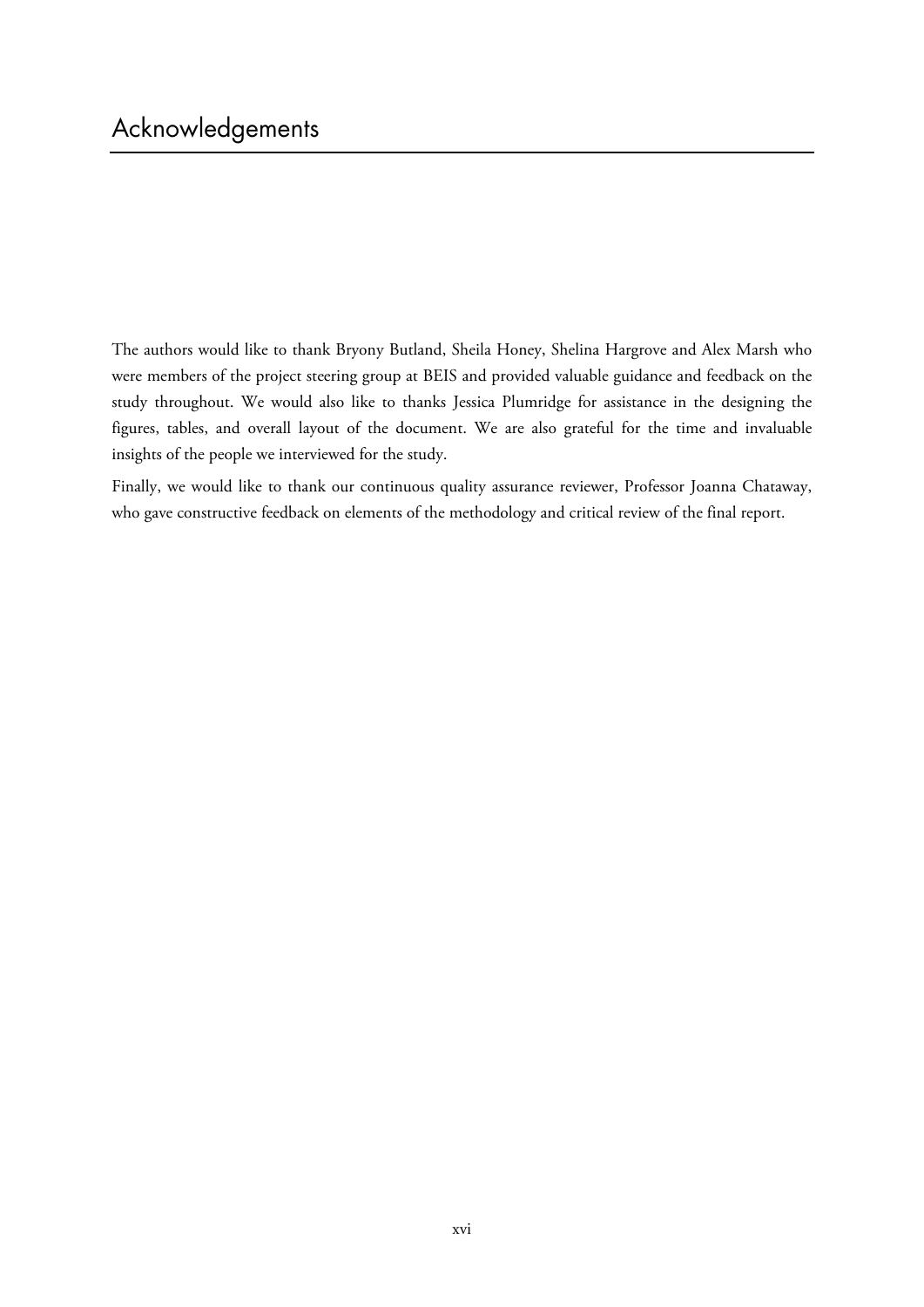# Acknowledgements

The authors would like to thank Bryony Butland, Sheila Honey, Shelina Hargrove and Alex Marsh who were members of the project steering group at BEIS and provided valuable guidance and feedback on the study throughout. We would also like to thanks Jessica Plumridge for assistance in the designing the figures, tables, and overall layout of the document. We are also grateful for the time and invaluable insights of the people we interviewed for the study.

Finally, we would like to thank our continuous quality assurance reviewer, Professor Joanna Chataway, who gave constructive feedback on elements of the methodology and critical review of the final report.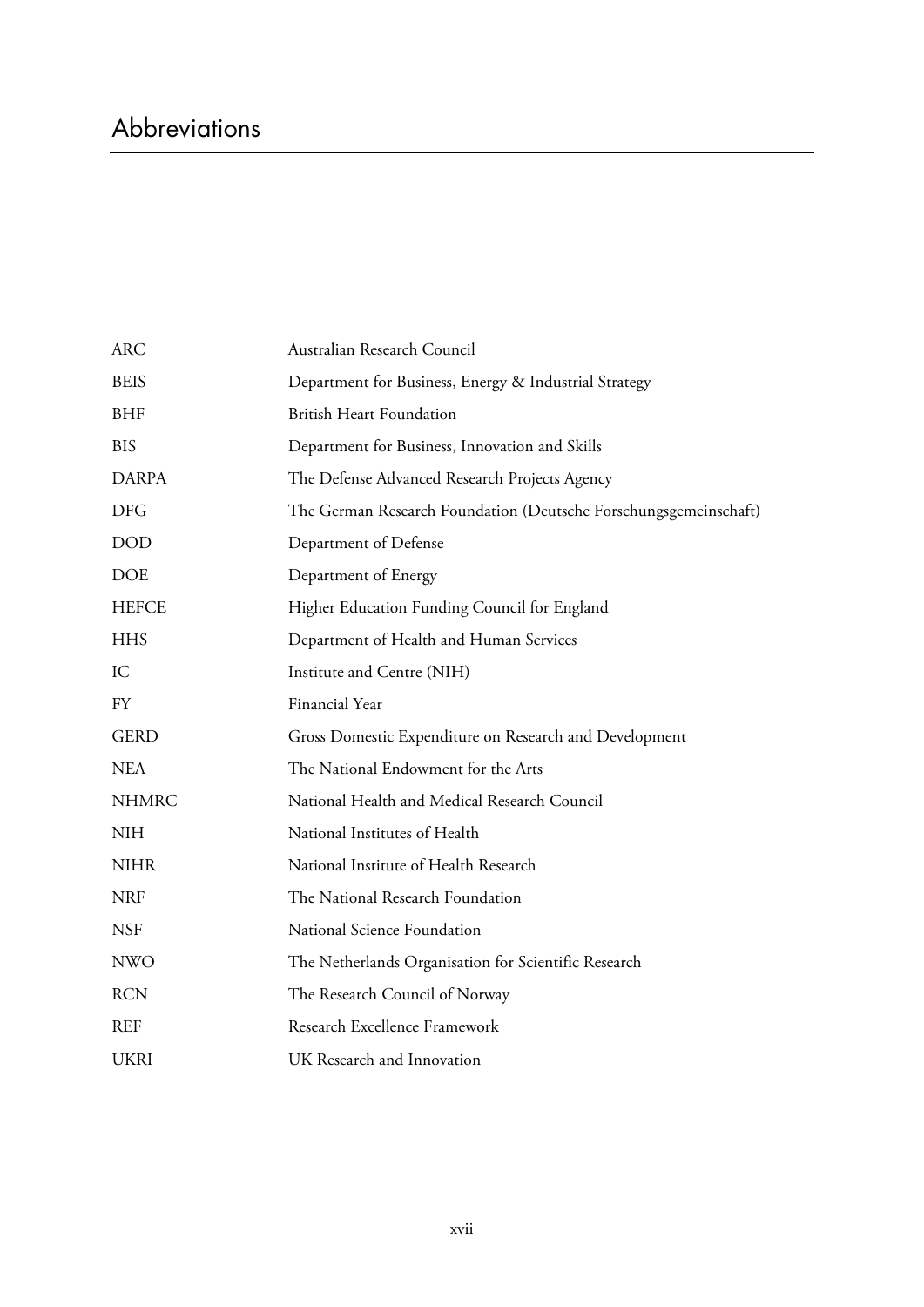# Abbreviations

| | |
|---|---|
| ARC | Australian Research Council |
| BEIS | Department for Business, Energy & Industrial Strategy |
| BHF | British Heart Foundation |
| BIS | Department for Business, Innovation and Skills |
| DARPA | The Defense Advanced Research Projects Agency |
| DFG | The German Research Foundation (Deutsche Forschungsgemeinschaft) |
| DOD | Department of Defense |
| DOE | Department of Energy |
| HEFCE | Higher Education Funding Council for England |
| HHS | Department of Health and Human Services |
| IC | Institute and Centre (NIH) |
| FY | Financial Year |
| GERD | Gross Domestic Expenditure on Research and Development |
| NEA | The National Endowment for the Arts |
| NHMRC | National Health and Medical Research Council |
| NIH | National Institutes of Health |
| NIHR | National Institute of Health Research |
| NRF | The National Research Foundation |
| NSF | National Science Foundation |
| NWO | The Netherlands Organisation for Scientific Research |
| RCN | The Research Council of Norway |
| REF | Research Excellence Framework |
| UKRI | UK Research and Innovation |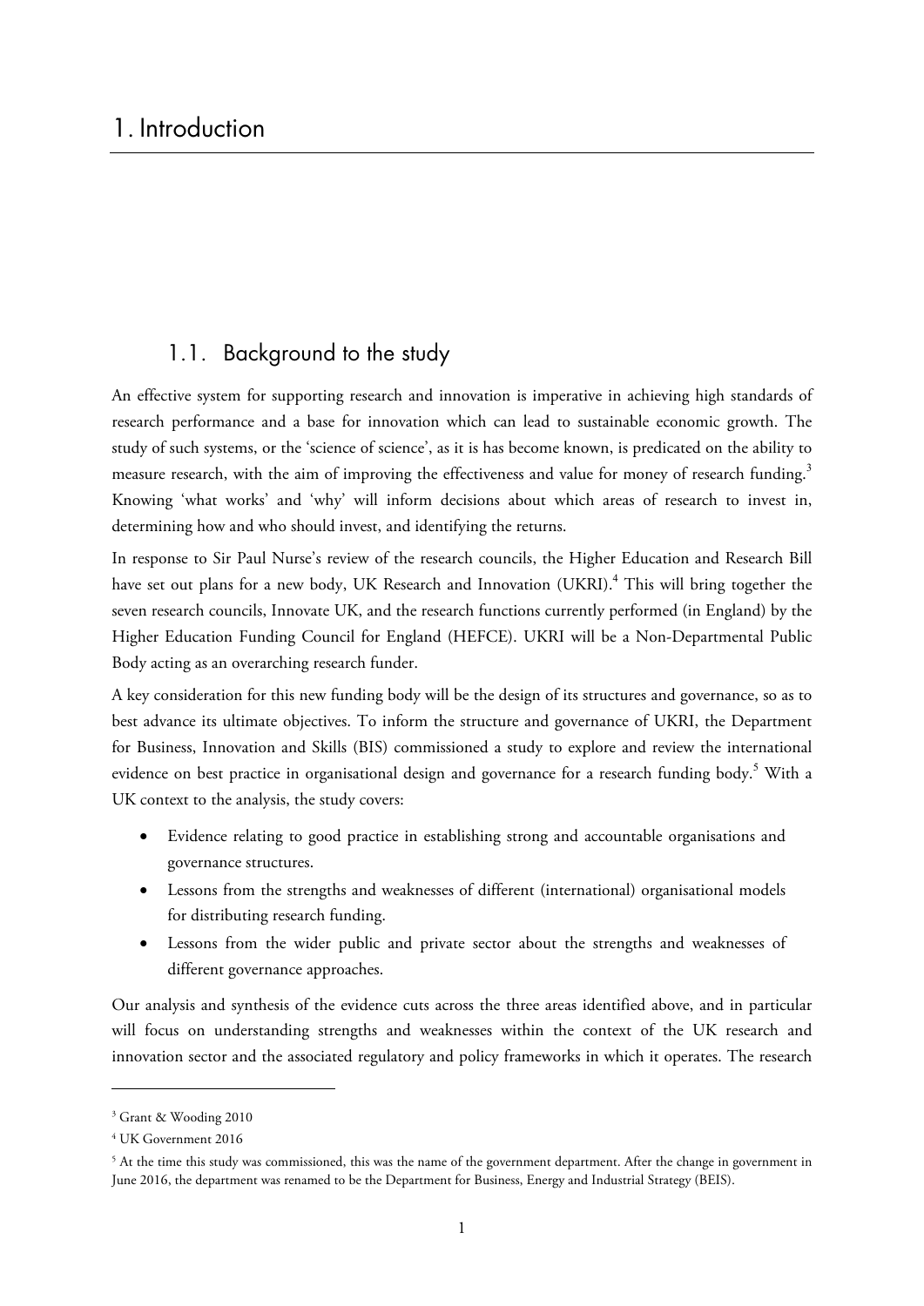# 1. Introduction

## 1.1. Background to the study

An effective system for supporting research and innovation is imperative in achieving high standards of research performance and a base for innovation which can lead to sustainable economic growth. The study of such systems, or the 'science of science', as it is has become known, is predicated on the ability to measure research, with the aim of improving the effectiveness and value for money of research funding.[3] Knowing 'what works' and 'why' will inform decisions about which areas of research to invest in, determining how and who should invest, and identifying the returns.

In response to Sir Paul Nurse's review of the research councils, the Higher Education and Research Bill have set out plans for a new body, UK Research and Innovation (UKRI).[4] This will bring together the seven research councils, Innovate UK, and the research functions currently performed (in England) by the Higher Education Funding Council for England (HEFCE). UKRI will be a Non-Departmental Public Body acting as an overarching research funder.

A key consideration for this new funding body will be the design of its structures and governance, so as to best advance its ultimate objectives. To inform the structure and governance of UKRI, the Department for Business, Innovation and Skills (BIS) commissioned a study to explore and review the international evidence on best practice in organisational design and governance for a research funding body.[5] With a UK context to the analysis, the study covers:

- Evidence relating to good practice in establishing strong and accountable organisations and governance structures.
- Lessons from the strengths and weaknesses of different (international) organisational models for distributing research funding.
- Lessons from the wider public and private sector about the strengths and weaknesses of different governance approaches.

Our analysis and synthesis of the evidence cuts across the three areas identified above, and in particular will focus on understanding strengths and weaknesses within the context of the UK research and innovation sector and the associated regulatory and policy frameworks in which it operates. The research

[3] Grant & Wooding 2010

[4] UK Government 2016

[5] At the time this study was commissioned, this was the name of the government department. After the change in government in June 2016, the department was renamed to be the Department for Business, Energy and Industrial Strategy (BEIS).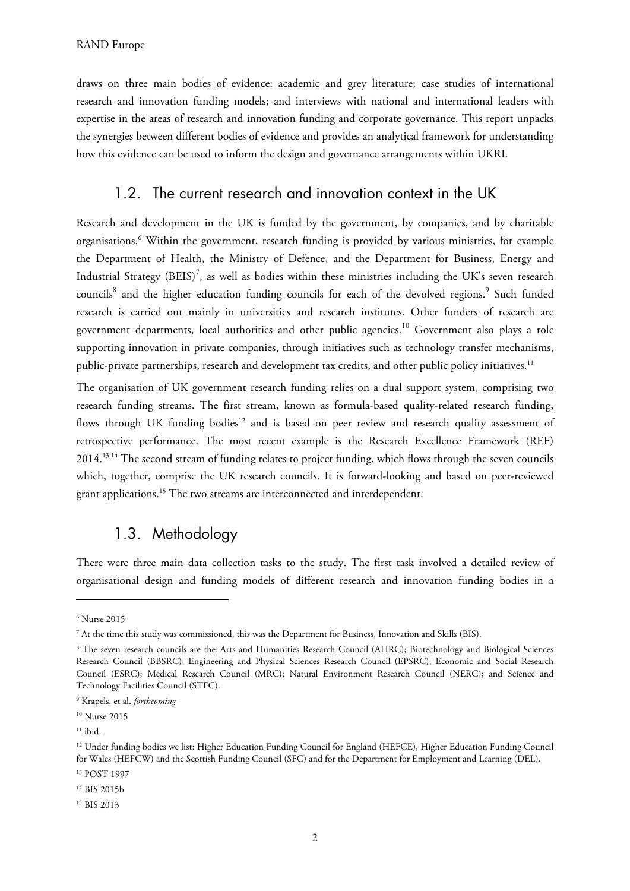draws on three main bodies of evidence: academic and grey literature; case studies of international research and innovation funding models; and interviews with national and international leaders with expertise in the areas of research and innovation funding and corporate governance. This report unpacks the synergies between different bodies of evidence and provides an analytical framework for understanding how this evidence can be used to inform the design and governance arrangements within UKRI.

## 1.2. The current research and innovation context in the UK

Research and development in the UK is funded by the government, by companies, and by charitable organisations.[6] Within the government, research funding is provided by various ministries, for example the Department of Health, the Ministry of Defence, and the Department for Business, Energy and Industrial Strategy (BEIS)[7], as well as bodies within these ministries including the UK's seven research councils[8] and the higher education funding councils for each of the devolved regions.[9] Such funded research is carried out mainly in universities and research institutes. Other funders of research are government departments, local authorities and other public agencies.[10] Government also plays a role supporting innovation in private companies, through initiatives such as technology transfer mechanisms, public-private partnerships, research and development tax credits, and other public policy initiatives.[11]

The organisation of UK government research funding relies on a dual support system, comprising two research funding streams. The first stream, known as formula-based quality-related research funding, flows through UK funding bodies[12] and is based on peer review and research quality assessment of retrospective performance. The most recent example is the Research Excellence Framework (REF) 2014.[13,14] The second stream of funding relates to project funding, which flows through the seven councils which, together, comprise the UK research councils. It is forward-looking and based on peer-reviewed grant applications.[15] The two streams are interconnected and interdependent.

## 1.3. Methodology

There were three main data collection tasks to the study. The first task involved a detailed review of organisational design and funding models of different research and innovation funding bodies in a

---

[6] Nurse 2015

[7] At the time this study was commissioned, this was the Department for Business, Innovation and Skills (BIS).

[8] The seven research councils are the: Arts and Humanities Research Council (AHRC); Biotechnology and Biological Sciences Research Council (BBSRC); Engineering and Physical Sciences Research Council (EPSRC); Economic and Social Research Council (ESRC); Medical Research Council (MRC); Natural Environment Research Council (NERC); and Science and Technology Facilities Council (STFC).

[9] Krapels. et al. *forthcoming*

[10] Nurse 2015

[11] ibid.

[12] Under funding bodies we list: Higher Education Funding Council for England (HEFCE), Higher Education Funding Council for Wales (HEFCW) and the Scottish Funding Council (SFC) and for the Department for Employment and Learning (DEL).

[13] POST 1997

[14] BIS 2015b

[15] BIS 2013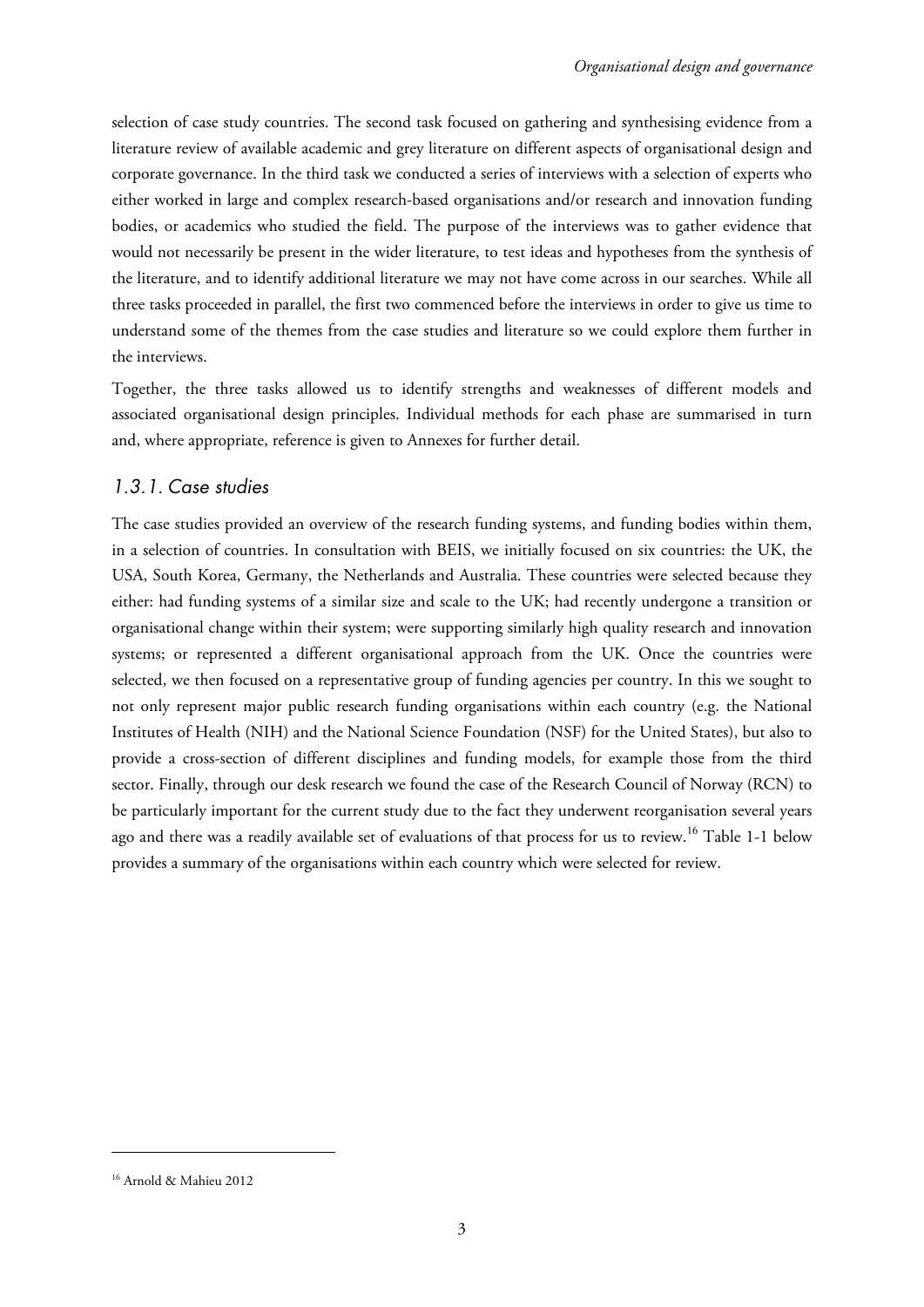selection of case study countries. The second task focused on gathering and synthesising evidence from a literature review of available academic and grey literature on different aspects of organisational design and corporate governance. In the third task we conducted a series of interviews with a selection of experts who either worked in large and complex research-based organisations and/or research and innovation funding bodies, or academics who studied the field. The purpose of the interviews was to gather evidence that would not necessarily be present in the wider literature, to test ideas and hypotheses from the synthesis of the literature, and to identify additional literature we may not have come across in our searches. While all three tasks proceeded in parallel, the first two commenced before the interviews in order to give us time to understand some of the themes from the case studies and literature so we could explore them further in the interviews.

Together, the three tasks allowed us to identify strengths and weaknesses of different models and associated organisational design principles. Individual methods for each phase are summarised in turn and, where appropriate, reference is given to Annexes for further detail.

### *1.3.1. Case studies*

The case studies provided an overview of the research funding systems, and funding bodies within them, in a selection of countries. In consultation with BEIS, we initially focused on six countries: the UK, the USA, South Korea, Germany, the Netherlands and Australia. These countries were selected because they either: had funding systems of a similar size and scale to the UK; had recently undergone a transition or organisational change within their system; were supporting similarly high quality research and innovation systems; or represented a different organisational approach from the UK. Once the countries were selected, we then focused on a representative group of funding agencies per country. In this we sought to not only represent major public research funding organisations within each country (e.g. the National Institutes of Health (NIH) and the National Science Foundation (NSF) for the United States), but also to provide a cross-section of different disciplines and funding models, for example those from the third sector. Finally, through our desk research we found the case of the Research Council of Norway (RCN) to be particularly important for the current study due to the fact they underwent reorganisation several years ago and there was a readily available set of evaluations of that process for us to review.[16] Table 1-1 below provides a summary of the organisations within each country which were selected for review.

[16] Arnold & Mahieu 2012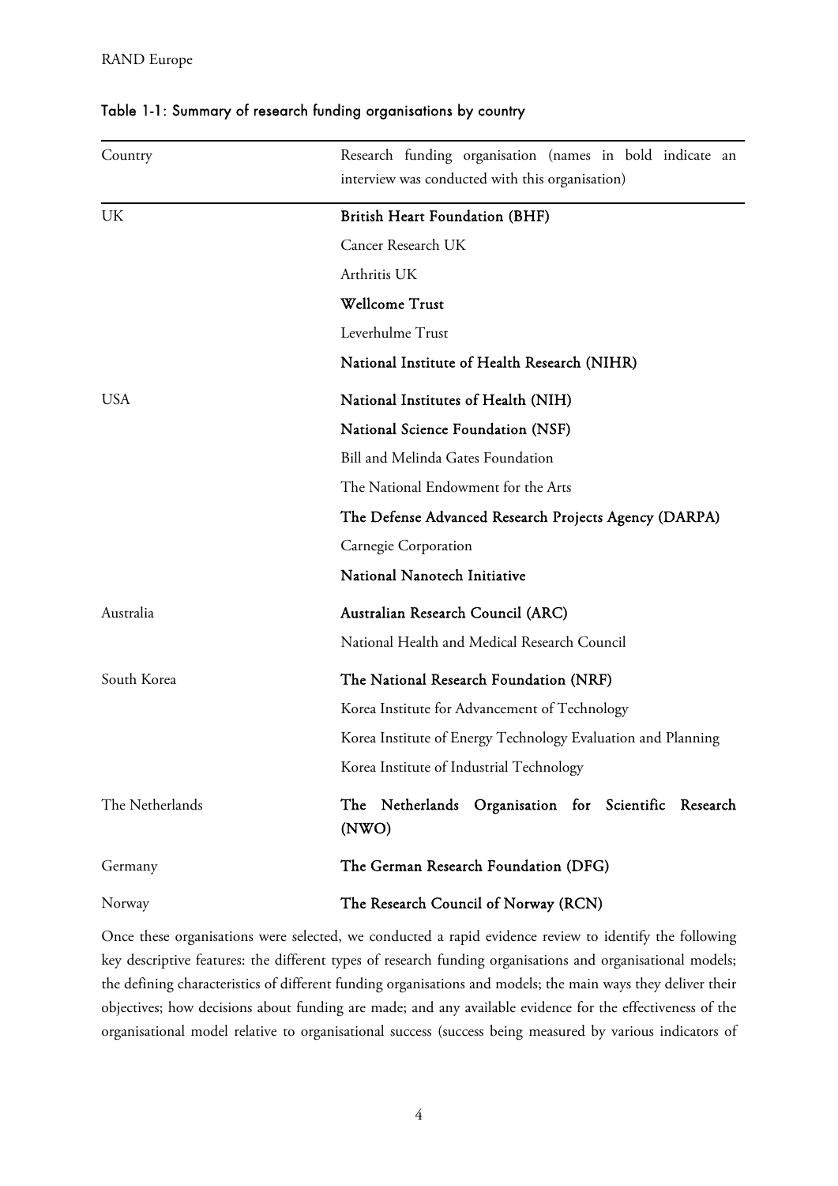Table 1-1: Summary of research funding organisations by country

| Country | Research funding organisation (names in bold indicate an interview was conducted with this organisation) |
|---|---|
| UK | **British Heart Foundation (BHF)** |
| | Cancer Research UK |
| | Arthritis UK |
| | **Wellcome Trust** |
| | Leverhulme Trust |
| | **National Institute of Health Research (NIHR)** |
| USA | **National Institutes of Health (NIH)** |
| | **National Science Foundation (NSF)** |
| | Bill and Melinda Gates Foundation |
| | The National Endowment for the Arts |
| | **The Defense Advanced Research Projects Agency (DARPA)** |
| | Carnegie Corporation |
| | **National Nanotech Initiative** |
| Australia | **Australian Research Council (ARC)** |
| | National Health and Medical Research Council |
| South Korea | **The National Research Foundation (NRF)** |
| | Korea Institute for Advancement of Technology |
| | Korea Institute of Energy Technology Evaluation and Planning |
| | Korea Institute of Industrial Technology |
| The Netherlands | **The Netherlands Organisation for Scientific Research (NWO)** |
| Germany | **The German Research Foundation (DFG)** |
| Norway | **The Research Council of Norway (RCN)** |

Once these organisations were selected, we conducted a rapid evidence review to identify the following key descriptive features: the different types of research funding organisations and organisational models; the defining characteristics of different funding organisations and models; the main ways they deliver their objectives; how decisions about funding are made; and any available evidence for the effectiveness of the organisational model relative to organisational success (success being measured by various indicators of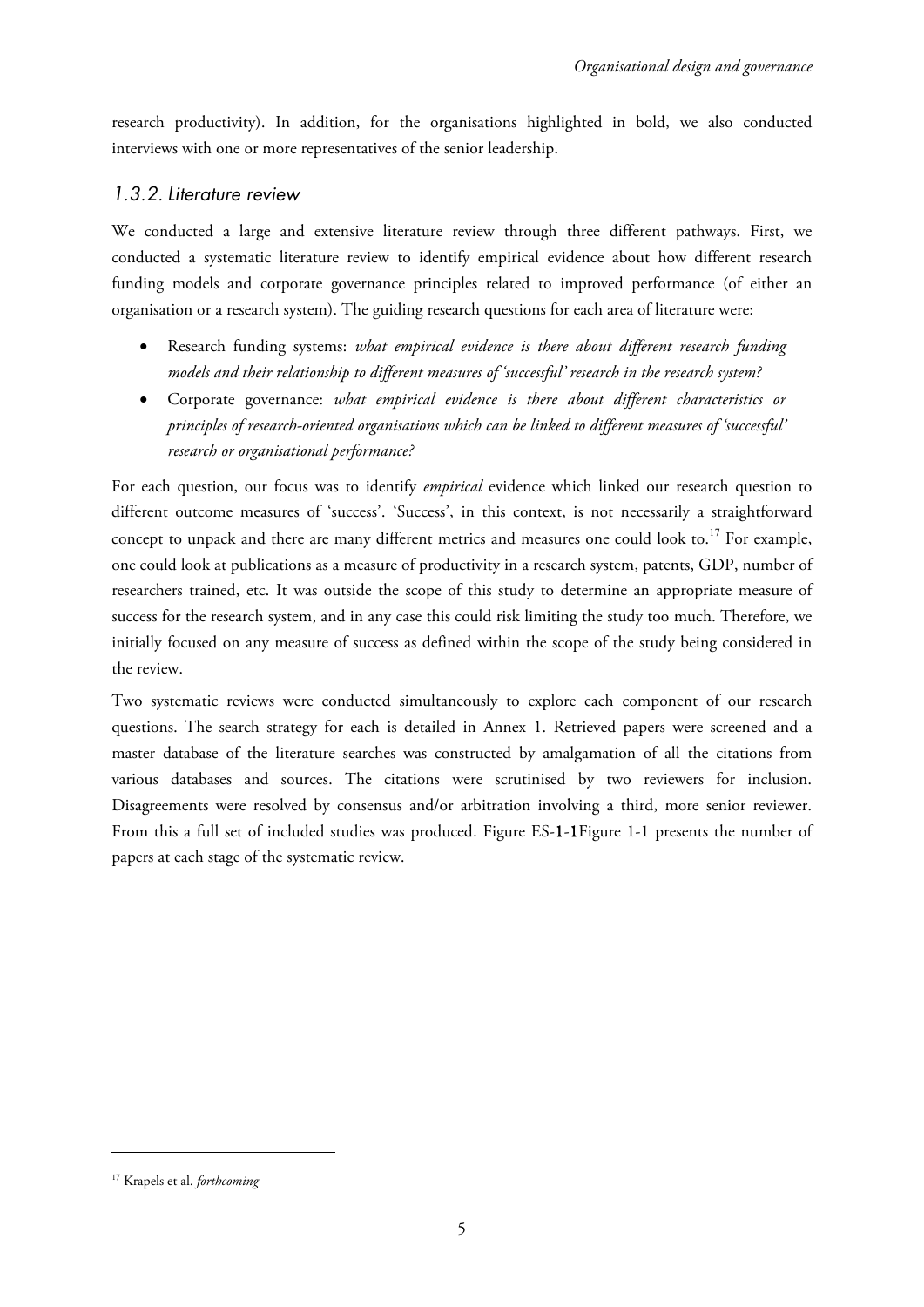research productivity). In addition, for the organisations highlighted in bold, we also conducted interviews with one or more representatives of the senior leadership.

### *1.3.2. Literature review*

We conducted a large and extensive literature review through three different pathways. First, we conducted a systematic literature review to identify empirical evidence about how different research funding models and corporate governance principles related to improved performance (of either an organisation or a research system). The guiding research questions for each area of literature were:

- Research funding systems: *what empirical evidence is there about different research funding models and their relationship to different measures of 'successful' research in the research system?*
- Corporate governance: *what empirical evidence is there about different characteristics or principles of research-oriented organisations which can be linked to different measures of 'successful' research or organisational performance?*

For each question, our focus was to identify *empirical* evidence which linked our research question to different outcome measures of 'success'. 'Success', in this context, is not necessarily a straightforward concept to unpack and there are many different metrics and measures one could look to.[17] For example, one could look at publications as a measure of productivity in a research system, patents, GDP, number of researchers trained, etc. It was outside the scope of this study to determine an appropriate measure of success for the research system, and in any case this could risk limiting the study too much. Therefore, we initially focused on any measure of success as defined within the scope of the study being considered in the review.

Two systematic reviews were conducted simultaneously to explore each component of our research questions. The search strategy for each is detailed in Annex 1. Retrieved papers were screened and a master database of the literature searches was constructed by amalgamation of all the citations from various databases and sources. The citations were scrutinised by two reviewers for inclusion. Disagreements were resolved by consensus and/or arbitration involving a third, more senior reviewer. From this a full set of included studies was produced. Figure ES-**1**-**1**Figure 1-1 presents the number of papers at each stage of the systematic review.

[17] Krapels et al. *forthcoming*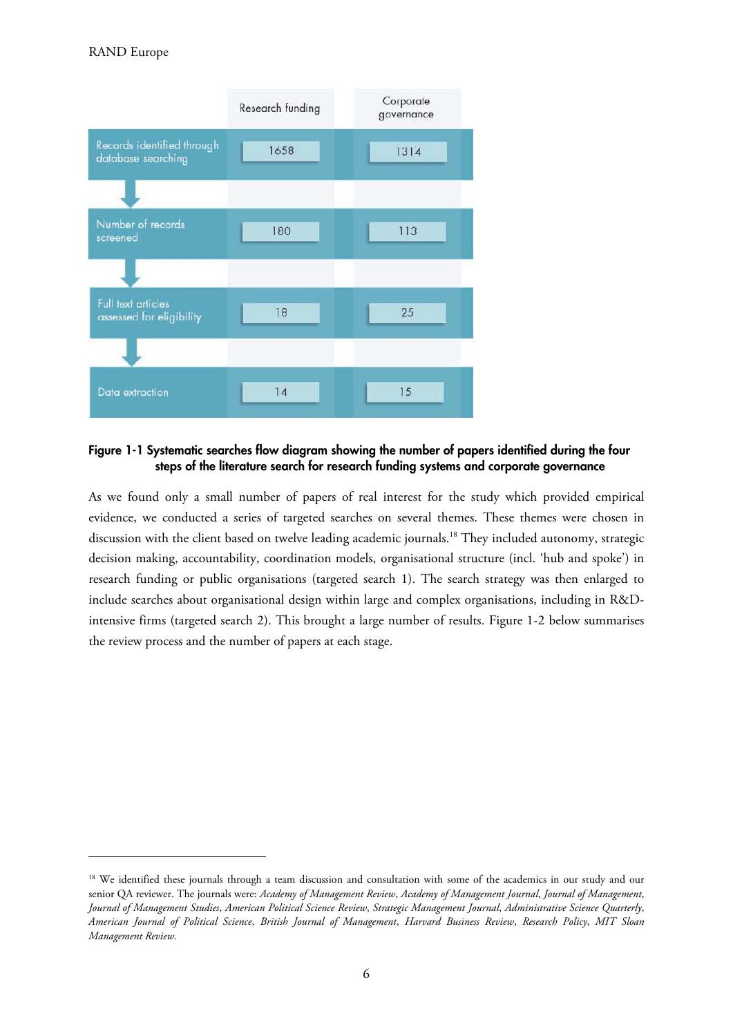Research funding

Corporate governance

Records identified through database searching

1658

1314

Number of records screened

180

113

Full text articles assessed for eligibility

18

25

Data extraction

14

15

**Figure 1-1 Systematic searches flow diagram showing the number of papers identified during the four steps of the literature search for research funding systems and corporate governance**

As we found only a small number of papers of real interest for the study which provided empirical evidence, we conducted a series of targeted searches on several themes. These themes were chosen in discussion with the client based on twelve leading academic journals.[18] They included autonomy, strategic decision making, accountability, coordination models, organisational structure (incl. 'hub and spoke') in research funding or public organisations (targeted search 1). The search strategy was then enlarged to include searches about organisational design within large and complex organisations, including in R&D-intensive firms (targeted search 2). This brought a large number of results. Figure 1-2 below summarises the review process and the number of papers at each stage.

---

[18] We identified these journals through a team discussion and consultation with some of the academics in our study and our senior QA reviewer. The journals were: *Academy of Management Review*, *Academy of Management Journal*, *Journal of Management*, *Journal of Management Studies*, *American Political Science Review*, *Strategic Management Journal*, *Administrative Science Quarterly*, *American Journal of Political Science*, *British Journal of Management*, *Harvard Business Review*, *Research Policy*, *MIT Sloan Management Review*.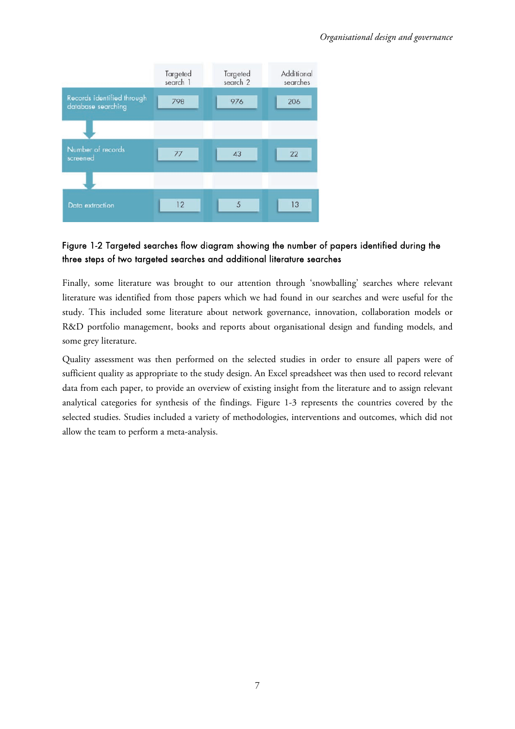| | Targeted search 1 | Targeted search 2 | Additional searches |
|---|---|---|---|
| Records identified through database searching | 798 | 976 | 206 |
| Number of records screened | 77 | 43 | 22 |
| Data extraction | 12 | 5 | 13 |

**Figure 1-2 Targeted searches flow diagram showing the number of papers identified during the three steps of two targeted searches and additional literature searches**

Finally, some literature was brought to our attention through 'snowballing' searches where relevant literature was identified from those papers which we had found in our searches and were useful for the study. This included some literature about network governance, innovation, collaboration models or R&D portfolio management, books and reports about organisational design and funding models, and some grey literature.

Quality assessment was then performed on the selected studies in order to ensure all papers were of sufficient quality as appropriate to the study design. An Excel spreadsheet was then used to record relevant data from each paper, to provide an overview of existing insight from the literature and to assign relevant analytical categories for synthesis of the findings. Figure 1-3 represents the countries covered by the selected studies. Studies included a variety of methodologies, interventions and outcomes, which did not allow the team to perform a meta-analysis.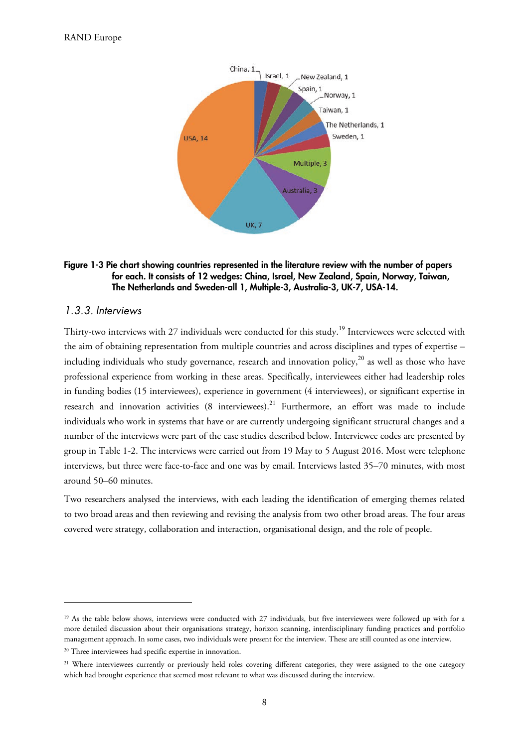China, 1
Israel, 1
New Zealand, 1
Spain, 1
Norway, 1
Taiwan, 1
The Netherlands, 1
Sweden, 1
Multiple, 3
Australia, 3
UK, 7
USA, 14

**Figure 1-3 Pie chart showing countries represented in the literature review with the number of papers for each. It consists of 12 wedges: China, Israel, New Zealand, Spain, Norway, Taiwan, The Netherlands and Sweden-all 1, Multiple-3, Australia-3, UK-7, USA-14.**

### *1.3.3. Interviews*

Thirty-two interviews with 27 individuals were conducted for this study.[19] Interviewees were selected with the aim of obtaining representation from multiple countries and across disciplines and types of expertise – including individuals who study governance, research and innovation policy,[20] as well as those who have professional experience from working in these areas. Specifically, interviewees either had leadership roles in funding bodies (15 interviewees), experience in government (4 interviewees), or significant expertise in research and innovation activities (8 interviewees).[21] Furthermore, an effort was made to include individuals who work in systems that have or are currently undergoing significant structural changes and a number of the interviews were part of the case studies described below. Interviewee codes are presented by group in Table 1-2. The interviews were carried out from 19 May to 5 August 2016. Most were telephone interviews, but three were face-to-face and one was by email. Interviews lasted 35–70 minutes, with most around 50–60 minutes.

Two researchers analysed the interviews, with each leading the identification of emerging themes related to two broad areas and then reviewing and revising the analysis from two other broad areas. The four areas covered were strategy, collaboration and interaction, organisational design, and the role of people.

---

[19] As the table below shows, interviews were conducted with 27 individuals, but five interviewees were followed up with for a more detailed discussion about their organisations strategy, horizon scanning, interdisciplinary funding practices and portfolio management approach. In some cases, two individuals were present for the interview. These are still counted as one interview.

[20] Three interviewees had specific expertise in innovation.

[21] Where interviewees currently or previously held roles covering different categories, they were assigned to the one category which had brought experience that seemed most relevant to what was discussed during the interview.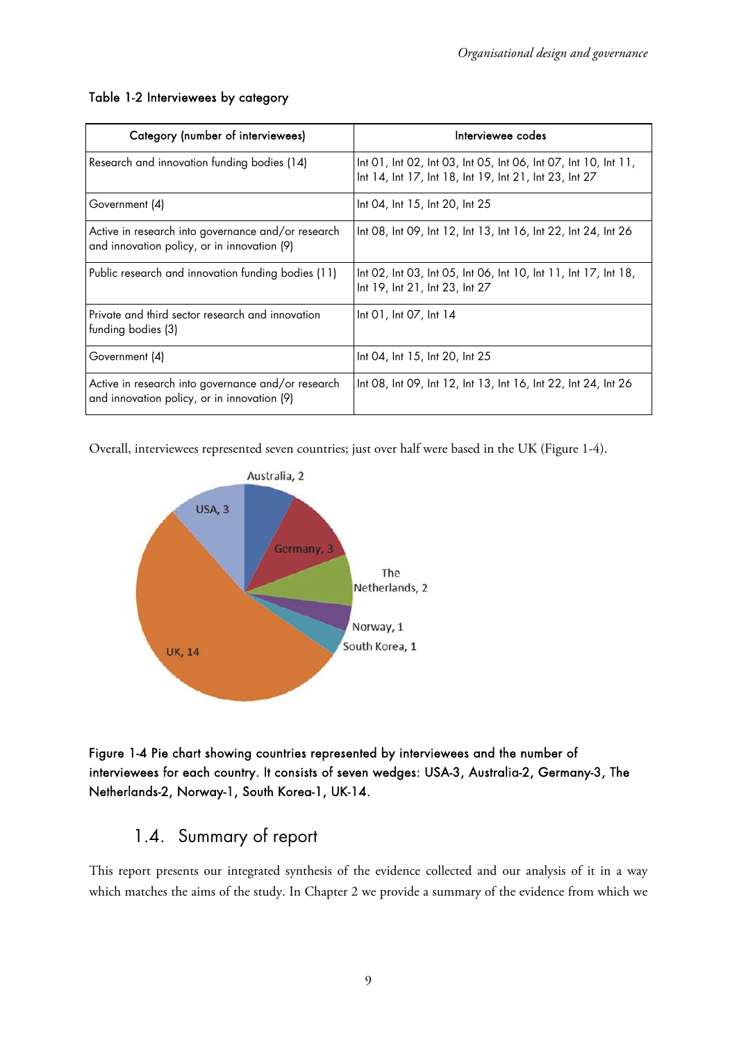Table 1-2 Interviewees by category

| Category (number of interviewees) | Interviewee codes |
| --- | --- |
| Research and innovation funding bodies (14) | Int 01, Int 02, Int 03, Int 05, Int 06, Int 07, Int 10, Int 11, Int 14, Int 17, Int 18, Int 19, Int 21, Int 23, Int 27 |
| Government (4) | Int 04, Int 15, Int 20, Int 25 |
| Active in research into governance and/or research and innovation policy, or in innovation (9) | Int 08, Int 09, Int 12, Int 13, Int 16, Int 22, Int 24, Int 26 |
| Public research and innovation funding bodies (11) | Int 02, Int 03, Int 05, Int 06, Int 10, Int 11, Int 17, Int 18, Int 19, Int 21, Int 23, Int 27 |
| Private and third sector research and innovation funding bodies (3) | Int 01, Int 07, Int 14 |
| Government (4) | Int 04, Int 15, Int 20, Int 25 |
| Active in research into governance and/or research and innovation policy, or in innovation (9) | Int 08, Int 09, Int 12, Int 13, Int 16, Int 22, Int 24, Int 26 |

Overall, interviewees represented seven countries; just over half were based in the UK (Figure 1-4).

Australia, 2
USA, 3
Germany, 3
The Netherlands, 2
Norway, 1
South Korea, 1
UK, 14

Figure 1-4 Pie chart showing countries represented by interviewees and the number of interviewees for each country. It consists of seven wedges: USA-3, Australia-2, Germany-3, The Netherlands-2, Norway-1, South Korea-1, UK-14.

## 1.4. Summary of report

This report presents our integrated synthesis of the evidence collected and our analysis of it in a way which matches the aims of the study. In Chapter 2 we provide a summary of the evidence from which we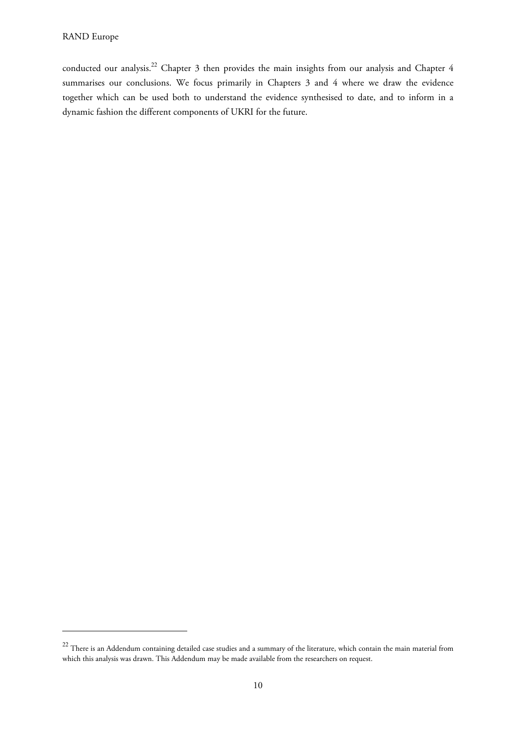conducted our analysis.[22] Chapter 3 then provides the main insights from our analysis and Chapter 4 summarises our conclusions. We focus primarily in Chapters 3 and 4 where we draw the evidence together which can be used both to understand the evidence synthesised to date, and to inform in a dynamic fashion the different components of UKRI for the future.

[22] There is an Addendum containing detailed case studies and a summary of the literature, which contain the main material from which this analysis was drawn. This Addendum may be made available from the researchers on request.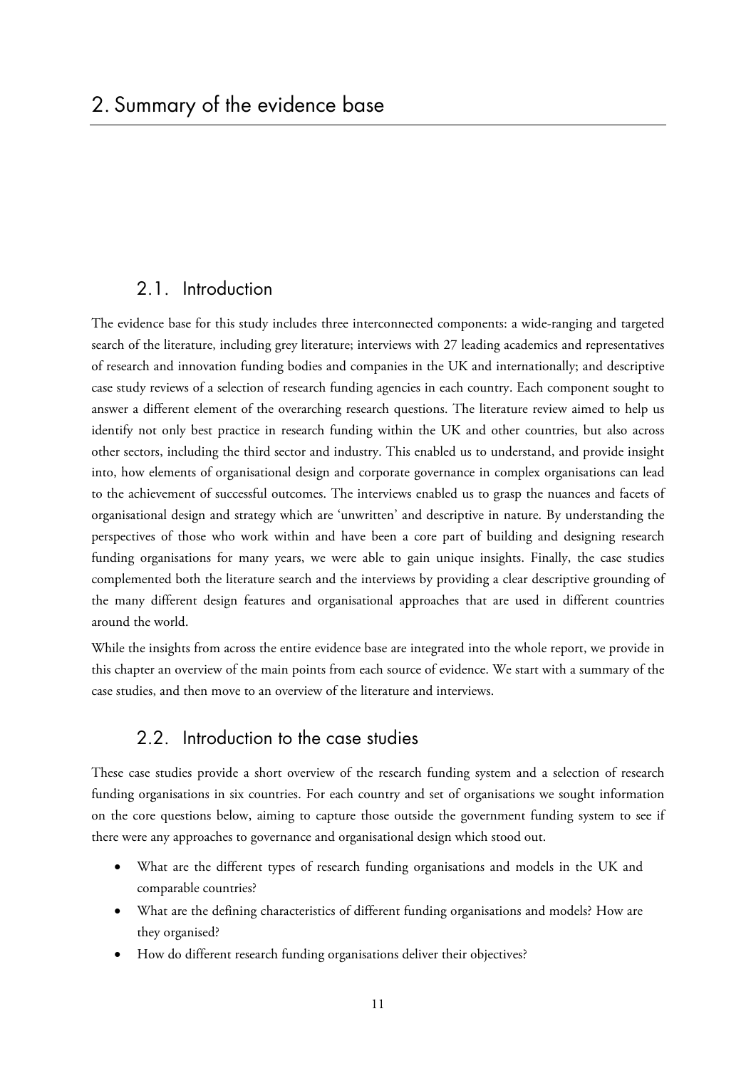# 2. Summary of the evidence base

## 2.1. Introduction

The evidence base for this study includes three interconnected components: a wide-ranging and targeted search of the literature, including grey literature; interviews with 27 leading academics and representatives of research and innovation funding bodies and companies in the UK and internationally; and descriptive case study reviews of a selection of research funding agencies in each country. Each component sought to answer a different element of the overarching research questions. The literature review aimed to help us identify not only best practice in research funding within the UK and other countries, but also across other sectors, including the third sector and industry. This enabled us to understand, and provide insight into, how elements of organisational design and corporate governance in complex organisations can lead to the achievement of successful outcomes. The interviews enabled us to grasp the nuances and facets of organisational design and strategy which are 'unwritten' and descriptive in nature. By understanding the perspectives of those who work within and have been a core part of building and designing research funding organisations for many years, we were able to gain unique insights. Finally, the case studies complemented both the literature search and the interviews by providing a clear descriptive grounding of the many different design features and organisational approaches that are used in different countries around the world.

While the insights from across the entire evidence base are integrated into the whole report, we provide in this chapter an overview of the main points from each source of evidence. We start with a summary of the case studies, and then move to an overview of the literature and interviews.

## 2.2. Introduction to the case studies

These case studies provide a short overview of the research funding system and a selection of research funding organisations in six countries. For each country and set of organisations we sought information on the core questions below, aiming to capture those outside the government funding system to see if there were any approaches to governance and organisational design which stood out.

- What are the different types of research funding organisations and models in the UK and comparable countries?
- What are the defining characteristics of different funding organisations and models? How are they organised?
- How do different research funding organisations deliver their objectives?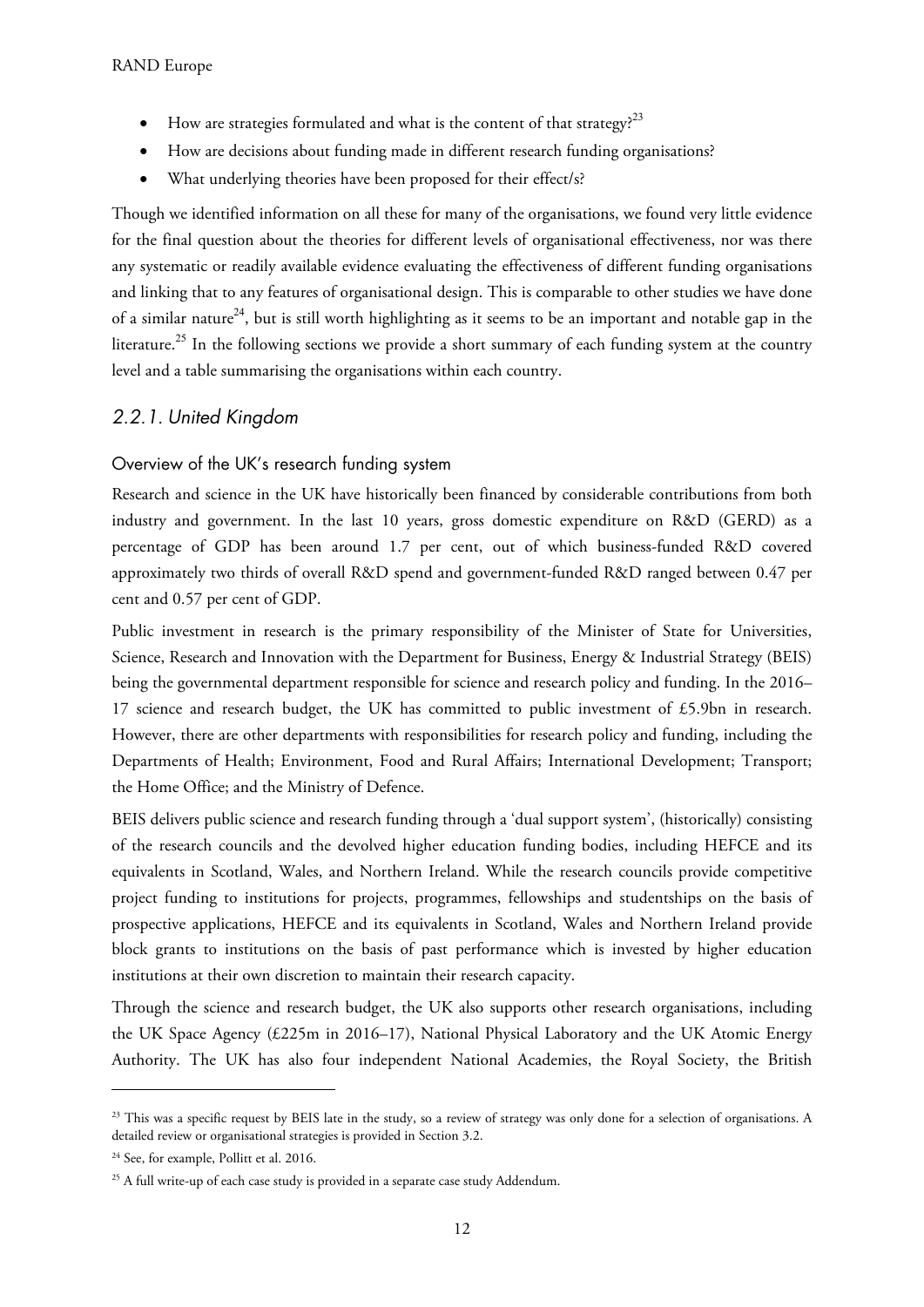- How are strategies formulated and what is the content of that strategy?[23]
- How are decisions about funding made in different research funding organisations?
- What underlying theories have been proposed for their effect/s?

Though we identified information on all these for many of the organisations, we found very little evidence for the final question about the theories for different levels of organisational effectiveness, nor was there any systematic or readily available evidence evaluating the effectiveness of different funding organisations and linking that to any features of organisational design. This is comparable to other studies we have done of a similar nature[24], but is still worth highlighting as it seems to be an important and notable gap in the literature.[25] In the following sections we provide a short summary of each funding system at the country level and a table summarising the organisations within each country.

### *2.2.1. United Kingdom*

#### Overview of the UK's research funding system

Research and science in the UK have historically been financed by considerable contributions from both industry and government. In the last 10 years, gross domestic expenditure on R&D (GERD) as a percentage of GDP has been around 1.7 per cent, out of which business-funded R&D covered approximately two thirds of overall R&D spend and government-funded R&D ranged between 0.47 per cent and 0.57 per cent of GDP.

Public investment in research is the primary responsibility of the Minister of State for Universities, Science, Research and Innovation with the Department for Business, Energy & Industrial Strategy (BEIS) being the governmental department responsible for science and research policy and funding. In the 2016–17 science and research budget, the UK has committed to public investment of £5.9bn in research. However, there are other departments with responsibilities for research policy and funding, including the Departments of Health; Environment, Food and Rural Affairs; International Development; Transport; the Home Office; and the Ministry of Defence.

BEIS delivers public science and research funding through a 'dual support system', (historically) consisting of the research councils and the devolved higher education funding bodies, including HEFCE and its equivalents in Scotland, Wales, and Northern Ireland. While the research councils provide competitive project funding to institutions for projects, programmes, fellowships and studentships on the basis of prospective applications, HEFCE and its equivalents in Scotland, Wales and Northern Ireland provide block grants to institutions on the basis of past performance which is invested by higher education institutions at their own discretion to maintain their research capacity.

Through the science and research budget, the UK also supports other research organisations, including the UK Space Agency (£225m in 2016–17), National Physical Laboratory and the UK Atomic Energy Authority. The UK has also four independent National Academies, the Royal Society, the British

---

[23] This was a specific request by BEIS late in the study, so a review of strategy was only done for a selection of organisations. A detailed review or organisational strategies is provided in Section 3.2.

[24] See, for example, Pollitt et al. 2016.

[25] A full write-up of each case study is provided in a separate case study Addendum.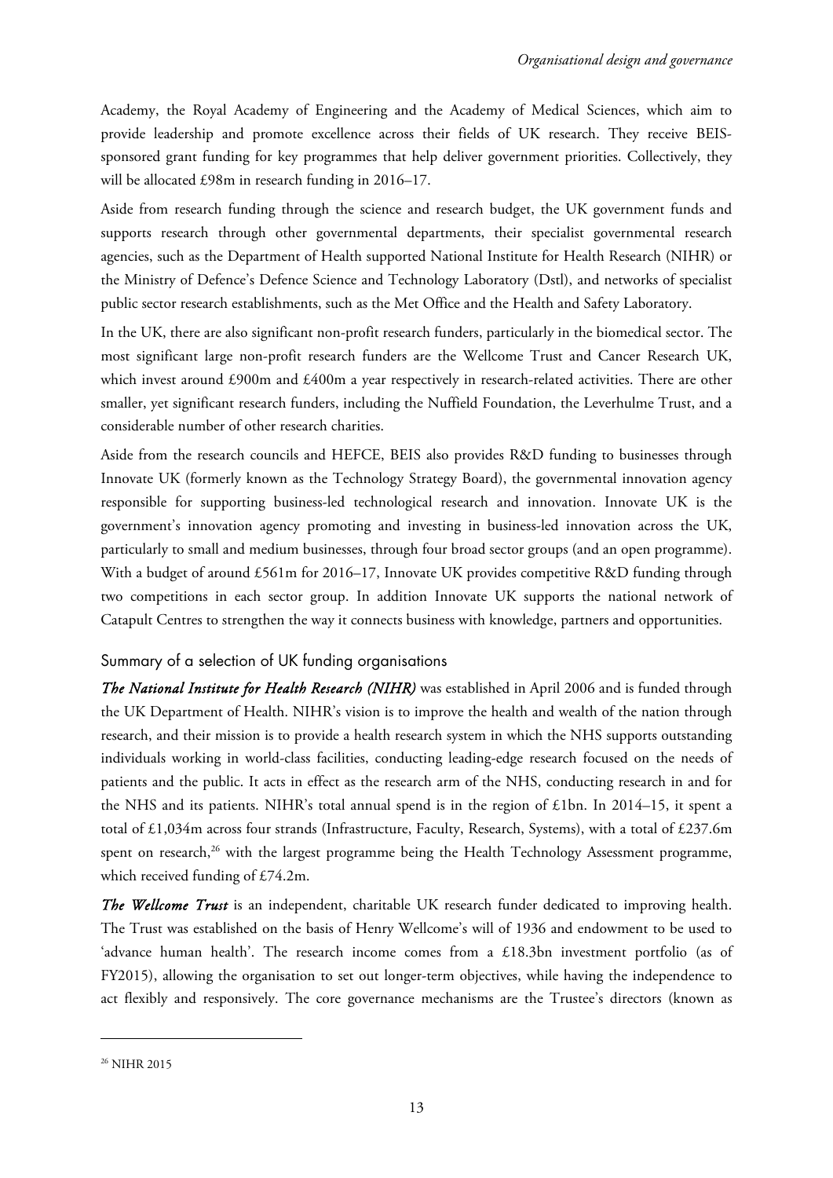Academy, the Royal Academy of Engineering and the Academy of Medical Sciences, which aim to provide leadership and promote excellence across their fields of UK research. They receive BEIS-sponsored grant funding for key programmes that help deliver government priorities. Collectively, they will be allocated £98m in research funding in 2016–17.

Aside from research funding through the science and research budget, the UK government funds and supports research through other governmental departments, their specialist governmental research agencies, such as the Department of Health supported National Institute for Health Research (NIHR) or the Ministry of Defence's Defence Science and Technology Laboratory (Dstl), and networks of specialist public sector research establishments, such as the Met Office and the Health and Safety Laboratory.

In the UK, there are also significant non-profit research funders, particularly in the biomedical sector. The most significant large non-profit research funders are the Wellcome Trust and Cancer Research UK, which invest around £900m and £400m a year respectively in research-related activities. There are other smaller, yet significant research funders, including the Nuffield Foundation, the Leverhulme Trust, and a considerable number of other research charities.

Aside from the research councils and HEFCE, BEIS also provides R&D funding to businesses through Innovate UK (formerly known as the Technology Strategy Board), the governmental innovation agency responsible for supporting business-led technological research and innovation. Innovate UK is the government's innovation agency promoting and investing in business-led innovation across the UK, particularly to small and medium businesses, through four broad sector groups (and an open programme). With a budget of around £561m for 2016–17, Innovate UK provides competitive R&D funding through two competitions in each sector group. In addition Innovate UK supports the national network of Catapult Centres to strengthen the way it connects business with knowledge, partners and opportunities.

### Summary of a selection of UK funding organisations

***The National Institute for Health Research (NIHR)*** was established in April 2006 and is funded through the UK Department of Health. NIHR's vision is to improve the health and wealth of the nation through research, and their mission is to provide a health research system in which the NHS supports outstanding individuals working in world-class facilities, conducting leading-edge research focused on the needs of patients and the public. It acts in effect as the research arm of the NHS, conducting research in and for the NHS and its patients. NIHR's total annual spend is in the region of £1bn. In 2014–15, it spent a total of £1,034m across four strands (Infrastructure, Faculty, Research, Systems), with a total of £237.6m spent on research,[26] with the largest programme being the Health Technology Assessment programme, which received funding of £74.2m.

***The Wellcome Trust*** is an independent, charitable UK research funder dedicated to improving health. The Trust was established on the basis of Henry Wellcome's will of 1936 and endowment to be used to 'advance human health'. The research income comes from a £18.3bn investment portfolio (as of FY2015), allowing the organisation to set out longer-term objectives, while having the independence to act flexibly and responsively. The core governance mechanisms are the Trustee's directors (known as

[26] NIHR 2015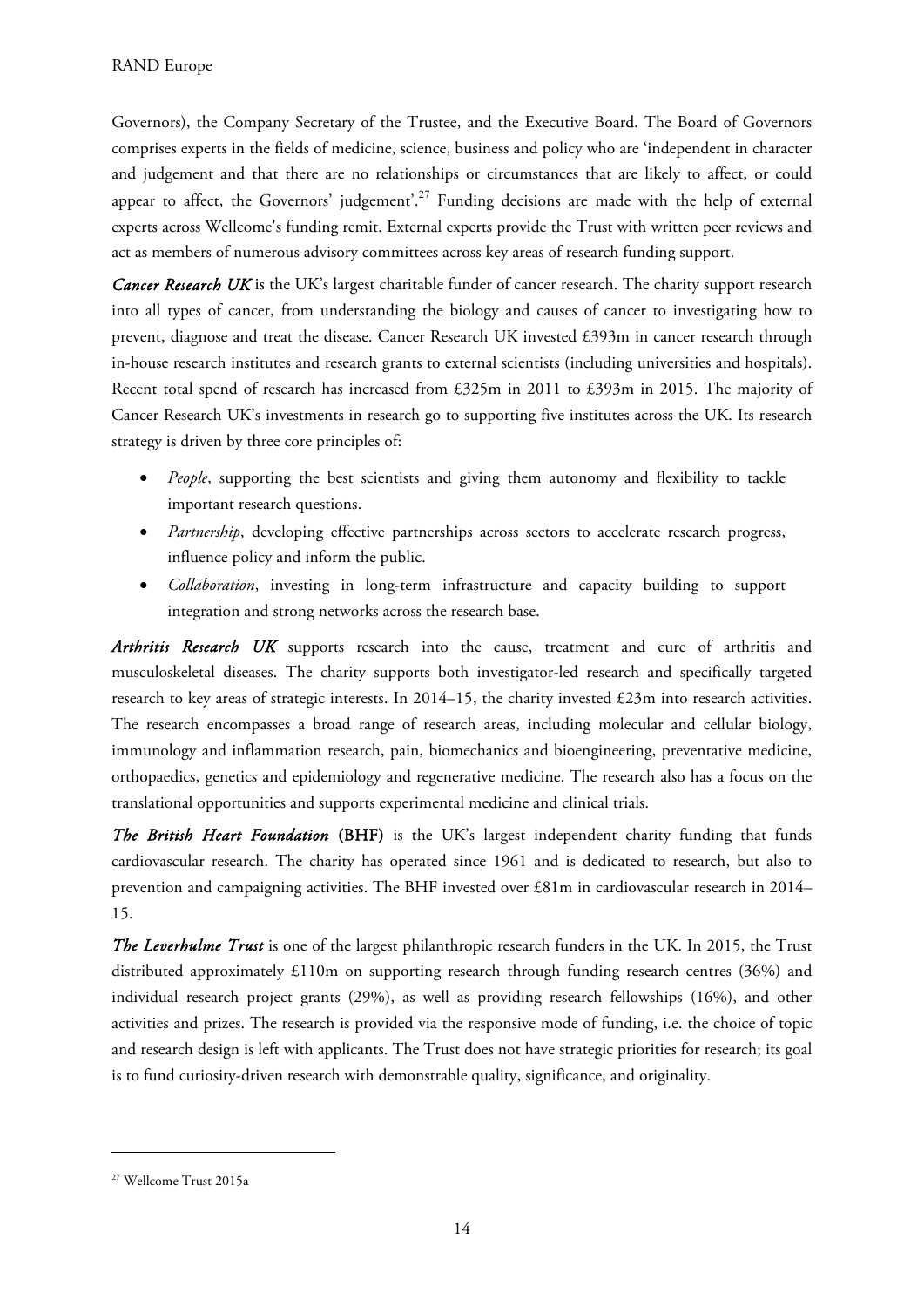Governors), the Company Secretary of the Trustee, and the Executive Board. The Board of Governors comprises experts in the fields of medicine, science, business and policy who are 'independent in character and judgement and that there are no relationships or circumstances that are likely to affect, or could appear to affect, the Governors' judgement'.[27] Funding decisions are made with the help of external experts across Wellcome's funding remit. External experts provide the Trust with written peer reviews and act as members of numerous advisory committees across key areas of research funding support.

***Cancer Research UK*** is the UK's largest charitable funder of cancer research. The charity support research into all types of cancer, from understanding the biology and causes of cancer to investigating how to prevent, diagnose and treat the disease. Cancer Research UK invested £393m in cancer research through in-house research institutes and research grants to external scientists (including universities and hospitals). Recent total spend of research has increased from £325m in 2011 to £393m in 2015. The majority of Cancer Research UK's investments in research go to supporting five institutes across the UK. Its research strategy is driven by three core principles of:

- *People*, supporting the best scientists and giving them autonomy and flexibility to tackle important research questions.
- *Partnership*, developing effective partnerships across sectors to accelerate research progress, influence policy and inform the public.
- *Collaboration*, investing in long-term infrastructure and capacity building to support integration and strong networks across the research base.

***Arthritis Research UK*** supports research into the cause, treatment and cure of arthritis and musculoskeletal diseases. The charity supports both investigator-led research and specifically targeted research to key areas of strategic interests. In 2014–15, the charity invested £23m into research activities. The research encompasses a broad range of research areas, including molecular and cellular biology, immunology and inflammation research, pain, biomechanics and bioengineering, preventative medicine, orthopaedics, genetics and epidemiology and regenerative medicine. The research also has a focus on the translational opportunities and supports experimental medicine and clinical trials.

***The British Heart Foundation*** **(BHF)** is the UK's largest independent charity funding that funds cardiovascular research. The charity has operated since 1961 and is dedicated to research, but also to prevention and campaigning activities. The BHF invested over £81m in cardiovascular research in 2014–15.

***The Leverhulme Trust*** is one of the largest philanthropic research funders in the UK. In 2015, the Trust distributed approximately £110m on supporting research through funding research centres (36%) and individual research project grants (29%), as well as providing research fellowships (16%), and other activities and prizes. The research is provided via the responsive mode of funding, i.e. the choice of topic and research design is left with applicants. The Trust does not have strategic priorities for research; its goal is to fund curiosity-driven research with demonstrable quality, significance, and originality.

[27] Wellcome Trust 2015a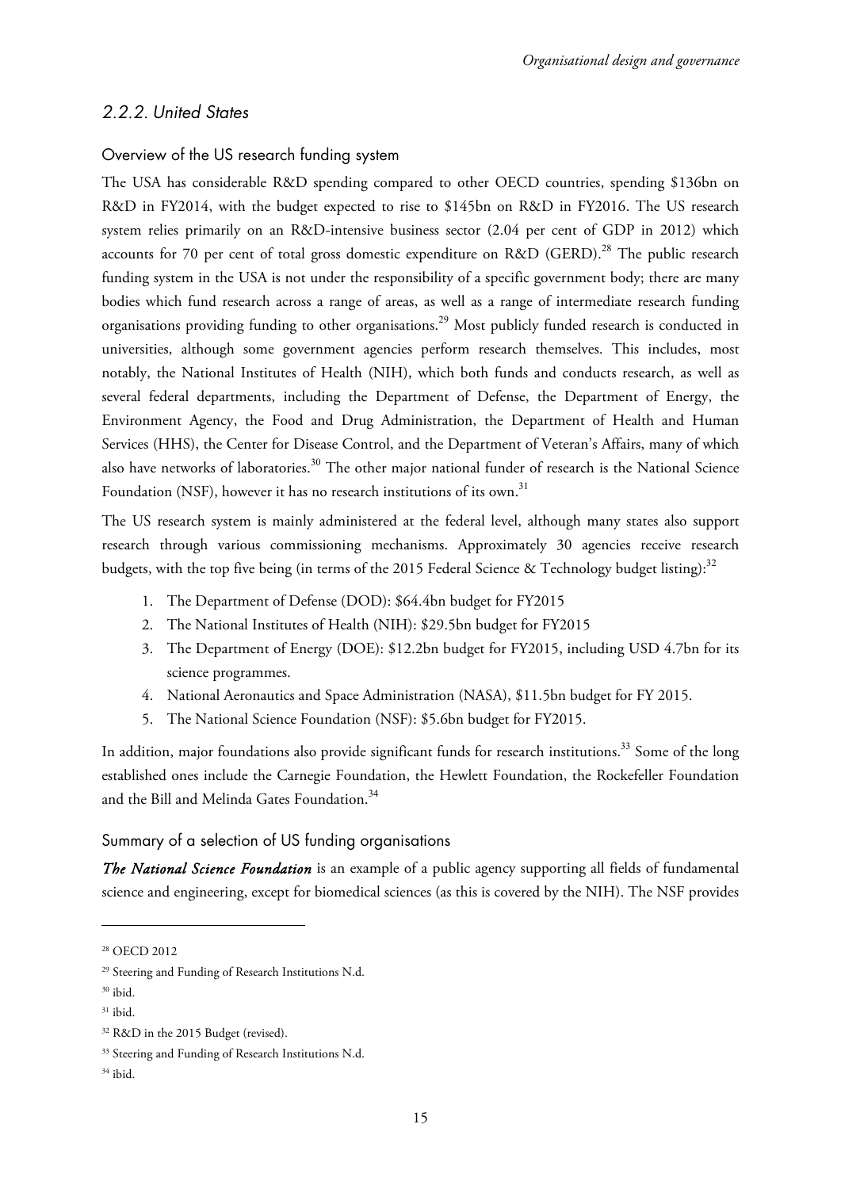### 2.2.2. United States

#### Overview of the US research funding system

The USA has considerable R&D spending compared to other OECD countries, spending $136bn on R&D in FY2014, with the budget expected to rise to $145bn on R&D in FY2016. The US research system relies primarily on an R&D-intensive business sector (2.04 per cent of GDP in 2012) which accounts for 70 per cent of total gross domestic expenditure on R&D (GERD).[28] The public research funding system in the USA is not under the responsibility of a specific government body; there are many bodies which fund research across a range of areas, as well as a range of intermediate research funding organisations providing funding to other organisations.[29] Most publicly funded research is conducted in universities, although some government agencies perform research themselves. This includes, most notably, the National Institutes of Health (NIH), which both funds and conducts research, as well as several federal departments, including the Department of Defense, the Department of Energy, the Environment Agency, the Food and Drug Administration, the Department of Health and Human Services (HHS), the Center for Disease Control, and the Department of Veteran's Affairs, many of which also have networks of laboratories.[30] The other major national funder of research is the National Science Foundation (NSF), however it has no research institutions of its own.[31]

The US research system is mainly administered at the federal level, although many states also support research through various commissioning mechanisms. Approximately 30 agencies receive research budgets, with the top five being (in terms of the 2015 Federal Science & Technology budget listing):[32]

1. The Department of Defense (DOD): $64.4bn budget for FY2015
2. The National Institutes of Health (NIH): $29.5bn budget for FY2015
3. The Department of Energy (DOE): $12.2bn budget for FY2015, including USD 4.7bn for its science programmes.
4. National Aeronautics and Space Administration (NASA), $11.5bn budget for FY 2015.
5. The National Science Foundation (NSF): $5.6bn budget for FY2015.

In addition, major foundations also provide significant funds for research institutions.[33] Some of the long established ones include the Carnegie Foundation, the Hewlett Foundation, the Rockefeller Foundation and the Bill and Melinda Gates Foundation.[34]

#### Summary of a selection of US funding organisations

***The National Science Foundation*** is an example of a public agency supporting all fields of fundamental science and engineering, except for biomedical sciences (as this is covered by the NIH). The NSF provides

---

[28] OECD 2012

[29] Steering and Funding of Research Institutions N.d.

[30] ibid.

[31] ibid.

[32] R&D in the 2015 Budget (revised).

[33] Steering and Funding of Research Institutions N.d.

[34] ibid.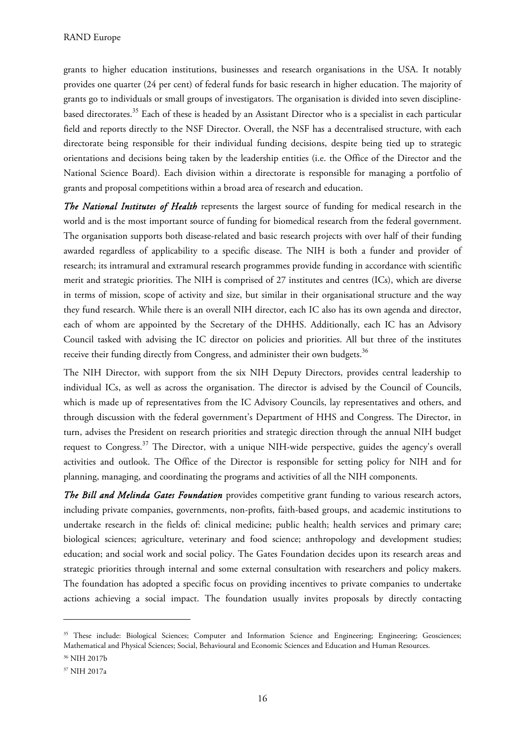grants to higher education institutions, businesses and research organisations in the USA. It notably provides one quarter (24 per cent) of federal funds for basic research in higher education. The majority of grants go to individuals or small groups of investigators. The organisation is divided into seven discipline-based directorates.[35] Each of these is headed by an Assistant Director who is a specialist in each particular field and reports directly to the NSF Director. Overall, the NSF has a decentralised structure, with each directorate being responsible for their individual funding decisions, despite being tied up to strategic orientations and decisions being taken by the leadership entities (i.e. the Office of the Director and the National Science Board). Each division within a directorate is responsible for managing a portfolio of grants and proposal competitions within a broad area of research and education.

***The National Institutes of Health*** represents the largest source of funding for medical research in the world and is the most important source of funding for biomedical research from the federal government. The organisation supports both disease-related and basic research projects with over half of their funding awarded regardless of applicability to a specific disease. The NIH is both a funder and provider of research; its intramural and extramural research programmes provide funding in accordance with scientific merit and strategic priorities. The NIH is comprised of 27 institutes and centres (ICs), which are diverse in terms of mission, scope of activity and size, but similar in their organisational structure and the way they fund research. While there is an overall NIH director, each IC also has its own agenda and director, each of whom are appointed by the Secretary of the DHHS. Additionally, each IC has an Advisory Council tasked with advising the IC director on policies and priorities. All but three of the institutes receive their funding directly from Congress, and administer their own budgets.[36]

The NIH Director, with support from the six NIH Deputy Directors, provides central leadership to individual ICs, as well as across the organisation. The director is advised by the Council of Councils, which is made up of representatives from the IC Advisory Councils, lay representatives and others, and through discussion with the federal government's Department of HHS and Congress. The Director, in turn, advises the President on research priorities and strategic direction through the annual NIH budget request to Congress.[37] The Director, with a unique NIH-wide perspective, guides the agency's overall activities and outlook. The Office of the Director is responsible for setting policy for NIH and for planning, managing, and coordinating the programs and activities of all the NIH components.

***The Bill and Melinda Gates Foundation*** provides competitive grant funding to various research actors, including private companies, governments, non-profits, faith-based groups, and academic institutions to undertake research in the fields of: clinical medicine; public health; health services and primary care; biological sciences; agriculture, veterinary and food science; anthropology and development studies; education; and social work and social policy. The Gates Foundation decides upon its research areas and strategic priorities through internal and some external consultation with researchers and policy makers. The foundation has adopted a specific focus on providing incentives to private companies to undertake actions achieving a social impact. The foundation usually invites proposals by directly contacting

---

[35] These include: Biological Sciences; Computer and Information Science and Engineering; Engineering; Geosciences; Mathematical and Physical Sciences; Social, Behavioural and Economic Sciences and Education and Human Resources.

[36] NIH 2017b

[37] NIH 2017a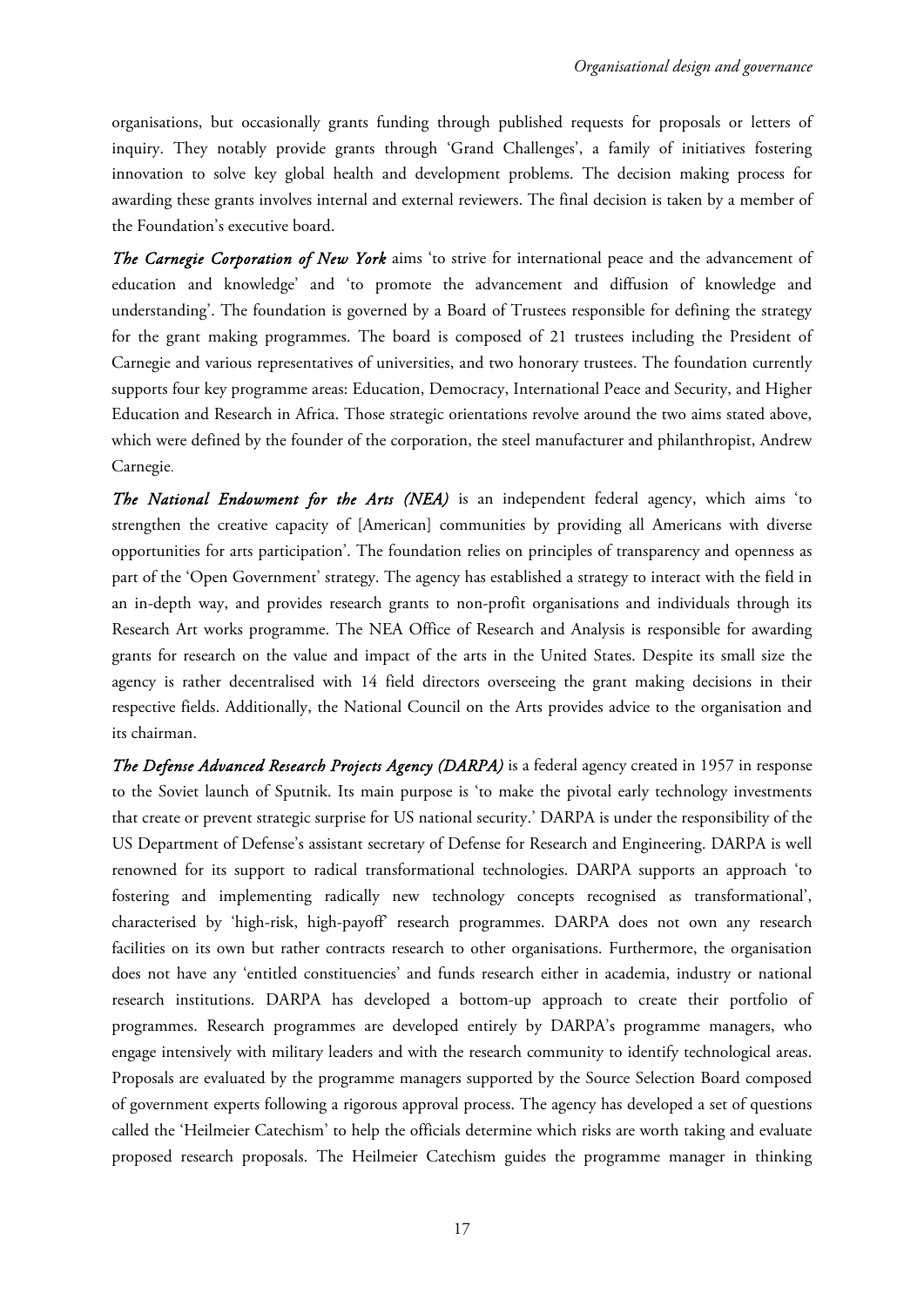organisations, but occasionally grants funding through published requests for proposals or letters of inquiry. They notably provide grants through 'Grand Challenges', a family of initiatives fostering innovation to solve key global health and development problems. The decision making process for awarding these grants involves internal and external reviewers. The final decision is taken by a member of the Foundation's executive board.

***The Carnegie Corporation of New York*** aims 'to strive for international peace and the advancement of education and knowledge' and 'to promote the advancement and diffusion of knowledge and understanding'. The foundation is governed by a Board of Trustees responsible for defining the strategy for the grant making programmes. The board is composed of 21 trustees including the President of Carnegie and various representatives of universities, and two honorary trustees. The foundation currently supports four key programme areas: Education, Democracy, International Peace and Security, and Higher Education and Research in Africa. Those strategic orientations revolve around the two aims stated above, which were defined by the founder of the corporation, the steel manufacturer and philanthropist, Andrew Carnegie.

***The National Endowment for the Arts (NEA)*** is an independent federal agency, which aims 'to strengthen the creative capacity of [American] communities by providing all Americans with diverse opportunities for arts participation'. The foundation relies on principles of transparency and openness as part of the 'Open Government' strategy. The agency has established a strategy to interact with the field in an in-depth way, and provides research grants to non-profit organisations and individuals through its Research Art works programme. The NEA Office of Research and Analysis is responsible for awarding grants for research on the value and impact of the arts in the United States. Despite its small size the agency is rather decentralised with 14 field directors overseeing the grant making decisions in their respective fields. Additionally, the National Council on the Arts provides advice to the organisation and its chairman.

***The Defense Advanced Research Projects Agency (DARPA)*** is a federal agency created in 1957 in response to the Soviet launch of Sputnik. Its main purpose is 'to make the pivotal early technology investments that create or prevent strategic surprise for US national security.' DARPA is under the responsibility of the US Department of Defense's assistant secretary of Defense for Research and Engineering. DARPA is well renowned for its support to radical transformational technologies. DARPA supports an approach 'to fostering and implementing radically new technology concepts recognised as transformational', characterised by 'high-risk, high-payoff' research programmes. DARPA does not own any research facilities on its own but rather contracts research to other organisations. Furthermore, the organisation does not have any 'entitled constituencies' and funds research either in academia, industry or national research institutions. DARPA has developed a bottom-up approach to create their portfolio of programmes. Research programmes are developed entirely by DARPA's programme managers, who engage intensively with military leaders and with the research community to identify technological areas. Proposals are evaluated by the programme managers supported by the Source Selection Board composed of government experts following a rigorous approval process. The agency has developed a set of questions called the 'Heilmeier Catechism' to help the officials determine which risks are worth taking and evaluate proposed research proposals. The Heilmeier Catechism guides the programme manager in thinking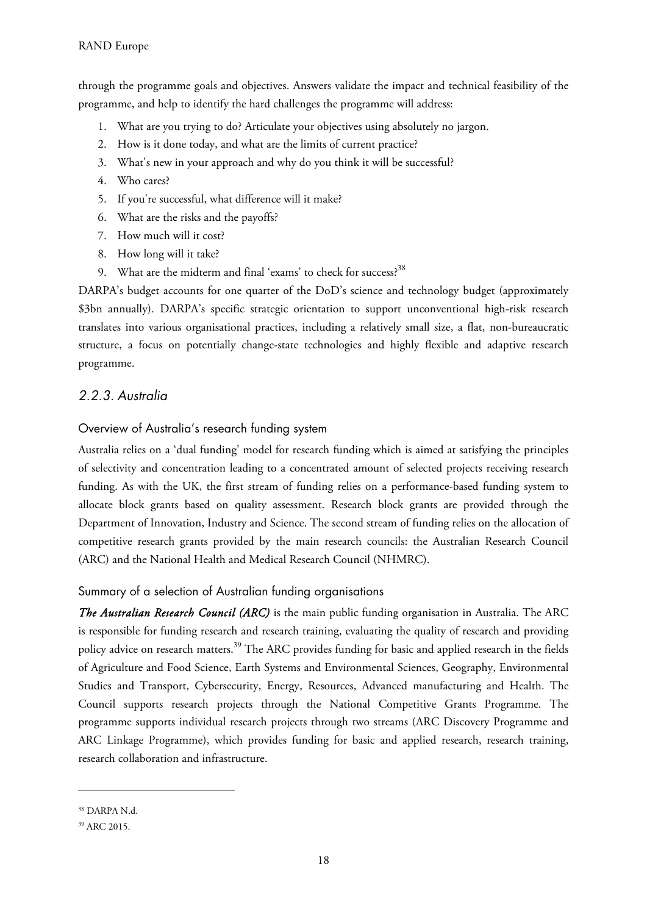through the programme goals and objectives. Answers validate the impact and technical feasibility of the programme, and help to identify the hard challenges the programme will address:

1. What are you trying to do? Articulate your objectives using absolutely no jargon.
2. How is it done today, and what are the limits of current practice?
3. What's new in your approach and why do you think it will be successful?
4. Who cares?
5. If you're successful, what difference will it make?
6. What are the risks and the payoffs?
7. How much will it cost?
8. How long will it take?
9. What are the midterm and final 'exams' to check for success?[38]

DARPA's budget accounts for one quarter of the DoD's science and technology budget (approximately \$3bn annually). DARPA's specific strategic orientation to support unconventional high-risk research translates into various organisational practices, including a relatively small size, a flat, non-bureaucratic structure, a focus on potentially change-state technologies and highly flexible and adaptive research programme.

### 2.2.3. Australia

#### Overview of Australia's research funding system

Australia relies on a 'dual funding' model for research funding which is aimed at satisfying the principles of selectivity and concentration leading to a concentrated amount of selected projects receiving research funding. As with the UK, the first stream of funding relies on a performance-based funding system to allocate block grants based on quality assessment. Research block grants are provided through the Department of Innovation, Industry and Science. The second stream of funding relies on the allocation of competitive research grants provided by the main research councils: the Australian Research Council (ARC) and the National Health and Medical Research Council (NHMRC).

#### Summary of a selection of Australian funding organisations

***The Australian Research Council (ARC)*** is the main public funding organisation in Australia. The ARC is responsible for funding research and research training, evaluating the quality of research and providing policy advice on research matters.[39] The ARC provides funding for basic and applied research in the fields of Agriculture and Food Science, Earth Systems and Environmental Sciences, Geography, Environmental Studies and Transport, Cybersecurity, Energy, Resources, Advanced manufacturing and Health. The Council supports research projects through the National Competitive Grants Programme. The programme supports individual research projects through two streams (ARC Discovery Programme and ARC Linkage Programme), which provides funding for basic and applied research, research training, research collaboration and infrastructure.

---

[38] DARPA N.d.

[39] ARC 2015.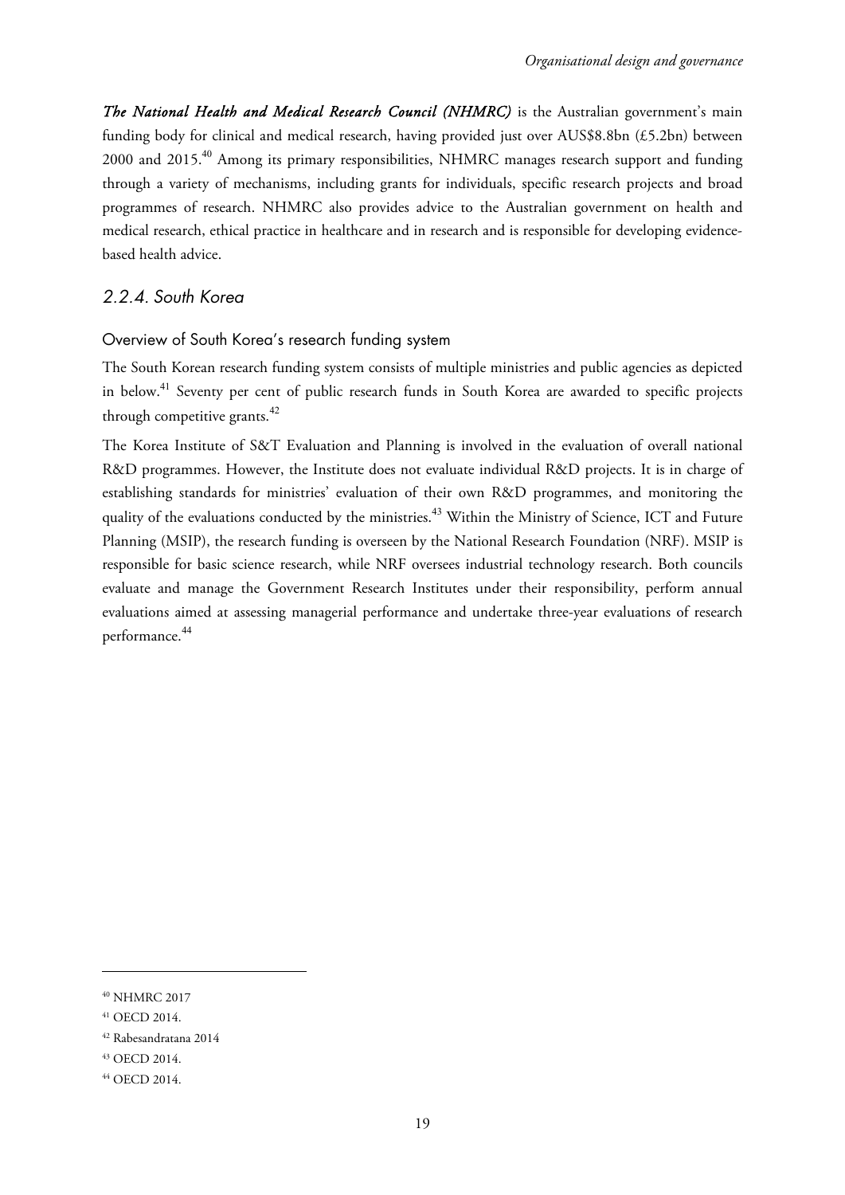***The National Health and Medical Research Council (NHMRC)*** is the Australian government's main funding body for clinical and medical research, having provided just over AUS$8.8bn (£5.2bn) between 2000 and 2015.[40] Among its primary responsibilities, NHMRC manages research support and funding through a variety of mechanisms, including grants for individuals, specific research projects and broad programmes of research. NHMRC also provides advice to the Australian government on health and medical research, ethical practice in healthcare and in research and is responsible for developing evidence-based health advice.

### *2.2.4. South Korea*

#### Overview of South Korea's research funding system

The South Korean research funding system consists of multiple ministries and public agencies as depicted in below.[41] Seventy per cent of public research funds in South Korea are awarded to specific projects through competitive grants.[42]

The Korea Institute of S&T Evaluation and Planning is involved in the evaluation of overall national R&D programmes. However, the Institute does not evaluate individual R&D projects. It is in charge of establishing standards for ministries' evaluation of their own R&D programmes, and monitoring the quality of the evaluations conducted by the ministries.[43] Within the Ministry of Science, ICT and Future Planning (MSIP), the research funding is overseen by the National Research Foundation (NRF). MSIP is responsible for basic science research, while NRF oversees industrial technology research. Both councils evaluate and manage the Government Research Institutes under their responsibility, perform annual evaluations aimed at assessing managerial performance and undertake three-year evaluations of research performance.[44]

---

[40] NHMRC 2017

[41] OECD 2014.

[42] Rabesandratana 2014

[43] OECD 2014.

[44] OECD 2014.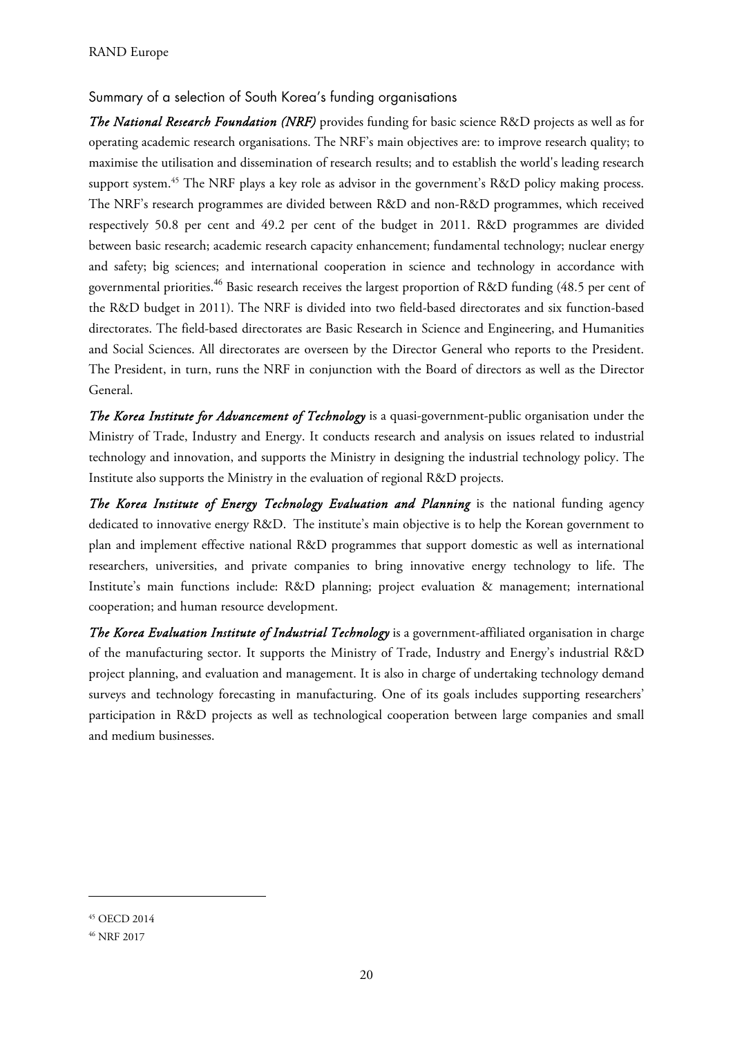## Summary of a selection of South Korea's funding organisations

***The National Research Foundation (NRF)*** provides funding for basic science R&D projects as well as for operating academic research organisations. The NRF's main objectives are: to improve research quality; to maximise the utilisation and dissemination of research results; and to establish the world's leading research support system.[45] The NRF plays a key role as advisor in the government's R&D policy making process. The NRF's research programmes are divided between R&D and non-R&D programmes, which received respectively 50.8 per cent and 49.2 per cent of the budget in 2011. R&D programmes are divided between basic research; academic research capacity enhancement; fundamental technology; nuclear energy and safety; big sciences; and international cooperation in science and technology in accordance with governmental priorities.[46] Basic research receives the largest proportion of R&D funding (48.5 per cent of the R&D budget in 2011). The NRF is divided into two field-based directorates and six function-based directorates. The field-based directorates are Basic Research in Science and Engineering, and Humanities and Social Sciences. All directorates are overseen by the Director General who reports to the President. The President, in turn, runs the NRF in conjunction with the Board of directors as well as the Director General.

***The Korea Institute for Advancement of Technology*** is a quasi-government-public organisation under the Ministry of Trade, Industry and Energy. It conducts research and analysis on issues related to industrial technology and innovation, and supports the Ministry in designing the industrial technology policy. The Institute also supports the Ministry in the evaluation of regional R&D projects.

***The Korea Institute of Energy Technology Evaluation and Planning*** is the national funding agency dedicated to innovative energy R&D. The institute's main objective is to help the Korean government to plan and implement effective national R&D programmes that support domestic as well as international researchers, universities, and private companies to bring innovative energy technology to life. The Institute's main functions include: R&D planning; project evaluation & management; international cooperation; and human resource development.

***The Korea Evaluation Institute of Industrial Technology*** is a government-affiliated organisation in charge of the manufacturing sector. It supports the Ministry of Trade, Industry and Energy's industrial R&D project planning, and evaluation and management. It is also in charge of undertaking technology demand surveys and technology forecasting in manufacturing. One of its goals includes supporting researchers' participation in R&D projects as well as technological cooperation between large companies and small and medium businesses.

---

[45] OECD 2014

[46] NRF 2017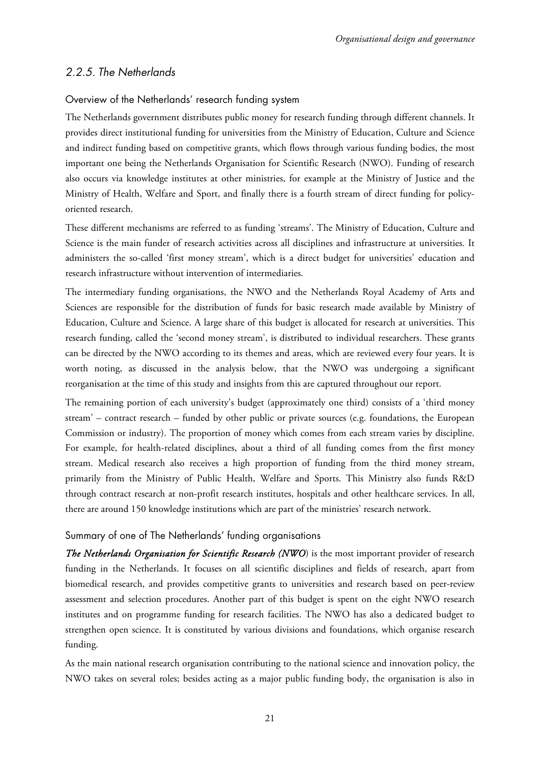### 2.2.5. The Netherlands

#### Overview of the Netherlands' research funding system

The Netherlands government distributes public money for research funding through different channels. It provides direct institutional funding for universities from the Ministry of Education, Culture and Science and indirect funding based on competitive grants, which flows through various funding bodies, the most important one being the Netherlands Organisation for Scientific Research (NWO). Funding of research also occurs via knowledge institutes at other ministries, for example at the Ministry of Justice and the Ministry of Health, Welfare and Sport, and finally there is a fourth stream of direct funding for policy-oriented research.

These different mechanisms are referred to as funding 'streams'. The Ministry of Education, Culture and Science is the main funder of research activities across all disciplines and infrastructure at universities. It administers the so-called 'first money stream', which is a direct budget for universities' education and research infrastructure without intervention of intermediaries.

The intermediary funding organisations, the NWO and the Netherlands Royal Academy of Arts and Sciences are responsible for the distribution of funds for basic research made available by Ministry of Education, Culture and Science. A large share of this budget is allocated for research at universities. This research funding, called the 'second money stream', is distributed to individual researchers. These grants can be directed by the NWO according to its themes and areas, which are reviewed every four years. It is worth noting, as discussed in the analysis below, that the NWO was undergoing a significant reorganisation at the time of this study and insights from this are captured throughout our report.

The remaining portion of each university's budget (approximately one third) consists of a 'third money stream' – contract research – funded by other public or private sources (e.g. foundations, the European Commission or industry). The proportion of money which comes from each stream varies by discipline. For example, for health-related disciplines, about a third of all funding comes from the first money stream. Medical research also receives a high proportion of funding from the third money stream, primarily from the Ministry of Public Health, Welfare and Sports. This Ministry also funds R&D through contract research at non-profit research institutes, hospitals and other healthcare services. In all, there are around 150 knowledge institutions which are part of the ministries' research network.

#### Summary of one of The Netherlands' funding organisations

***The Netherlands Organisation for Scientific Research (NWO)*** is the most important provider of research funding in the Netherlands. It focuses on all scientific disciplines and fields of research, apart from biomedical research, and provides competitive grants to universities and research based on peer-review assessment and selection procedures. Another part of this budget is spent on the eight NWO research institutes and on programme funding for research facilities. The NWO has also a dedicated budget to strengthen open science. It is constituted by various divisions and foundations, which organise research funding.

As the main national research organisation contributing to the national science and innovation policy, the NWO takes on several roles; besides acting as a major public funding body, the organisation is also in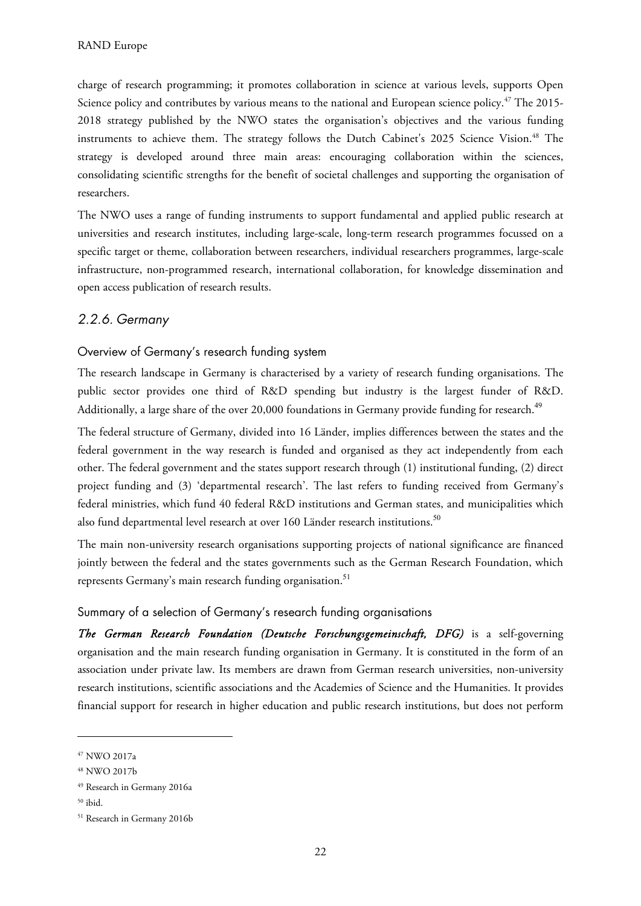charge of research programming; it promotes collaboration in science at various levels, supports Open Science policy and contributes by various means to the national and European science policy.[47] The 2015-2018 strategy published by the NWO states the organisation's objectives and the various funding instruments to achieve them. The strategy follows the Dutch Cabinet's 2025 Science Vision.[48] The strategy is developed around three main areas: encouraging collaboration within the sciences, consolidating scientific strengths for the benefit of societal challenges and supporting the organisation of researchers.

The NWO uses a range of funding instruments to support fundamental and applied public research at universities and research institutes, including large-scale, long-term research programmes focussed on a specific target or theme, collaboration between researchers, individual researchers programmes, large-scale infrastructure, non-programmed research, international collaboration, for knowledge dissemination and open access publication of research results.

### *2.2.6. Germany*

#### Overview of Germany's research funding system

The research landscape in Germany is characterised by a variety of research funding organisations. The public sector provides one third of R&D spending but industry is the largest funder of R&D. Additionally, a large share of the over 20,000 foundations in Germany provide funding for research.[49]

The federal structure of Germany, divided into 16 Länder, implies differences between the states and the federal government in the way research is funded and organised as they act independently from each other. The federal government and the states support research through (1) institutional funding, (2) direct project funding and (3) 'departmental research'. The last refers to funding received from Germany's federal ministries, which fund 40 federal R&D institutions and German states, and municipalities which also fund departmental level research at over 160 Länder research institutions.[50]

The main non-university research organisations supporting projects of national significance are financed jointly between the federal and the states governments such as the German Research Foundation, which represents Germany's main research funding organisation.[51]

#### Summary of a selection of Germany's research funding organisations

***The German Research Foundation (Deutsche Forschungsgemeinschaft, DFG)*** is a self-governing organisation and the main research funding organisation in Germany. It is constituted in the form of an association under private law. Its members are drawn from German research universities, non-university research institutions, scientific associations and the Academies of Science and the Humanities. It provides financial support for research in higher education and public research institutions, but does not perform

---

[47] NWO 2017a

[48] NWO 2017b

[49] Research in Germany 2016a

[50] ibid.

[51] Research in Germany 2016b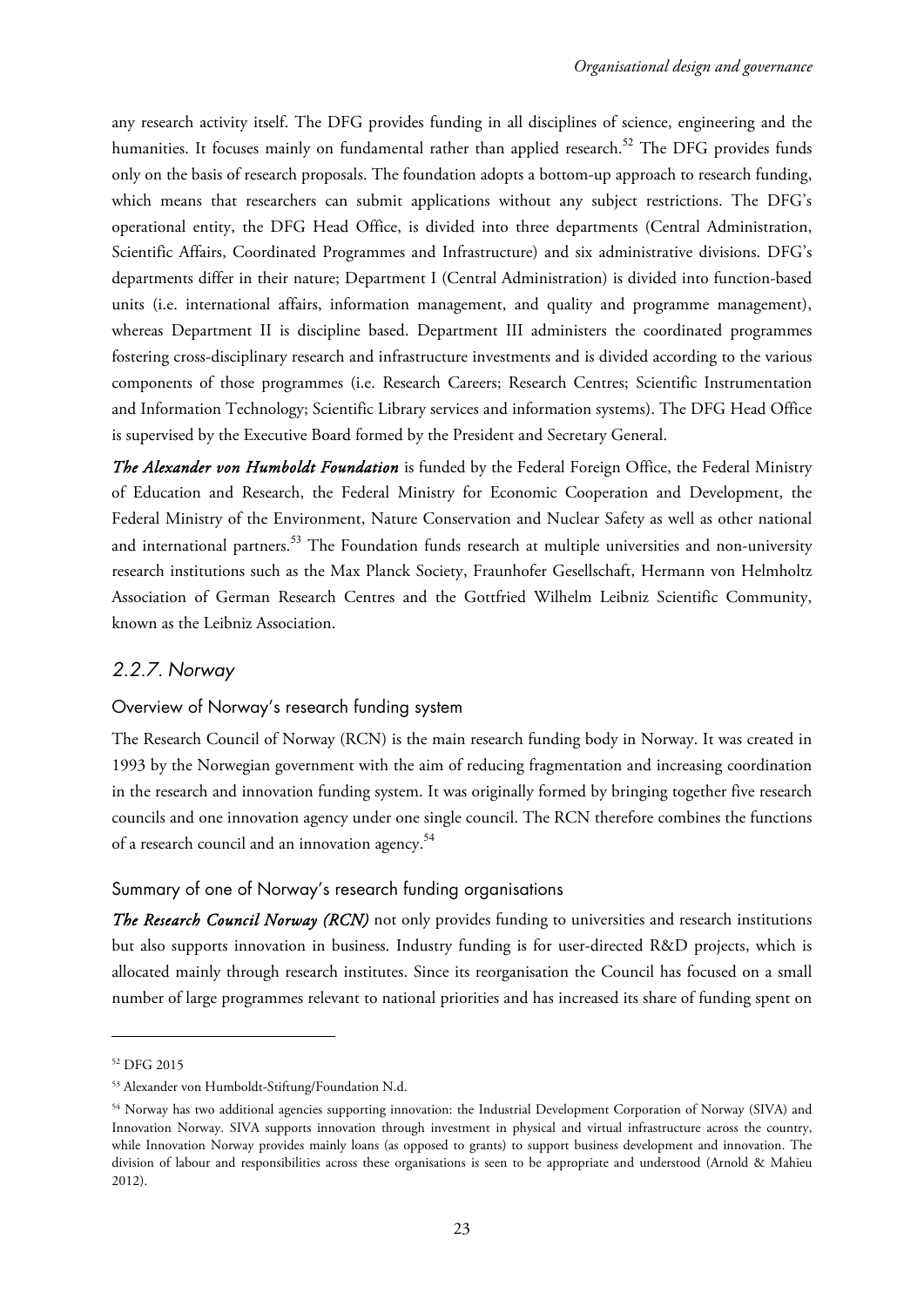any research activity itself. The DFG provides funding in all disciplines of science, engineering and the humanities. It focuses mainly on fundamental rather than applied research.[52] The DFG provides funds only on the basis of research proposals. The foundation adopts a bottom-up approach to research funding, which means that researchers can submit applications without any subject restrictions. The DFG's operational entity, the DFG Head Office, is divided into three departments (Central Administration, Scientific Affairs, Coordinated Programmes and Infrastructure) and six administrative divisions. DFG's departments differ in their nature; Department I (Central Administration) is divided into function-based units (i.e. international affairs, information management, and quality and programme management), whereas Department II is discipline based. Department III administers the coordinated programmes fostering cross-disciplinary research and infrastructure investments and is divided according to the various components of those programmes (i.e. Research Careers; Research Centres; Scientific Instrumentation and Information Technology; Scientific Library services and information systems). The DFG Head Office is supervised by the Executive Board formed by the President and Secretary General.

***The Alexander von Humboldt Foundation*** is funded by the Federal Foreign Office, the Federal Ministry of Education and Research, the Federal Ministry for Economic Cooperation and Development, the Federal Ministry of the Environment, Nature Conservation and Nuclear Safety as well as other national and international partners.[53] The Foundation funds research at multiple universities and non-university research institutions such as the Max Planck Society, Fraunhofer Gesellschaft, Hermann von Helmholtz Association of German Research Centres and the Gottfried Wilhelm Leibniz Scientific Community, known as the Leibniz Association.

## 2.2.7. Norway

### Overview of Norway's research funding system

The Research Council of Norway (RCN) is the main research funding body in Norway. It was created in 1993 by the Norwegian government with the aim of reducing fragmentation and increasing coordination in the research and innovation funding system. It was originally formed by bringing together five research councils and one innovation agency under one single council. The RCN therefore combines the functions of a research council and an innovation agency.[54]

### Summary of one of Norway's research funding organisations

***The Research Council Norway (RCN)*** not only provides funding to universities and research institutions but also supports innovation in business. Industry funding is for user-directed R&D projects, which is allocated mainly through research institutes. Since its reorganisation the Council has focused on a small number of large programmes relevant to national priorities and has increased its share of funding spent on

---

[52] DFG 2015

[53] Alexander von Humboldt-Stiftung/Foundation N.d.

[54] Norway has two additional agencies supporting innovation: the Industrial Development Corporation of Norway (SIVA) and Innovation Norway. SIVA supports innovation through investment in physical and virtual infrastructure across the country, while Innovation Norway provides mainly loans (as opposed to grants) to support business development and innovation. The division of labour and responsibilities across these organisations is seen to be appropriate and understood (Arnold & Mahieu 2012).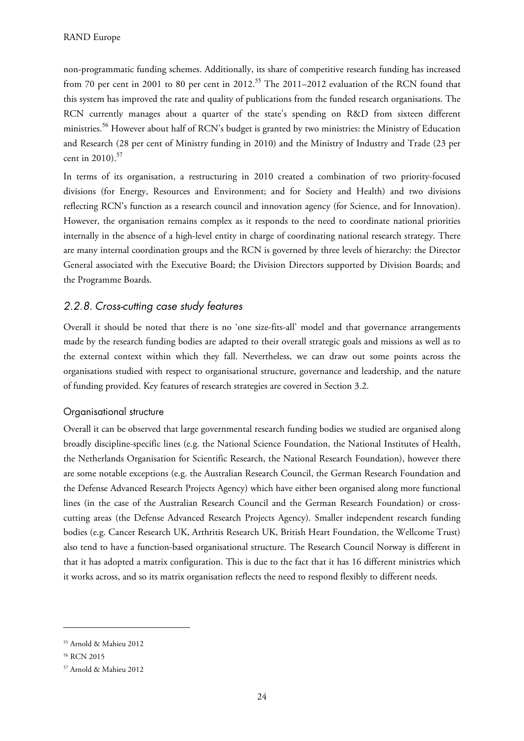non-programmatic funding schemes. Additionally, its share of competitive research funding has increased from 70 per cent in 2001 to 80 per cent in 2012.[55] The 2011–2012 evaluation of the RCN found that this system has improved the rate and quality of publications from the funded research organisations. The RCN currently manages about a quarter of the state's spending on R&D from sixteen different ministries.[56] However about half of RCN's budget is granted by two ministries: the Ministry of Education and Research (28 per cent of Ministry funding in 2010) and the Ministry of Industry and Trade (23 per cent in 2010).[57]

In terms of its organisation, a restructuring in 2010 created a combination of two priority-focused divisions (for Energy, Resources and Environment; and for Society and Health) and two divisions reflecting RCN's function as a research council and innovation agency (for Science, and for Innovation). However, the organisation remains complex as it responds to the need to coordinate national priorities internally in the absence of a high-level entity in charge of coordinating national research strategy. There are many internal coordination groups and the RCN is governed by three levels of hierarchy: the Director General associated with the Executive Board; the Division Directors supported by Division Boards; and the Programme Boards.

### *2.2.8. Cross-cutting case study features*

Overall it should be noted that there is no 'one size-fits-all' model and that governance arrangements made by the research funding bodies are adapted to their overall strategic goals and missions as well as to the external context within which they fall. Nevertheless, we can draw out some points across the organisations studied with respect to organisational structure, governance and leadership, and the nature of funding provided. Key features of research strategies are covered in Section 3.2.

#### Organisational structure

Overall it can be observed that large governmental research funding bodies we studied are organised along broadly discipline-specific lines (e.g. the National Science Foundation, the National Institutes of Health, the Netherlands Organisation for Scientific Research, the National Research Foundation), however there are some notable exceptions (e.g. the Australian Research Council, the German Research Foundation and the Defense Advanced Research Projects Agency) which have either been organised along more functional lines (in the case of the Australian Research Council and the German Research Foundation) or cross-cutting areas (the Defense Advanced Research Projects Agency). Smaller independent research funding bodies (e.g. Cancer Research UK, Arthritis Research UK, British Heart Foundation, the Wellcome Trust) also tend to have a function-based organisational structure. The Research Council Norway is different in that it has adopted a matrix configuration. This is due to the fact that it has 16 different ministries which it works across, and so its matrix organisation reflects the need to respond flexibly to different needs.

---

[55] Arnold & Mahieu 2012

[56] RCN 2015

[57] Arnold & Mahieu 2012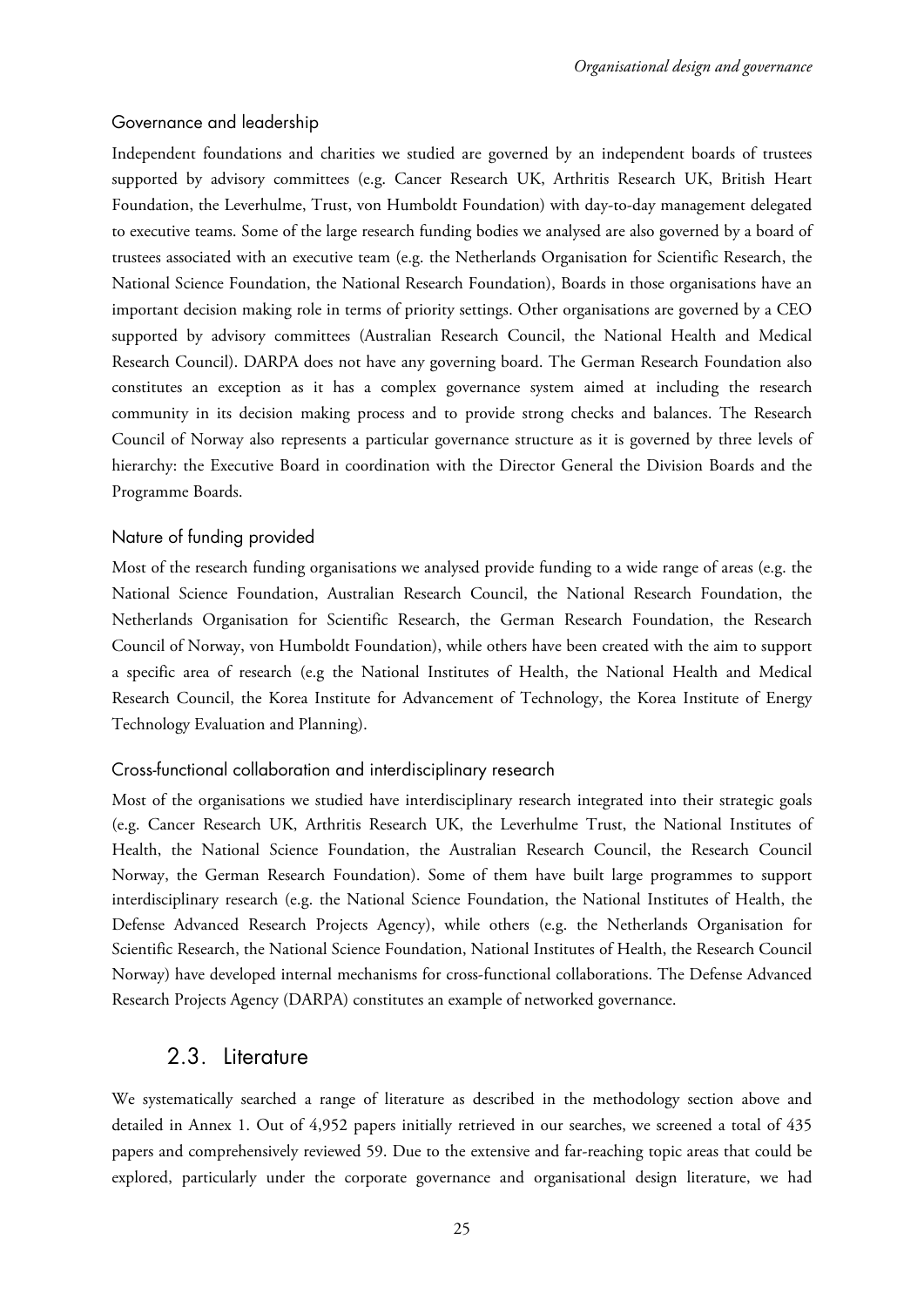### Governance and leadership

Independent foundations and charities we studied are governed by an independent boards of trustees supported by advisory committees (e.g. Cancer Research UK, Arthritis Research UK, British Heart Foundation, the Leverhulme, Trust, von Humboldt Foundation) with day-to-day management delegated to executive teams. Some of the large research funding bodies we analysed are also governed by a board of trustees associated with an executive team (e.g. the Netherlands Organisation for Scientific Research, the National Science Foundation, the National Research Foundation), Boards in those organisations have an important decision making role in terms of priority settings. Other organisations are governed by a CEO supported by advisory committees (Australian Research Council, the National Health and Medical Research Council). DARPA does not have any governing board. The German Research Foundation also constitutes an exception as it has a complex governance system aimed at including the research community in its decision making process and to provide strong checks and balances. The Research Council of Norway also represents a particular governance structure as it is governed by three levels of hierarchy: the Executive Board in coordination with the Director General the Division Boards and the Programme Boards.

### Nature of funding provided

Most of the research funding organisations we analysed provide funding to a wide range of areas (e.g. the National Science Foundation, Australian Research Council, the National Research Foundation, the Netherlands Organisation for Scientific Research, the German Research Foundation, the Research Council of Norway, von Humboldt Foundation), while others have been created with the aim to support a specific area of research (e.g the National Institutes of Health, the National Health and Medical Research Council, the Korea Institute for Advancement of Technology, the Korea Institute of Energy Technology Evaluation and Planning).

### Cross-functional collaboration and interdisciplinary research

Most of the organisations we studied have interdisciplinary research integrated into their strategic goals (e.g. Cancer Research UK, Arthritis Research UK, the Leverhulme Trust, the National Institutes of Health, the National Science Foundation, the Australian Research Council, the Research Council Norway, the German Research Foundation). Some of them have built large programmes to support interdisciplinary research (e.g. the National Science Foundation, the National Institutes of Health, the Defense Advanced Research Projects Agency), while others (e.g. the Netherlands Organisation for Scientific Research, the National Science Foundation, National Institutes of Health, the Research Council Norway) have developed internal mechanisms for cross-functional collaborations. The Defense Advanced Research Projects Agency (DARPA) constitutes an example of networked governance.

## 2.3. Literature

We systematically searched a range of literature as described in the methodology section above and detailed in Annex 1. Out of 4,952 papers initially retrieved in our searches, we screened a total of 435 papers and comprehensively reviewed 59. Due to the extensive and far-reaching topic areas that could be explored, particularly under the corporate governance and organisational design literature, we had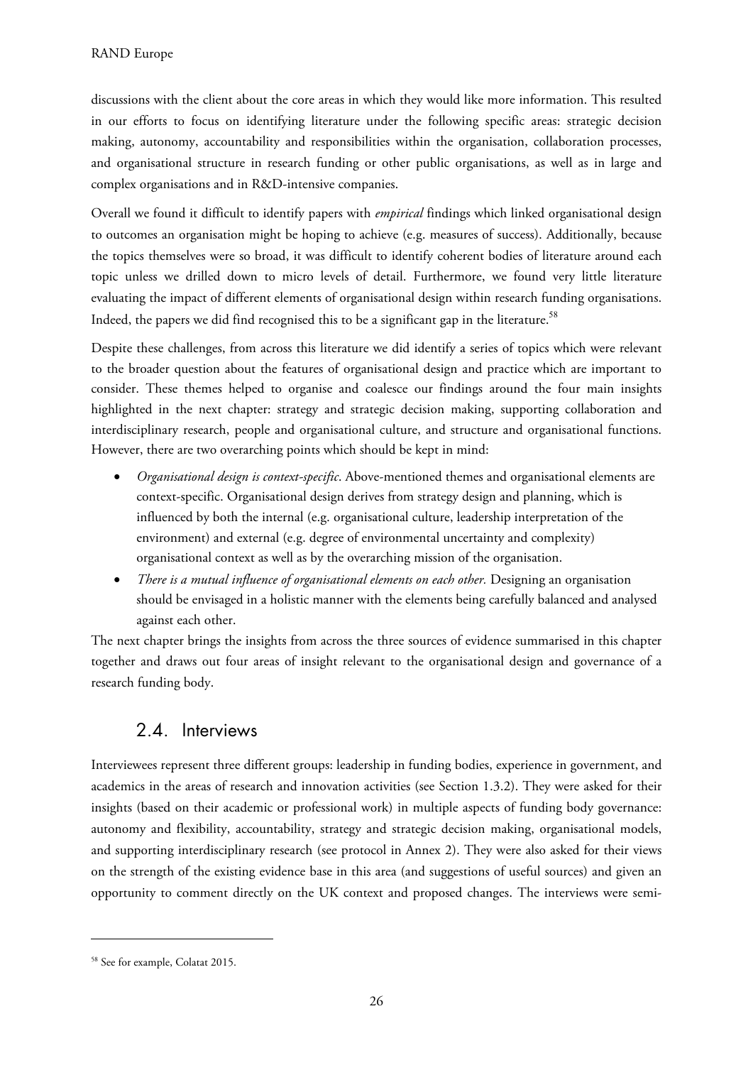discussions with the client about the core areas in which they would like more information. This resulted in our efforts to focus on identifying literature under the following specific areas: strategic decision making, autonomy, accountability and responsibilities within the organisation, collaboration processes, and organisational structure in research funding or other public organisations, as well as in large and complex organisations and in R&D-intensive companies.

Overall we found it difficult to identify papers with *empirical* findings which linked organisational design to outcomes an organisation might be hoping to achieve (e.g. measures of success). Additionally, because the topics themselves were so broad, it was difficult to identify coherent bodies of literature around each topic unless we drilled down to micro levels of detail. Furthermore, we found very little literature evaluating the impact of different elements of organisational design within research funding organisations. Indeed, the papers we did find recognised this to be a significant gap in the literature.[58]

Despite these challenges, from across this literature we did identify a series of topics which were relevant to the broader question about the features of organisational design and practice which are important to consider. These themes helped to organise and coalesce our findings around the four main insights highlighted in the next chapter: strategy and strategic decision making, supporting collaboration and interdisciplinary research, people and organisational culture, and structure and organisational functions. However, there are two overarching points which should be kept in mind:

- *Organisational design is context-specific*. Above-mentioned themes and organisational elements are context-specific. Organisational design derives from strategy design and planning, which is influenced by both the internal (e.g. organisational culture, leadership interpretation of the environment) and external (e.g. degree of environmental uncertainty and complexity) organisational context as well as by the overarching mission of the organisation.
- *There is a mutual influence of organisational elements on each other.* Designing an organisation should be envisaged in a holistic manner with the elements being carefully balanced and analysed against each other.

The next chapter brings the insights from across the three sources of evidence summarised in this chapter together and draws out four areas of insight relevant to the organisational design and governance of a research funding body.

## 2.4. Interviews

Interviewees represent three different groups: leadership in funding bodies, experience in government, and academics in the areas of research and innovation activities (see Section 1.3.2). They were asked for their insights (based on their academic or professional work) in multiple aspects of funding body governance: autonomy and flexibility, accountability, strategy and strategic decision making, organisational models, and supporting interdisciplinary research (see protocol in Annex 2). They were also asked for their views on the strength of the existing evidence base in this area (and suggestions of useful sources) and given an opportunity to comment directly on the UK context and proposed changes. The interviews were semi-

[58] See for example, Colatat 2015.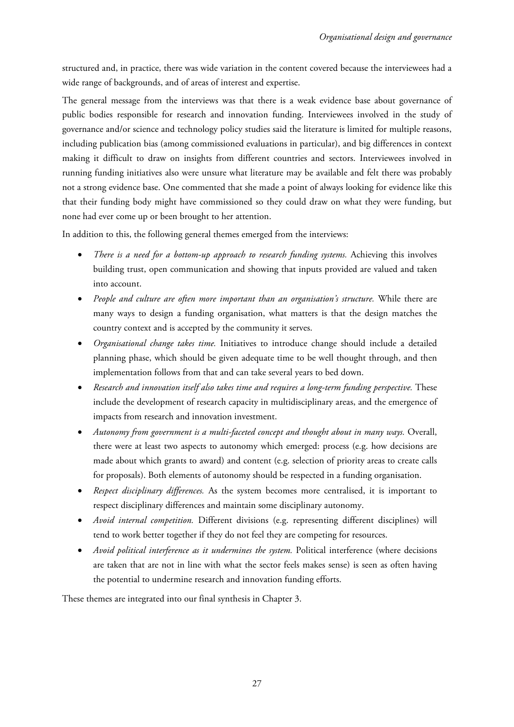structured and, in practice, there was wide variation in the content covered because the interviewees had a wide range of backgrounds, and of areas of interest and expertise.

The general message from the interviews was that there is a weak evidence base about governance of public bodies responsible for research and innovation funding. Interviewees involved in the study of governance and/or science and technology policy studies said the literature is limited for multiple reasons, including publication bias (among commissioned evaluations in particular), and big differences in context making it difficult to draw on insights from different countries and sectors. Interviewees involved in running funding initiatives also were unsure what literature may be available and felt there was probably not a strong evidence base. One commented that she made a point of always looking for evidence like this that their funding body might have commissioned so they could draw on what they were funding, but none had ever come up or been brought to her attention.

In addition to this, the following general themes emerged from the interviews:

- *There is a need for a bottom-up approach to research funding systems.* Achieving this involves building trust, open communication and showing that inputs provided are valued and taken into account.
- *People and culture are often more important than an organisation's structure.* While there are many ways to design a funding organisation, what matters is that the design matches the country context and is accepted by the community it serves.
- *Organisational change takes time.* Initiatives to introduce change should include a detailed planning phase, which should be given adequate time to be well thought through, and then implementation follows from that and can take several years to bed down.
- *Research and innovation itself also takes time and requires a long-term funding perspective.* These include the development of research capacity in multidisciplinary areas, and the emergence of impacts from research and innovation investment.
- *Autonomy from government is a multi-faceted concept and thought about in many ways.* Overall, there were at least two aspects to autonomy which emerged: process (e.g. how decisions are made about which grants to award) and content (e.g. selection of priority areas to create calls for proposals). Both elements of autonomy should be respected in a funding organisation.
- *Respect disciplinary differences.* As the system becomes more centralised, it is important to respect disciplinary differences and maintain some disciplinary autonomy.
- *Avoid internal competition.* Different divisions (e.g. representing different disciplines) will tend to work better together if they do not feel they are competing for resources.
- *Avoid political interference as it undermines the system.* Political interference (where decisions are taken that are not in line with what the sector feels makes sense) is seen as often having the potential to undermine research and innovation funding efforts.

These themes are integrated into our final synthesis in Chapter 3.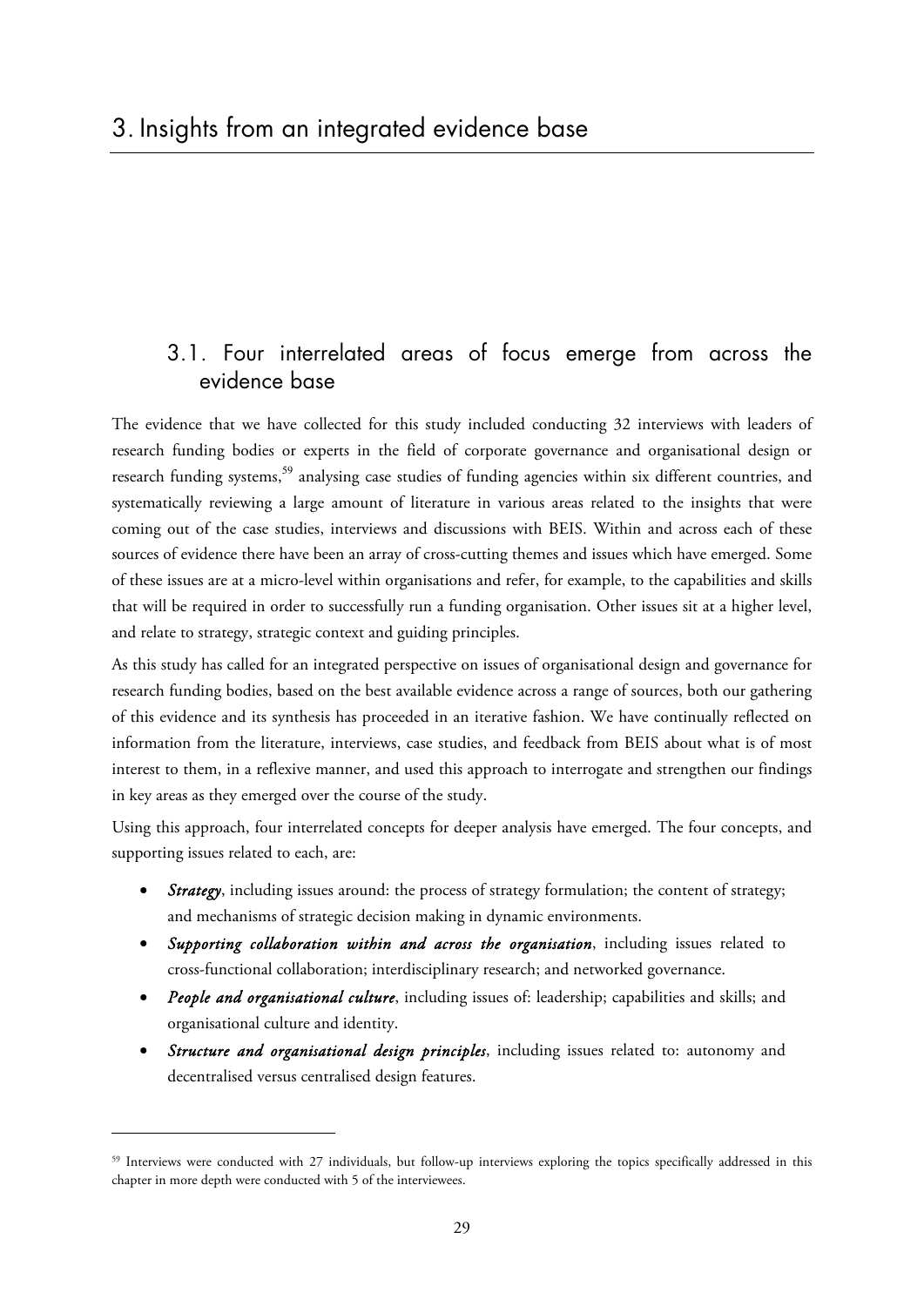# 3. Insights from an integrated evidence base

## 3.1. Four interrelated areas of focus emerge from across the evidence base

The evidence that we have collected for this study included conducting 32 interviews with leaders of research funding bodies or experts in the field of corporate governance and organisational design or research funding systems,[59] analysing case studies of funding agencies within six different countries, and systematically reviewing a large amount of literature in various areas related to the insights that were coming out of the case studies, interviews and discussions with BEIS. Within and across each of these sources of evidence there have been an array of cross-cutting themes and issues which have emerged. Some of these issues are at a micro-level within organisations and refer, for example, to the capabilities and skills that will be required in order to successfully run a funding organisation. Other issues sit at a higher level, and relate to strategy, strategic context and guiding principles.

As this study has called for an integrated perspective on issues of organisational design and governance for research funding bodies, based on the best available evidence across a range of sources, both our gathering of this evidence and its synthesis has proceeded in an iterative fashion. We have continually reflected on information from the literature, interviews, case studies, and feedback from BEIS about what is of most interest to them, in a reflexive manner, and used this approach to interrogate and strengthen our findings in key areas as they emerged over the course of the study.

Using this approach, four interrelated concepts for deeper analysis have emerged. The four concepts, and supporting issues related to each, are:

- ***Strategy***, including issues around: the process of strategy formulation; the content of strategy; and mechanisms of strategic decision making in dynamic environments.
- ***Supporting collaboration within and across the organisation***, including issues related to cross-functional collaboration; interdisciplinary research; and networked governance.
- ***People and organisational culture***, including issues of: leadership; capabilities and skills; and organisational culture and identity.
- ***Structure and organisational design principles***, including issues related to: autonomy and decentralised versus centralised design features.

[59] Interviews were conducted with 27 individuals, but follow-up interviews exploring the topics specifically addressed in this chapter in more depth were conducted with 5 of the interviewees.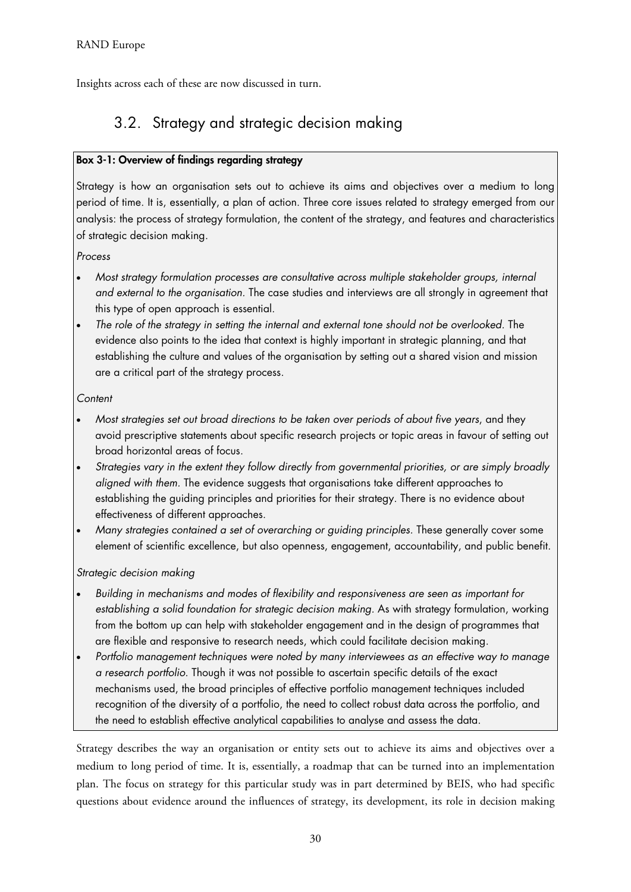Insights across each of these are now discussed in turn.

## 3.2. Strategy and strategic decision making

**Box 3-1: Overview of findings regarding strategy**

Strategy is how an organisation sets out to achieve its aims and objectives over a medium to long period of time. It is, essentially, a plan of action. Three core issues related to strategy emerged from our analysis: the process of strategy formulation, the content of the strategy, and features and characteristics of strategic decision making.

*Process*

- *Most strategy formulation processes are consultative across multiple stakeholder groups, internal and external to the organisation.* The case studies and interviews are all strongly in agreement that this type of open approach is essential.
- *The role of the strategy in setting the internal and external tone should not be overlooked.* The evidence also points to the idea that context is highly important in strategic planning, and that establishing the culture and values of the organisation by setting out a shared vision and mission are a critical part of the strategy process.

*Content*

- *Most strategies set out broad directions to be taken over periods of about five years*, and they avoid prescriptive statements about specific research projects or topic areas in favour of setting out broad horizontal areas of focus.
- *Strategies vary in the extent they follow directly from governmental priorities, or are simply broadly aligned with them.* The evidence suggests that organisations take different approaches to establishing the guiding principles and priorities for their strategy. There is no evidence about effectiveness of different approaches.
- *Many strategies contained a set of overarching or guiding principles.* These generally cover some element of scientific excellence, but also openness, engagement, accountability, and public benefit.

*Strategic decision making*

- *Building in mechanisms and modes of flexibility and responsiveness are seen as important for establishing a solid foundation for strategic decision making.* As with strategy formulation, working from the bottom up can help with stakeholder engagement and in the design of programmes that are flexible and responsive to research needs, which could facilitate decision making.
- *Portfolio management techniques were noted by many interviewees as an effective way to manage a research portfolio.* Though it was not possible to ascertain specific details of the exact mechanisms used, the broad principles of effective portfolio management techniques included recognition of the diversity of a portfolio, the need to collect robust data across the portfolio, and the need to establish effective analytical capabilities to analyse and assess the data.

Strategy describes the way an organisation or entity sets out to achieve its aims and objectives over a medium to long period of time. It is, essentially, a roadmap that can be turned into an implementation plan. The focus on strategy for this particular study was in part determined by BEIS, who had specific questions about evidence around the influences of strategy, its development, its role in decision making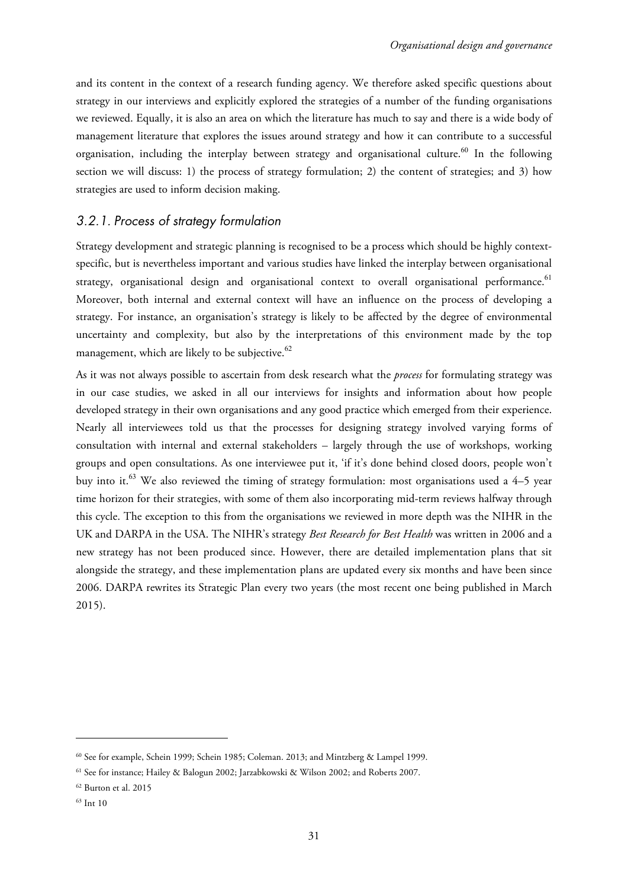and its content in the context of a research funding agency. We therefore asked specific questions about strategy in our interviews and explicitly explored the strategies of a number of the funding organisations we reviewed. Equally, it is also an area on which the literature has much to say and there is a wide body of management literature that explores the issues around strategy and how it can contribute to a successful organisation, including the interplay between strategy and organisational culture.[60] In the following section we will discuss: 1) the process of strategy formulation; 2) the content of strategies; and 3) how strategies are used to inform decision making.

### *3.2.1. Process of strategy formulation*

Strategy development and strategic planning is recognised to be a process which should be highly context-specific, but is nevertheless important and various studies have linked the interplay between organisational strategy, organisational design and organisational context to overall organisational performance.[61] Moreover, both internal and external context will have an influence on the process of developing a strategy. For instance, an organisation's strategy is likely to be affected by the degree of environmental uncertainty and complexity, but also by the interpretations of this environment made by the top management, which are likely to be subjective.[62]

As it was not always possible to ascertain from desk research what the *process* for formulating strategy was in our case studies, we asked in all our interviews for insights and information about how people developed strategy in their own organisations and any good practice which emerged from their experience. Nearly all interviewees told us that the processes for designing strategy involved varying forms of consultation with internal and external stakeholders – largely through the use of workshops, working groups and open consultations. As one interviewee put it, 'if it's done behind closed doors, people won't buy into it.[63] We also reviewed the timing of strategy formulation: most organisations used a 4–5 year time horizon for their strategies, with some of them also incorporating mid-term reviews halfway through this cycle. The exception to this from the organisations we reviewed in more depth was the NIHR in the UK and DARPA in the USA. The NIHR's strategy *Best Research for Best Health* was written in 2006 and a new strategy has not been produced since. However, there are detailed implementation plans that sit alongside the strategy, and these implementation plans are updated every six months and have been since 2006. DARPA rewrites its Strategic Plan every two years (the most recent one being published in March 2015).

---

[60] See for example, Schein 1999; Schein 1985; Coleman. 2013; and Mintzberg & Lampel 1999.

[61] See for instance; Hailey & Balogun 2002; Jarzabkowski & Wilson 2002; and Roberts 2007.

[62] Burton et al. 2015

[63] Int 10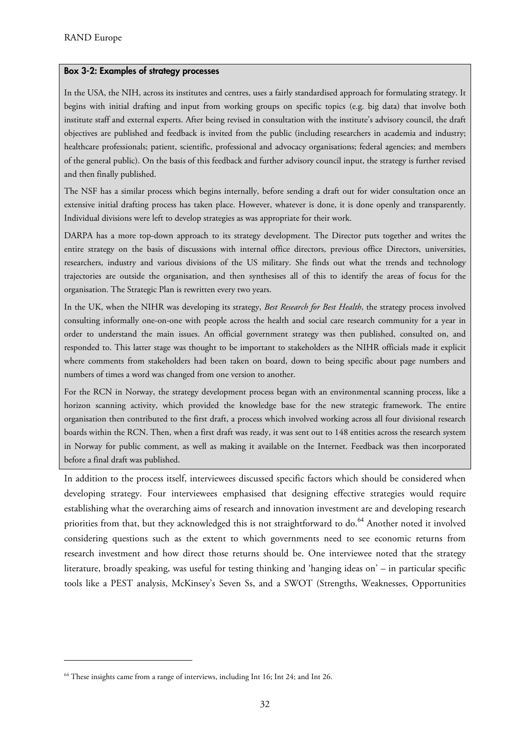**Box 3-2: Examples of strategy processes**

In the USA, the NIH, across its institutes and centres, uses a fairly standardised approach for formulating strategy. It begins with initial drafting and input from working groups on specific topics (e.g. big data) that involve both institute staff and external experts. After being revised in consultation with the institute's advisory council, the draft objectives are published and feedback is invited from the public (including researchers in academia and industry; healthcare professionals; patient, scientific, professional and advocacy organisations; federal agencies; and members of the general public). On the basis of this feedback and further advisory council input, the strategy is further revised and then finally published.

The NSF has a similar process which begins internally, before sending a draft out for wider consultation once an extensive initial drafting process has taken place. However, whatever is done, it is done openly and transparently. Individual divisions were left to develop strategies as was appropriate for their work.

DARPA has a more top-down approach to its strategy development. The Director puts together and writes the entire strategy on the basis of discussions with internal office directors, previous office Directors, universities, researchers, industry and various divisions of the US military. She finds out what the trends and technology trajectories are outside the organisation, and then synthesises all of this to identify the areas of focus for the organisation. The Strategic Plan is rewritten every two years.

In the UK, when the NIHR was developing its strategy, *Best Research for Best Health*, the strategy process involved consulting informally one-on-one with people across the health and social care research community for a year in order to understand the main issues. An official government strategy was then published, consulted on, and responded to. This latter stage was thought to be important to stakeholders as the NIHR officials made it explicit where comments from stakeholders had been taken on board, down to being specific about page numbers and numbers of times a word was changed from one version to another.

For the RCN in Norway, the strategy development process began with an environmental scanning process, like a horizon scanning activity, which provided the knowledge base for the new strategic framework. The entire organisation then contributed to the first draft, a process which involved working across all four divisional research boards within the RCN. Then, when a first draft was ready, it was sent out to 148 entities across the research system in Norway for public comment, as well as making it available on the Internet. Feedback was then incorporated before a final draft was published.

In addition to the process itself, interviewees discussed specific factors which should be considered when developing strategy. Four interviewees emphasised that designing effective strategies would require establishing what the overarching aims of research and innovation investment are and developing research priorities from that, but they acknowledged this is not straightforward to do.[64] Another noted it involved considering questions such as the extent to which governments need to see economic returns from research investment and how direct those returns should be. One interviewee noted that the strategy literature, broadly speaking, was useful for testing thinking and 'hanging ideas on' – in particular specific tools like a PEST analysis, McKinsey's Seven Ss, and a SWOT (Strengths, Weaknesses, Opportunities

[64] These insights came from a range of interviews, including Int 16; Int 24; and Int 26.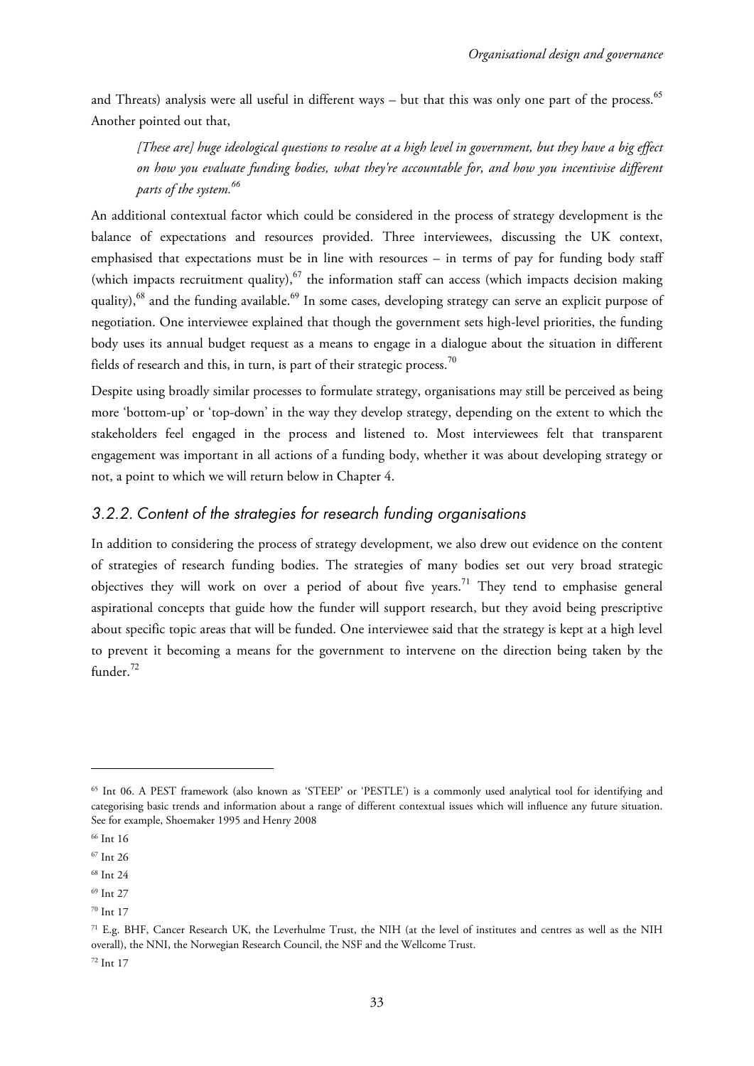and Threats) analysis were all useful in different ways – but that this was only one part of the process.[65] Another pointed out that,

> *[These are] huge ideological questions to resolve at a high level in government, but they have a big effect on how you evaluate funding bodies, what they're accountable for, and how you incentivise different parts of the system.*[66]

An additional contextual factor which could be considered in the process of strategy development is the balance of expectations and resources provided. Three interviewees, discussing the UK context, emphasised that expectations must be in line with resources – in terms of pay for funding body staff (which impacts recruitment quality),[67] the information staff can access (which impacts decision making quality),[68] and the funding available.[69] In some cases, developing strategy can serve an explicit purpose of negotiation. One interviewee explained that though the government sets high-level priorities, the funding body uses its annual budget request as a means to engage in a dialogue about the situation in different fields of research and this, in turn, is part of their strategic process.[70]

Despite using broadly similar processes to formulate strategy, organisations may still be perceived as being more 'bottom-up' or 'top-down' in the way they develop strategy, depending on the extent to which the stakeholders feel engaged in the process and listened to. Most interviewees felt that transparent engagement was important in all actions of a funding body, whether it was about developing strategy or not, a point to which we will return below in Chapter 4.

### *3.2.2. Content of the strategies for research funding organisations*

In addition to considering the process of strategy development, we also drew out evidence on the content of strategies of research funding bodies. The strategies of many bodies set out very broad strategic objectives they will work on over a period of about five years.[71] They tend to emphasise general aspirational concepts that guide how the funder will support research, but they avoid being prescriptive about specific topic areas that will be funded. One interviewee said that the strategy is kept at a high level to prevent it becoming a means for the government to intervene on the direction being taken by the funder.[72]

---

[65] Int 06. A PEST framework (also known as 'STEEP' or 'PESTLE') is a commonly used analytical tool for identifying and categorising basic trends and information about a range of different contextual issues which will influence any future situation. See for example, Shoemaker 1995 and Henry 2008

[66] Int 16

[67] Int 26

[68] Int 24

[69] Int 27

[70] Int 17

[71] E.g. BHF, Cancer Research UK, the Leverhulme Trust, the NIH (at the level of institutes and centres as well as the NIH overall), the NNI, the Norwegian Research Council, the NSF and the Wellcome Trust.

[72] Int 17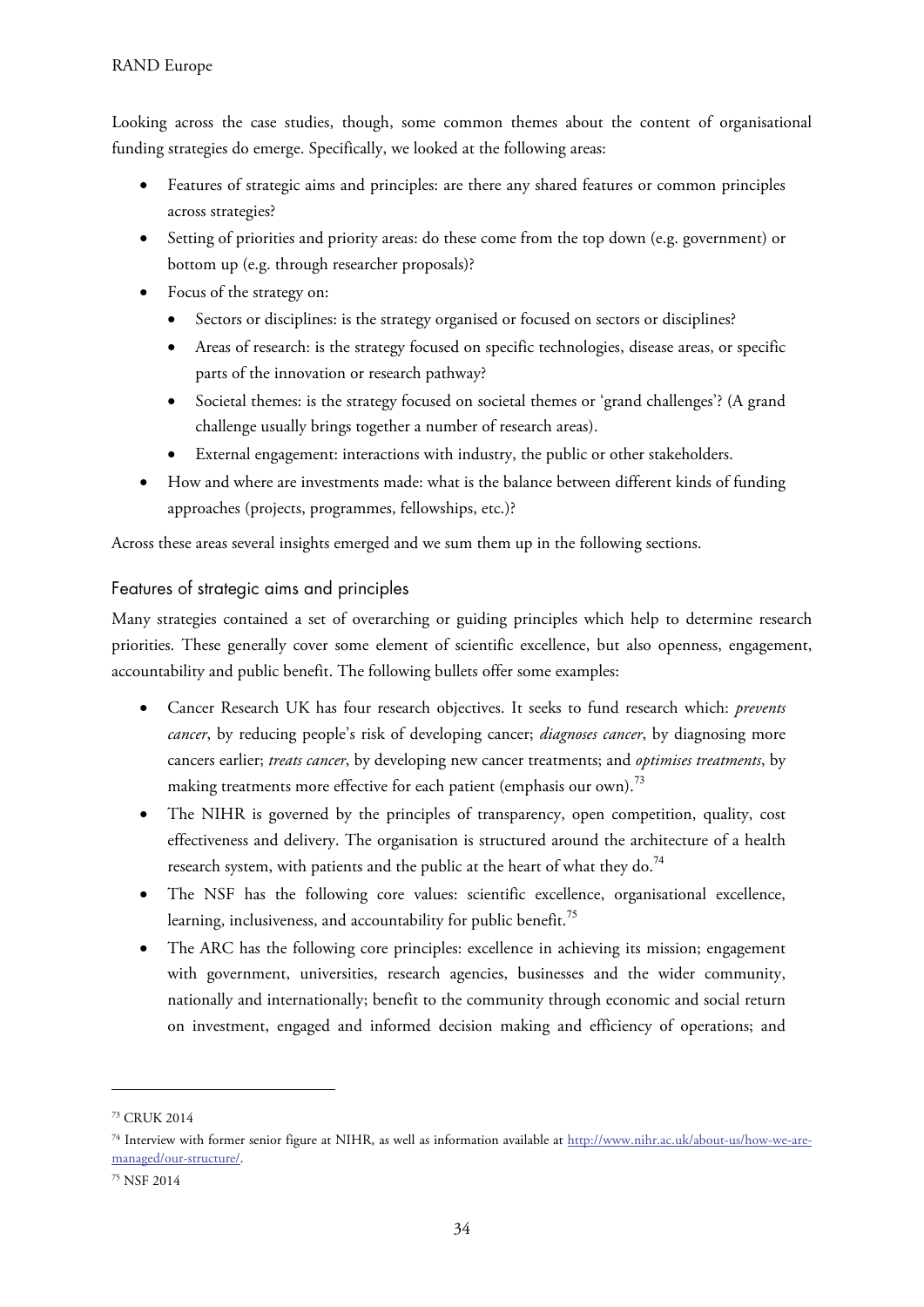Looking across the case studies, though, some common themes about the content of organisational funding strategies do emerge. Specifically, we looked at the following areas:

- Features of strategic aims and principles: are there any shared features or common principles across strategies?
- Setting of priorities and priority areas: do these come from the top down (e.g. government) or bottom up (e.g. through researcher proposals)?
- Focus of the strategy on:
  - Sectors or disciplines: is the strategy organised or focused on sectors or disciplines?
  - Areas of research: is the strategy focused on specific technologies, disease areas, or specific parts of the innovation or research pathway?
  - Societal themes: is the strategy focused on societal themes or 'grand challenges'? (A grand challenge usually brings together a number of research areas).
  - External engagement: interactions with industry, the public or other stakeholders.
- How and where are investments made: what is the balance between different kinds of funding approaches (projects, programmes, fellowships, etc.)?

Across these areas several insights emerged and we sum them up in the following sections.

### Features of strategic aims and principles

Many strategies contained a set of overarching or guiding principles which help to determine research priorities. These generally cover some element of scientific excellence, but also openness, engagement, accountability and public benefit. The following bullets offer some examples:

- Cancer Research UK has four research objectives. It seeks to fund research which: *prevents cancer*, by reducing people's risk of developing cancer; *diagnoses cancer*, by diagnosing more cancers earlier; *treats cancer*, by developing new cancer treatments; and *optimises treatments*, by making treatments more effective for each patient (emphasis our own).[73]
- The NIHR is governed by the principles of transparency, open competition, quality, cost effectiveness and delivery. The organisation is structured around the architecture of a health research system, with patients and the public at the heart of what they do.[74]
- The NSF has the following core values: scientific excellence, organisational excellence, learning, inclusiveness, and accountability for public benefit.[75]
- The ARC has the following core principles: excellence in achieving its mission; engagement with government, universities, research agencies, businesses and the wider community, nationally and internationally; benefit to the community through economic and social return on investment, engaged and informed decision making and efficiency of operations; and

[73] CRUK 2014

[74] Interview with former senior figure at NIHR, as well as information available at http://www.nihr.ac.uk/about-us/how-we-are-managed/our-structure/.

[75] NSF 2014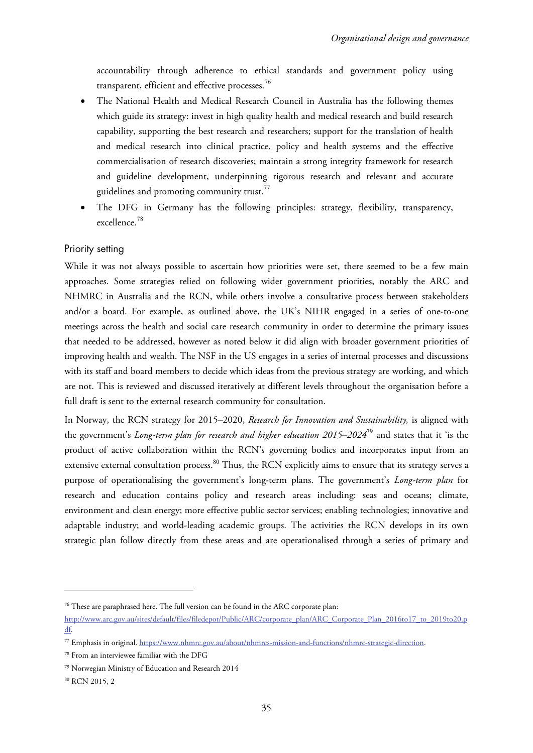accountability through adherence to ethical standards and government policy using transparent, efficient and effective processes.[76]

- The National Health and Medical Research Council in Australia has the following themes which guide its strategy: invest in high quality health and medical research and build research capability, supporting the best research and researchers; support for the translation of health and medical research into clinical practice, policy and health systems and the effective commercialisation of research discoveries; maintain a strong integrity framework for research and guideline development, underpinning rigorous research and relevant and accurate guidelines and promoting community trust.[77]
- The DFG in Germany has the following principles: strategy, flexibility, transparency, excellence.[78]

### Priority setting

While it was not always possible to ascertain how priorities were set, there seemed to be a few main approaches. Some strategies relied on following wider government priorities, notably the ARC and NHMRC in Australia and the RCN, while others involve a consultative process between stakeholders and/or a board. For example, as outlined above, the UK's NIHR engaged in a series of one-to-one meetings across the health and social care research community in order to determine the primary issues that needed to be addressed, however as noted below it did align with broader government priorities of improving health and wealth. The NSF in the US engages in a series of internal processes and discussions with its staff and board members to decide which ideas from the previous strategy are working, and which are not. This is reviewed and discussed iteratively at different levels throughout the organisation before a full draft is sent to the external research community for consultation.

In Norway, the RCN strategy for 2015–2020, *Research for Innovation and Sustainability,* is aligned with the government's *Long-term plan for research and higher education 2015–2024*[79] and states that it 'is the product of active collaboration within the RCN's governing bodies and incorporates input from an extensive external consultation process.[80] Thus, the RCN explicitly aims to ensure that its strategy serves a purpose of operationalising the government's long-term plans. The government's *Long-term plan* for research and education contains policy and research areas including: seas and oceans; climate, environment and clean energy; more effective public sector services; enabling technologies; innovative and adaptable industry; and world-leading academic groups. The activities the RCN develops in its own strategic plan follow directly from these areas and are operationalised through a series of primary and

---

[76] These are paraphrased here. The full version can be found in the ARC corporate plan: http://www.arc.gov.au/sites/default/files/filedepot/Public/ARC/corporate_plan/ARC_Corporate_Plan_2016to17_to_2019to20.pdf.

[77] Emphasis in original. https://www.nhmrc.gov.au/about/nhmrcs-mission-and-functions/nhmrc-strategic-direction.

[78] From an interviewee familiar with the DFG

[79] Norwegian Ministry of Education and Research 2014

[80] RCN 2015, 2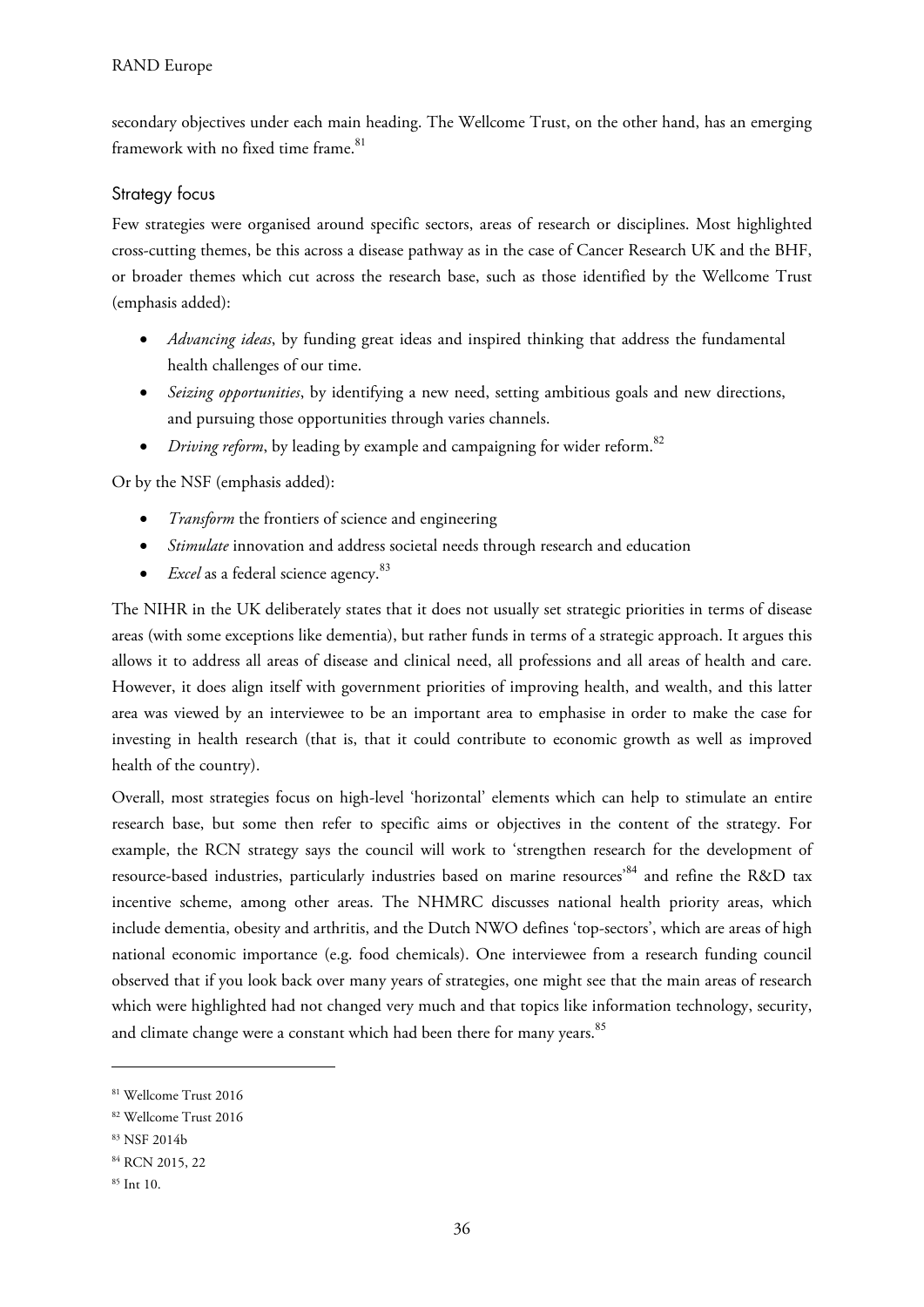secondary objectives under each main heading. The Wellcome Trust, on the other hand, has an emerging framework with no fixed time frame.[81]

### Strategy focus

Few strategies were organised around specific sectors, areas of research or disciplines. Most highlighted cross-cutting themes, be this across a disease pathway as in the case of Cancer Research UK and the BHF, or broader themes which cut across the research base, such as those identified by the Wellcome Trust (emphasis added):

- *Advancing ideas*, by funding great ideas and inspired thinking that address the fundamental health challenges of our time.
- *Seizing opportunities*, by identifying a new need, setting ambitious goals and new directions, and pursuing those opportunities through varies channels.
- *Driving reform*, by leading by example and campaigning for wider reform.[82]

Or by the NSF (emphasis added):

- *Transform* the frontiers of science and engineering
- *Stimulate* innovation and address societal needs through research and education
- *Excel* as a federal science agency.[83]

The NIHR in the UK deliberately states that it does not usually set strategic priorities in terms of disease areas (with some exceptions like dementia), but rather funds in terms of a strategic approach. It argues this allows it to address all areas of disease and clinical need, all professions and all areas of health and care. However, it does align itself with government priorities of improving health, and wealth, and this latter area was viewed by an interviewee to be an important area to emphasise in order to make the case for investing in health research (that is, that it could contribute to economic growth as well as improved health of the country).

Overall, most strategies focus on high-level 'horizontal' elements which can help to stimulate an entire research base, but some then refer to specific aims or objectives in the content of the strategy. For example, the RCN strategy says the council will work to 'strengthen research for the development of resource-based industries, particularly industries based on marine resources'[84] and refine the R&D tax incentive scheme, among other areas. The NHMRC discusses national health priority areas, which include dementia, obesity and arthritis, and the Dutch NWO defines 'top-sectors', which are areas of high national economic importance (e.g. food chemicals). One interviewee from a research funding council observed that if you look back over many years of strategies, one might see that the main areas of research which were highlighted had not changed very much and that topics like information technology, security, and climate change were a constant which had been there for many years.[85]

---

[81] Wellcome Trust 2016

[82] Wellcome Trust 2016

[83] NSF 2014b

[84] RCN 2015, 22

[85] Int 10.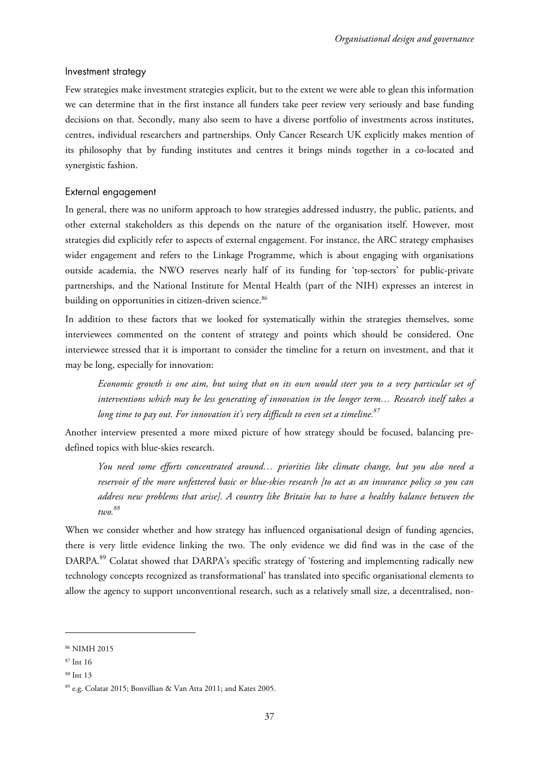### Investment strategy

Few strategies make investment strategies explicit, but to the extent we were able to glean this information we can determine that in the first instance all funders take peer review very seriously and base funding decisions on that. Secondly, many also seem to have a diverse portfolio of investments across institutes, centres, individual researchers and partnerships. Only Cancer Research UK explicitly makes mention of its philosophy that by funding institutes and centres it brings minds together in a co-located and synergistic fashion.

### External engagement

In general, there was no uniform approach to how strategies addressed industry, the public, patients, and other external stakeholders as this depends on the nature of the organisation itself. However, most strategies did explicitly refer to aspects of external engagement. For instance, the ARC strategy emphasises wider engagement and refers to the Linkage Programme, which is about engaging with organisations outside academia, the NWO reserves nearly half of its funding for 'top-sectors' for public-private partnerships, and the National Institute for Mental Health (part of the NIH) expresses an interest in building on opportunities in citizen-driven science.[86]

In addition to these factors that we looked for systematically within the strategies themselves, some interviewees commented on the content of strategy and points which should be considered. One interviewee stressed that it is important to consider the timeline for a return on investment, and that it may be long, especially for innovation:

> *Economic growth is one aim, but using that on its own would steer you to a very particular set of interventions which may be less generating of innovation in the longer term… Research itself takes a long time to pay out. For innovation it's very difficult to even set a timeline.*[87]

Another interview presented a more mixed picture of how strategy should be focused, balancing pre-defined topics with blue-skies research.

> *You need some efforts concentrated around… priorities like climate change, but you also need a reservoir of the more unfettered basic or blue-skies research [to act as an insurance policy so you can address new problems that arise]. A country like Britain has to have a healthy balance between the two.*[88]

When we consider whether and how strategy has influenced organisational design of funding agencies, there is very little evidence linking the two. The only evidence we did find was in the case of the DARPA.[89] Colatat showed that DARPA's specific strategy of 'fostering and implementing radically new technology concepts recognized as transformational' has translated into specific organisational elements to allow the agency to support unconventional research, such as a relatively small size, a decentralised, non-

---

[86] NIMH 2015

[87] Int 16

[88] Int 13

[89] e.g. Colatat 2015; Bonvillian & Van Atta 2011; and Kates 2005.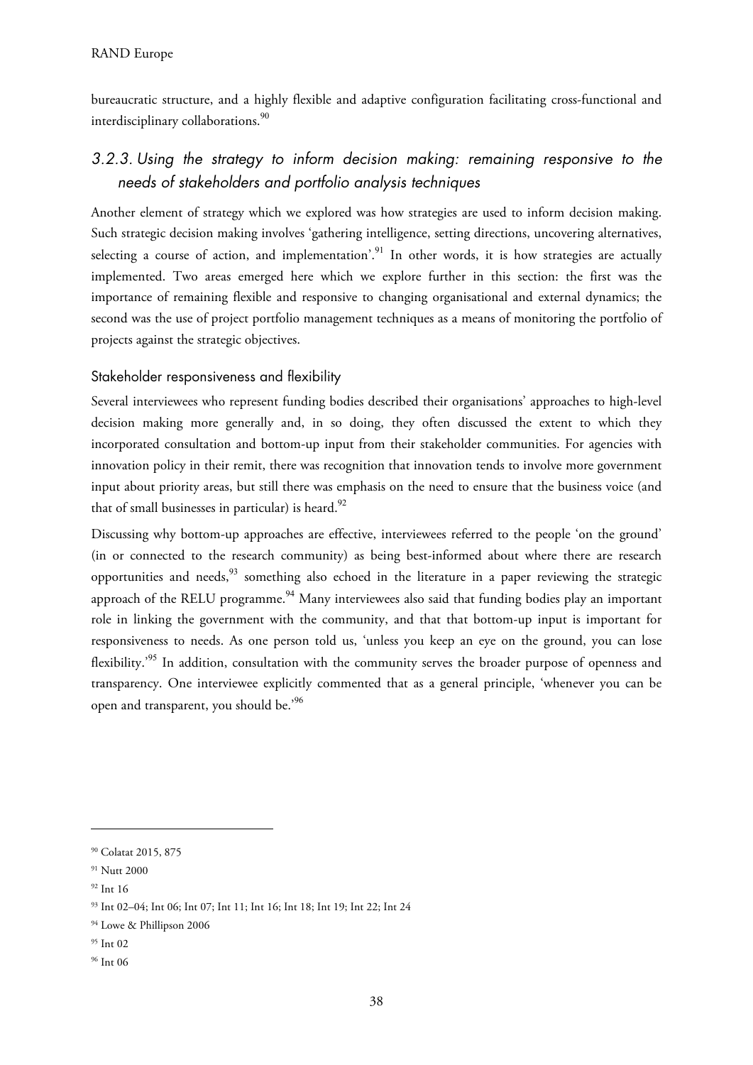bureaucratic structure, and a highly flexible and adaptive configuration facilitating cross-functional and interdisciplinary collaborations.[90]

### *3.2.3. Using the strategy to inform decision making: remaining responsive to the needs of stakeholders and portfolio analysis techniques*

Another element of strategy which we explored was how strategies are used to inform decision making. Such strategic decision making involves 'gathering intelligence, setting directions, uncovering alternatives, selecting a course of action, and implementation'.[91] In other words, it is how strategies are actually implemented. Two areas emerged here which we explore further in this section: the first was the importance of remaining flexible and responsive to changing organisational and external dynamics; the second was the use of project portfolio management techniques as a means of monitoring the portfolio of projects against the strategic objectives.

#### Stakeholder responsiveness and flexibility

Several interviewees who represent funding bodies described their organisations' approaches to high-level decision making more generally and, in so doing, they often discussed the extent to which they incorporated consultation and bottom-up input from their stakeholder communities. For agencies with innovation policy in their remit, there was recognition that innovation tends to involve more government input about priority areas, but still there was emphasis on the need to ensure that the business voice (and that of small businesses in particular) is heard.[92]

Discussing why bottom-up approaches are effective, interviewees referred to the people 'on the ground' (in or connected to the research community) as being best-informed about where there are research opportunities and needs,[93] something also echoed in the literature in a paper reviewing the strategic approach of the RELU programme.[94] Many interviewees also said that funding bodies play an important role in linking the government with the community, and that that bottom-up input is important for responsiveness to needs. As one person told us, 'unless you keep an eye on the ground, you can lose flexibility.'[95] In addition, consultation with the community serves the broader purpose of openness and transparency. One interviewee explicitly commented that as a general principle, 'whenever you can be open and transparent, you should be.'[96]

---

[90] Colatat 2015, 875

[91] Nutt 2000

[92] Int 16

[93] Int 02–04; Int 06; Int 07; Int 11; Int 16; Int 18; Int 19; Int 22; Int 24

[94] Lowe & Phillipson 2006

[95] Int 02

[96] Int 06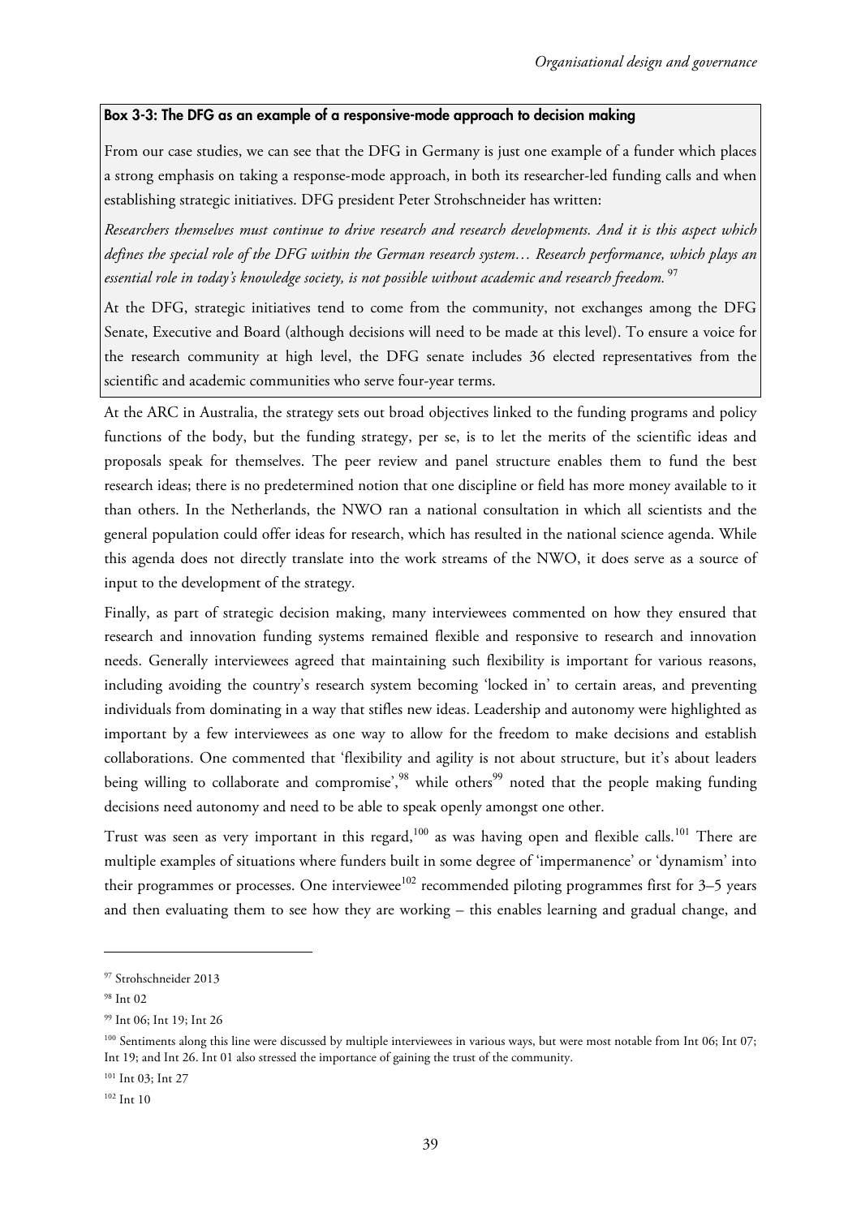**Box 3-3: The DFG as an example of a responsive-mode approach to decision making**

From our case studies, we can see that the DFG in Germany is just one example of a funder which places a strong emphasis on taking a response-mode approach, in both its researcher-led funding calls and when establishing strategic initiatives. DFG president Peter Strohschneider has written:

*Researchers themselves must continue to drive research and research developments. And it is this aspect which defines the special role of the DFG within the German research system… Research performance, which plays an essential role in today's knowledge society, is not possible without academic and research freedom.*[97]

At the DFG, strategic initiatives tend to come from the community, not exchanges among the DFG Senate, Executive and Board (although decisions will need to be made at this level). To ensure a voice for the research community at high level, the DFG senate includes 36 elected representatives from the scientific and academic communities who serve four-year terms.

At the ARC in Australia, the strategy sets out broad objectives linked to the funding programs and policy functions of the body, but the funding strategy, per se, is to let the merits of the scientific ideas and proposals speak for themselves. The peer review and panel structure enables them to fund the best research ideas; there is no predetermined notion that one discipline or field has more money available to it than others. In the Netherlands, the NWO ran a national consultation in which all scientists and the general population could offer ideas for research, which has resulted in the national science agenda. While this agenda does not directly translate into the work streams of the NWO, it does serve as a source of input to the development of the strategy.

Finally, as part of strategic decision making, many interviewees commented on how they ensured that research and innovation funding systems remained flexible and responsive to research and innovation needs. Generally interviewees agreed that maintaining such flexibility is important for various reasons, including avoiding the country's research system becoming 'locked in' to certain areas, and preventing individuals from dominating in a way that stifles new ideas. Leadership and autonomy were highlighted as important by a few interviewees as one way to allow for the freedom to make decisions and establish collaborations. One commented that 'flexibility and agility is not about structure, but it's about leaders being willing to collaborate and compromise',[98] while others[99] noted that the people making funding decisions need autonomy and need to be able to speak openly amongst one other.

Trust was seen as very important in this regard,[100] as was having open and flexible calls.[101] There are multiple examples of situations where funders built in some degree of 'impermanence' or 'dynamism' into their programmes or processes. One interviewee[102] recommended piloting programmes first for 3–5 years and then evaluating them to see how they are working – this enables learning and gradual change, and

---

[97] Strohschneider 2013

[98] Int 02

[99] Int 06; Int 19; Int 26

[100] Sentiments along this line were discussed by multiple interviewees in various ways, but were most notable from Int 06; Int 07; Int 19; and Int 26. Int 01 also stressed the importance of gaining the trust of the community.

[101] Int 03; Int 27

[102] Int 10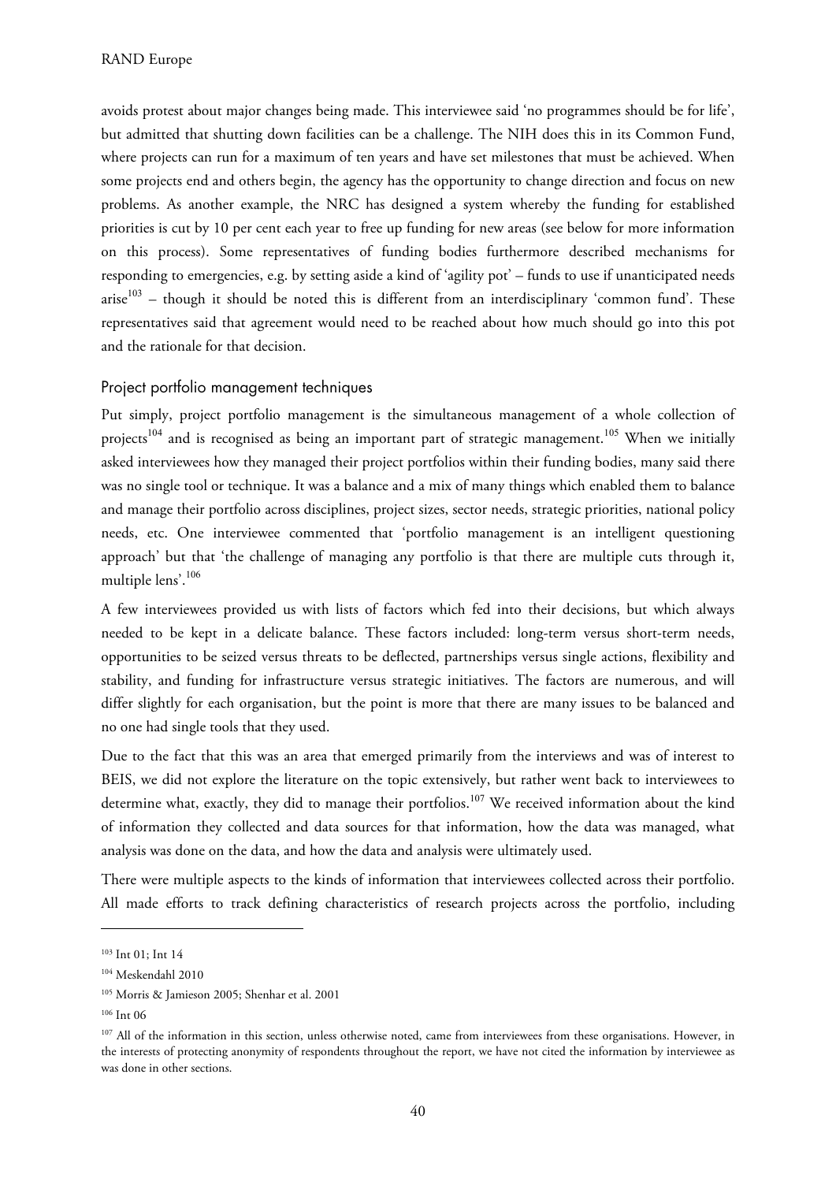avoids protest about major changes being made. This interviewee said 'no programmes should be for life', but admitted that shutting down facilities can be a challenge. The NIH does this in its Common Fund, where projects can run for a maximum of ten years and have set milestones that must be achieved. When some projects end and others begin, the agency has the opportunity to change direction and focus on new problems. As another example, the NRC has designed a system whereby the funding for established priorities is cut by 10 per cent each year to free up funding for new areas (see below for more information on this process). Some representatives of funding bodies furthermore described mechanisms for responding to emergencies, e.g. by setting aside a kind of 'agility pot' – funds to use if unanticipated needs arise[103] – though it should be noted this is different from an interdisciplinary 'common fund'. These representatives said that agreement would need to be reached about how much should go into this pot and the rationale for that decision.

### Project portfolio management techniques

Put simply, project portfolio management is the simultaneous management of a whole collection of projects[104] and is recognised as being an important part of strategic management.[105] When we initially asked interviewees how they managed their project portfolios within their funding bodies, many said there was no single tool or technique. It was a balance and a mix of many things which enabled them to balance and manage their portfolio across disciplines, project sizes, sector needs, strategic priorities, national policy needs, etc. One interviewee commented that 'portfolio management is an intelligent questioning approach' but that 'the challenge of managing any portfolio is that there are multiple cuts through it, multiple lens'.[106]

A few interviewees provided us with lists of factors which fed into their decisions, but which always needed to be kept in a delicate balance. These factors included: long-term versus short-term needs, opportunities to be seized versus threats to be deflected, partnerships versus single actions, flexibility and stability, and funding for infrastructure versus strategic initiatives. The factors are numerous, and will differ slightly for each organisation, but the point is more that there are many issues to be balanced and no one had single tools that they used.

Due to the fact that this was an area that emerged primarily from the interviews and was of interest to BEIS, we did not explore the literature on the topic extensively, but rather went back to interviewees to determine what, exactly, they did to manage their portfolios.[107] We received information about the kind of information they collected and data sources for that information, how the data was managed, what analysis was done on the data, and how the data and analysis were ultimately used.

There were multiple aspects to the kinds of information that interviewees collected across their portfolio. All made efforts to track defining characteristics of research projects across the portfolio, including

---

[103] Int 01; Int 14

[104] Meskendahl 2010

[105] Morris & Jamieson 2005; Shenhar et al. 2001

[106] Int 06

[107] All of the information in this section, unless otherwise noted, came from interviewees from these organisations. However, in the interests of protecting anonymity of respondents throughout the report, we have not cited the information by interviewee as was done in other sections.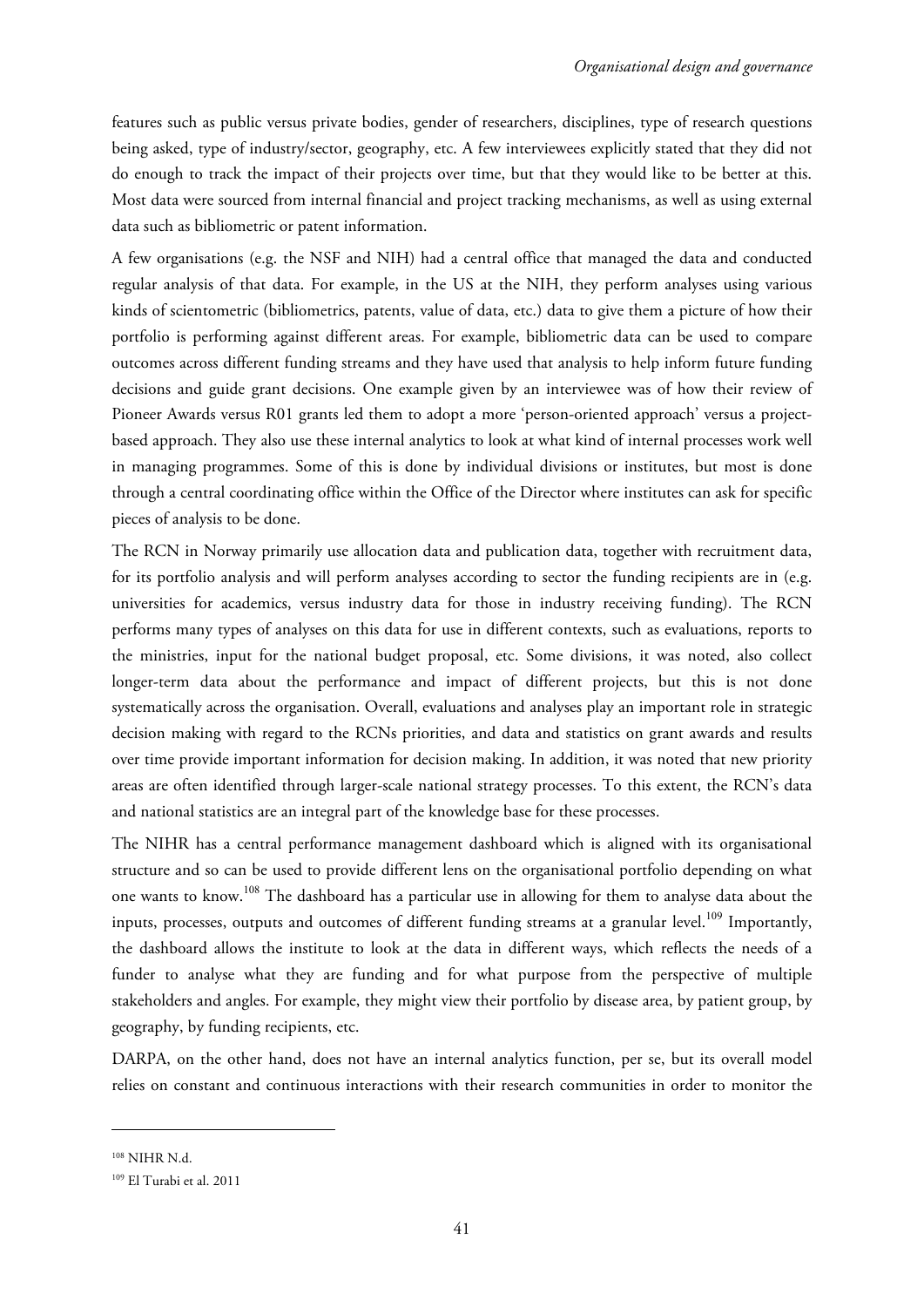features such as public versus private bodies, gender of researchers, disciplines, type of research questions being asked, type of industry/sector, geography, etc. A few interviewees explicitly stated that they did not do enough to track the impact of their projects over time, but that they would like to be better at this. Most data were sourced from internal financial and project tracking mechanisms, as well as using external data such as bibliometric or patent information.

A few organisations (e.g. the NSF and NIH) had a central office that managed the data and conducted regular analysis of that data. For example, in the US at the NIH, they perform analyses using various kinds of scientometric (bibliometrics, patents, value of data, etc.) data to give them a picture of how their portfolio is performing against different areas. For example, bibliometric data can be used to compare outcomes across different funding streams and they have used that analysis to help inform future funding decisions and guide grant decisions. One example given by an interviewee was of how their review of Pioneer Awards versus R01 grants led them to adopt a more 'person-oriented approach' versus a project-based approach. They also use these internal analytics to look at what kind of internal processes work well in managing programmes. Some of this is done by individual divisions or institutes, but most is done through a central coordinating office within the Office of the Director where institutes can ask for specific pieces of analysis to be done.

The RCN in Norway primarily use allocation data and publication data, together with recruitment data, for its portfolio analysis and will perform analyses according to sector the funding recipients are in (e.g. universities for academics, versus industry data for those in industry receiving funding). The RCN performs many types of analyses on this data for use in different contexts, such as evaluations, reports to the ministries, input for the national budget proposal, etc. Some divisions, it was noted, also collect longer-term data about the performance and impact of different projects, but this is not done systematically across the organisation. Overall, evaluations and analyses play an important role in strategic decision making with regard to the RCNs priorities, and data and statistics on grant awards and results over time provide important information for decision making. In addition, it was noted that new priority areas are often identified through larger-scale national strategy processes. To this extent, the RCN's data and national statistics are an integral part of the knowledge base for these processes.

The NIHR has a central performance management dashboard which is aligned with its organisational structure and so can be used to provide different lens on the organisational portfolio depending on what one wants to know.[108] The dashboard has a particular use in allowing for them to analyse data about the inputs, processes, outputs and outcomes of different funding streams at a granular level.[109] Importantly, the dashboard allows the institute to look at the data in different ways, which reflects the needs of a funder to analyse what they are funding and for what purpose from the perspective of multiple stakeholders and angles. For example, they might view their portfolio by disease area, by patient group, by geography, by funding recipients, etc.

DARPA, on the other hand, does not have an internal analytics function, per se, but its overall model relies on constant and continuous interactions with their research communities in order to monitor the

---

[108] NIHR N.d.

[109] El Turabi et al. 2011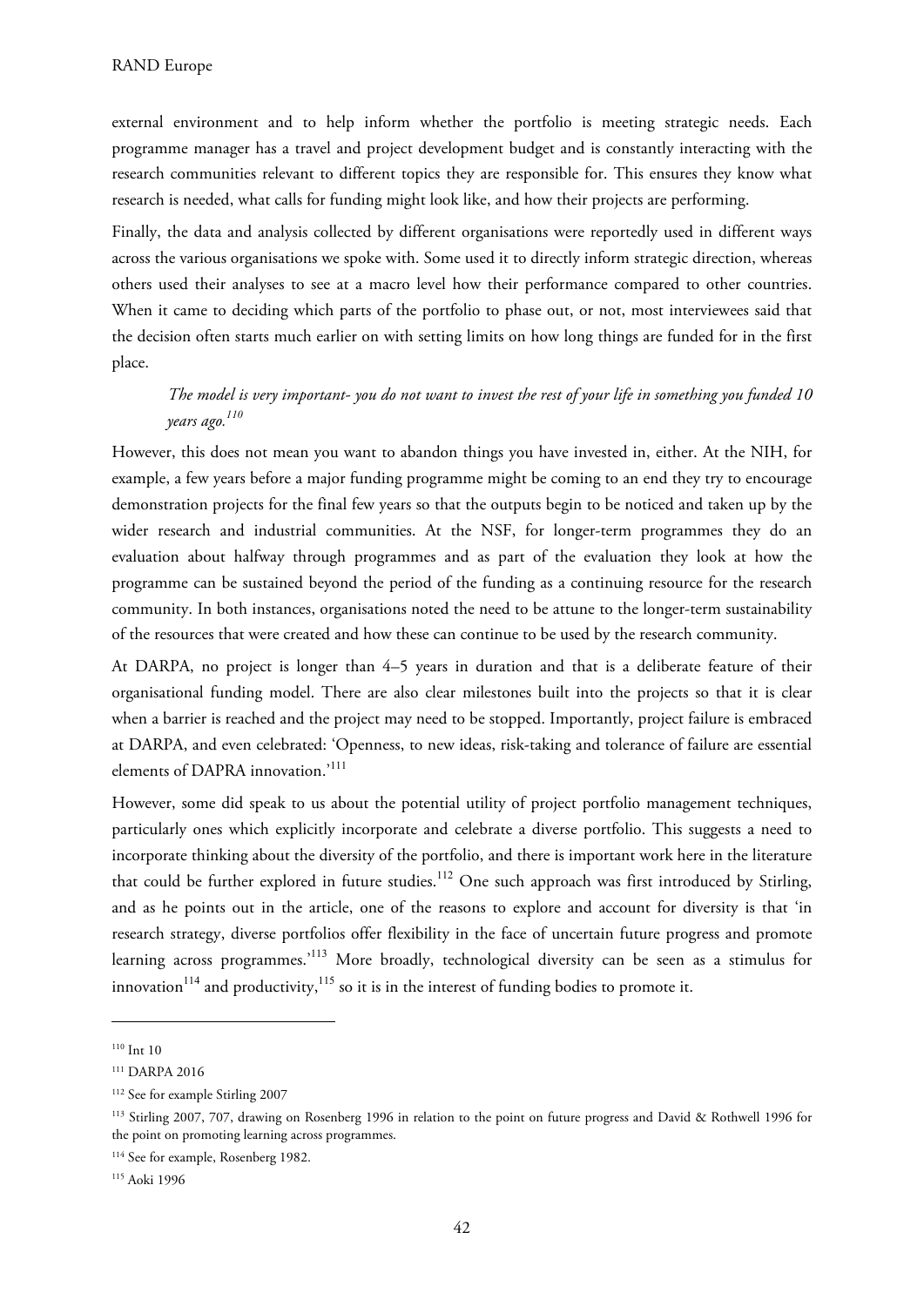external environment and to help inform whether the portfolio is meeting strategic needs. Each programme manager has a travel and project development budget and is constantly interacting with the research communities relevant to different topics they are responsible for. This ensures they know what research is needed, what calls for funding might look like, and how their projects are performing.

Finally, the data and analysis collected by different organisations were reportedly used in different ways across the various organisations we spoke with. Some used it to directly inform strategic direction, whereas others used their analyses to see at a macro level how their performance compared to other countries. When it came to deciding which parts of the portfolio to phase out, or not, most interviewees said that the decision often starts much earlier on with setting limits on how long things are funded for in the first place.

> *The model is very important- you do not want to invest the rest of your life in something you funded 10 years ago.*[110]

However, this does not mean you want to abandon things you have invested in, either. At the NIH, for example, a few years before a major funding programme might be coming to an end they try to encourage demonstration projects for the final few years so that the outputs begin to be noticed and taken up by the wider research and industrial communities. At the NSF, for longer-term programmes they do an evaluation about halfway through programmes and as part of the evaluation they look at how the programme can be sustained beyond the period of the funding as a continuing resource for the research community. In both instances, organisations noted the need to be attune to the longer-term sustainability of the resources that were created and how these can continue to be used by the research community.

At DARPA, no project is longer than 4–5 years in duration and that is a deliberate feature of their organisational funding model. There are also clear milestones built into the projects so that it is clear when a barrier is reached and the project may need to be stopped. Importantly, project failure is embraced at DARPA, and even celebrated: 'Openness, to new ideas, risk-taking and tolerance of failure are essential elements of DAPRA innovation.'[111]

However, some did speak to us about the potential utility of project portfolio management techniques, particularly ones which explicitly incorporate and celebrate a diverse portfolio. This suggests a need to incorporate thinking about the diversity of the portfolio, and there is important work here in the literature that could be further explored in future studies.[112] One such approach was first introduced by Stirling, and as he points out in the article, one of the reasons to explore and account for diversity is that 'in research strategy, diverse portfolios offer flexibility in the face of uncertain future progress and promote learning across programmes.'[113] More broadly, technological diversity can be seen as a stimulus for innovation[114] and productivity,[115] so it is in the interest of funding bodies to promote it.

---

[110] Int 10

[111] DARPA 2016

[112] See for example Stirling 2007

[113] Stirling 2007, 707, drawing on Rosenberg 1996 in relation to the point on future progress and David & Rothwell 1996 for the point on promoting learning across programmes.

[114] See for example, Rosenberg 1982.

[115] Aoki 1996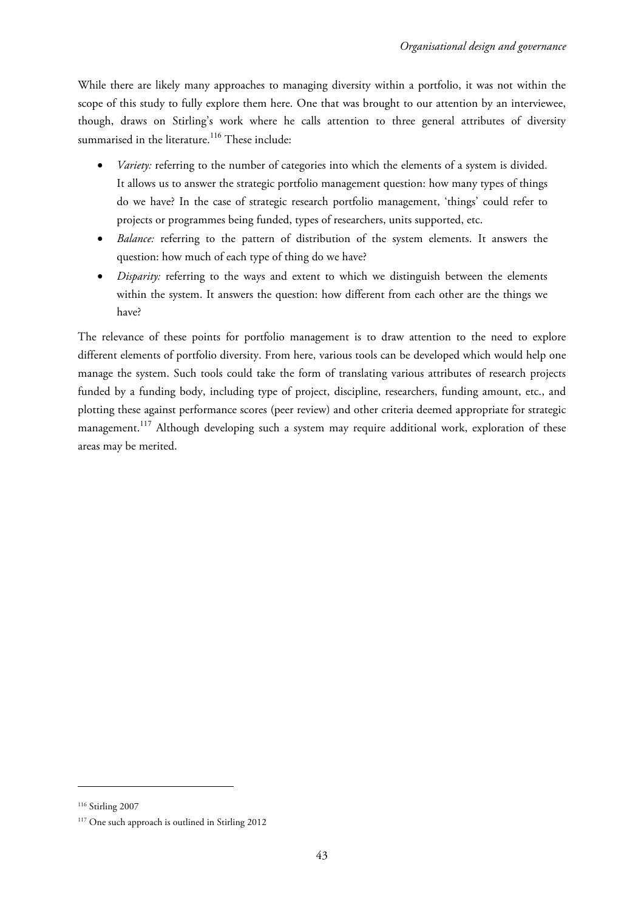While there are likely many approaches to managing diversity within a portfolio, it was not within the scope of this study to fully explore them here. One that was brought to our attention by an interviewee, though, draws on Stirling's work where he calls attention to three general attributes of diversity summarised in the literature.[116] These include:

- *Variety:* referring to the number of categories into which the elements of a system is divided. It allows us to answer the strategic portfolio management question: how many types of things do we have? In the case of strategic research portfolio management, 'things' could refer to projects or programmes being funded, types of researchers, units supported, etc.
- *Balance:* referring to the pattern of distribution of the system elements. It answers the question: how much of each type of thing do we have?
- *Disparity:* referring to the ways and extent to which we distinguish between the elements within the system. It answers the question: how different from each other are the things we have?

The relevance of these points for portfolio management is to draw attention to the need to explore different elements of portfolio diversity. From here, various tools can be developed which would help one manage the system. Such tools could take the form of translating various attributes of research projects funded by a funding body, including type of project, discipline, researchers, funding amount, etc., and plotting these against performance scores (peer review) and other criteria deemed appropriate for strategic management.[117] Although developing such a system may require additional work, exploration of these areas may be merited.

[116] Stirling 2007

[117] One such approach is outlined in Stirling 2012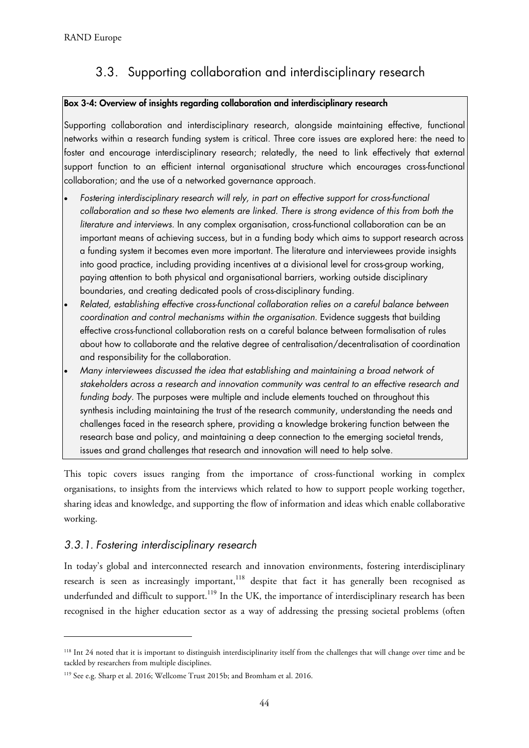## 3.3. Supporting collaboration and interdisciplinary research

**Box 3-4: Overview of insights regarding collaboration and interdisciplinary research**

Supporting collaboration and interdisciplinary research, alongside maintaining effective, functional networks within a research funding system is critical. Three core issues are explored here: the need to foster and encourage interdisciplinary research; relatedly, the need to link effectively that external support function to an efficient internal organisational structure which encourages cross-functional collaboration; and the use of a networked governance approach.

- *Fostering interdisciplinary research will rely, in part on effective support for cross-functional collaboration and so these two elements are linked. There is strong evidence of this from both the literature and interviews.* In any complex organisation, cross-functional collaboration can be an important means of achieving success, but in a funding body which aims to support research across a funding system it becomes even more important. The literature and interviewees provide insights into good practice, including providing incentives at a divisional level for cross-group working, paying attention to both physical and organisational barriers, working outside disciplinary boundaries, and creating dedicated pools of cross-disciplinary funding.
- *Related, establishing effective cross-functional collaboration relies on a careful balance between coordination and control mechanisms within the organisation.* Evidence suggests that building effective cross-functional collaboration rests on a careful balance between formalisation of rules about how to collaborate and the relative degree of centralisation/decentralisation of coordination and responsibility for the collaboration.
- *Many interviewees discussed the idea that establishing and maintaining a broad network of stakeholders across a research and innovation community was central to an effective research and funding body.* The purposes were multiple and include elements touched on throughout this synthesis including maintaining the trust of the research community, understanding the needs and challenges faced in the research sphere, providing a knowledge brokering function between the research base and policy, and maintaining a deep connection to the emerging societal trends, issues and grand challenges that research and innovation will need to help solve.

This topic covers issues ranging from the importance of cross-functional working in complex organisations, to insights from the interviews which related to how to support people working together, sharing ideas and knowledge, and supporting the flow of information and ideas which enable collaborative working.

### *3.3.1. Fostering interdisciplinary research*

In today's global and interconnected research and innovation environments, fostering interdisciplinary research is seen as increasingly important,[118] despite that fact it has generally been recognised as underfunded and difficult to support.[119] In the UK, the importance of interdisciplinary research has been recognised in the higher education sector as a way of addressing the pressing societal problems (often

---

[118] Int 24 noted that it is important to distinguish interdisciplinarity itself from the challenges that will change over time and be tackled by researchers from multiple disciplines.

[119] See e.g. Sharp et al. 2016; Wellcome Trust 2015b; and Bromham et al. 2016.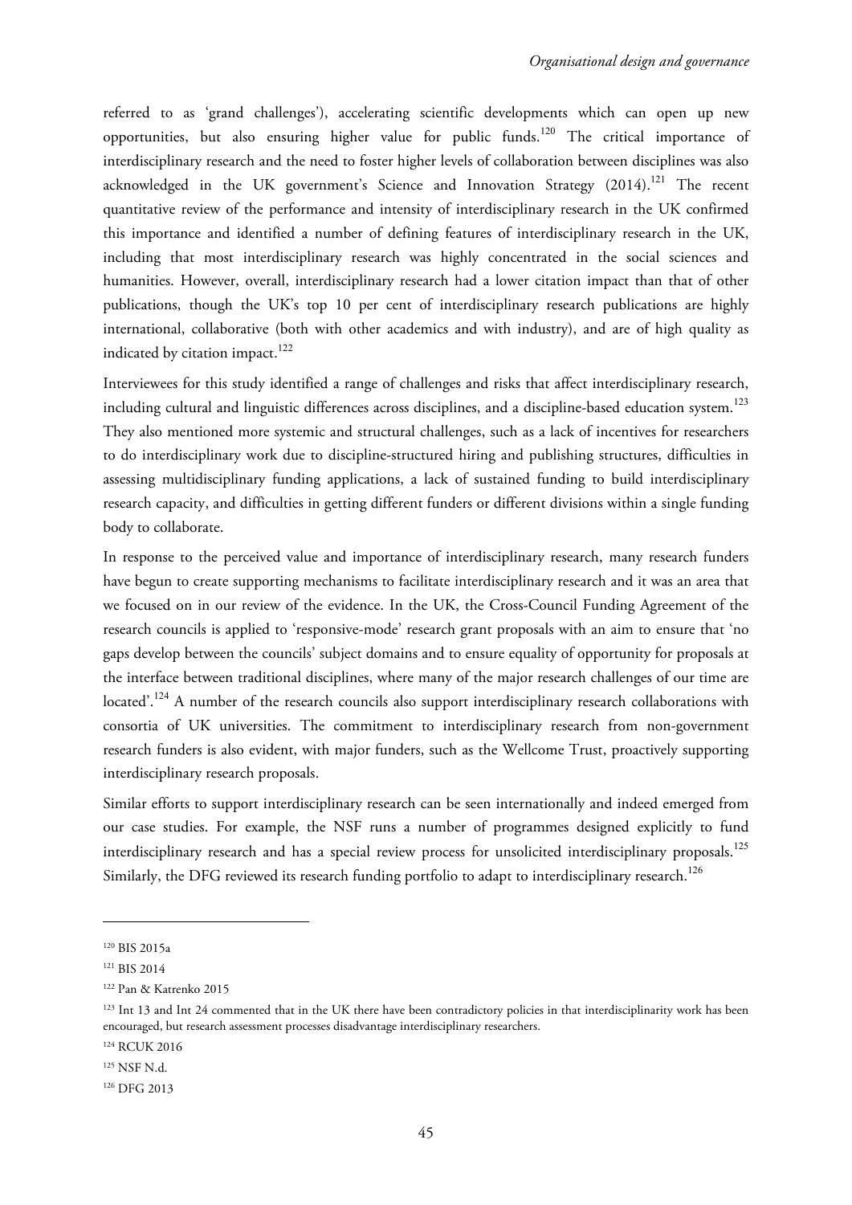referred to as 'grand challenges'), accelerating scientific developments which can open up new opportunities, but also ensuring higher value for public funds.[120] The critical importance of interdisciplinary research and the need to foster higher levels of collaboration between disciplines was also acknowledged in the UK government's Science and Innovation Strategy (2014).[121] The recent quantitative review of the performance and intensity of interdisciplinary research in the UK confirmed this importance and identified a number of defining features of interdisciplinary research in the UK, including that most interdisciplinary research was highly concentrated in the social sciences and humanities. However, overall, interdisciplinary research had a lower citation impact than that of other publications, though the UK's top 10 per cent of interdisciplinary research publications are highly international, collaborative (both with other academics and with industry), and are of high quality as indicated by citation impact.[122]

Interviewees for this study identified a range of challenges and risks that affect interdisciplinary research, including cultural and linguistic differences across disciplines, and a discipline-based education system.[123] They also mentioned more systemic and structural challenges, such as a lack of incentives for researchers to do interdisciplinary work due to discipline-structured hiring and publishing structures, difficulties in assessing multidisciplinary funding applications, a lack of sustained funding to build interdisciplinary research capacity, and difficulties in getting different funders or different divisions within a single funding body to collaborate.

In response to the perceived value and importance of interdisciplinary research, many research funders have begun to create supporting mechanisms to facilitate interdisciplinary research and it was an area that we focused on in our review of the evidence. In the UK, the Cross-Council Funding Agreement of the research councils is applied to 'responsive-mode' research grant proposals with an aim to ensure that 'no gaps develop between the councils' subject domains and to ensure equality of opportunity for proposals at the interface between traditional disciplines, where many of the major research challenges of our time are located'.[124] A number of the research councils also support interdisciplinary research collaborations with consortia of UK universities. The commitment to interdisciplinary research from non-government research funders is also evident, with major funders, such as the Wellcome Trust, proactively supporting interdisciplinary research proposals.

Similar efforts to support interdisciplinary research can be seen internationally and indeed emerged from our case studies. For example, the NSF runs a number of programmes designed explicitly to fund interdisciplinary research and has a special review process for unsolicited interdisciplinary proposals.[125] Similarly, the DFG reviewed its research funding portfolio to adapt to interdisciplinary research.[126]

---

[120] BIS 2015a

[121] BIS 2014

[122] Pan & Katrenko 2015

[123] Int 13 and Int 24 commented that in the UK there have been contradictory policies in that interdisciplinarity work has been encouraged, but research assessment processes disadvantage interdisciplinary researchers.

[124] RCUK 2016

[125] NSF N.d.

[126] DFG 2013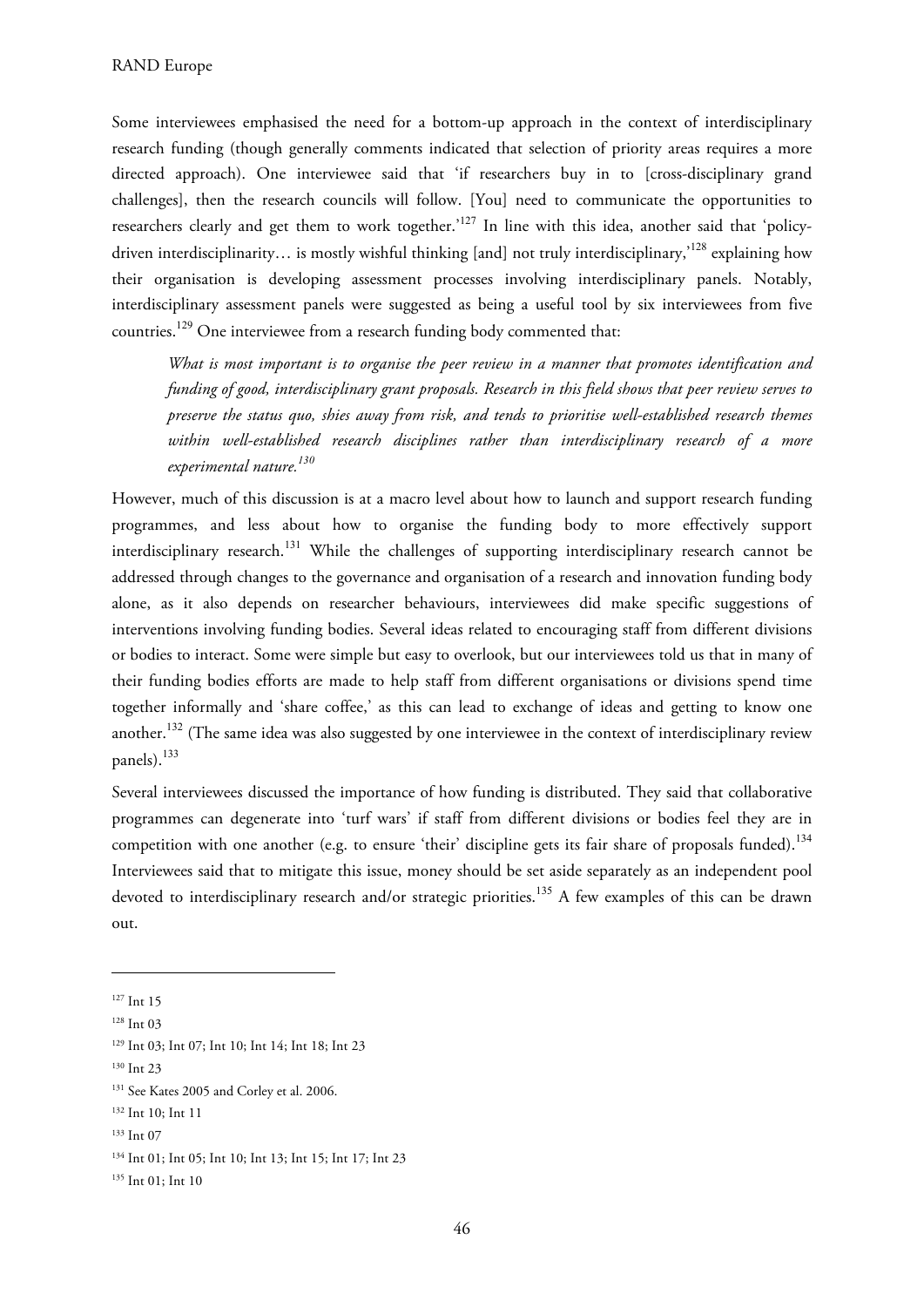Some interviewees emphasised the need for a bottom-up approach in the context of interdisciplinary research funding (though generally comments indicated that selection of priority areas requires a more directed approach). One interviewee said that 'if researchers buy in to [cross-disciplinary grand challenges], then the research councils will follow. [You] need to communicate the opportunities to researchers clearly and get them to work together.'[127] In line with this idea, another said that 'policy-driven interdisciplinarity… is mostly wishful thinking [and] not truly interdisciplinary,'[128] explaining how their organisation is developing assessment processes involving interdisciplinary panels. Notably, interdisciplinary assessment panels were suggested as being a useful tool by six interviewees from five countries.[129] One interviewee from a research funding body commented that:

> *What is most important is to organise the peer review in a manner that promotes identification and funding of good, interdisciplinary grant proposals. Research in this field shows that peer review serves to preserve the status quo, shies away from risk, and tends to prioritise well-established research themes within well-established research disciplines rather than interdisciplinary research of a more experimental nature.*[130]

However, much of this discussion is at a macro level about how to launch and support research funding programmes, and less about how to organise the funding body to more effectively support interdisciplinary research.[131] While the challenges of supporting interdisciplinary research cannot be addressed through changes to the governance and organisation of a research and innovation funding body alone, as it also depends on researcher behaviours, interviewees did make specific suggestions of interventions involving funding bodies. Several ideas related to encouraging staff from different divisions or bodies to interact. Some were simple but easy to overlook, but our interviewees told us that in many of their funding bodies efforts are made to help staff from different organisations or divisions spend time together informally and 'share coffee,' as this can lead to exchange of ideas and getting to know one another.[132] (The same idea was also suggested by one interviewee in the context of interdisciplinary review panels).[133]

Several interviewees discussed the importance of how funding is distributed. They said that collaborative programmes can degenerate into 'turf wars' if staff from different divisions or bodies feel they are in competition with one another (e.g. to ensure 'their' discipline gets its fair share of proposals funded).[134] Interviewees said that to mitigate this issue, money should be set aside separately as an independent pool devoted to interdisciplinary research and/or strategic priorities.[135] A few examples of this can be drawn out.

---

[127] Int 15

[128] Int 03

[129] Int 03; Int 07; Int 10; Int 14; Int 18; Int 23

[130] Int 23

[131] See Kates 2005 and Corley et al. 2006.

[132] Int 10; Int 11

[133] Int 07

[134] Int 01; Int 05; Int 10; Int 13; Int 15; Int 17; Int 23

[135] Int 01; Int 10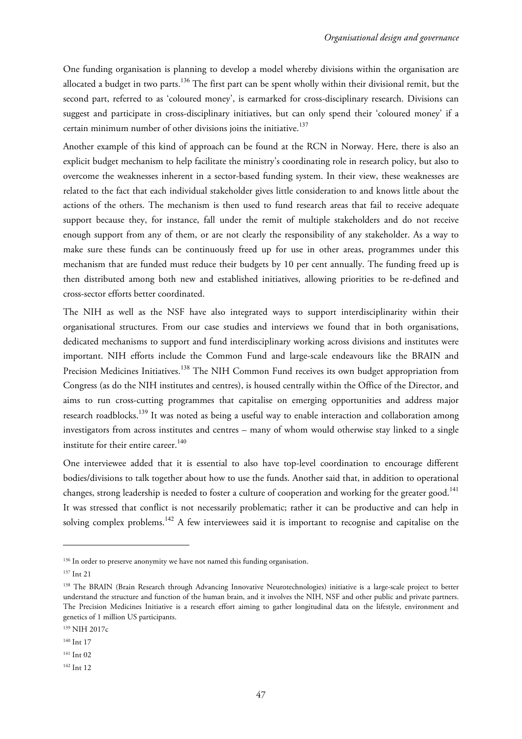One funding organisation is planning to develop a model whereby divisions within the organisation are allocated a budget in two parts.[136] The first part can be spent wholly within their divisional remit, but the second part, referred to as 'coloured money', is earmarked for cross-disciplinary research. Divisions can suggest and participate in cross-disciplinary initiatives, but can only spend their 'coloured money' if a certain minimum number of other divisions joins the initiative.[137]

Another example of this kind of approach can be found at the RCN in Norway. Here, there is also an explicit budget mechanism to help facilitate the ministry's coordinating role in research policy, but also to overcome the weaknesses inherent in a sector-based funding system. In their view, these weaknesses are related to the fact that each individual stakeholder gives little consideration to and knows little about the actions of the others. The mechanism is then used to fund research areas that fail to receive adequate support because they, for instance, fall under the remit of multiple stakeholders and do not receive enough support from any of them, or are not clearly the responsibility of any stakeholder. As a way to make sure these funds can be continuously freed up for use in other areas, programmes under this mechanism that are funded must reduce their budgets by 10 per cent annually. The funding freed up is then distributed among both new and established initiatives, allowing priorities to be re-defined and cross-sector efforts better coordinated.

The NIH as well as the NSF have also integrated ways to support interdisciplinarity within their organisational structures. From our case studies and interviews we found that in both organisations, dedicated mechanisms to support and fund interdisciplinary working across divisions and institutes were important. NIH efforts include the Common Fund and large-scale endeavours like the BRAIN and Precision Medicines Initiatives.[138] The NIH Common Fund receives its own budget appropriation from Congress (as do the NIH institutes and centres), is housed centrally within the Office of the Director, and aims to run cross-cutting programmes that capitalise on emerging opportunities and address major research roadblocks.[139] It was noted as being a useful way to enable interaction and collaboration among investigators from across institutes and centres – many of whom would otherwise stay linked to a single institute for their entire career.[140]

One interviewee added that it is essential to also have top-level coordination to encourage different bodies/divisions to talk together about how to use the funds. Another said that, in addition to operational changes, strong leadership is needed to foster a culture of cooperation and working for the greater good.[141] It was stressed that conflict is not necessarily problematic; rather it can be productive and can help in solving complex problems.[142] A few interviewees said it is important to recognise and capitalise on the

---

[136] In order to preserve anonymity we have not named this funding organisation.

[137] Int 21

[138] The BRAIN (Brain Research through Advancing Innovative Neurotechnologies) initiative is a large-scale project to better understand the structure and function of the human brain, and it involves the NIH, NSF and other public and private partners. The Precision Medicines Initiative is a research effort aiming to gather longitudinal data on the lifestyle, environment and genetics of 1 million US participants.

[139] NIH 2017c

[140] Int 17

[141] Int 02

[142] Int 12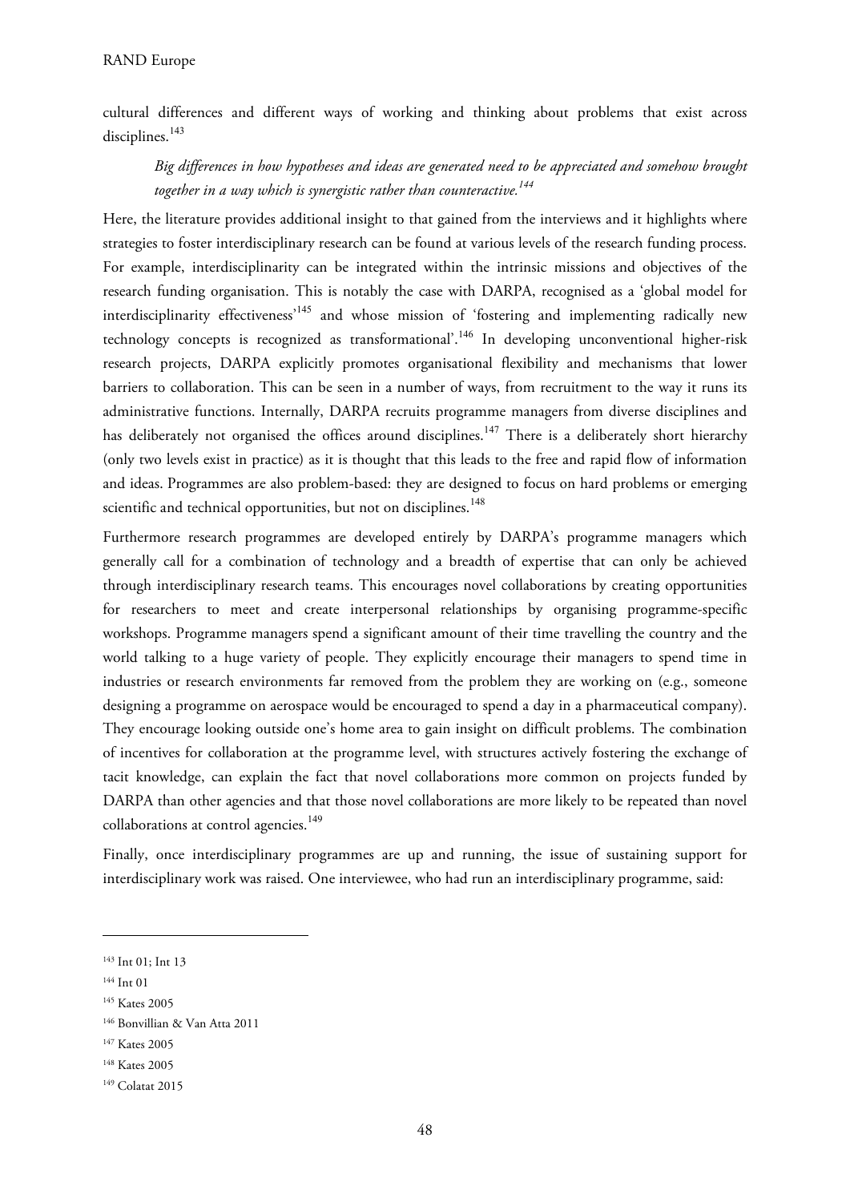cultural differences and different ways of working and thinking about problems that exist across disciplines.[143]

> *Big differences in how hypotheses and ideas are generated need to be appreciated and somehow brought together in a way which is synergistic rather than counteractive.[144]*

Here, the literature provides additional insight to that gained from the interviews and it highlights where strategies to foster interdisciplinary research can be found at various levels of the research funding process. For example, interdisciplinarity can be integrated within the intrinsic missions and objectives of the research funding organisation. This is notably the case with DARPA, recognised as a 'global model for interdisciplinarity effectiveness'[145] and whose mission of 'fostering and implementing radically new technology concepts is recognized as transformational'.[146] In developing unconventional higher-risk research projects, DARPA explicitly promotes organisational flexibility and mechanisms that lower barriers to collaboration. This can be seen in a number of ways, from recruitment to the way it runs its administrative functions. Internally, DARPA recruits programme managers from diverse disciplines and has deliberately not organised the offices around disciplines.[147] There is a deliberately short hierarchy (only two levels exist in practice) as it is thought that this leads to the free and rapid flow of information and ideas. Programmes are also problem-based: they are designed to focus on hard problems or emerging scientific and technical opportunities, but not on disciplines.[148]

Furthermore research programmes are developed entirely by DARPA's programme managers which generally call for a combination of technology and a breadth of expertise that can only be achieved through interdisciplinary research teams. This encourages novel collaborations by creating opportunities for researchers to meet and create interpersonal relationships by organising programme-specific workshops. Programme managers spend a significant amount of their time travelling the country and the world talking to a huge variety of people. They explicitly encourage their managers to spend time in industries or research environments far removed from the problem they are working on (e.g., someone designing a programme on aerospace would be encouraged to spend a day in a pharmaceutical company). They encourage looking outside one's home area to gain insight on difficult problems. The combination of incentives for collaboration at the programme level, with structures actively fostering the exchange of tacit knowledge, can explain the fact that novel collaborations more common on projects funded by DARPA than other agencies and that those novel collaborations are more likely to be repeated than novel collaborations at control agencies.[149]

Finally, once interdisciplinary programmes are up and running, the issue of sustaining support for interdisciplinary work was raised. One interviewee, who had run an interdisciplinary programme, said:

---

[143] Int 01; Int 13

[144] Int 01

[145] Kates 2005

[146] Bonvillian & Van Atta 2011

[147] Kates 2005

[148] Kates 2005

[149] Colatat 2015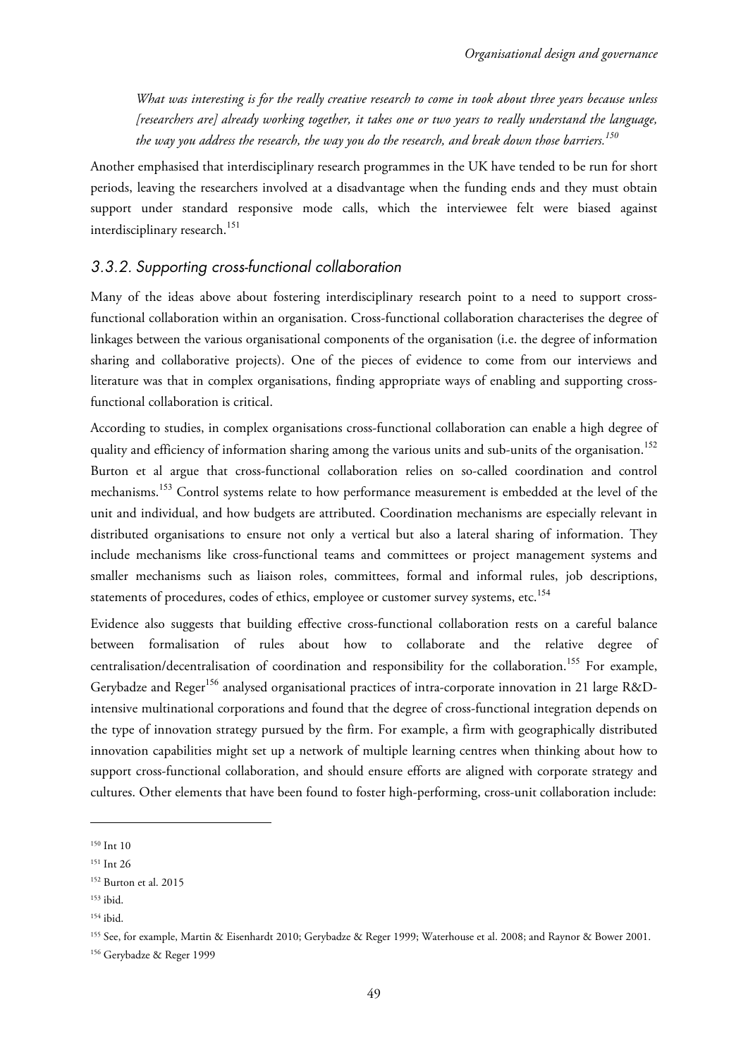*What was interesting is for the really creative research to come in took about three years because unless [researchers are] already working together, it takes one or two years to really understand the language, the way you address the research, the way you do the research, and break down those barriers.*[150]

Another emphasised that interdisciplinary research programmes in the UK have tended to be run for short periods, leaving the researchers involved at a disadvantage when the funding ends and they must obtain support under standard responsive mode calls, which the interviewee felt were biased against interdisciplinary research.[151]

### 3.3.2. Supporting cross-functional collaboration

Many of the ideas above about fostering interdisciplinary research point to a need to support cross-functional collaboration within an organisation. Cross-functional collaboration characterises the degree of linkages between the various organisational components of the organisation (i.e. the degree of information sharing and collaborative projects). One of the pieces of evidence to come from our interviews and literature was that in complex organisations, finding appropriate ways of enabling and supporting cross-functional collaboration is critical.

According to studies, in complex organisations cross-functional collaboration can enable a high degree of quality and efficiency of information sharing among the various units and sub-units of the organisation.[152] Burton et al argue that cross-functional collaboration relies on so-called coordination and control mechanisms.[153] Control systems relate to how performance measurement is embedded at the level of the unit and individual, and how budgets are attributed. Coordination mechanisms are especially relevant in distributed organisations to ensure not only a vertical but also a lateral sharing of information. They include mechanisms like cross-functional teams and committees or project management systems and smaller mechanisms such as liaison roles, committees, formal and informal rules, job descriptions, statements of procedures, codes of ethics, employee or customer survey systems, etc.[154]

Evidence also suggests that building effective cross-functional collaboration rests on a careful balance between formalisation of rules about how to collaborate and the relative degree of centralisation/decentralisation of coordination and responsibility for the collaboration.[155] For example, Gerybadze and Reger[156] analysed organisational practices of intra-corporate innovation in 21 large R&D-intensive multinational corporations and found that the degree of cross-functional integration depends on the type of innovation strategy pursued by the firm. For example, a firm with geographically distributed innovation capabilities might set up a network of multiple learning centres when thinking about how to support cross-functional collaboration, and should ensure efforts are aligned with corporate strategy and cultures. Other elements that have been found to foster high-performing, cross-unit collaboration include:

---

[150] Int 10

[151] Int 26

[152] Burton et al. 2015

[153] ibid.

[154] ibid.

[155] See, for example, Martin & Eisenhardt 2010; Gerybadze & Reger 1999; Waterhouse et al. 2008; and Raynor & Bower 2001.

[156] Gerybadze & Reger 1999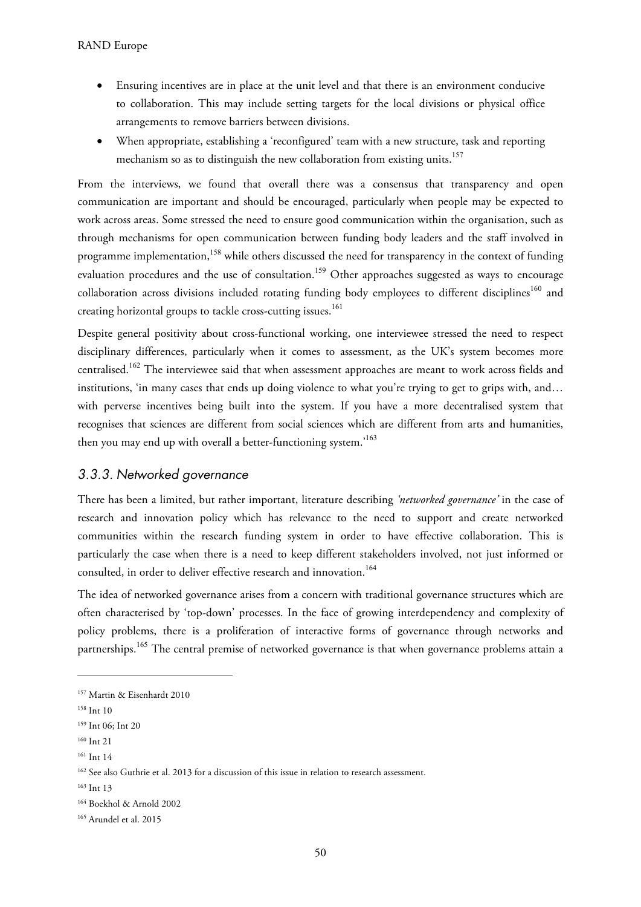- Ensuring incentives are in place at the unit level and that there is an environment conducive to collaboration. This may include setting targets for the local divisions or physical office arrangements to remove barriers between divisions.
- When appropriate, establishing a 'reconfigured' team with a new structure, task and reporting mechanism so as to distinguish the new collaboration from existing units.[157]

From the interviews, we found that overall there was a consensus that transparency and open communication are important and should be encouraged, particularly when people may be expected to work across areas. Some stressed the need to ensure good communication within the organisation, such as through mechanisms for open communication between funding body leaders and the staff involved in programme implementation,[158] while others discussed the need for transparency in the context of funding evaluation procedures and the use of consultation.[159] Other approaches suggested as ways to encourage collaboration across divisions included rotating funding body employees to different disciplines[160] and creating horizontal groups to tackle cross-cutting issues.[161]

Despite general positivity about cross-functional working, one interviewee stressed the need to respect disciplinary differences, particularly when it comes to assessment, as the UK's system becomes more centralised.[162] The interviewee said that when assessment approaches are meant to work across fields and institutions, 'in many cases that ends up doing violence to what you're trying to get to grips with, and… with perverse incentives being built into the system. If you have a more decentralised system that recognises that sciences are different from social sciences which are different from arts and humanities, then you may end up with overall a better-functioning system.'[163]

### *3.3.3. Networked governance*

There has been a limited, but rather important, literature describing *'networked governance'* in the case of research and innovation policy which has relevance to the need to support and create networked communities within the research funding system in order to have effective collaboration. This is particularly the case when there is a need to keep different stakeholders involved, not just informed or consulted, in order to deliver effective research and innovation.[164]

The idea of networked governance arises from a concern with traditional governance structures which are often characterised by 'top-down' processes. In the face of growing interdependency and complexity of policy problems, there is a proliferation of interactive forms of governance through networks and partnerships.[165] The central premise of networked governance is that when governance problems attain a

---

[157] Martin & Eisenhardt 2010

[158] Int 10

[159] Int 06; Int 20

[160] Int 21

[161] Int 14

[162] See also Guthrie et al. 2013 for a discussion of this issue in relation to research assessment.

[163] Int 13

[164] Boekhol & Arnold 2002

[165] Arundel et al. 2015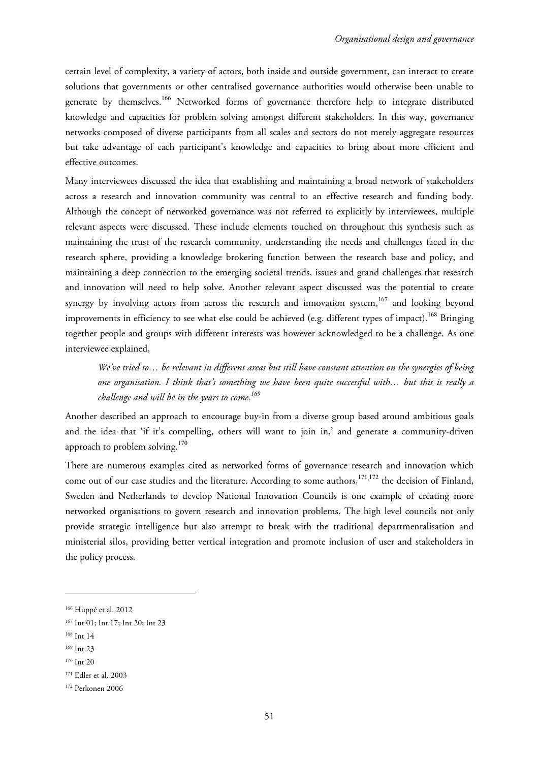certain level of complexity, a variety of actors, both inside and outside government, can interact to create solutions that governments or other centralised governance authorities would otherwise been unable to generate by themselves.[166] Networked forms of governance therefore help to integrate distributed knowledge and capacities for problem solving amongst different stakeholders. In this way, governance networks composed of diverse participants from all scales and sectors do not merely aggregate resources but take advantage of each participant's knowledge and capacities to bring about more efficient and effective outcomes.

Many interviewees discussed the idea that establishing and maintaining a broad network of stakeholders across a research and innovation community was central to an effective research and funding body. Although the concept of networked governance was not referred to explicitly by interviewees, multiple relevant aspects were discussed. These include elements touched on throughout this synthesis such as maintaining the trust of the research community, understanding the needs and challenges faced in the research sphere, providing a knowledge brokering function between the research base and policy, and maintaining a deep connection to the emerging societal trends, issues and grand challenges that research and innovation will need to help solve. Another relevant aspect discussed was the potential to create synergy by involving actors from across the research and innovation system,[167] and looking beyond improvements in efficiency to see what else could be achieved (e.g. different types of impact).[168] Bringing together people and groups with different interests was however acknowledged to be a challenge. As one interviewee explained,

> *We've tried to… be relevant in different areas but still have constant attention on the synergies of being one organisation. I think that's something we have been quite successful with… but this is really a challenge and will be in the years to come.*[169]

Another described an approach to encourage buy-in from a diverse group based around ambitious goals and the idea that 'if it's compelling, others will want to join in,' and generate a community-driven approach to problem solving.[170]

There are numerous examples cited as networked forms of governance research and innovation which come out of our case studies and the literature. According to some authors,[171,172] the decision of Finland, Sweden and Netherlands to develop National Innovation Councils is one example of creating more networked organisations to govern research and innovation problems. The high level councils not only provide strategic intelligence but also attempt to break with the traditional departmentalisation and ministerial silos, providing better vertical integration and promote inclusion of user and stakeholders in the policy process.

---

[166] Huppé et al. 2012

[167] Int 01; Int 17; Int 20; Int 23

[168] Int 14

[169] Int 23

[170] Int 20

[171] Edler et al. 2003

[172] Perkonen 2006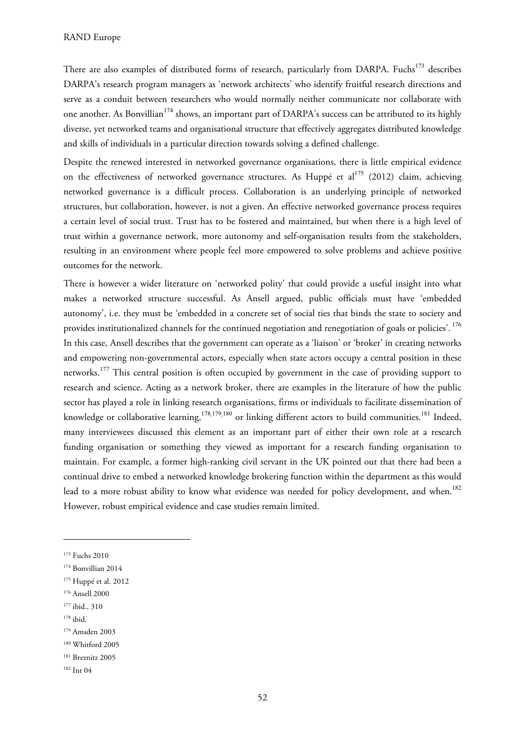There are also examples of distributed forms of research, particularly from DARPA. Fuchs[173] describes DARPA's research program managers as 'network architects' who identify fruitful research directions and serve as a conduit between researchers who would normally neither communicate nor collaborate with one another. As Bonvillian[174] shows, an important part of DARPA's success can be attributed to its highly diverse, yet networked teams and organisational structure that effectively aggregates distributed knowledge and skills of individuals in a particular direction towards solving a defined challenge.

Despite the renewed interested in networked governance organisations, there is little empirical evidence on the effectiveness of networked governance structures. As Huppé et al[175] (2012) claim, achieving networked governance is a difficult process. Collaboration is an underlying principle of networked structures, but collaboration, however, is not a given. An effective networked governance process requires a certain level of social trust. Trust has to be fostered and maintained, but when there is a high level of trust within a governance network, more autonomy and self-organisation results from the stakeholders, resulting in an environment where people feel more empowered to solve problems and achieve positive outcomes for the network.

There is however a wider literature on 'networked polity' that could provide a useful insight into what makes a networked structure successful. As Ansell argued, public officials must have 'embedded autonomy', i.e. they must be 'embedded in a concrete set of social ties that binds the state to society and provides institutionalized channels for the continued negotiation and renegotiation of goals or policies'. [176] In this case, Ansell describes that the government can operate as a 'liaison' or 'broker' in creating networks and empowering non-governmental actors, especially when state actors occupy a central position in these networks.[177] This central position is often occupied by government in the case of providing support to research and science. Acting as a network broker, there are examples in the literature of how the public sector has played a role in linking research organisations, firms or individuals to facilitate dissemination of knowledge or collaborative learning,[178,179,180] or linking different actors to build communities.[181] Indeed, many interviewees discussed this element as an important part of either their own role at a research funding organisation or something they viewed as important for a research funding organisation to maintain. For example, a former high-ranking civil servant in the UK pointed out that there had been a continual drive to embed a networked knowledge brokering function within the department as this would lead to a more robust ability to know what evidence was needed for policy development, and when.[182] However, robust empirical evidence and case studies remain limited.

---

[173] Fuchs 2010

[174] Bonvillian 2014

[175] Huppé et al. 2012

[176] Ansell 2000

[177] ibid., 310

[178] ibid.

[179] Amsden 2003

[180] Whitford 2005

[181] Breznitz 2005

[182] Int 04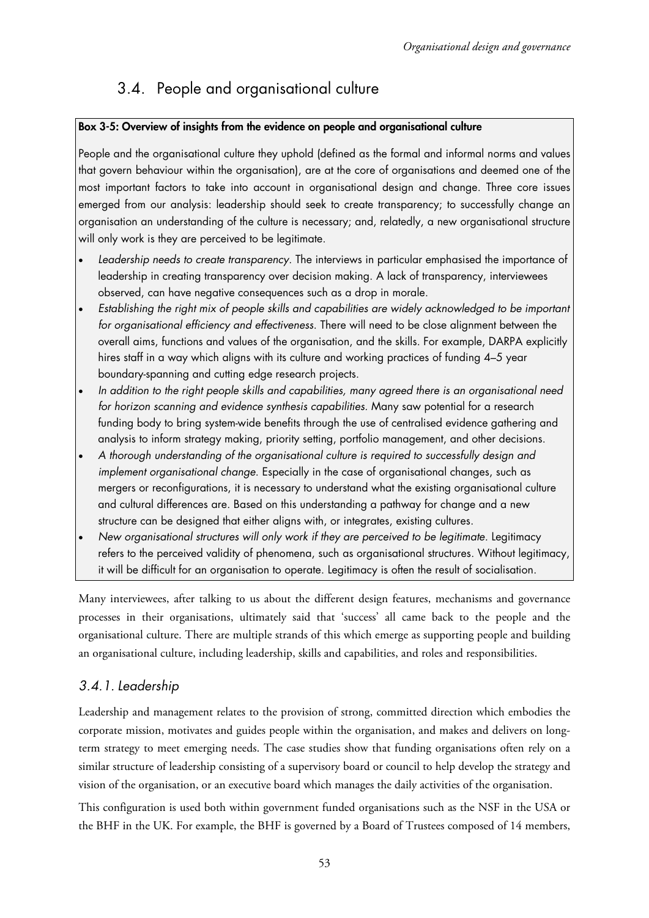## 3.4. People and organisational culture

**Box 3-5: Overview of insights from the evidence on people and organisational culture**

People and the organisational culture they uphold (defined as the formal and informal norms and values that govern behaviour within the organisation), are at the core of organisations and deemed one of the most important factors to take into account in organisational design and change. Three core issues emerged from our analysis: leadership should seek to create transparency; to successfully change an organisation an understanding of the culture is necessary; and, relatedly, a new organisational structure will only work is they are perceived to be legitimate.

- *Leadership needs to create transparency.* The interviews in particular emphasised the importance of leadership in creating transparency over decision making. A lack of transparency, interviewees observed, can have negative consequences such as a drop in morale.
- *Establishing the right mix of people skills and capabilities are widely acknowledged to be important for organisational efficiency and effectiveness.* There will need to be close alignment between the overall aims, functions and values of the organisation, and the skills. For example, DARPA explicitly hires staff in a way which aligns with its culture and working practices of funding 4–5 year boundary-spanning and cutting edge research projects.
- *In addition to the right people skills and capabilities, many agreed there is an organisational need for horizon scanning and evidence synthesis capabilities.* Many saw potential for a research funding body to bring system-wide benefits through the use of centralised evidence gathering and analysis to inform strategy making, priority setting, portfolio management, and other decisions.
- *A thorough understanding of the organisational culture is required to successfully design and implement organisational change.* Especially in the case of organisational changes, such as mergers or reconfigurations, it is necessary to understand what the existing organisational culture and cultural differences are. Based on this understanding a pathway for change and a new structure can be designed that either aligns with, or integrates, existing cultures.
- *New organisational structures will only work if they are perceived to be legitimate.* Legitimacy refers to the perceived validity of phenomena, such as organisational structures. Without legitimacy, it will be difficult for an organisation to operate. Legitimacy is often the result of socialisation.

Many interviewees, after talking to us about the different design features, mechanisms and governance processes in their organisations, ultimately said that 'success' all came back to the people and the organisational culture. There are multiple strands of this which emerge as supporting people and building an organisational culture, including leadership, skills and capabilities, and roles and responsibilities.

### *3.4.1. Leadership*

Leadership and management relates to the provision of strong, committed direction which embodies the corporate mission, motivates and guides people within the organisation, and makes and delivers on long-term strategy to meet emerging needs. The case studies show that funding organisations often rely on a similar structure of leadership consisting of a supervisory board or council to help develop the strategy and vision of the organisation, or an executive board which manages the daily activities of the organisation.

This configuration is used both within government funded organisations such as the NSF in the USA or the BHF in the UK. For example, the BHF is governed by a Board of Trustees composed of 14 members,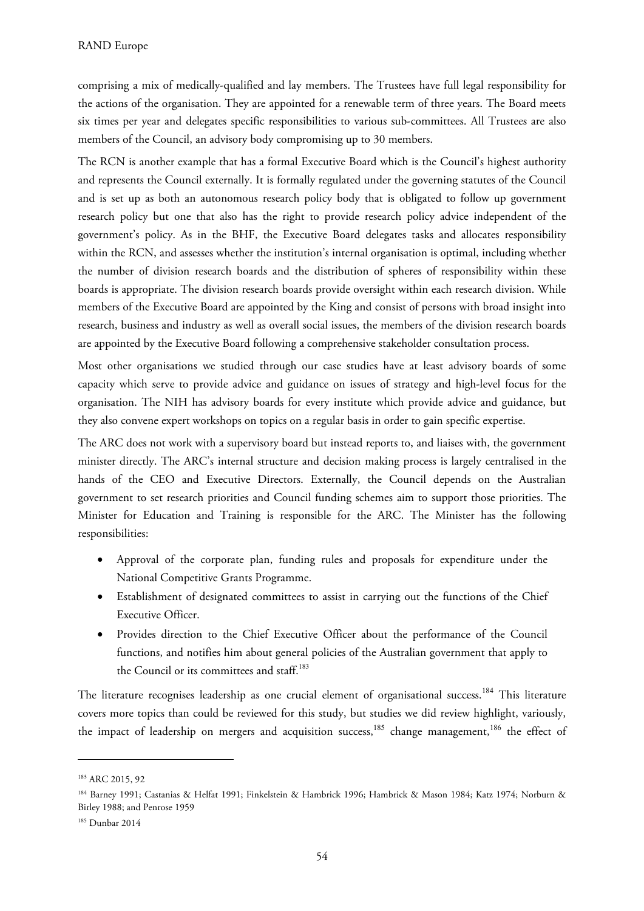comprising a mix of medically-qualified and lay members. The Trustees have full legal responsibility for the actions of the organisation. They are appointed for a renewable term of three years. The Board meets six times per year and delegates specific responsibilities to various sub-committees. All Trustees are also members of the Council, an advisory body compromising up to 30 members.

The RCN is another example that has a formal Executive Board which is the Council's highest authority and represents the Council externally. It is formally regulated under the governing statutes of the Council and is set up as both an autonomous research policy body that is obligated to follow up government research policy but one that also has the right to provide research policy advice independent of the government's policy. As in the BHF, the Executive Board delegates tasks and allocates responsibility within the RCN, and assesses whether the institution's internal organisation is optimal, including whether the number of division research boards and the distribution of spheres of responsibility within these boards is appropriate. The division research boards provide oversight within each research division. While members of the Executive Board are appointed by the King and consist of persons with broad insight into research, business and industry as well as overall social issues, the members of the division research boards are appointed by the Executive Board following a comprehensive stakeholder consultation process.

Most other organisations we studied through our case studies have at least advisory boards of some capacity which serve to provide advice and guidance on issues of strategy and high-level focus for the organisation. The NIH has advisory boards for every institute which provide advice and guidance, but they also convene expert workshops on topics on a regular basis in order to gain specific expertise.

The ARC does not work with a supervisory board but instead reports to, and liaises with, the government minister directly. The ARC's internal structure and decision making process is largely centralised in the hands of the CEO and Executive Directors. Externally, the Council depends on the Australian government to set research priorities and Council funding schemes aim to support those priorities. The Minister for Education and Training is responsible for the ARC. The Minister has the following responsibilities:

- Approval of the corporate plan, funding rules and proposals for expenditure under the National Competitive Grants Programme.
- Establishment of designated committees to assist in carrying out the functions of the Chief Executive Officer.
- Provides direction to the Chief Executive Officer about the performance of the Council functions, and notifies him about general policies of the Australian government that apply to the Council or its committees and staff.[183]

The literature recognises leadership as one crucial element of organisational success.[184] This literature covers more topics than could be reviewed for this study, but studies we did review highlight, variously, the impact of leadership on mergers and acquisition success,[185] change management,[186] the effect of

[183] ARC 2015, 92

[184] Barney 1991; Castanias & Helfat 1991; Finkelstein & Hambrick 1996; Hambrick & Mason 1984; Katz 1974; Norburn & Birley 1988; and Penrose 1959

[185] Dunbar 2014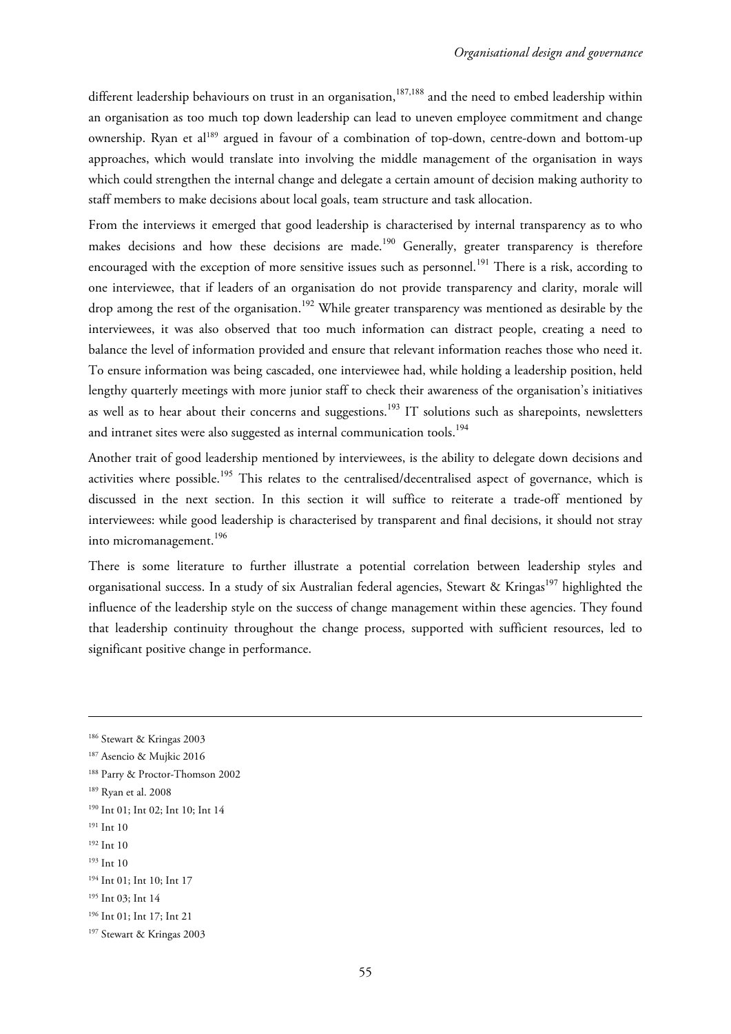different leadership behaviours on trust in an organisation,[187,188] and the need to embed leadership within an organisation as too much top down leadership can lead to uneven employee commitment and change ownership. Ryan et al[189] argued in favour of a combination of top-down, centre-down and bottom-up approaches, which would translate into involving the middle management of the organisation in ways which could strengthen the internal change and delegate a certain amount of decision making authority to staff members to make decisions about local goals, team structure and task allocation.

From the interviews it emerged that good leadership is characterised by internal transparency as to who makes decisions and how these decisions are made.[190] Generally, greater transparency is therefore encouraged with the exception of more sensitive issues such as personnel.[191] There is a risk, according to one interviewee, that if leaders of an organisation do not provide transparency and clarity, morale will drop among the rest of the organisation.[192] While greater transparency was mentioned as desirable by the interviewees, it was also observed that too much information can distract people, creating a need to balance the level of information provided and ensure that relevant information reaches those who need it. To ensure information was being cascaded, one interviewee had, while holding a leadership position, held lengthy quarterly meetings with more junior staff to check their awareness of the organisation's initiatives as well as to hear about their concerns and suggestions.[193] IT solutions such as sharepoints, newsletters and intranet sites were also suggested as internal communication tools.[194]

Another trait of good leadership mentioned by interviewees, is the ability to delegate down decisions and activities where possible.[195] This relates to the centralised/decentralised aspect of governance, which is discussed in the next section. In this section it will suffice to reiterate a trade-off mentioned by interviewees: while good leadership is characterised by transparent and final decisions, it should not stray into micromanagement.[196]

There is some literature to further illustrate a potential correlation between leadership styles and organisational success. In a study of six Australian federal agencies, Stewart & Kringas[197] highlighted the influence of the leadership style on the success of change management within these agencies. They found that leadership continuity throughout the change process, supported with sufficient resources, led to significant positive change in performance.

---

186 Stewart & Kringas 2003

187 Asencio & Mujkic 2016

188 Parry & Proctor-Thomson 2002

189 Ryan et al. 2008

190 Int 01; Int 02; Int 10; Int 14

191 Int 10

192 Int 10

193 Int 10

194 Int 01; Int 10; Int 17

195 Int 03; Int 14

196 Int 01; Int 17; Int 21

197 Stewart & Kringas 2003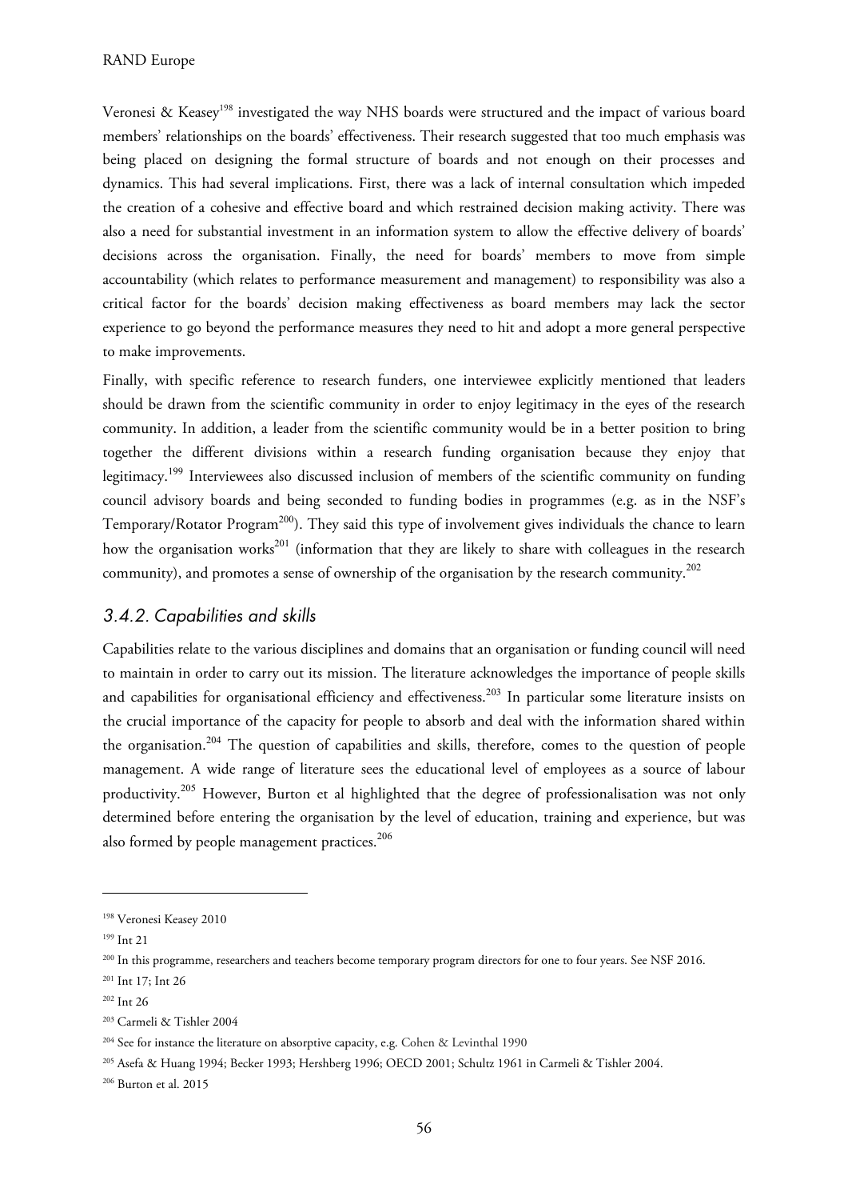Veronesi & Keasey[198] investigated the way NHS boards were structured and the impact of various board members' relationships on the boards' effectiveness. Their research suggested that too much emphasis was being placed on designing the formal structure of boards and not enough on their processes and dynamics. This had several implications. First, there was a lack of internal consultation which impeded the creation of a cohesive and effective board and which restrained decision making activity. There was also a need for substantial investment in an information system to allow the effective delivery of boards' decisions across the organisation. Finally, the need for boards' members to move from simple accountability (which relates to performance measurement and management) to responsibility was also a critical factor for the boards' decision making effectiveness as board members may lack the sector experience to go beyond the performance measures they need to hit and adopt a more general perspective to make improvements.

Finally, with specific reference to research funders, one interviewee explicitly mentioned that leaders should be drawn from the scientific community in order to enjoy legitimacy in the eyes of the research community. In addition, a leader from the scientific community would be in a better position to bring together the different divisions within a research funding organisation because they enjoy that legitimacy.[199] Interviewees also discussed inclusion of members of the scientific community on funding council advisory boards and being seconded to funding bodies in programmes (e.g. as in the NSF's Temporary/Rotator Program[200]). They said this type of involvement gives individuals the chance to learn how the organisation works[201] (information that they are likely to share with colleagues in the research community), and promotes a sense of ownership of the organisation by the research community.[202]

### *3.4.2. Capabilities and skills*

Capabilities relate to the various disciplines and domains that an organisation or funding council will need to maintain in order to carry out its mission. The literature acknowledges the importance of people skills and capabilities for organisational efficiency and effectiveness.[203] In particular some literature insists on the crucial importance of the capacity for people to absorb and deal with the information shared within the organisation.[204] The question of capabilities and skills, therefore, comes to the question of people management. A wide range of literature sees the educational level of employees as a source of labour productivity.[205] However, Burton et al highlighted that the degree of professionalisation was not only determined before entering the organisation by the level of education, training and experience, but was also formed by people management practices.[206]

---

[198] Veronesi Keasey 2010

[199] Int 21

[200] In this programme, researchers and teachers become temporary program directors for one to four years. See NSF 2016.

[201] Int 17; Int 26

[202] Int 26

[203] Carmeli & Tishler 2004

[204] See for instance the literature on absorptive capacity, e.g. Cohen & Levinthal 1990

[205] Asefa & Huang 1994; Becker 1993; Hershberg 1996; OECD 2001; Schultz 1961 in Carmeli & Tishler 2004.

[206] Burton et al. 2015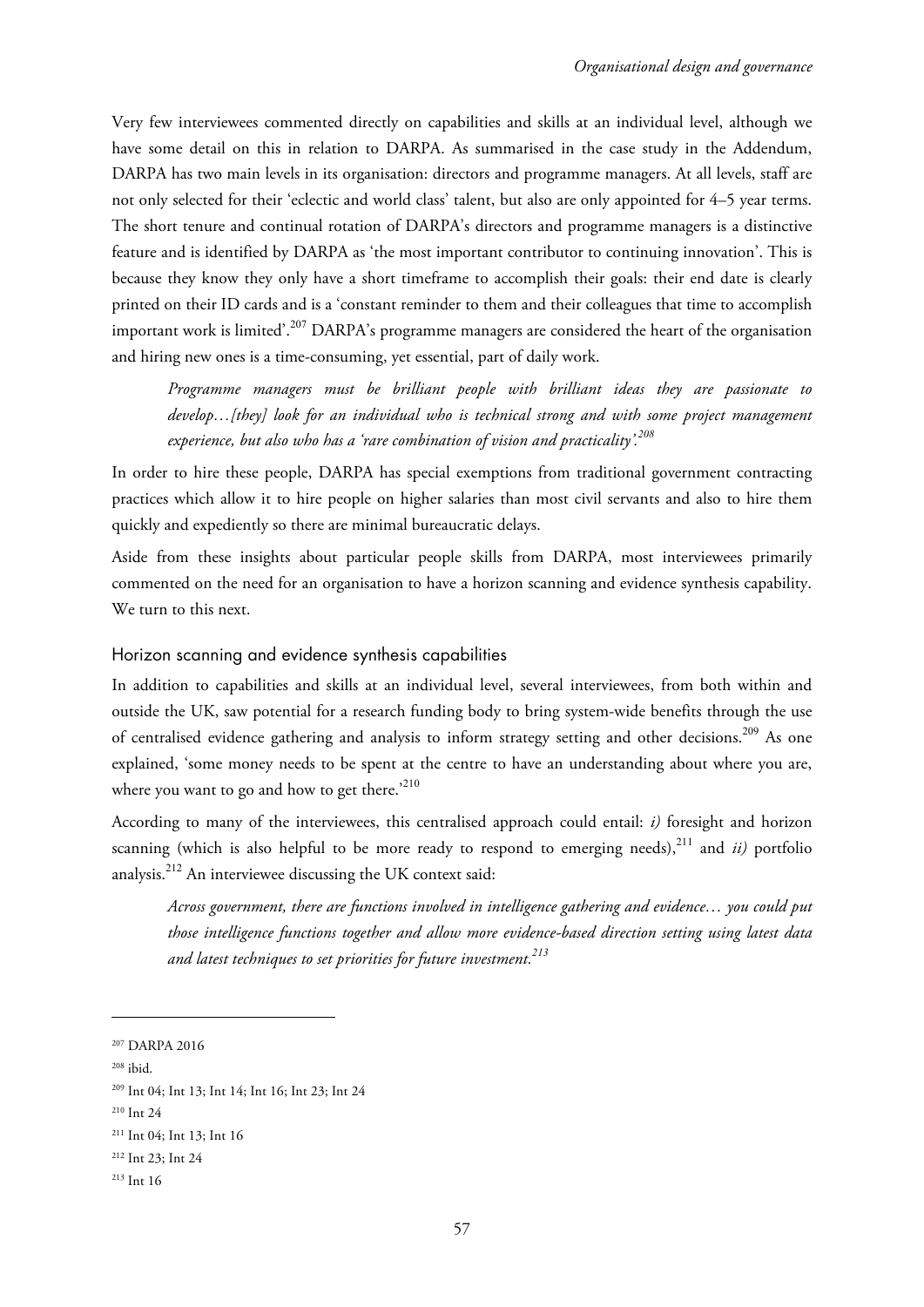Very few interviewees commented directly on capabilities and skills at an individual level, although we have some detail on this in relation to DARPA. As summarised in the case study in the Addendum, DARPA has two main levels in its organisation: directors and programme managers. At all levels, staff are not only selected for their 'eclectic and world class' talent, but also are only appointed for 4–5 year terms. The short tenure and continual rotation of DARPA's directors and programme managers is a distinctive feature and is identified by DARPA as 'the most important contributor to continuing innovation'. This is because they know they only have a short timeframe to accomplish their goals: their end date is clearly printed on their ID cards and is a 'constant reminder to them and their colleagues that time to accomplish important work is limited'.[207] DARPA's programme managers are considered the heart of the organisation and hiring new ones is a time-consuming, yet essential, part of daily work.

> *Programme managers must be brilliant people with brilliant ideas they are passionate to develop…[they] look for an individual who is technical strong and with some project management experience, but also who has a 'rare combination of vision and practicality'.[208]*

In order to hire these people, DARPA has special exemptions from traditional government contracting practices which allow it to hire people on higher salaries than most civil servants and also to hire them quickly and expediently so there are minimal bureaucratic delays.

Aside from these insights about particular people skills from DARPA, most interviewees primarily commented on the need for an organisation to have a horizon scanning and evidence synthesis capability. We turn to this next.

### Horizon scanning and evidence synthesis capabilities

In addition to capabilities and skills at an individual level, several interviewees, from both within and outside the UK, saw potential for a research funding body to bring system-wide benefits through the use of centralised evidence gathering and analysis to inform strategy setting and other decisions.[209] As one explained, 'some money needs to be spent at the centre to have an understanding about where you are, where you want to go and how to get there.'[210]

According to many of the interviewees, this centralised approach could entail: *i)* foresight and horizon scanning (which is also helpful to be more ready to respond to emerging needs),[211] and *ii)* portfolio analysis.[212] An interviewee discussing the UK context said:

> *Across government, there are functions involved in intelligence gathering and evidence… you could put those intelligence functions together and allow more evidence-based direction setting using latest data and latest techniques to set priorities for future investment.[213]*

---

[207] DARPA 2016

[208] ibid.

[209] Int 04; Int 13; Int 14; Int 16; Int 23; Int 24

[210] Int 24

[211] Int 04; Int 13; Int 16

[212] Int 23; Int 24

[213] Int 16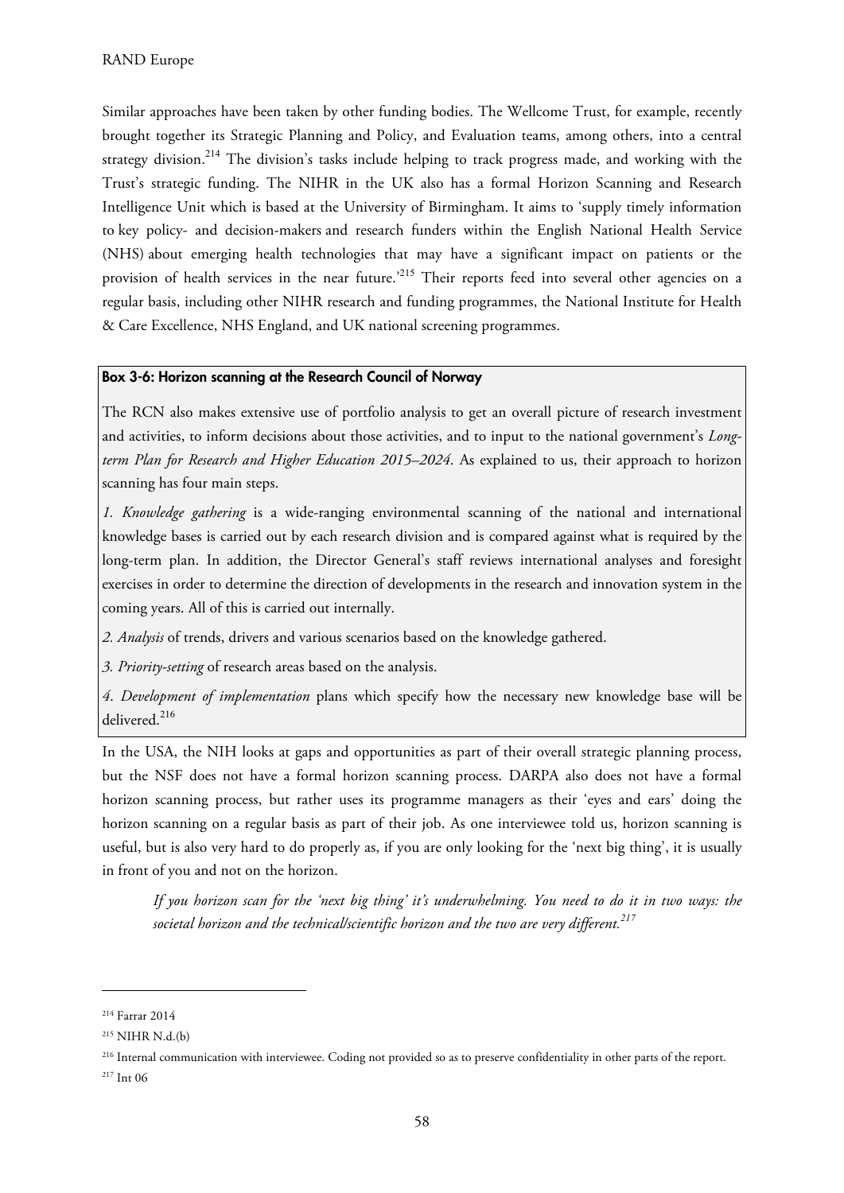Similar approaches have been taken by other funding bodies. The Wellcome Trust, for example, recently brought together its Strategic Planning and Policy, and Evaluation teams, among others, into a central strategy division.[214] The division's tasks include helping to track progress made, and working with the Trust's strategic funding. The NIHR in the UK also has a formal Horizon Scanning and Research Intelligence Unit which is based at the University of Birmingham. It aims to 'supply timely information to key policy- and decision-makers and research funders within the English National Health Service (NHS) about emerging health technologies that may have a significant impact on patients or the provision of health services in the near future.'[215] Their reports feed into several other agencies on a regular basis, including other NIHR research and funding programmes, the National Institute for Health & Care Excellence, NHS England, and UK national screening programmes.

**Box 3-6: Horizon scanning at the Research Council of Norway**

The RCN also makes extensive use of portfolio analysis to get an overall picture of research investment and activities, to inform decisions about those activities, and to input to the national government's *Long-term Plan for Research and Higher Education 2015–2024*. As explained to us, their approach to horizon scanning has four main steps.

*1. Knowledge gathering* is a wide-ranging environmental scanning of the national and international knowledge bases is carried out by each research division and is compared against what is required by the long-term plan. In addition, the Director General's staff reviews international analyses and foresight exercises in order to determine the direction of developments in the research and innovation system in the coming years. All of this is carried out internally.

*2. Analysis* of trends, drivers and various scenarios based on the knowledge gathered.

*3. Priority-setting* of research areas based on the analysis.

*4. Development of implementation* plans which specify how the necessary new knowledge base will be delivered.[216]

In the USA, the NIH looks at gaps and opportunities as part of their overall strategic planning process, but the NSF does not have a formal horizon scanning process. DARPA also does not have a formal horizon scanning process, but rather uses its programme managers as their 'eyes and ears' doing the horizon scanning on a regular basis as part of their job. As one interviewee told us, horizon scanning is useful, but is also very hard to do properly as, if you are only looking for the 'next big thing', it is usually in front of you and not on the horizon.

> *If you horizon scan for the 'next big thing' it's underwhelming. You need to do it in two ways: the societal horizon and the technical/scientific horizon and the two are very different.*[217]

---

[214] Farrar 2014

[215] NIHR N.d.(b)

[216] Internal communication with interviewee. Coding not provided so as to preserve confidentiality in other parts of the report.

[217] Int 06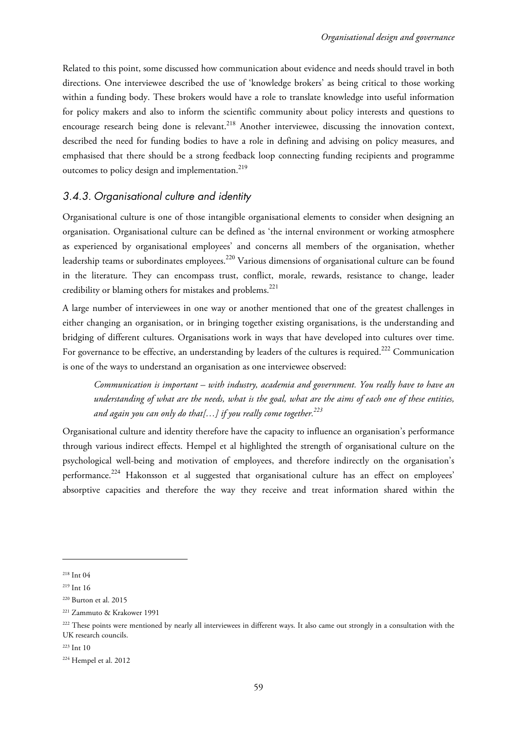Related to this point, some discussed how communication about evidence and needs should travel in both directions. One interviewee described the use of 'knowledge brokers' as being critical to those working within a funding body. These brokers would have a role to translate knowledge into useful information for policy makers and also to inform the scientific community about policy interests and questions to encourage research being done is relevant.[218] Another interviewee, discussing the innovation context, described the need for funding bodies to have a role in defining and advising on policy measures, and emphasised that there should be a strong feedback loop connecting funding recipients and programme outcomes to policy design and implementation.[219]

### *3.4.3. Organisational culture and identity*

Organisational culture is one of those intangible organisational elements to consider when designing an organisation. Organisational culture can be defined as 'the internal environment or working atmosphere as experienced by organisational employees' and concerns all members of the organisation, whether leadership teams or subordinates employees.[220] Various dimensions of organisational culture can be found in the literature. They can encompass trust, conflict, morale, rewards, resistance to change, leader credibility or blaming others for mistakes and problems.[221]

A large number of interviewees in one way or another mentioned that one of the greatest challenges in either changing an organisation, or in bringing together existing organisations, is the understanding and bridging of different cultures. Organisations work in ways that have developed into cultures over time. For governance to be effective, an understanding by leaders of the cultures is required.[222] Communication is one of the ways to understand an organisation as one interviewee observed:

> *Communication is important – with industry, academia and government. You really have to have an understanding of what are the needs, what is the goal, what are the aims of each one of these entities, and again you can only do that[…] if you really come together.[223]*

Organisational culture and identity therefore have the capacity to influence an organisation's performance through various indirect effects. Hempel et al highlighted the strength of organisational culture on the psychological well-being and motivation of employees, and therefore indirectly on the organisation's performance.[224] Hakonsson et al suggested that organisational culture has an effect on employees' absorptive capacities and therefore the way they receive and treat information shared within the

---

[218] Int 04

[219] Int 16

[220] Burton et al. 2015

[221] Zammuto & Krakower 1991

[222] These points were mentioned by nearly all interviewees in different ways. It also came out strongly in a consultation with the UK research councils.

[223] Int 10

[224] Hempel et al. 2012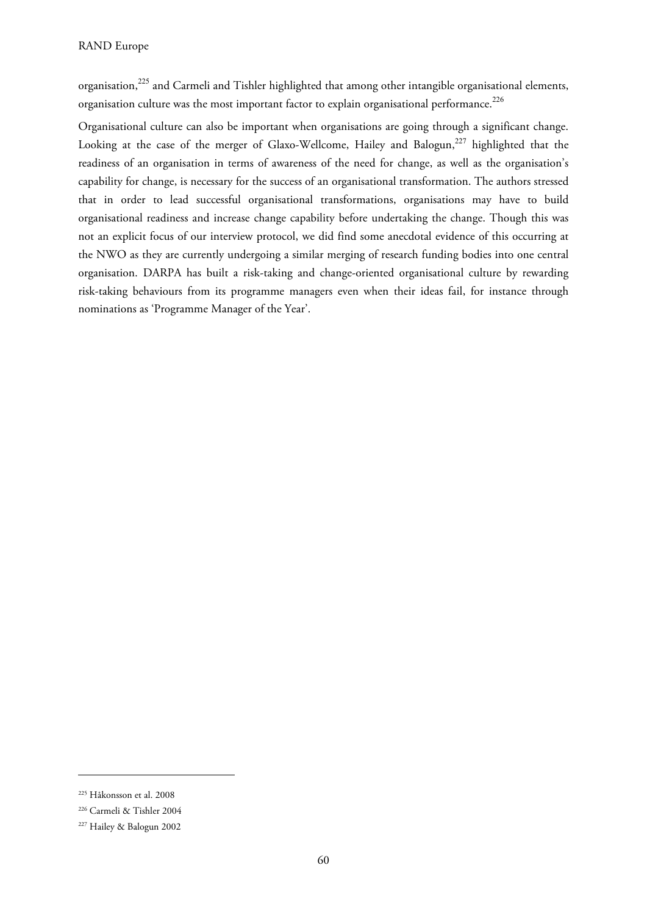organisation,[225] and Carmeli and Tishler highlighted that among other intangible organisational elements, organisation culture was the most important factor to explain organisational performance.[226]

Organisational culture can also be important when organisations are going through a significant change. Looking at the case of the merger of Glaxo-Wellcome, Hailey and Balogun,[227] highlighted that the readiness of an organisation in terms of awareness of the need for change, as well as the organisation's capability for change, is necessary for the success of an organisational transformation. The authors stressed that in order to lead successful organisational transformations, organisations may have to build organisational readiness and increase change capability before undertaking the change. Though this was not an explicit focus of our interview protocol, we did find some anecdotal evidence of this occurring at the NWO as they are currently undergoing a similar merging of research funding bodies into one central organisation. DARPA has built a risk-taking and change-oriented organisational culture by rewarding risk-taking behaviours from its programme managers even when their ideas fail, for instance through nominations as 'Programme Manager of the Year'.

---

[225] Håkonsson et al. 2008

[226] Carmeli & Tishler 2004

[227] Hailey & Balogun 2002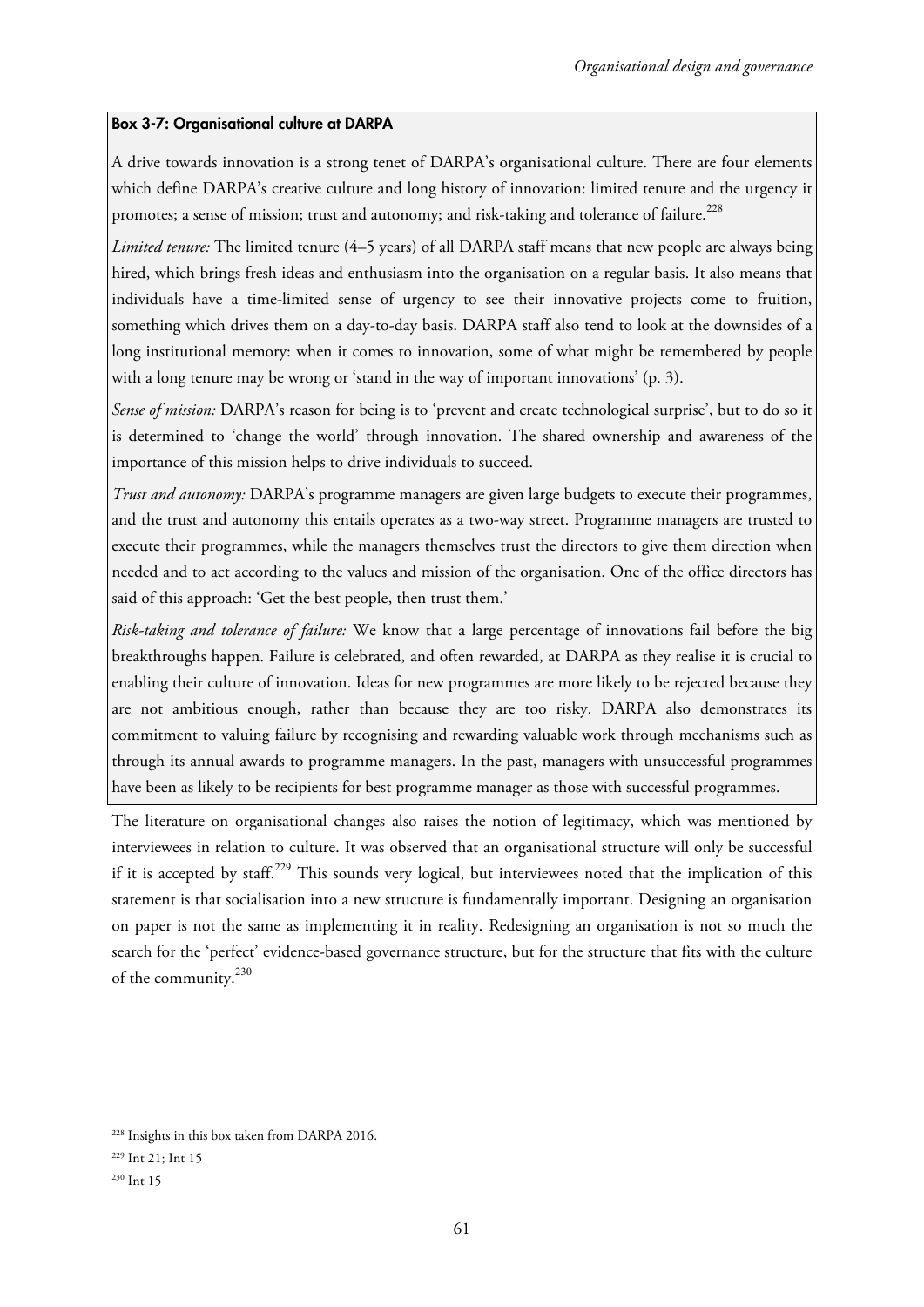**Box 3-7: Organisational culture at DARPA**

A drive towards innovation is a strong tenet of DARPA's organisational culture. There are four elements which define DARPA's creative culture and long history of innovation: limited tenure and the urgency it promotes; a sense of mission; trust and autonomy; and risk-taking and tolerance of failure.[228]

*Limited tenure:* The limited tenure (4–5 years) of all DARPA staff means that new people are always being hired, which brings fresh ideas and enthusiasm into the organisation on a regular basis. It also means that individuals have a time-limited sense of urgency to see their innovative projects come to fruition, something which drives them on a day-to-day basis. DARPA staff also tend to look at the downsides of a long institutional memory: when it comes to innovation, some of what might be remembered by people with a long tenure may be wrong or 'stand in the way of important innovations' (p. 3).

*Sense of mission:* DARPA's reason for being is to 'prevent and create technological surprise', but to do so it is determined to 'change the world' through innovation. The shared ownership and awareness of the importance of this mission helps to drive individuals to succeed.

*Trust and autonomy:* DARPA's programme managers are given large budgets to execute their programmes, and the trust and autonomy this entails operates as a two-way street. Programme managers are trusted to execute their programmes, while the managers themselves trust the directors to give them direction when needed and to act according to the values and mission of the organisation. One of the office directors has said of this approach: 'Get the best people, then trust them.'

*Risk-taking and tolerance of failure:* We know that a large percentage of innovations fail before the big breakthroughs happen. Failure is celebrated, and often rewarded, at DARPA as they realise it is crucial to enabling their culture of innovation. Ideas for new programmes are more likely to be rejected because they are not ambitious enough, rather than because they are too risky. DARPA also demonstrates its commitment to valuing failure by recognising and rewarding valuable work through mechanisms such as through its annual awards to programme managers. In the past, managers with unsuccessful programmes have been as likely to be recipients for best programme manager as those with successful programmes.

The literature on organisational changes also raises the notion of legitimacy, which was mentioned by interviewees in relation to culture. It was observed that an organisational structure will only be successful if it is accepted by staff.[229] This sounds very logical, but interviewees noted that the implication of this statement is that socialisation into a new structure is fundamentally important. Designing an organisation on paper is not the same as implementing it in reality. Redesigning an organisation is not so much the search for the 'perfect' evidence-based governance structure, but for the structure that fits with the culture of the community.[230]

---

[228] Insights in this box taken from DARPA 2016.

[229] Int 21; Int 15

[230] Int 15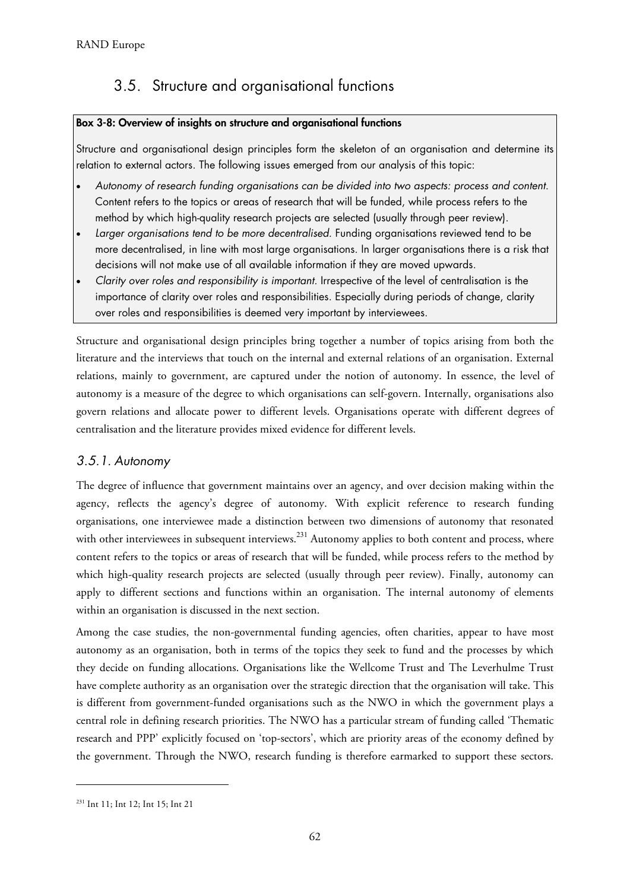## 3.5. Structure and organisational functions

**Box 3-8: Overview of insights on structure and organisational functions**

Structure and organisational design principles form the skeleton of an organisation and determine its relation to external actors. The following issues emerged from our analysis of this topic:

- *Autonomy of research funding organisations can be divided into two aspects: process and content.* Content refers to the topics or areas of research that will be funded, while process refers to the method by which high-quality research projects are selected (usually through peer review).
- *Larger organisations tend to be more decentralised.* Funding organisations reviewed tend to be more decentralised, in line with most large organisations. In larger organisations there is a risk that decisions will not make use of all available information if they are moved upwards.
- *Clarity over roles and responsibility is important.* Irrespective of the level of centralisation is the importance of clarity over roles and responsibilities. Especially during periods of change, clarity over roles and responsibilities is deemed very important by interviewees.

Structure and organisational design principles bring together a number of topics arising from both the literature and the interviews that touch on the internal and external relations of an organisation. External relations, mainly to government, are captured under the notion of autonomy. In essence, the level of autonomy is a measure of the degree to which organisations can self-govern. Internally, organisations also govern relations and allocate power to different levels. Organisations operate with different degrees of centralisation and the literature provides mixed evidence for different levels.

### *3.5.1. Autonomy*

The degree of influence that government maintains over an agency, and over decision making within the agency, reflects the agency's degree of autonomy. With explicit reference to research funding organisations, one interviewee made a distinction between two dimensions of autonomy that resonated with other interviewees in subsequent interviews.[231] Autonomy applies to both content and process, where content refers to the topics or areas of research that will be funded, while process refers to the method by which high-quality research projects are selected (usually through peer review). Finally, autonomy can apply to different sections and functions within an organisation. The internal autonomy of elements within an organisation is discussed in the next section.

Among the case studies, the non-governmental funding agencies, often charities, appear to have most autonomy as an organisation, both in terms of the topics they seek to fund and the processes by which they decide on funding allocations. Organisations like the Wellcome Trust and The Leverhulme Trust have complete authority as an organisation over the strategic direction that the organisation will take. This is different from government-funded organisations such as the NWO in which the government plays a central role in defining research priorities. The NWO has a particular stream of funding called 'Thematic research and PPP' explicitly focused on 'top-sectors', which are priority areas of the economy defined by the government. Through the NWO, research funding is therefore earmarked to support these sectors.

---

[231] Int 11; Int 12; Int 15; Int 21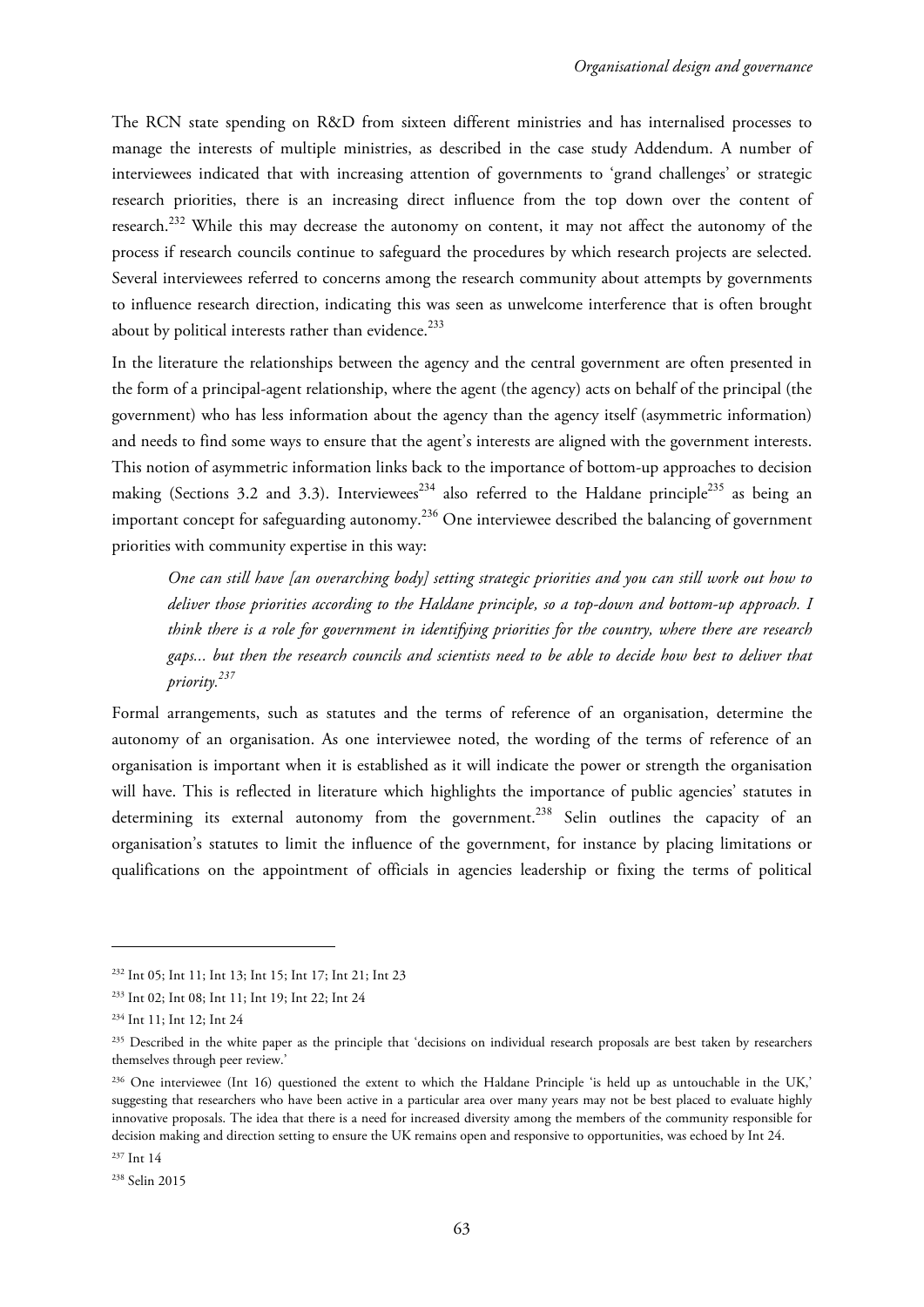The RCN state spending on R&D from sixteen different ministries and has internalised processes to manage the interests of multiple ministries, as described in the case study Addendum. A number of interviewees indicated that with increasing attention of governments to 'grand challenges' or strategic research priorities, there is an increasing direct influence from the top down over the content of research.[232] While this may decrease the autonomy on content, it may not affect the autonomy of the process if research councils continue to safeguard the procedures by which research projects are selected. Several interviewees referred to concerns among the research community about attempts by governments to influence research direction, indicating this was seen as unwelcome interference that is often brought about by political interests rather than evidence.[233]

In the literature the relationships between the agency and the central government are often presented in the form of a principal-agent relationship, where the agent (the agency) acts on behalf of the principal (the government) who has less information about the agency than the agency itself (asymmetric information) and needs to find some ways to ensure that the agent's interests are aligned with the government interests. This notion of asymmetric information links back to the importance of bottom-up approaches to decision making (Sections 3.2 and 3.3). Interviewees[234] also referred to the Haldane principle[235] as being an important concept for safeguarding autonomy.[236] One interviewee described the balancing of government priorities with community expertise in this way:

> *One can still have [an overarching body] setting strategic priorities and you can still work out how to deliver those priorities according to the Haldane principle, so a top-down and bottom-up approach. I think there is a role for government in identifying priorities for the country, where there are research gaps... but then the research councils and scientists need to be able to decide how best to deliver that priority.*[237]

Formal arrangements, such as statutes and the terms of reference of an organisation, determine the autonomy of an organisation. As one interviewee noted, the wording of the terms of reference of an organisation is important when it is established as it will indicate the power or strength the organisation will have. This is reflected in literature which highlights the importance of public agencies' statutes in determining its external autonomy from the government.[238] Selin outlines the capacity of an organisation's statutes to limit the influence of the government, for instance by placing limitations or qualifications on the appointment of officials in agencies leadership or fixing the terms of political

---

[232] Int 05; Int 11; Int 13; Int 15; Int 17; Int 21; Int 23

[233] Int 02; Int 08; Int 11; Int 19; Int 22; Int 24

[234] Int 11; Int 12; Int 24

[235] Described in the white paper as the principle that 'decisions on individual research proposals are best taken by researchers themselves through peer review.'

[236] One interviewee (Int 16) questioned the extent to which the Haldane Principle 'is held up as untouchable in the UK,' suggesting that researchers who have been active in a particular area over many years may not be best placed to evaluate highly innovative proposals. The idea that there is a need for increased diversity among the members of the community responsible for decision making and direction setting to ensure the UK remains open and responsive to opportunities, was echoed by Int 24.

[237] Int 14

[238] Selin 2015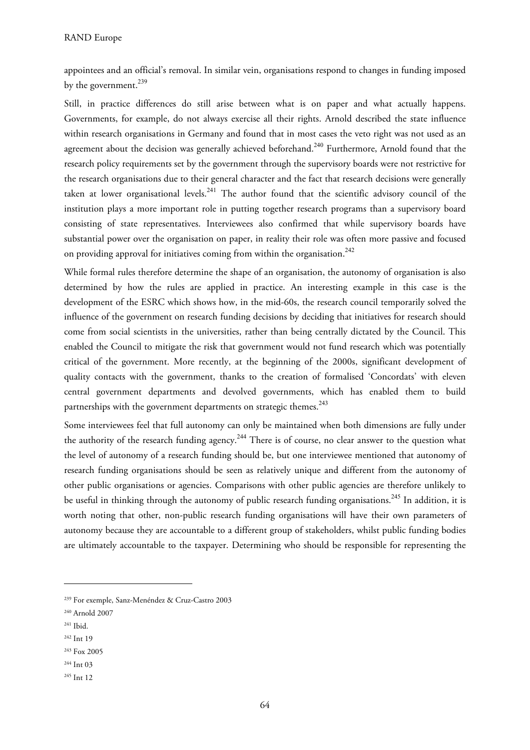appointees and an official's removal. In similar vein, organisations respond to changes in funding imposed by the government.[239]

Still, in practice differences do still arise between what is on paper and what actually happens. Governments, for example, do not always exercise all their rights. Arnold described the state influence within research organisations in Germany and found that in most cases the veto right was not used as an agreement about the decision was generally achieved beforehand.[240] Furthermore, Arnold found that the research policy requirements set by the government through the supervisory boards were not restrictive for the research organisations due to their general character and the fact that research decisions were generally taken at lower organisational levels.[241] The author found that the scientific advisory council of the institution plays a more important role in putting together research programs than a supervisory board consisting of state representatives. Interviewees also confirmed that while supervisory boards have substantial power over the organisation on paper, in reality their role was often more passive and focused on providing approval for initiatives coming from within the organisation.[242]

While formal rules therefore determine the shape of an organisation, the autonomy of organisation is also determined by how the rules are applied in practice. An interesting example in this case is the development of the ESRC which shows how, in the mid-60s, the research council temporarily solved the influence of the government on research funding decisions by deciding that initiatives for research should come from social scientists in the universities, rather than being centrally dictated by the Council. This enabled the Council to mitigate the risk that government would not fund research which was potentially critical of the government. More recently, at the beginning of the 2000s, significant development of quality contacts with the government, thanks to the creation of formalised 'Concordats' with eleven central government departments and devolved governments, which has enabled them to build partnerships with the government departments on strategic themes.[243]

Some interviewees feel that full autonomy can only be maintained when both dimensions are fully under the authority of the research funding agency.[244] There is of course, no clear answer to the question what the level of autonomy of a research funding should be, but one interviewee mentioned that autonomy of research funding organisations should be seen as relatively unique and different from the autonomy of other public organisations or agencies. Comparisons with other public agencies are therefore unlikely to be useful in thinking through the autonomy of public research funding organisations.[245] In addition, it is worth noting that other, non-public research funding organisations will have their own parameters of autonomy because they are accountable to a different group of stakeholders, whilst public funding bodies are ultimately accountable to the taxpayer. Determining who should be responsible for representing the

---

[239] For exemple, Sanz-Menéndez & Cruz-Castro 2003

[240] Arnold 2007

[241] Ibid.

[242] Int 19

[243] Fox 2005

[244] Int 03

[245] Int 12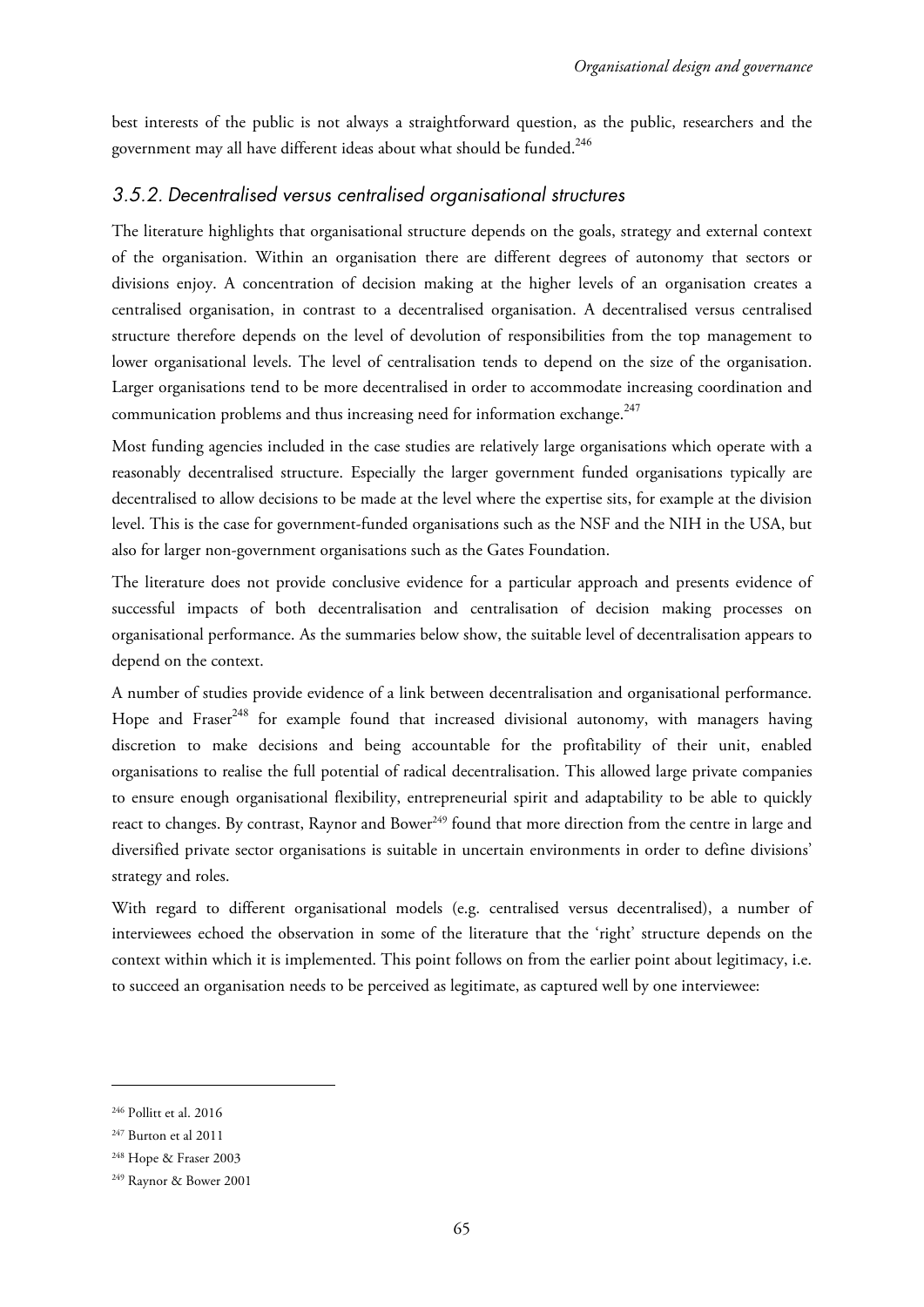best interests of the public is not always a straightforward question, as the public, researchers and the government may all have different ideas about what should be funded.[246]

### 3.5.2. Decentralised versus centralised organisational structures

The literature highlights that organisational structure depends on the goals, strategy and external context of the organisation. Within an organisation there are different degrees of autonomy that sectors or divisions enjoy. A concentration of decision making at the higher levels of an organisation creates a centralised organisation, in contrast to a decentralised organisation. A decentralised versus centralised structure therefore depends on the level of devolution of responsibilities from the top management to lower organisational levels. The level of centralisation tends to depend on the size of the organisation. Larger organisations tend to be more decentralised in order to accommodate increasing coordination and communication problems and thus increasing need for information exchange.[247]

Most funding agencies included in the case studies are relatively large organisations which operate with a reasonably decentralised structure. Especially the larger government funded organisations typically are decentralised to allow decisions to be made at the level where the expertise sits, for example at the division level. This is the case for government-funded organisations such as the NSF and the NIH in the USA, but also for larger non-government organisations such as the Gates Foundation.

The literature does not provide conclusive evidence for a particular approach and presents evidence of successful impacts of both decentralisation and centralisation of decision making processes on organisational performance. As the summaries below show, the suitable level of decentralisation appears to depend on the context.

A number of studies provide evidence of a link between decentralisation and organisational performance. Hope and Fraser[248] for example found that increased divisional autonomy, with managers having discretion to make decisions and being accountable for the profitability of their unit, enabled organisations to realise the full potential of radical decentralisation. This allowed large private companies to ensure enough organisational flexibility, entrepreneurial spirit and adaptability to be able to quickly react to changes. By contrast, Raynor and Bower[249] found that more direction from the centre in large and diversified private sector organisations is suitable in uncertain environments in order to define divisions' strategy and roles.

With regard to different organisational models (e.g. centralised versus decentralised), a number of interviewees echoed the observation in some of the literature that the 'right' structure depends on the context within which it is implemented. This point follows on from the earlier point about legitimacy, i.e. to succeed an organisation needs to be perceived as legitimate, as captured well by one interviewee:

---

[246] Pollitt et al. 2016

[247] Burton et al 2011

[248] Hope & Fraser 2003

[249] Raynor & Bower 2001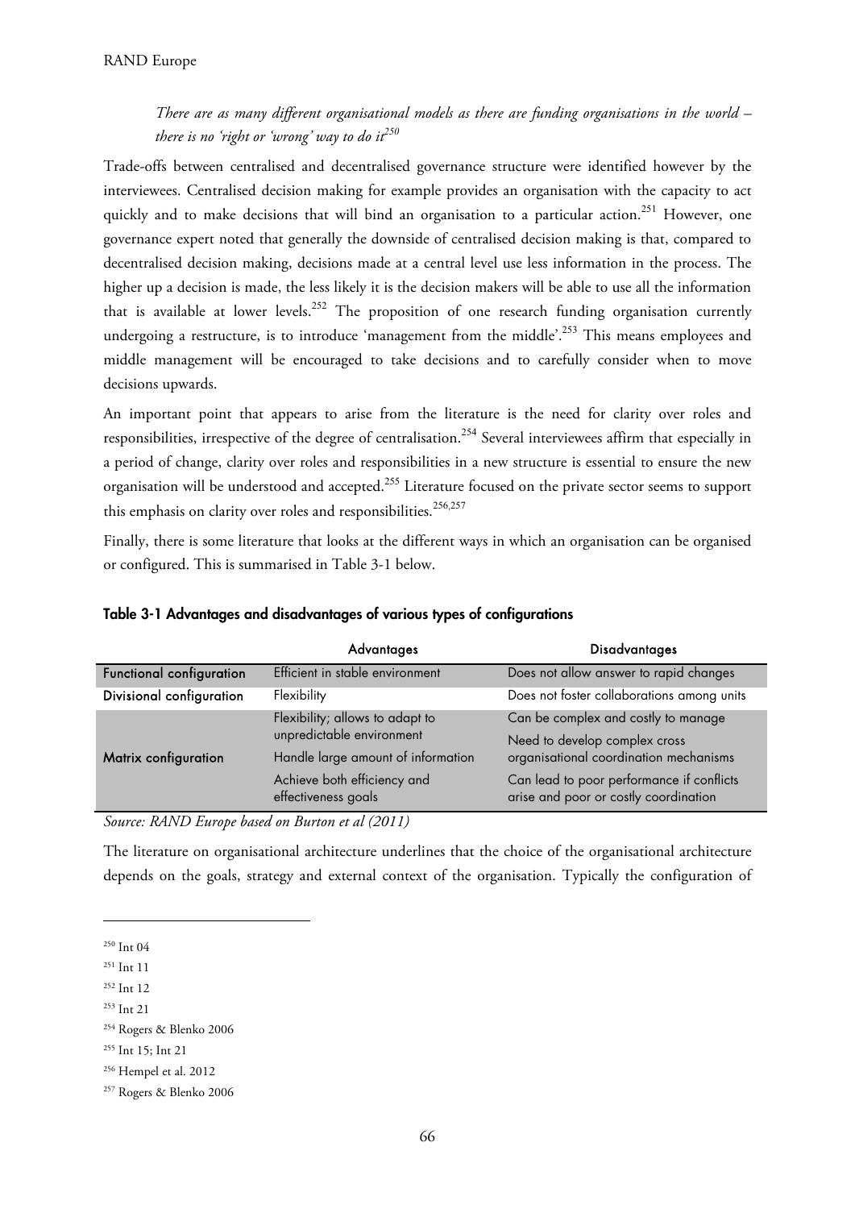*There are as many different organisational models as there are funding organisations in the world – there is no 'right or 'wrong' way to do it*[250]

Trade-offs between centralised and decentralised governance structure were identified however by the interviewees. Centralised decision making for example provides an organisation with the capacity to act quickly and to make decisions that will bind an organisation to a particular action.[251] However, one governance expert noted that generally the downside of centralised decision making is that, compared to decentralised decision making, decisions made at a central level use less information in the process. The higher up a decision is made, the less likely it is the decision makers will be able to use all the information that is available at lower levels.[252] The proposition of one research funding organisation currently undergoing a restructure, is to introduce 'management from the middle'.[253] This means employees and middle management will be encouraged to take decisions and to carefully consider when to move decisions upwards.

An important point that appears to arise from the literature is the need for clarity over roles and responsibilities, irrespective of the degree of centralisation.[254] Several interviewees affirm that especially in a period of change, clarity over roles and responsibilities in a new structure is essential to ensure the new organisation will be understood and accepted.[255] Literature focused on the private sector seems to support this emphasis on clarity over roles and responsibilities.[256,257]

Finally, there is some literature that looks at the different ways in which an organisation can be organised or configured. This is summarised in Table 3-1 below.

**Table 3-1 Advantages and disadvantages of various types of configurations**

| | Advantages | Disadvantages |
|---|---|---|
| **Functional configuration** | Efficient in stable environment | Does not allow answer to rapid changes |
| **Divisional configuration** | Flexibility | Does not foster collaborations among units |
| **Matrix configuration** | Flexibility; allows to adapt to unpredictable environment<br>Handle large amount of information<br>Achieve both efficiency and effectiveness goals | Can be complex and costly to manage<br>Need to develop complex cross organisational coordination mechanisms<br>Can lead to poor performance if conflicts arise and poor or costly coordination |

*Source: RAND Europe based on Burton et al (2011)*

The literature on organisational architecture underlines that the choice of the organisational architecture depends on the goals, strategy and external context of the organisation. Typically the configuration of

---

[250] Int 04

[251] Int 11

[252] Int 12

[253] Int 21

[254] Rogers & Blenko 2006

[255] Int 15; Int 21

[256] Hempel et al. 2012

[257] Rogers & Blenko 2006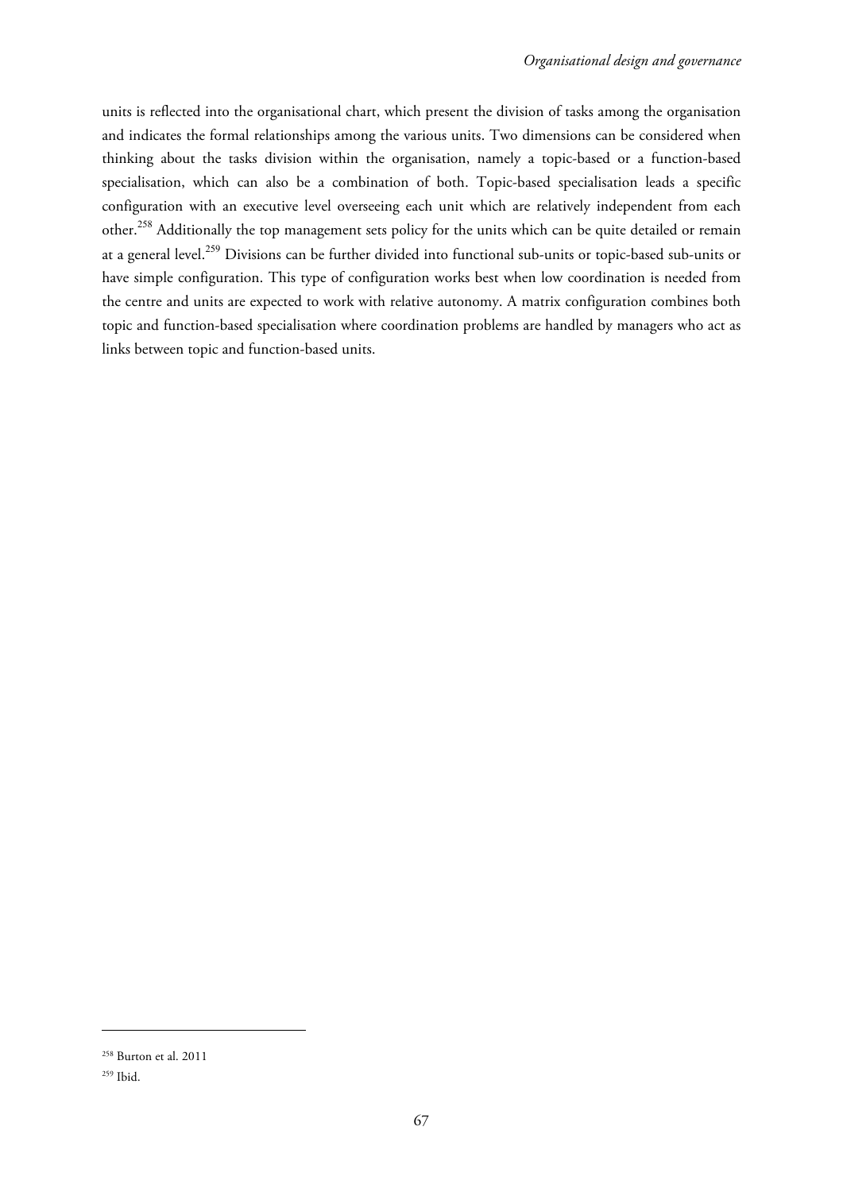units is reflected into the organisational chart, which present the division of tasks among the organisation and indicates the formal relationships among the various units. Two dimensions can be considered when thinking about the tasks division within the organisation, namely a topic-based or a function-based specialisation, which can also be a combination of both. Topic-based specialisation leads a specific configuration with an executive level overseeing each unit which are relatively independent from each other.[258] Additionally the top management sets policy for the units which can be quite detailed or remain at a general level.[259] Divisions can be further divided into functional sub-units or topic-based sub-units or have simple configuration. This type of configuration works best when low coordination is needed from the centre and units are expected to work with relative autonomy. A matrix configuration combines both topic and function-based specialisation where coordination problems are handled by managers who act as links between topic and function-based units.

[258] Burton et al. 2011

[259] Ibid.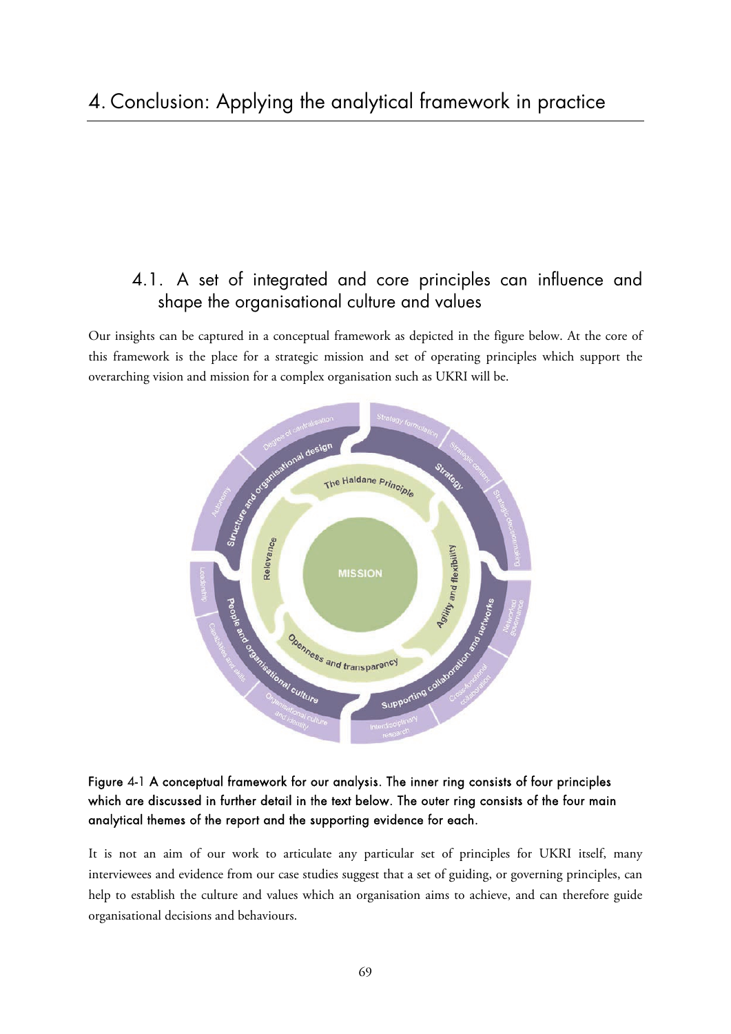# 4. Conclusion: Applying the analytical framework in practice

## 4.1. A set of integrated and core principles can influence and shape the organisational culture and values

Our insights can be captured in a conceptual framework as depicted in the figure below. At the core of this framework is the place for a strategic mission and set of operating principles which support the overarching vision and mission for a complex organisation such as UKRI will be.

MISSION

The Haldane Principle

Agility and flexibility

Openness and transparency

Relevance

Structure and organisational design

Strategy

Supporting collaboration and networks

People and organisational culture

Degree of centralisation

Autonomy

Strategy formulation

Strategic content

Strategic decision-making

Networked governance

Cross-functional collaboration

Interdisciplinary research

Organisational culture and identity

Capabilities and skills

Leadership

**Figure 4-1 A conceptual framework for our analysis. The inner ring consists of four principles which are discussed in further detail in the text below. The outer ring consists of the four main analytical themes of the report and the supporting evidence for each.**

It is not an aim of our work to articulate any particular set of principles for UKRI itself, many interviewees and evidence from our case studies suggest that a set of guiding, or governing principles, can help to establish the culture and values which an organisation aims to achieve, and can therefore guide organisational decisions and behaviours.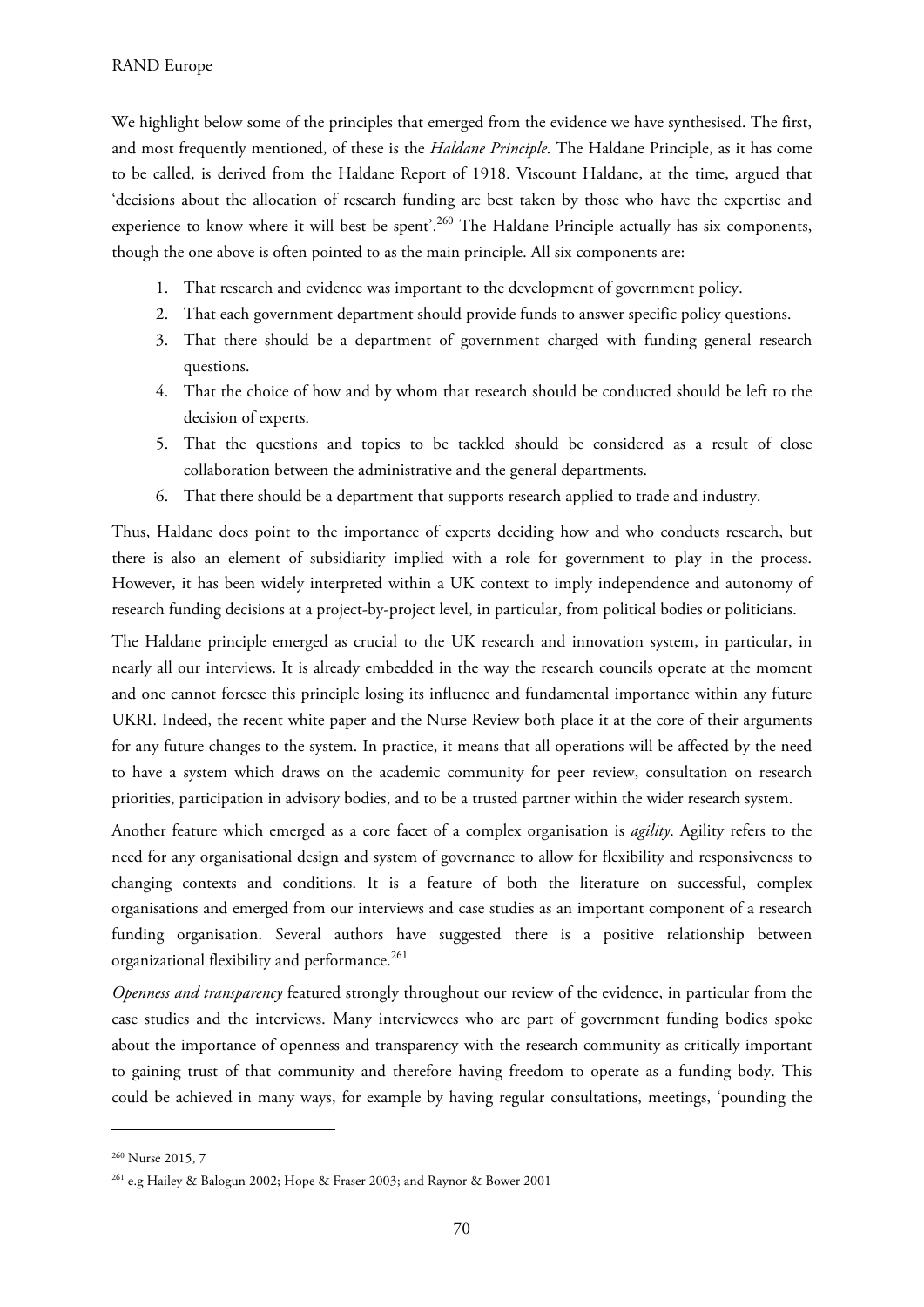We highlight below some of the principles that emerged from the evidence we have synthesised. The first, and most frequently mentioned, of these is the *Haldane Principle*. The Haldane Principle, as it has come to be called, is derived from the Haldane Report of 1918. Viscount Haldane, at the time, argued that 'decisions about the allocation of research funding are best taken by those who have the expertise and experience to know where it will best be spent'.[260] The Haldane Principle actually has six components, though the one above is often pointed to as the main principle. All six components are:

1. That research and evidence was important to the development of government policy.
2. That each government department should provide funds to answer specific policy questions.
3. That there should be a department of government charged with funding general research questions.
4. That the choice of how and by whom that research should be conducted should be left to the decision of experts.
5. That the questions and topics to be tackled should be considered as a result of close collaboration between the administrative and the general departments.
6. That there should be a department that supports research applied to trade and industry.

Thus, Haldane does point to the importance of experts deciding how and who conducts research, but there is also an element of subsidiarity implied with a role for government to play in the process. However, it has been widely interpreted within a UK context to imply independence and autonomy of research funding decisions at a project-by-project level, in particular, from political bodies or politicians.

The Haldane principle emerged as crucial to the UK research and innovation system, in particular, in nearly all our interviews. It is already embedded in the way the research councils operate at the moment and one cannot foresee this principle losing its influence and fundamental importance within any future UKRI. Indeed, the recent white paper and the Nurse Review both place it at the core of their arguments for any future changes to the system. In practice, it means that all operations will be affected by the need to have a system which draws on the academic community for peer review, consultation on research priorities, participation in advisory bodies, and to be a trusted partner within the wider research system.

Another feature which emerged as a core facet of a complex organisation is *agility*. Agility refers to the need for any organisational design and system of governance to allow for flexibility and responsiveness to changing contexts and conditions. It is a feature of both the literature on successful, complex organisations and emerged from our interviews and case studies as an important component of a research funding organisation. Several authors have suggested there is a positive relationship between organizational flexibility and performance.[261]

*Openness and transparency* featured strongly throughout our review of the evidence, in particular from the case studies and the interviews. Many interviewees who are part of government funding bodies spoke about the importance of openness and transparency with the research community as critically important to gaining trust of that community and therefore having freedom to operate as a funding body. This could be achieved in many ways, for example by having regular consultations, meetings, 'pounding the

[260] Nurse 2015, 7

[261] e.g Hailey & Balogun 2002; Hope & Fraser 2003; and Raynor & Bower 2001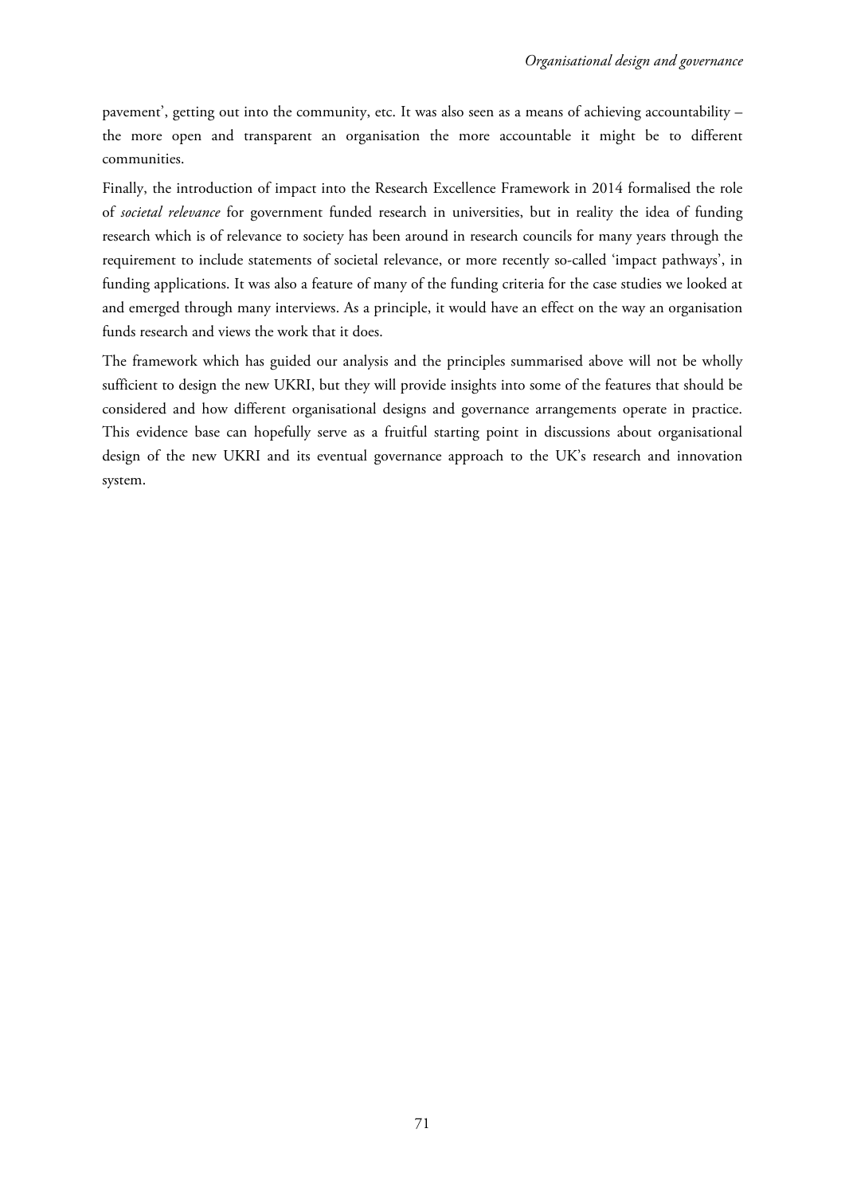pavement', getting out into the community, etc. It was also seen as a means of achieving accountability – the more open and transparent an organisation the more accountable it might be to different communities.

Finally, the introduction of impact into the Research Excellence Framework in 2014 formalised the role of *societal relevance* for government funded research in universities, but in reality the idea of funding research which is of relevance to society has been around in research councils for many years through the requirement to include statements of societal relevance, or more recently so-called 'impact pathways', in funding applications. It was also a feature of many of the funding criteria for the case studies we looked at and emerged through many interviews. As a principle, it would have an effect on the way an organisation funds research and views the work that it does.

The framework which has guided our analysis and the principles summarised above will not be wholly sufficient to design the new UKRI, but they will provide insights into some of the features that should be considered and how different organisational designs and governance arrangements operate in practice. This evidence base can hopefully serve as a fruitful starting point in discussions about organisational design of the new UKRI and its eventual governance approach to the UK's research and innovation system.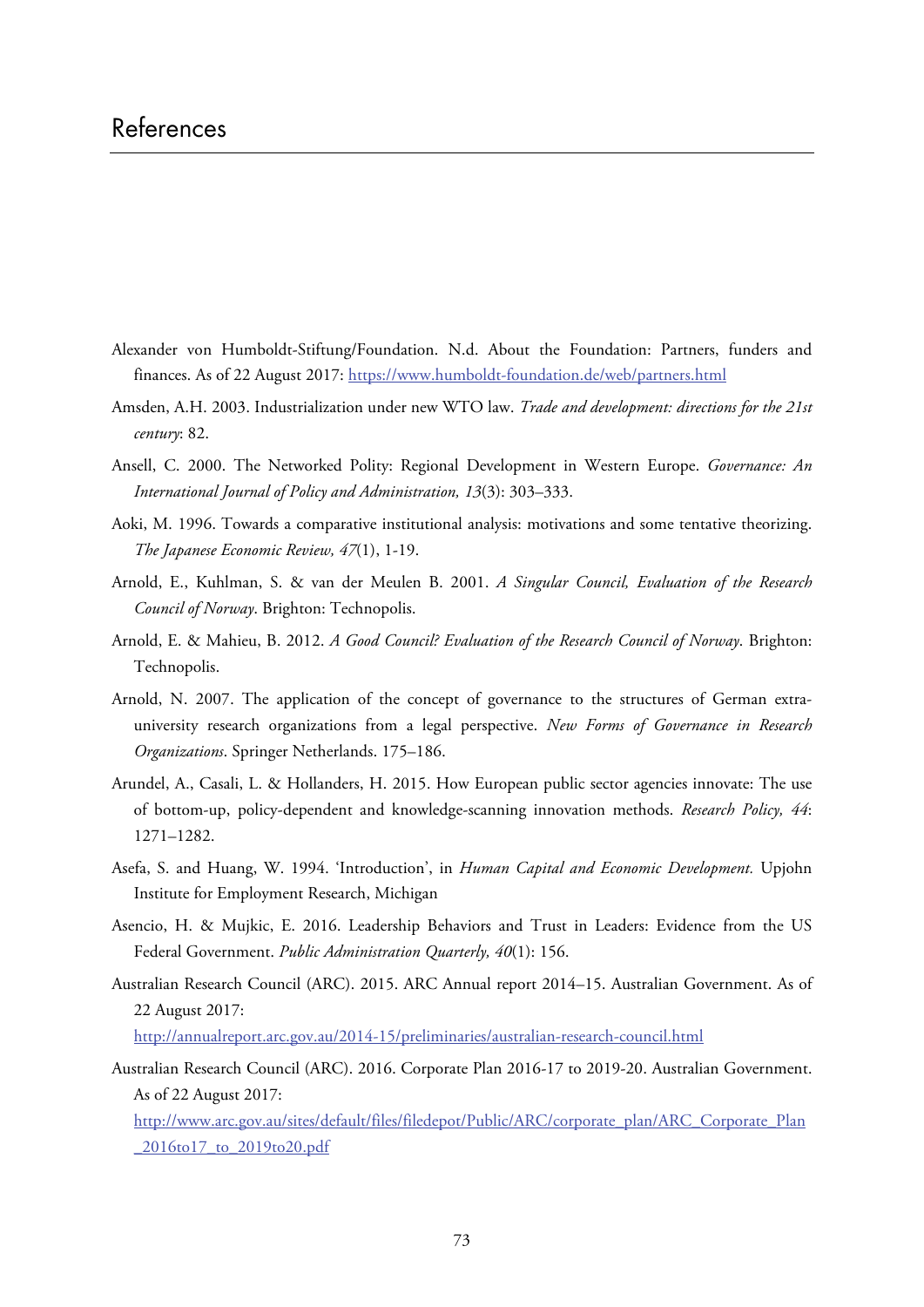# References

Alexander von Humboldt-Stiftung/Foundation. N.d. About the Foundation: Partners, funders and finances. As of 22 August 2017: https://www.humboldt-foundation.de/web/partners.html

Amsden, A.H. 2003. Industrialization under new WTO law. *Trade and development: directions for the 21st century*: 82.

Ansell, C. 2000. The Networked Polity: Regional Development in Western Europe. *Governance: An International Journal of Policy and Administration, 13*(3): 303–333.

Aoki, M. 1996. Towards a comparative institutional analysis: motivations and some tentative theorizing. *The Japanese Economic Review, 47*(1), 1-19.

Arnold, E., Kuhlman, S. & van der Meulen B. 2001. *A Singular Council, Evaluation of the Research Council of Norway*. Brighton: Technopolis.

Arnold, E. & Mahieu, B. 2012. *A Good Council? Evaluation of the Research Council of Norway*. Brighton: Technopolis.

Arnold, N. 2007. The application of the concept of governance to the structures of German extra-university research organizations from a legal perspective. *New Forms of Governance in Research Organizations*. Springer Netherlands. 175–186.

Arundel, A., Casali, L. & Hollanders, H. 2015. How European public sector agencies innovate: The use of bottom-up, policy-dependent and knowledge-scanning innovation methods. *Research Policy, 44*: 1271–1282.

Asefa, S. and Huang, W. 1994. 'Introduction', in *Human Capital and Economic Development.* Upjohn Institute for Employment Research, Michigan

Asencio, H. & Mujkic, E. 2016. Leadership Behaviors and Trust in Leaders: Evidence from the US Federal Government. *Public Administration Quarterly, 40*(1): 156.

Australian Research Council (ARC). 2015. ARC Annual report 2014–15. Australian Government. As of 22 August 2017:
http://annualreport.arc.gov.au/2014-15/preliminaries/australian-research-council.html

Australian Research Council (ARC). 2016. Corporate Plan 2016-17 to 2019-20. Australian Government. As of 22 August 2017:
http://www.arc.gov.au/sites/default/files/filedepot/Public/ARC/corporate_plan/ARC_Corporate_Plan_2016to17_to_2019to20.pdf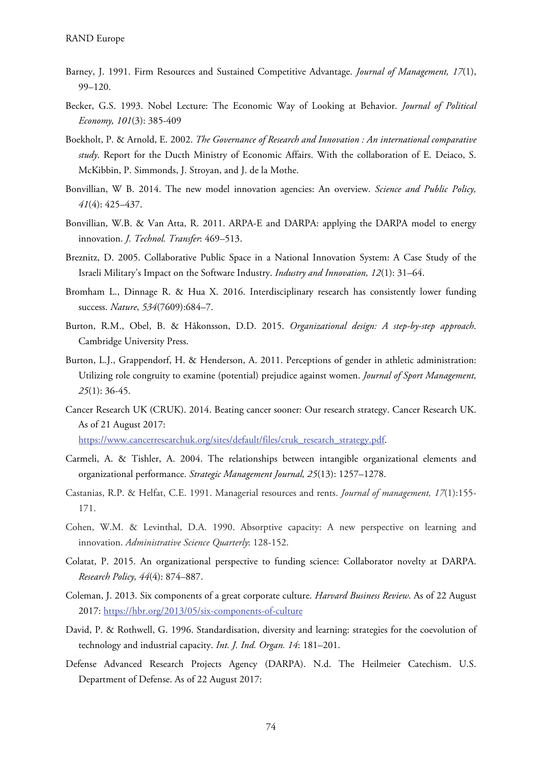Barney, J. 1991. Firm Resources and Sustained Competitive Advantage. *Journal of Management, 17*(1), 99–120.

Becker, G.S. 1993. Nobel Lecture: The Economic Way of Looking at Behavior. *Journal of Political Economy, 101*(3): 385-409

Boekholt, P. & Arnold, E. 2002. *The Governance of Research and Innovation : An international comparative study*. Report for the Ducth Ministry of Economic Affairs. With the collaboration of E. Deiaco, S. McKibbin, P. Simmonds, J. Stroyan, and J. de la Mothe.

Bonvillian, W B. 2014. The new model innovation agencies: An overview. *Science and Public Policy, 41*(4): 425–437.

Bonvillian, W.B. & Van Atta, R. 2011. ARPA-E and DARPA: applying the DARPA model to energy innovation. *J. Technol. Transfer*: 469–513.

Breznitz, D. 2005. Collaborative Public Space in a National Innovation System: A Case Study of the Israeli Military's Impact on the Software Industry. *Industry and Innovation, 12*(1): 31–64.

Bromham L., Dinnage R. & Hua X. 2016. Interdisciplinary research has consistently lower funding success. *Nature*, *534*(7609):684–7.

Burton, R.M., Obel, B. & Håkonsson, D.D. 2015. *Organizational design: A step-by-step approach*. Cambridge University Press.

Burton, L.J., Grappendorf, H. & Henderson, A. 2011. Perceptions of gender in athletic administration: Utilizing role congruity to examine (potential) prejudice against women. *Journal of Sport Management, 25*(1): 36-45.

Cancer Research UK (CRUK). 2014. Beating cancer sooner: Our research strategy. Cancer Research UK. As of 21 August 2017:
https://www.cancerresearchuk.org/sites/default/files/cruk_research_strategy.pdf.

Carmeli, A. & Tishler, A. 2004. The relationships between intangible organizational elements and organizational performance. *Strategic Management Journal, 25*(13): 1257–1278.

Castanias, R.P. & Helfat, C.E. 1991. Managerial resources and rents. *Journal of management, 17*(1):155-171.

Cohen, W.M. & Levinthal, D.A. 1990. Absorptive capacity: A new perspective on learning and innovation. *Administrative Science Quarterly*: 128-152.

Colatat, P. 2015. An organizational perspective to funding science: Collaborator novelty at DARPA. *Research Policy, 44*(4): 874–887.

Coleman, J. 2013. Six components of a great corporate culture. *Harvard Business Review*. As of 22 August 2017: https://hbr.org/2013/05/six-components-of-culture

David, P. & Rothwell, G. 1996. Standardisation, diversity and learning: strategies for the coevolution of technology and industrial capacity. *Int. J. Ind. Organ. 14*: 181–201.

Defense Advanced Research Projects Agency (DARPA). N.d. The Heilmeier Catechism. U.S. Department of Defense. As of 22 August 2017: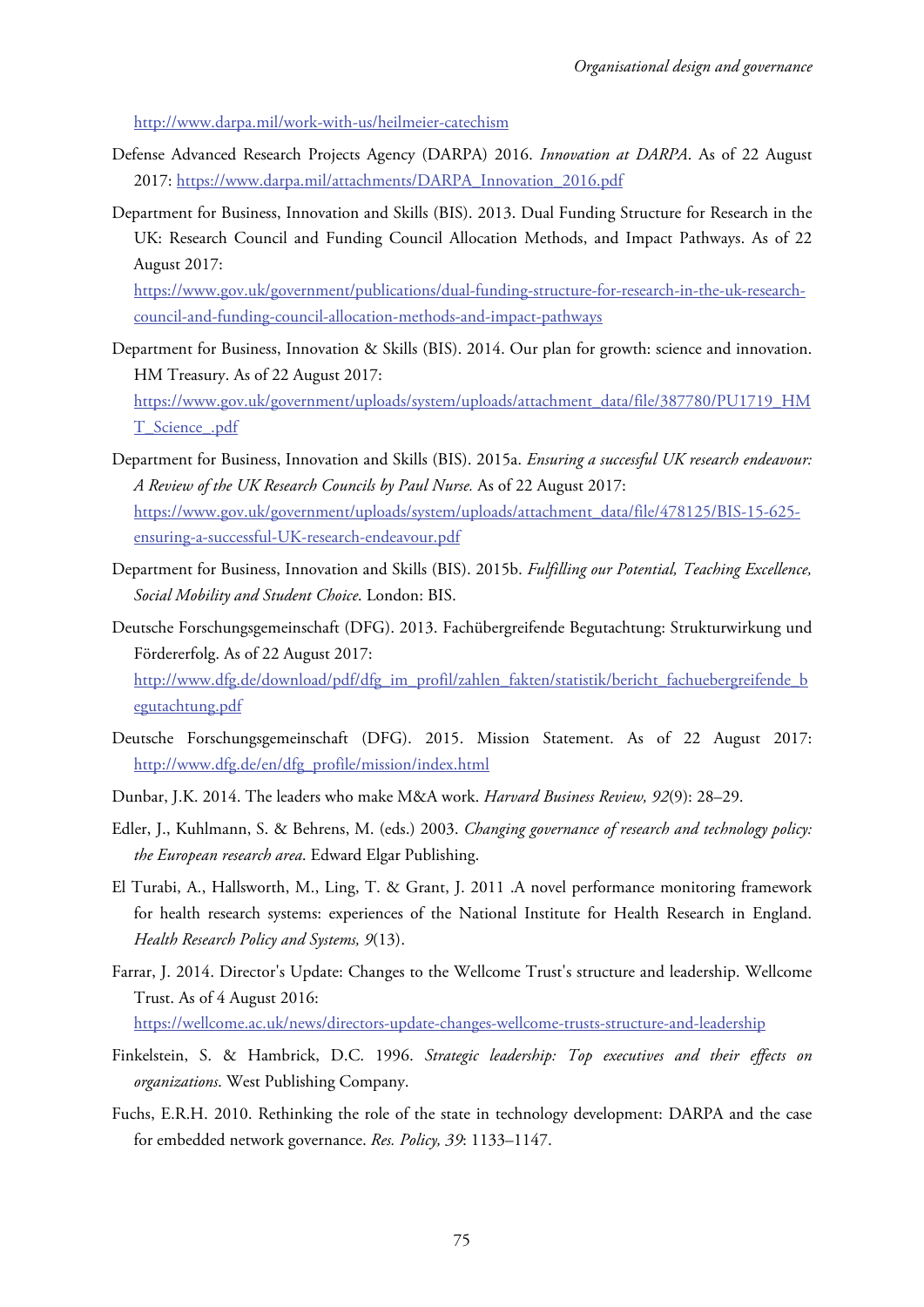http://www.darpa.mil/work-with-us/heilmeier-catechism

Defense Advanced Research Projects Agency (DARPA) 2016. *Innovation at DARPA*. As of 22 August 2017: https://www.darpa.mil/attachments/DARPA_Innovation_2016.pdf

Department for Business, Innovation and Skills (BIS). 2013. Dual Funding Structure for Research in the UK: Research Council and Funding Council Allocation Methods, and Impact Pathways. As of 22 August 2017: https://www.gov.uk/government/publications/dual-funding-structure-for-research-in-the-uk-research-council-and-funding-council-allocation-methods-and-impact-pathways

Department for Business, Innovation & Skills (BIS). 2014. Our plan for growth: science and innovation. HM Treasury. As of 22 August 2017: https://www.gov.uk/government/uploads/system/uploads/attachment_data/file/387780/PU1719_HMT_Science_.pdf

Department for Business, Innovation and Skills (BIS). 2015a. *Ensuring a successful UK research endeavour: A Review of the UK Research Councils by Paul Nurse.* As of 22 August 2017: https://www.gov.uk/government/uploads/system/uploads/attachment_data/file/478125/BIS-15-625-ensuring-a-successful-UK-research-endeavour.pdf

Department for Business, Innovation and Skills (BIS). 2015b. *Fulfilling our Potential, Teaching Excellence, Social Mobility and Student Choice*. London: BIS.

Deutsche Forschungsgemeinschaft (DFG). 2013. Fachübergreifende Begutachtung: Strukturwirkung und Fördererfolg. As of 22 August 2017: http://www.dfg.de/download/pdf/dfg_im_profil/zahlen_fakten/statistik/bericht_fachuebergreifende_begutachtung.pdf

Deutsche Forschungsgemeinschaft (DFG). 2015. Mission Statement. As of 22 August 2017: http://www.dfg.de/en/dfg_profile/mission/index.html

Dunbar, J.K. 2014. The leaders who make M&A work. *Harvard Business Review, 92*(9): 28–29.

Edler, J., Kuhlmann, S. & Behrens, M. (eds.) 2003. *Changing governance of research and technology policy: the European research area*. Edward Elgar Publishing.

El Turabi, A., Hallsworth, M., Ling, T. & Grant, J. 2011 .A novel performance monitoring framework for health research systems: experiences of the National Institute for Health Research in England. *Health Research Policy and Systems, 9*(13).

Farrar, J. 2014. Director's Update: Changes to the Wellcome Trust's structure and leadership. Wellcome Trust. As of 4 August 2016: https://wellcome.ac.uk/news/directors-update-changes-wellcome-trusts-structure-and-leadership

Finkelstein, S. & Hambrick, D.C. 1996. *Strategic leadership: Top executives and their effects on organizations*. West Publishing Company.

Fuchs, E.R.H. 2010. Rethinking the role of the state in technology development: DARPA and the case for embedded network governance. *Res. Policy, 39*: 1133–1147.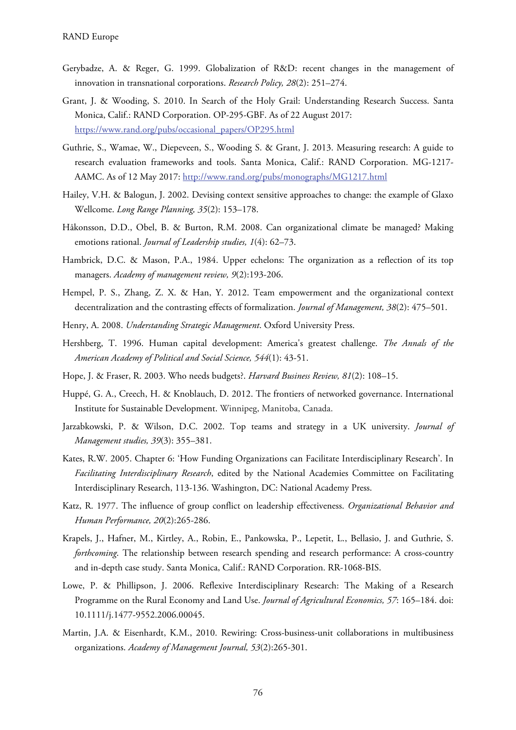Gerybadze, A. & Reger, G. 1999. Globalization of R&D: recent changes in the management of innovation in transnational corporations. *Research Policy, 28*(2): 251–274.

Grant, J. & Wooding, S. 2010. In Search of the Holy Grail: Understanding Research Success. Santa Monica, Calif.: RAND Corporation. OP-295-GBF. As of 22 August 2017: https://www.rand.org/pubs/occasional_papers/OP295.html

Guthrie, S., Wamae, W., Diepeveen, S., Wooding S. & Grant, J. 2013. Measuring research: A guide to research evaluation frameworks and tools. Santa Monica, Calif.: RAND Corporation. MG-1217-AAMC. As of 12 May 2017: http://www.rand.org/pubs/monographs/MG1217.html

Hailey, V.H. & Balogun, J. 2002. Devising context sensitive approaches to change: the example of Glaxo Wellcome. *Long Range Planning, 35*(2): 153–178.

Håkonsson, D.D., Obel, B. & Burton, R.M. 2008. Can organizational climate be managed? Making emotions rational. *Journal of Leadership studies, 1*(4): 62–73.

Hambrick, D.C. & Mason, P.A., 1984. Upper echelons: The organization as a reflection of its top managers. *Academy of management review, 9*(2):193-206.

Hempel, P. S., Zhang, Z. X. & Han, Y. 2012. Team empowerment and the organizational context decentralization and the contrasting effects of formalization. *Journal of Management, 38*(2): 475–501.

Henry, A. 2008. *Understanding Strategic Management*. Oxford University Press.

Hershberg, T. 1996. Human capital development: America's greatest challenge. *The Annals of the American Academy of Political and Social Science, 544*(1): 43-51.

Hope, J. & Fraser, R. 2003. Who needs budgets?. *Harvard Business Review, 81*(2): 108–15.

Huppé, G. A., Creech, H. & Knoblauch, D. 2012. The frontiers of networked governance. International Institute for Sustainable Development. Winnipeg, Manitoba, Canada.

Jarzabkowski, P. & Wilson, D.C. 2002. Top teams and strategy in a UK university. *Journal of Management studies, 39*(3): 355–381.

Kates, R.W. 2005. Chapter 6: 'How Funding Organizations can Facilitate Interdisciplinary Research'. In *Facilitating Interdisciplinary Research*, edited by the National Academies Committee on Facilitating Interdisciplinary Research, 113-136. Washington, DC: National Academy Press.

Katz, R. 1977. The influence of group conflict on leadership effectiveness. *Organizational Behavior and Human Performance, 20*(2):265-286.

Krapels, J., Hafner, M., Kirtley, A., Robin, E., Pankowska, P., Lepetit, L., Bellasio, J. and Guthrie, S. *forthcoming*. The relationship between research spending and research performance: A cross-country and in-depth case study. Santa Monica, Calif.: RAND Corporation. RR-1068-BIS.

Lowe, P. & Phillipson, J. 2006. Reflexive Interdisciplinary Research: The Making of a Research Programme on the Rural Economy and Land Use. *Journal of Agricultural Economics, 57*: 165–184. doi: 10.1111/j.1477-9552.2006.00045.

Martin, J.A. & Eisenhardt, K.M., 2010. Rewiring: Cross-business-unit collaborations in multibusiness organizations. *Academy of Management Journal, 53*(2):265-301.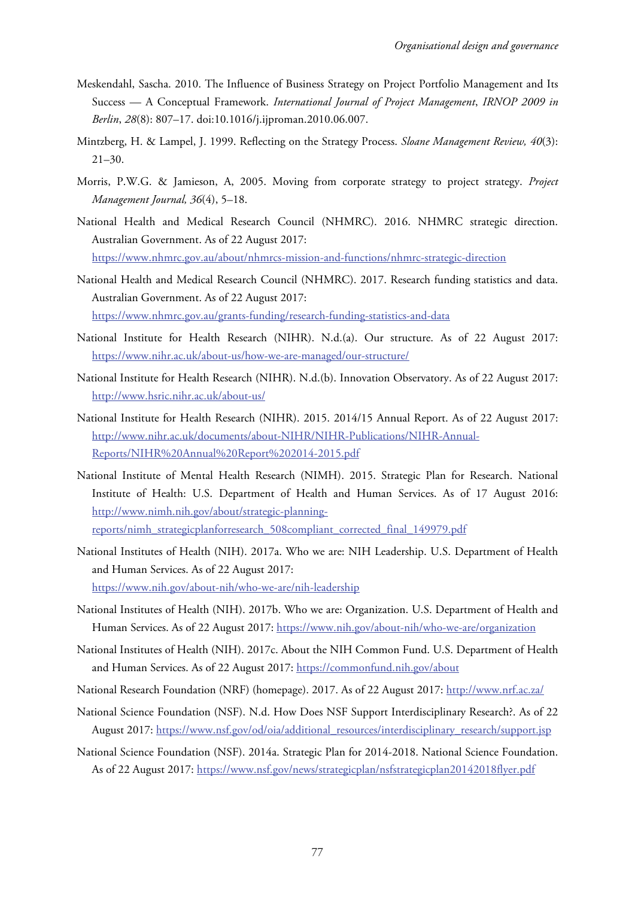Meskendahl, Sascha. 2010. The Influence of Business Strategy on Project Portfolio Management and Its Success — A Conceptual Framework. *International Journal of Project Management*, *IRNOP 2009 in Berlin*, *28*(8): 807–17. doi:10.1016/j.ijproman.2010.06.007.

Mintzberg, H. & Lampel, J. 1999. Reflecting on the Strategy Process. *Sloane Management Review, 40*(3): 21–30.

Morris, P.W.G. & Jamieson, A, 2005. Moving from corporate strategy to project strategy. *Project Management Journal, 36*(4), 5–18.

National Health and Medical Research Council (NHMRC). 2016. NHMRC strategic direction. Australian Government. As of 22 August 2017: https://www.nhmrc.gov.au/about/nhmrcs-mission-and-functions/nhmrc-strategic-direction

National Health and Medical Research Council (NHMRC). 2017. Research funding statistics and data. Australian Government. As of 22 August 2017: https://www.nhmrc.gov.au/grants-funding/research-funding-statistics-and-data

National Institute for Health Research (NIHR). N.d.(a). Our structure. As of 22 August 2017: https://www.nihr.ac.uk/about-us/how-we-are-managed/our-structure/

National Institute for Health Research (NIHR). N.d.(b). Innovation Observatory. As of 22 August 2017: http://www.hsric.nihr.ac.uk/about-us/

National Institute for Health Research (NIHR). 2015. 2014/15 Annual Report. As of 22 August 2017: http://www.nihr.ac.uk/documents/about-NIHR/NIHR-Publications/NIHR-Annual-Reports/NIHR%20Annual%20Report%202014-2015.pdf

National Institute of Mental Health Research (NIMH). 2015. Strategic Plan for Research. National Institute of Health: U.S. Department of Health and Human Services. As of 17 August 2016: http://www.nimh.nih.gov/about/strategic-planning-reports/nimh_strategicplanforresearch_508compliant_corrected_final_149979.pdf

National Institutes of Health (NIH). 2017a. Who we are: NIH Leadership. U.S. Department of Health and Human Services. As of 22 August 2017: https://www.nih.gov/about-nih/who-we-are/nih-leadership

National Institutes of Health (NIH). 2017b. Who we are: Organization. U.S. Department of Health and Human Services. As of 22 August 2017: https://www.nih.gov/about-nih/who-we-are/organization

National Institutes of Health (NIH). 2017c. About the NIH Common Fund. U.S. Department of Health and Human Services. As of 22 August 2017: https://commonfund.nih.gov/about

National Research Foundation (NRF) (homepage). 2017. As of 22 August 2017: http://www.nrf.ac.za/

National Science Foundation (NSF). N.d. How Does NSF Support Interdisciplinary Research?. As of 22 August 2017: https://www.nsf.gov/od/oia/additional_resources/interdisciplinary_research/support.jsp

National Science Foundation (NSF). 2014a. Strategic Plan for 2014-2018. National Science Foundation. As of 22 August 2017: https://www.nsf.gov/news/strategicplan/nsfstrategicplan20142018flyer.pdf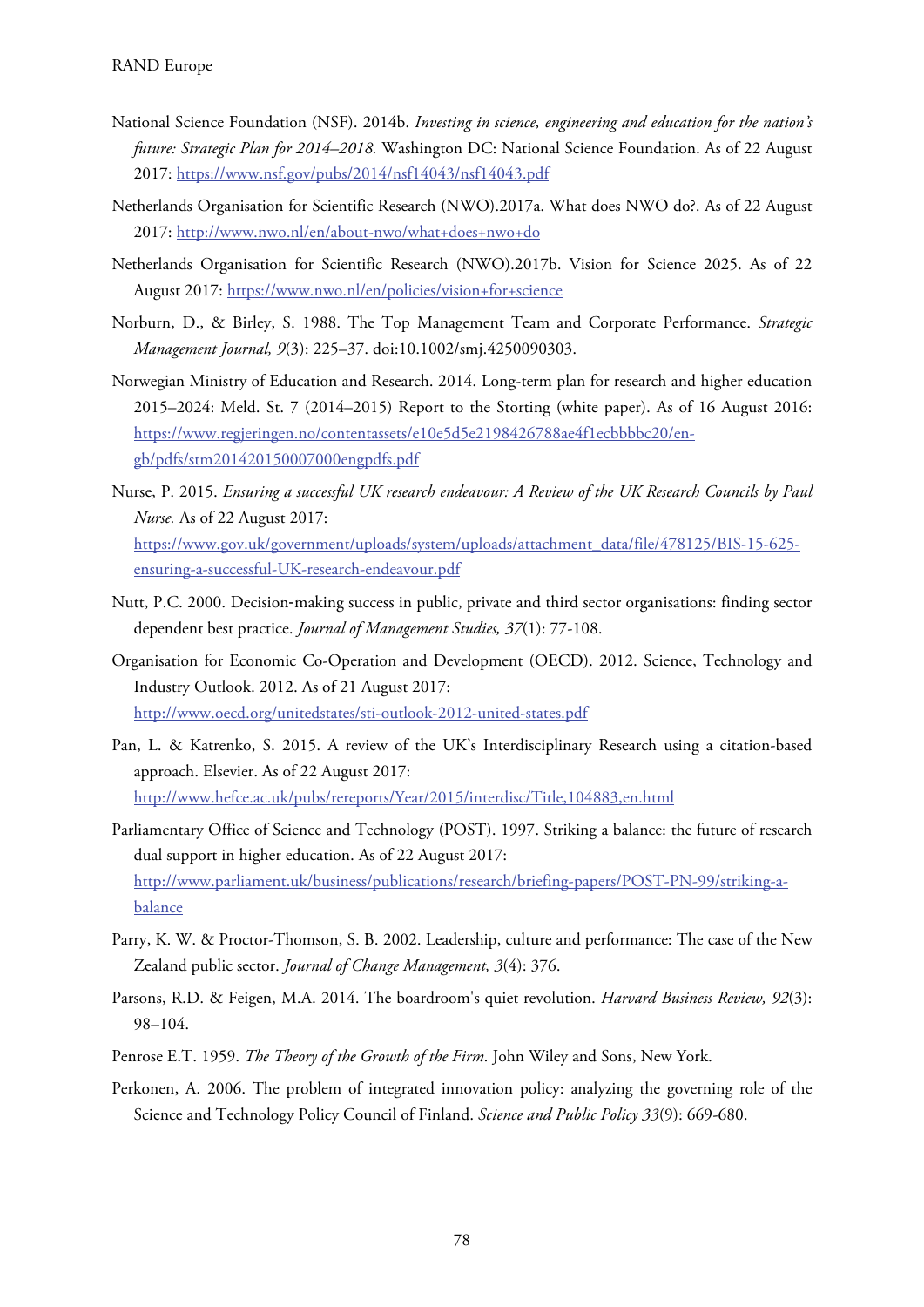National Science Foundation (NSF). 2014b. *Investing in science, engineering and education for the nation's future: Strategic Plan for 2014–2018.* Washington DC: National Science Foundation. As of 22 August 2017: https://www.nsf.gov/pubs/2014/nsf14043/nsf14043.pdf

Netherlands Organisation for Scientific Research (NWO).2017a. What does NWO do?. As of 22 August 2017: http://www.nwo.nl/en/about-nwo/what+does+nwo+do

Netherlands Organisation for Scientific Research (NWO).2017b. Vision for Science 2025. As of 22 August 2017: https://www.nwo.nl/en/policies/vision+for+science

Norburn, D., & Birley, S. 1988. The Top Management Team and Corporate Performance. *Strategic Management Journal, 9*(3): 225–37. doi:10.1002/smj.4250090303.

Norwegian Ministry of Education and Research. 2014. Long-term plan for research and higher education 2015–2024: Meld. St. 7 (2014–2015) Report to the Storting (white paper). As of 16 August 2016: https://www.regjeringen.no/contentassets/e10e5d5e2198426788ae4f1ecbbbbc20/en-gb/pdfs/stm201420150007000engpdfs.pdf

Nurse, P. 2015. *Ensuring a successful UK research endeavour: A Review of the UK Research Councils by Paul Nurse.* As of 22 August 2017: https://www.gov.uk/government/uploads/system/uploads/attachment_data/file/478125/BIS-15-625-ensuring-a-successful-UK-research-endeavour.pdf

Nutt, P.C. 2000. Decision-making success in public, private and third sector organisations: finding sector dependent best practice. *Journal of Management Studies, 37*(1): 77-108.

Organisation for Economic Co-Operation and Development (OECD). 2012. Science, Technology and Industry Outlook. 2012. As of 21 August 2017: http://www.oecd.org/unitedstates/sti-outlook-2012-united-states.pdf

Pan, L. & Katrenko, S. 2015. A review of the UK's Interdisciplinary Research using a citation-based approach. Elsevier. As of 22 August 2017: http://www.hefce.ac.uk/pubs/rereports/Year/2015/interdisc/Title,104883,en.html

Parliamentary Office of Science and Technology (POST). 1997. Striking a balance: the future of research dual support in higher education. As of 22 August 2017: http://www.parliament.uk/business/publications/research/briefing-papers/POST-PN-99/striking-a-balance

Parry, K. W. & Proctor-Thomson, S. B. 2002. Leadership, culture and performance: The case of the New Zealand public sector. *Journal of Change Management, 3*(4): 376.

Parsons, R.D. & Feigen, M.A. 2014. The boardroom's quiet revolution. *Harvard Business Review, 92*(3): 98–104.

Penrose E.T. 1959. *The Theory of the Growth of the Firm*. John Wiley and Sons, New York.

Perkonen, A. 2006. The problem of integrated innovation policy: analyzing the governing role of the Science and Technology Policy Council of Finland. *Science and Public Policy 33*(9): 669-680.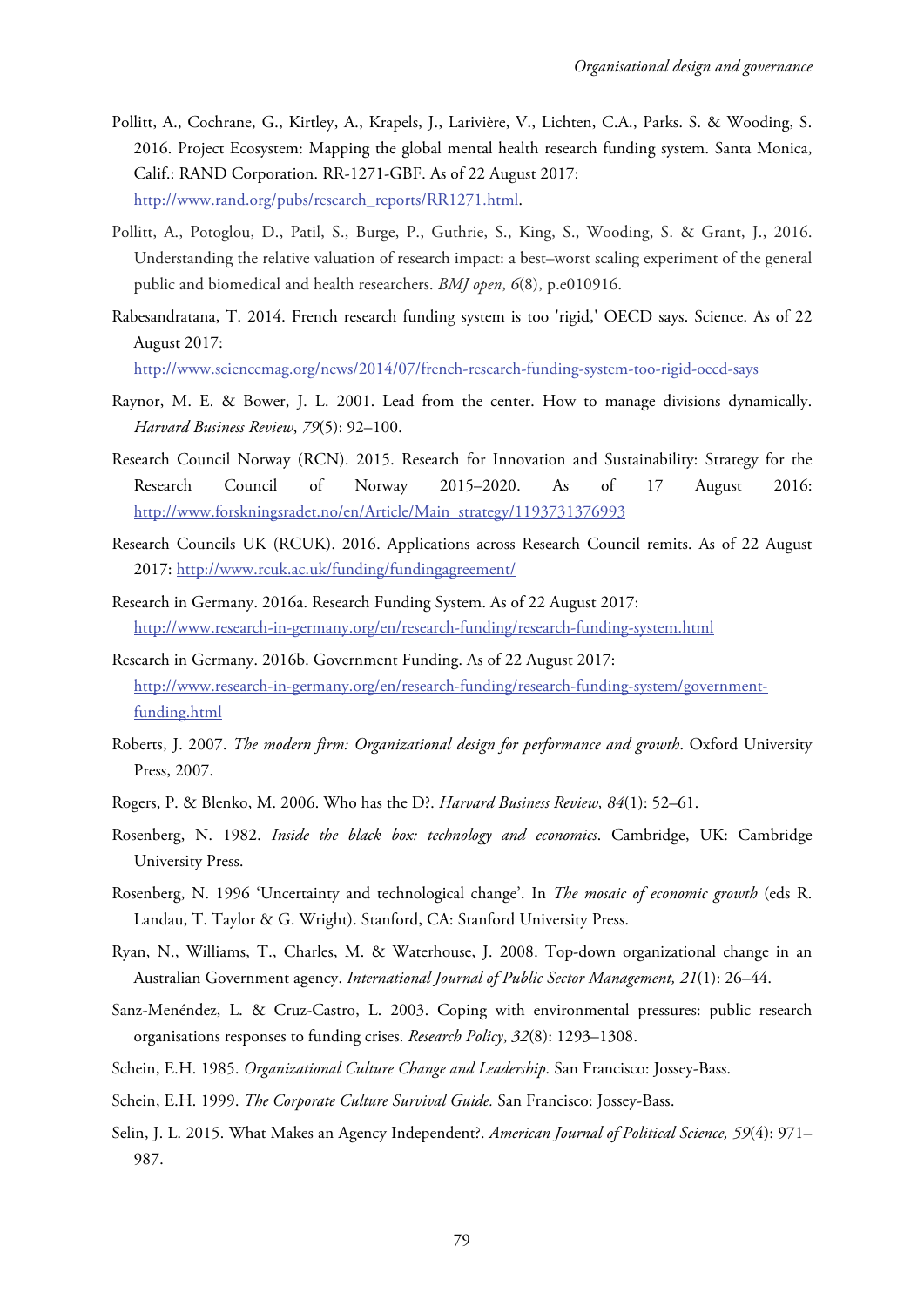Pollitt, A., Cochrane, G., Kirtley, A., Krapels, J., Larivière, V., Lichten, C.A., Parks. S. & Wooding, S. 2016. Project Ecosystem: Mapping the global mental health research funding system. Santa Monica, Calif.: RAND Corporation. RR-1271-GBF. As of 22 August 2017: http://www.rand.org/pubs/research_reports/RR1271.html.

Pollitt, A., Potoglou, D., Patil, S., Burge, P., Guthrie, S., King, S., Wooding, S. & Grant, J., 2016. Understanding the relative valuation of research impact: a best–worst scaling experiment of the general public and biomedical and health researchers. *BMJ open*, *6*(8), p.e010916.

Rabesandratana, T. 2014. French research funding system is too 'rigid,' OECD says. Science. As of 22 August 2017: http://www.sciencemag.org/news/2014/07/french-research-funding-system-too-rigid-oecd-says

Raynor, M. E. & Bower, J. L. 2001. Lead from the center. How to manage divisions dynamically. *Harvard Business Review*, *79*(5): 92–100.

Research Council Norway (RCN). 2015. Research for Innovation and Sustainability: Strategy for the Research Council of Norway 2015–2020. As of 17 August 2016: http://www.forskningsradet.no/en/Article/Main_strategy/1193731376993

Research Councils UK (RCUK). 2016. Applications across Research Council remits. As of 22 August 2017: http://www.rcuk.ac.uk/funding/fundingagreement/

Research in Germany. 2016a. Research Funding System. As of 22 August 2017: http://www.research-in-germany.org/en/research-funding/research-funding-system.html

Research in Germany. 2016b. Government Funding. As of 22 August 2017: http://www.research-in-germany.org/en/research-funding/research-funding-system/government-funding.html

Roberts, J. 2007. *The modern firm: Organizational design for performance and growth*. Oxford University Press, 2007.

Rogers, P. & Blenko, M. 2006. Who has the D?. *Harvard Business Review, 84*(1): 52–61.

Rosenberg, N. 1982. *Inside the black box: technology and economics*. Cambridge, UK: Cambridge University Press.

Rosenberg, N. 1996 'Uncertainty and technological change'. In *The mosaic of economic growth* (eds R. Landau, T. Taylor & G. Wright). Stanford, CA: Stanford University Press.

Ryan, N., Williams, T., Charles, M. & Waterhouse, J. 2008. Top-down organizational change in an Australian Government agency. *International Journal of Public Sector Management, 21*(1): 26–44.

Sanz-Menéndez, L. & Cruz-Castro, L. 2003. Coping with environmental pressures: public research organisations responses to funding crises. *Research Policy*, *32*(8): 1293–1308.

Schein, E.H. 1985. *Organizational Culture Change and Leadership*. San Francisco: Jossey-Bass.

Schein, E.H. 1999. *The Corporate Culture Survival Guide.* San Francisco: Jossey-Bass.

Selin, J. L. 2015. What Makes an Agency Independent?. *American Journal of Political Science, 59*(4): 971–987.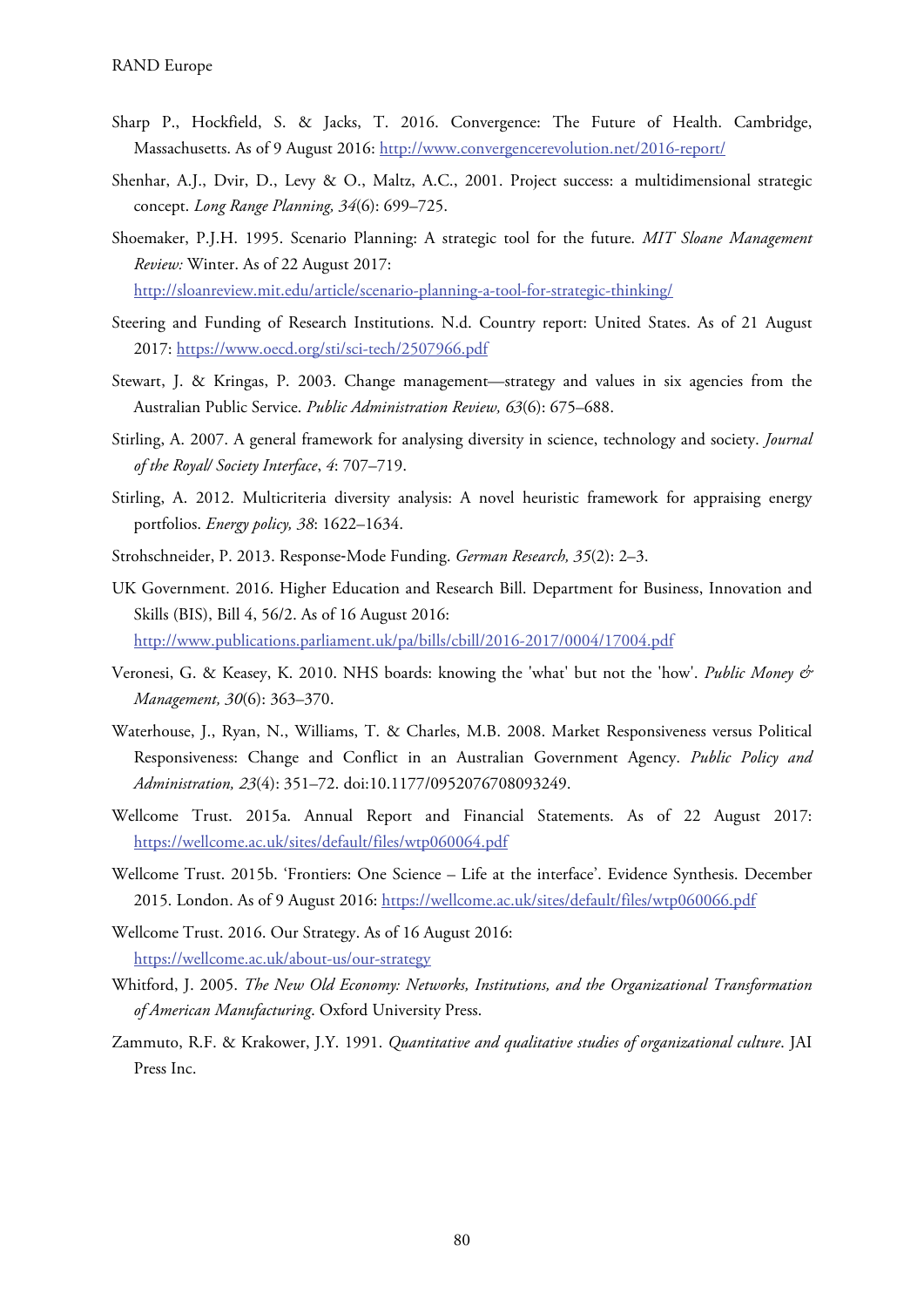Sharp P., Hockfield, S. & Jacks, T. 2016. Convergence: The Future of Health. Cambridge, Massachusetts. As of 9 August 2016: http://www.convergencerevolution.net/2016-report/

Shenhar, A.J., Dvir, D., Levy & O., Maltz, A.C., 2001. Project success: a multidimensional strategic concept. *Long Range Planning, 34*(6): 699–725.

Shoemaker, P.J.H. 1995. Scenario Planning: A strategic tool for the future. *MIT Sloane Management Review:* Winter. As of 22 August 2017: http://sloanreview.mit.edu/article/scenario-planning-a-tool-for-strategic-thinking/

Steering and Funding of Research Institutions. N.d. Country report: United States. As of 21 August 2017: https://www.oecd.org/sti/sci-tech/2507966.pdf

Stewart, J. & Kringas, P. 2003. Change management—strategy and values in six agencies from the Australian Public Service. *Public Administration Review, 63*(6): 675–688.

Stirling, A. 2007. A general framework for analysing diversity in science, technology and society. *Journal of the Royal/ Society Interface*, *4*: 707–719.

Stirling, A. 2012. Multicriteria diversity analysis: A novel heuristic framework for appraising energy portfolios. *Energy policy, 38*: 1622–1634.

Strohschneider, P. 2013. Response-Mode Funding. *German Research, 35*(2): 2–3.

UK Government. 2016. Higher Education and Research Bill. Department for Business, Innovation and Skills (BIS), Bill 4, 56/2. As of 16 August 2016: http://www.publications.parliament.uk/pa/bills/cbill/2016-2017/0004/17004.pdf

Veronesi, G. & Keasey, K. 2010. NHS boards: knowing the 'what' but not the 'how'. *Public Money & Management, 30*(6): 363–370.

Waterhouse, J., Ryan, N., Williams, T. & Charles, M.B. 2008. Market Responsiveness versus Political Responsiveness: Change and Conflict in an Australian Government Agency. *Public Policy and Administration, 23*(4): 351–72. doi:10.1177/0952076708093249.

Wellcome Trust. 2015a. Annual Report and Financial Statements. As of 22 August 2017: https://wellcome.ac.uk/sites/default/files/wtp060064.pdf

Wellcome Trust. 2015b. 'Frontiers: One Science – Life at the interface'. Evidence Synthesis. December 2015. London. As of 9 August 2016: https://wellcome.ac.uk/sites/default/files/wtp060066.pdf

Wellcome Trust. 2016. Our Strategy. As of 16 August 2016: https://wellcome.ac.uk/about-us/our-strategy

Whitford, J. 2005. *The New Old Economy: Networks, Institutions, and the Organizational Transformation of American Manufacturing*. Oxford University Press.

Zammuto, R.F. & Krakower, J.Y. 1991. *Quantitative and qualitative studies of organizational culture*. JAI Press Inc.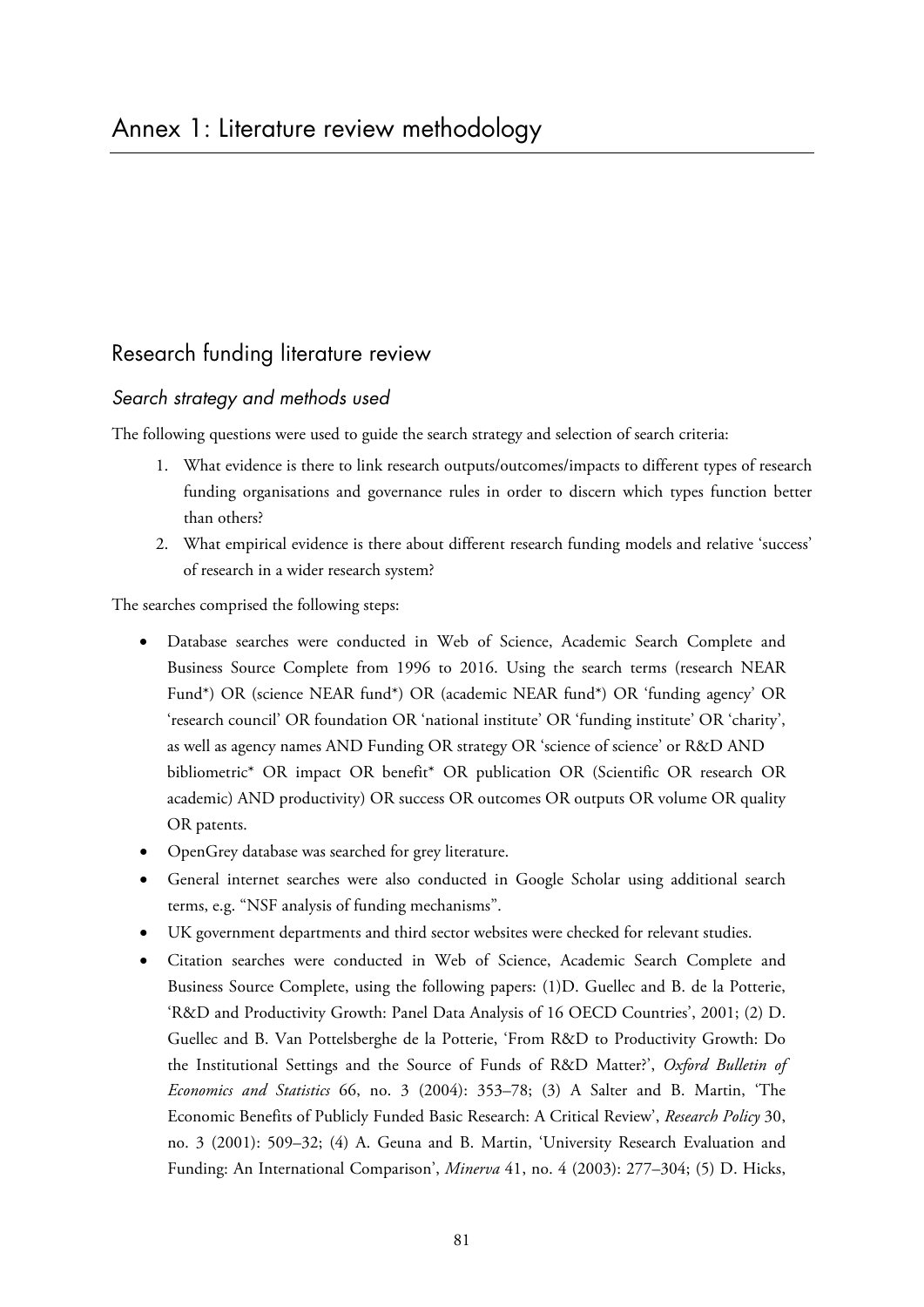# Annex 1: Literature review methodology

## Research funding literature review

### *Search strategy and methods used*

The following questions were used to guide the search strategy and selection of search criteria:

1. What evidence is there to link research outputs/outcomes/impacts to different types of research funding organisations and governance rules in order to discern which types function better than others?
2. What empirical evidence is there about different research funding models and relative 'success' of research in a wider research system?

The searches comprised the following steps:

- Database searches were conducted in Web of Science, Academic Search Complete and Business Source Complete from 1996 to 2016. Using the search terms (research NEAR Fund*) OR (science NEAR fund*) OR (academic NEAR fund*) OR 'funding agency' OR 'research council' OR foundation OR 'national institute' OR 'funding institute' OR 'charity', as well as agency names AND Funding OR strategy OR 'science of science' or R&D AND bibliometric* OR impact OR benefit* OR publication OR (Scientific OR research OR academic) AND productivity) OR success OR outcomes OR outputs OR volume OR quality OR patents.
- OpenGrey database was searched for grey literature.
- General internet searches were also conducted in Google Scholar using additional search terms, e.g. "NSF analysis of funding mechanisms".
- UK government departments and third sector websites were checked for relevant studies.
- Citation searches were conducted in Web of Science, Academic Search Complete and Business Source Complete, using the following papers: (1)D. Guellec and B. de la Potterie, 'R&D and Productivity Growth: Panel Data Analysis of 16 OECD Countries', 2001; (2) D. Guellec and B. Van Pottelsberghe de la Potterie, 'From R&D to Productivity Growth: Do the Institutional Settings and the Source of Funds of R&D Matter?', *Oxford Bulletin of Economics and Statistics* 66, no. 3 (2004): 353–78; (3) A Salter and B. Martin, 'The Economic Benefits of Publicly Funded Basic Research: A Critical Review', *Research Policy* 30, no. 3 (2001): 509–32; (4) A. Geuna and B. Martin, 'University Research Evaluation and Funding: An International Comparison', *Minerva* 41, no. 4 (2003): 277–304; (5) D. Hicks,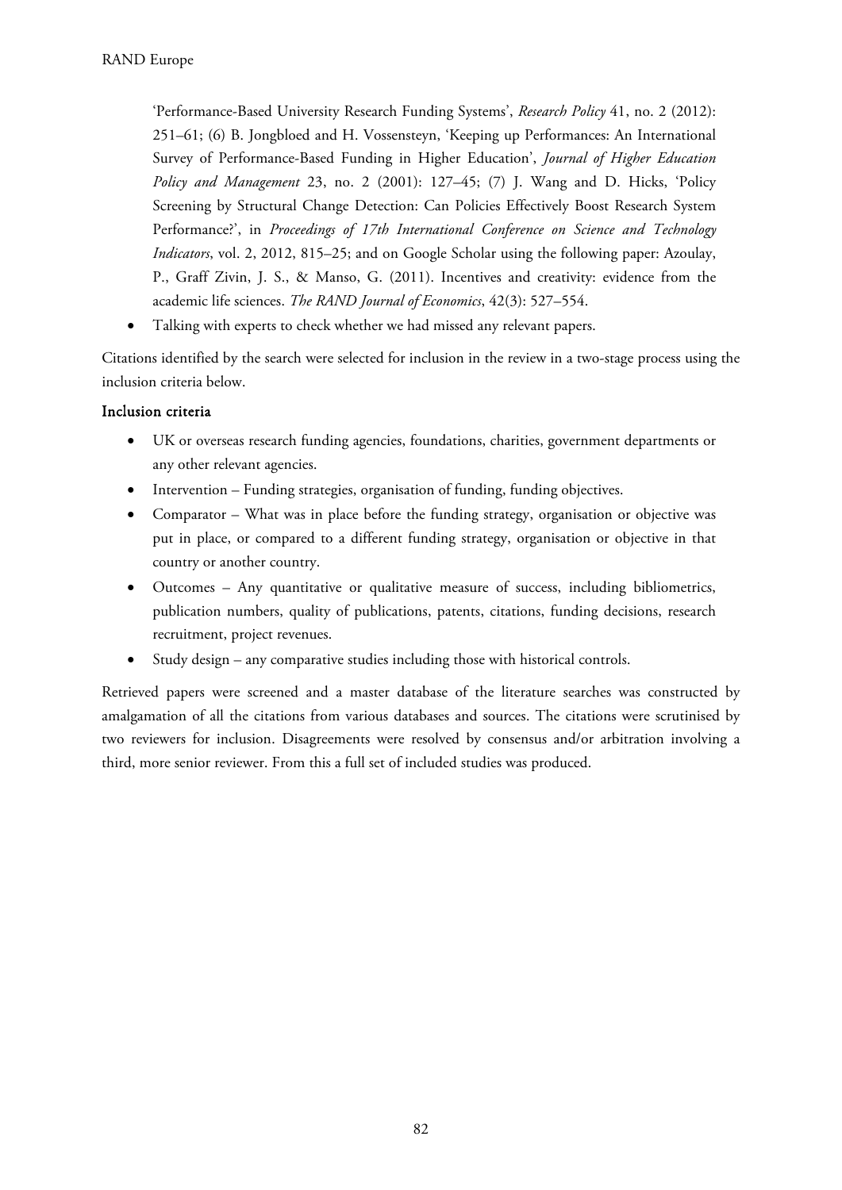'Performance-Based University Research Funding Systems', *Research Policy* 41, no. 2 (2012): 251–61; (6) B. Jongbloed and H. Vossensteyn, 'Keeping up Performances: An International Survey of Performance-Based Funding in Higher Education', *Journal of Higher Education Policy and Management* 23, no. 2 (2001): 127–45; (7) J. Wang and D. Hicks, 'Policy Screening by Structural Change Detection: Can Policies Effectively Boost Research System Performance?', in *Proceedings of 17th International Conference on Science and Technology Indicators*, vol. 2, 2012, 815–25; and on Google Scholar using the following paper: Azoulay, P., Graff Zivin, J. S., & Manso, G. (2011). Incentives and creativity: evidence from the academic life sciences. *The RAND Journal of Economics*, 42(3): 527–554.

- Talking with experts to check whether we had missed any relevant papers.

Citations identified by the search were selected for inclusion in the review in a two-stage process using the inclusion criteria below.

### Inclusion criteria

- UK or overseas research funding agencies, foundations, charities, government departments or any other relevant agencies.
- Intervention – Funding strategies, organisation of funding, funding objectives.
- Comparator – What was in place before the funding strategy, organisation or objective was put in place, or compared to a different funding strategy, organisation or objective in that country or another country.
- Outcomes – Any quantitative or qualitative measure of success, including bibliometrics, publication numbers, quality of publications, patents, citations, funding decisions, research recruitment, project revenues.
- Study design – any comparative studies including those with historical controls.

Retrieved papers were screened and a master database of the literature searches was constructed by amalgamation of all the citations from various databases and sources. The citations were scrutinised by two reviewers for inclusion. Disagreements were resolved by consensus and/or arbitration involving a third, more senior reviewer. From this a full set of included studies was produced.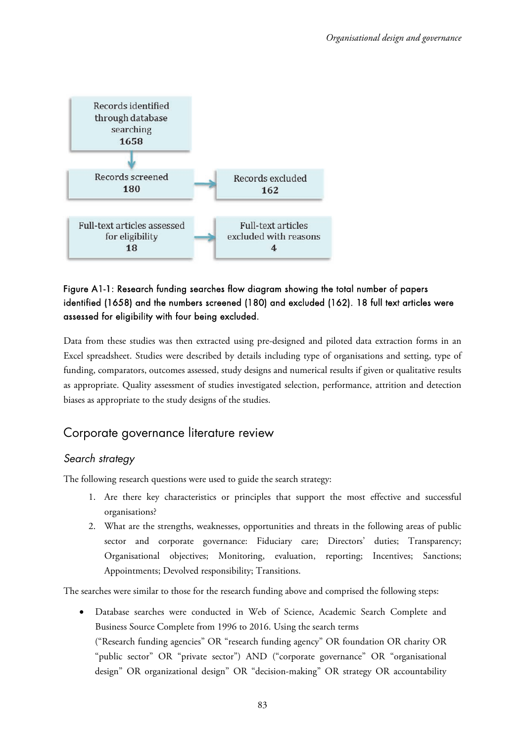Records identified through database searching
1658

Records screened
180

Records excluded
162

Full-text articles assessed for eligibility
18

Full-text articles excluded with reasons
4

**Figure A1-1: Research funding searches flow diagram showing the total number of papers identified (1658) and the numbers screened (180) and excluded (162). 18 full text articles were assessed for eligibility with four being excluded.**

Data from these studies was then extracted using pre-designed and piloted data extraction forms in an Excel spreadsheet. Studies were described by details including type of organisations and setting, type of funding, comparators, outcomes assessed, study designs and numerical results if given or qualitative results as appropriate. Quality assessment of studies investigated selection, performance, attrition and detection biases as appropriate to the study designs of the studies.

## Corporate governance literature review

### *Search strategy*

The following research questions were used to guide the search strategy:

1. Are there key characteristics or principles that support the most effective and successful organisations?
2. What are the strengths, weaknesses, opportunities and threats in the following areas of public sector and corporate governance: Fiduciary care; Directors' duties; Transparency; Organisational objectives; Monitoring, evaluation, reporting; Incentives; Sanctions; Appointments; Devolved responsibility; Transitions.

The searches were similar to those for the research funding above and comprised the following steps:

- Database searches were conducted in Web of Science, Academic Search Complete and Business Source Complete from 1996 to 2016. Using the search terms ("Research funding agencies" OR "research funding agency" OR foundation OR charity OR "public sector" OR "private sector") AND ("corporate governance" OR "organisational design" OR organizational design" OR "decision-making" OR strategy OR accountability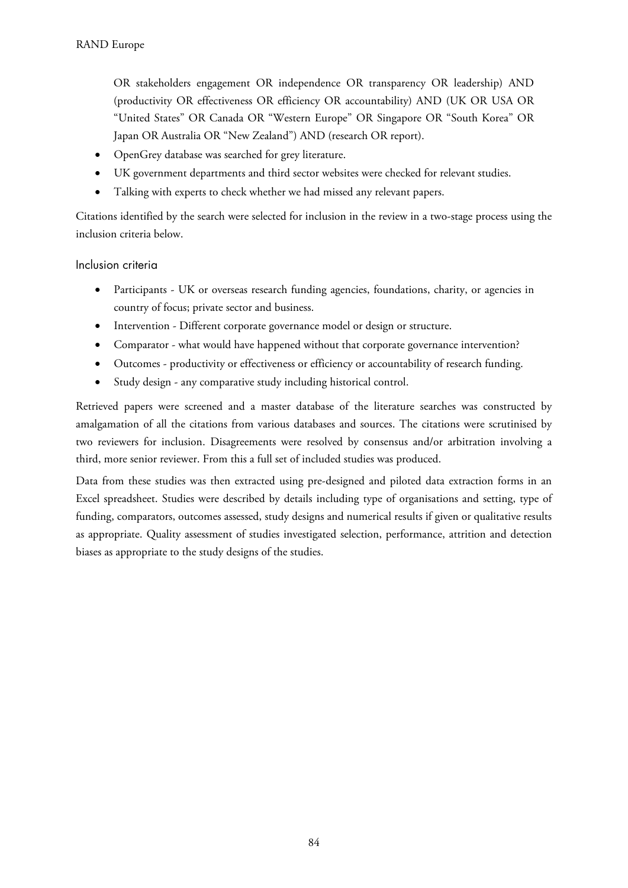OR stakeholders engagement OR independence OR transparency OR leadership) AND (productivity OR effectiveness OR efficiency OR accountability) AND (UK OR USA OR "United States" OR Canada OR "Western Europe" OR Singapore OR "South Korea" OR Japan OR Australia OR "New Zealand") AND (research OR report).

- OpenGrey database was searched for grey literature.
- UK government departments and third sector websites were checked for relevant studies.
- Talking with experts to check whether we had missed any relevant papers.

Citations identified by the search were selected for inclusion in the review in a two-stage process using the inclusion criteria below.

### Inclusion criteria

- Participants - UK or overseas research funding agencies, foundations, charity, or agencies in country of focus; private sector and business.
- Intervention - Different corporate governance model or design or structure.
- Comparator - what would have happened without that corporate governance intervention?
- Outcomes - productivity or effectiveness or efficiency or accountability of research funding.
- Study design - any comparative study including historical control.

Retrieved papers were screened and a master database of the literature searches was constructed by amalgamation of all the citations from various databases and sources. The citations were scrutinised by two reviewers for inclusion. Disagreements were resolved by consensus and/or arbitration involving a third, more senior reviewer. From this a full set of included studies was produced.

Data from these studies was then extracted using pre-designed and piloted data extraction forms in an Excel spreadsheet. Studies were described by details including type of organisations and setting, type of funding, comparators, outcomes assessed, study designs and numerical results if given or qualitative results as appropriate. Quality assessment of studies investigated selection, performance, attrition and detection biases as appropriate to the study designs of the studies.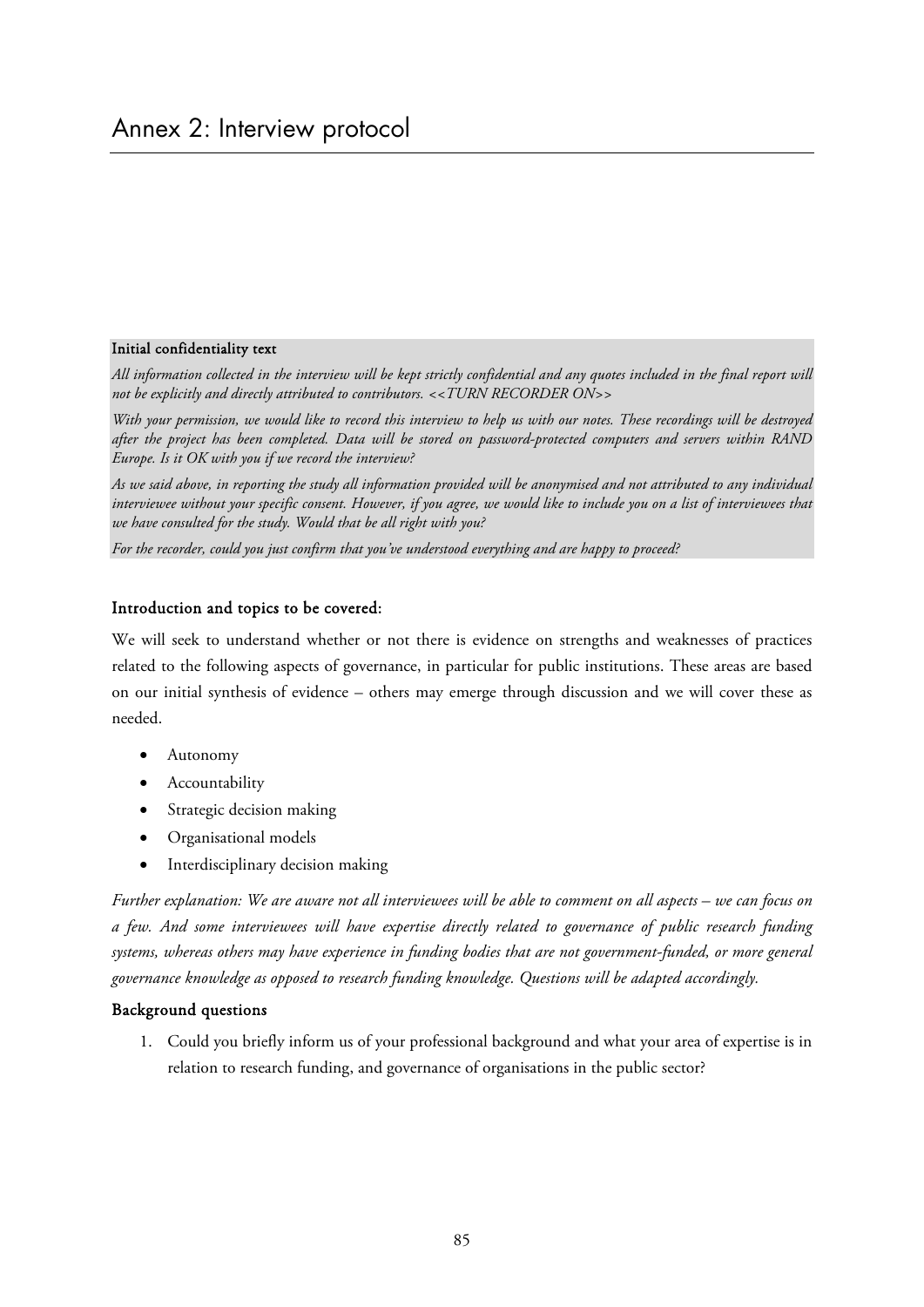# Annex 2: Interview protocol

**Initial confidentiality text**

*All information collected in the interview will be kept strictly confidential and any quotes included in the final report will not be explicitly and directly attributed to contributors. <<TURN RECORDER ON>>*

*With your permission, we would like to record this interview to help us with our notes. These recordings will be destroyed after the project has been completed. Data will be stored on password-protected computers and servers within RAND Europe. Is it OK with you if we record the interview?*

*As we said above, in reporting the study all information provided will be anonymised and not attributed to any individual interviewee without your specific consent. However, if you agree, we would like to include you on a list of interviewees that we have consulted for the study. Would that be all right with you?*

*For the recorder, could you just confirm that you've understood everything and are happy to proceed?*

**Introduction and topics to be covered:**

We will seek to understand whether or not there is evidence on strengths and weaknesses of practices related to the following aspects of governance, in particular for public institutions. These areas are based on our initial synthesis of evidence – others may emerge through discussion and we will cover these as needed.

- Autonomy
- Accountability
- Strategic decision making
- Organisational models
- Interdisciplinary decision making

*Further explanation: We are aware not all interviewees will be able to comment on all aspects – we can focus on a few. And some interviewees will have expertise directly related to governance of public research funding systems, whereas others may have experience in funding bodies that are not government-funded, or more general governance knowledge as opposed to research funding knowledge. Questions will be adapted accordingly.*

**Background questions**

1. Could you briefly inform us of your professional background and what your area of expertise is in relation to research funding, and governance of organisations in the public sector?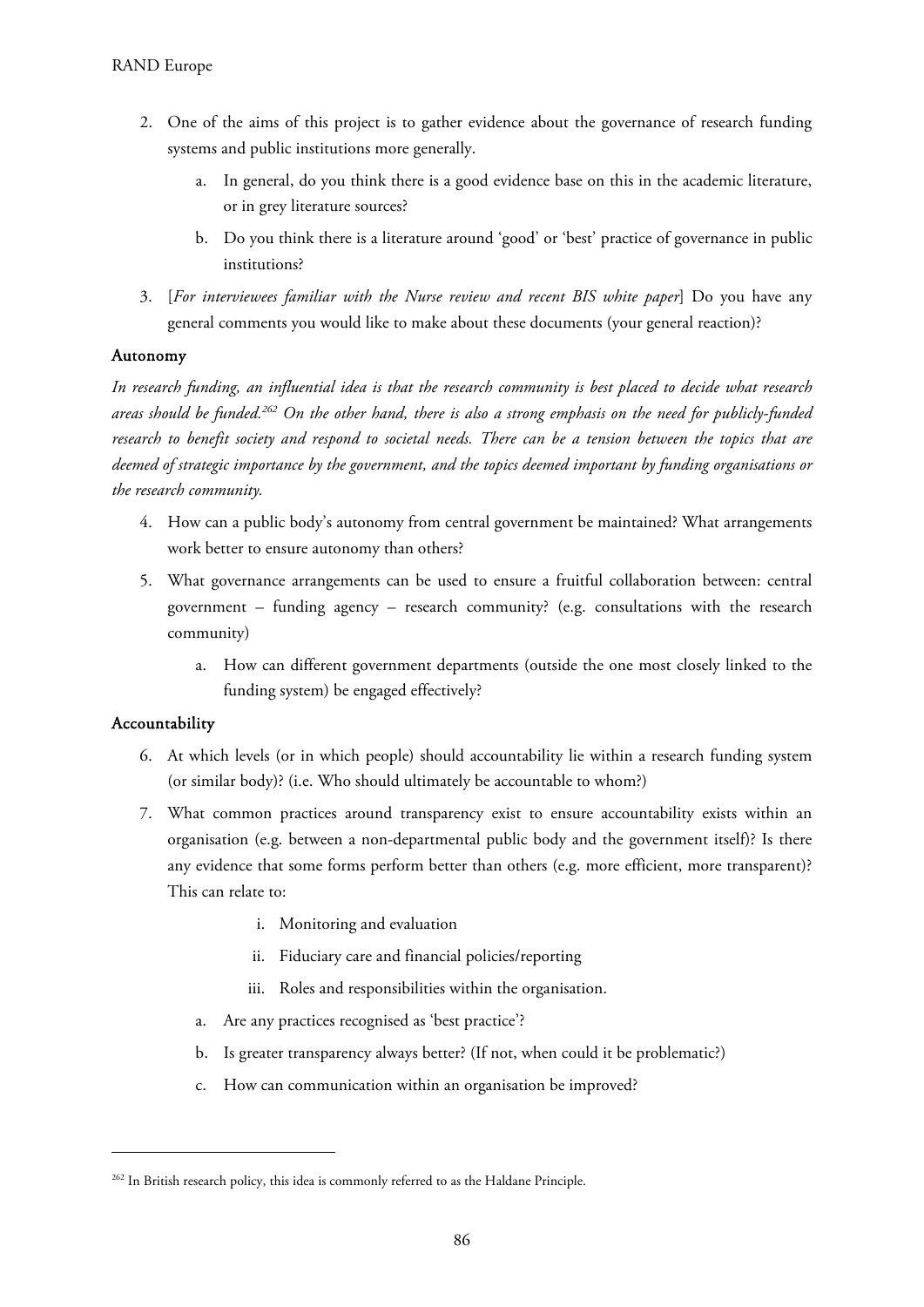2. One of the aims of this project is to gather evidence about the governance of research funding systems and public institutions more generally.
    a. In general, do you think there is a good evidence base on this in the academic literature, or in grey literature sources?
    b. Do you think there is a literature around 'good' or 'best' practice of governance in public institutions?
3. [*For interviewees familiar with the Nurse review and recent BIS white paper*] Do you have any general comments you would like to make about these documents (your general reaction)?

**Autonomy**

*In research funding, an influential idea is that the research community is best placed to decide what research areas should be funded.*[262] *On the other hand, there is also a strong emphasis on the need for publicly-funded research to benefit society and respond to societal needs. There can be a tension between the topics that are deemed of strategic importance by the government, and the topics deemed important by funding organisations or the research community.*

4. How can a public body's autonomy from central government be maintained? What arrangements work better to ensure autonomy than others?
5. What governance arrangements can be used to ensure a fruitful collaboration between: central government – funding agency – research community? (e.g. consultations with the research community)
    a. How can different government departments (outside the one most closely linked to the funding system) be engaged effectively?

**Accountability**

6. At which levels (or in which people) should accountability lie within a research funding system (or similar body)? (i.e. Who should ultimately be accountable to whom?)
7. What common practices around transparency exist to ensure accountability exists within an organisation (e.g. between a non-departmental public body and the government itself)? Is there any evidence that some forms perform better than others (e.g. more efficient, more transparent)? This can relate to:
    i. Monitoring and evaluation
    ii. Fiduciary care and financial policies/reporting
    iii. Roles and responsibilities within the organisation.
    a. Are any practices recognised as 'best practice'?
    b. Is greater transparency always better? (If not, when could it be problematic?)
    c. How can communication within an organisation be improved?

---

[262] In British research policy, this idea is commonly referred to as the Haldane Principle.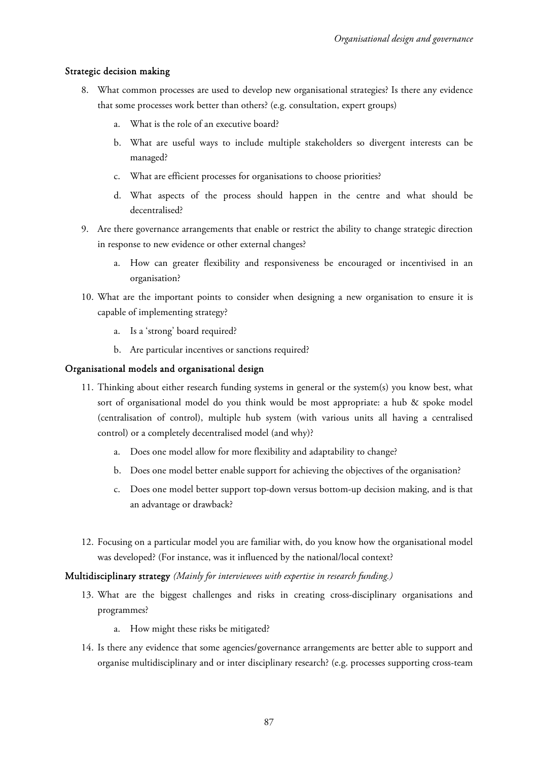### Strategic decision making

8. What common processes are used to develop new organisational strategies? Is there any evidence that some processes work better than others? (e.g. consultation, expert groups)
    a. What is the role of an executive board?
    b. What are useful ways to include multiple stakeholders so divergent interests can be managed?
    c. What are efficient processes for organisations to choose priorities?
    d. What aspects of the process should happen in the centre and what should be decentralised?
9. Are there governance arrangements that enable or restrict the ability to change strategic direction in response to new evidence or other external changes?
    a. How can greater flexibility and responsiveness be encouraged or incentivised in an organisation?
10. What are the important points to consider when designing a new organisation to ensure it is capable of implementing strategy?
    a. Is a 'strong' board required?
    b. Are particular incentives or sanctions required?

### Organisational models and organisational design

11. Thinking about either research funding systems in general or the system(s) you know best, what sort of organisational model do you think would be most appropriate: a hub & spoke model (centralisation of control), multiple hub system (with various units all having a centralised control) or a completely decentralised model (and why)?
    a. Does one model allow for more flexibility and adaptability to change?
    b. Does one model better enable support for achieving the objectives of the organisation?
    c. Does one model better support top-down versus bottom-up decision making, and is that an advantage or drawback?
12. Focusing on a particular model you are familiar with, do you know how the organisational model was developed? (For instance, was it influenced by the national/local context?

### Multidisciplinary strategy *(Mainly for interviewees with expertise in research funding.)*

13. What are the biggest challenges and risks in creating cross-disciplinary organisations and programmes?
    a. How might these risks be mitigated?
14. Is there any evidence that some agencies/governance arrangements are better able to support and organise multidisciplinary and or inter disciplinary research? (e.g. processes supporting cross-team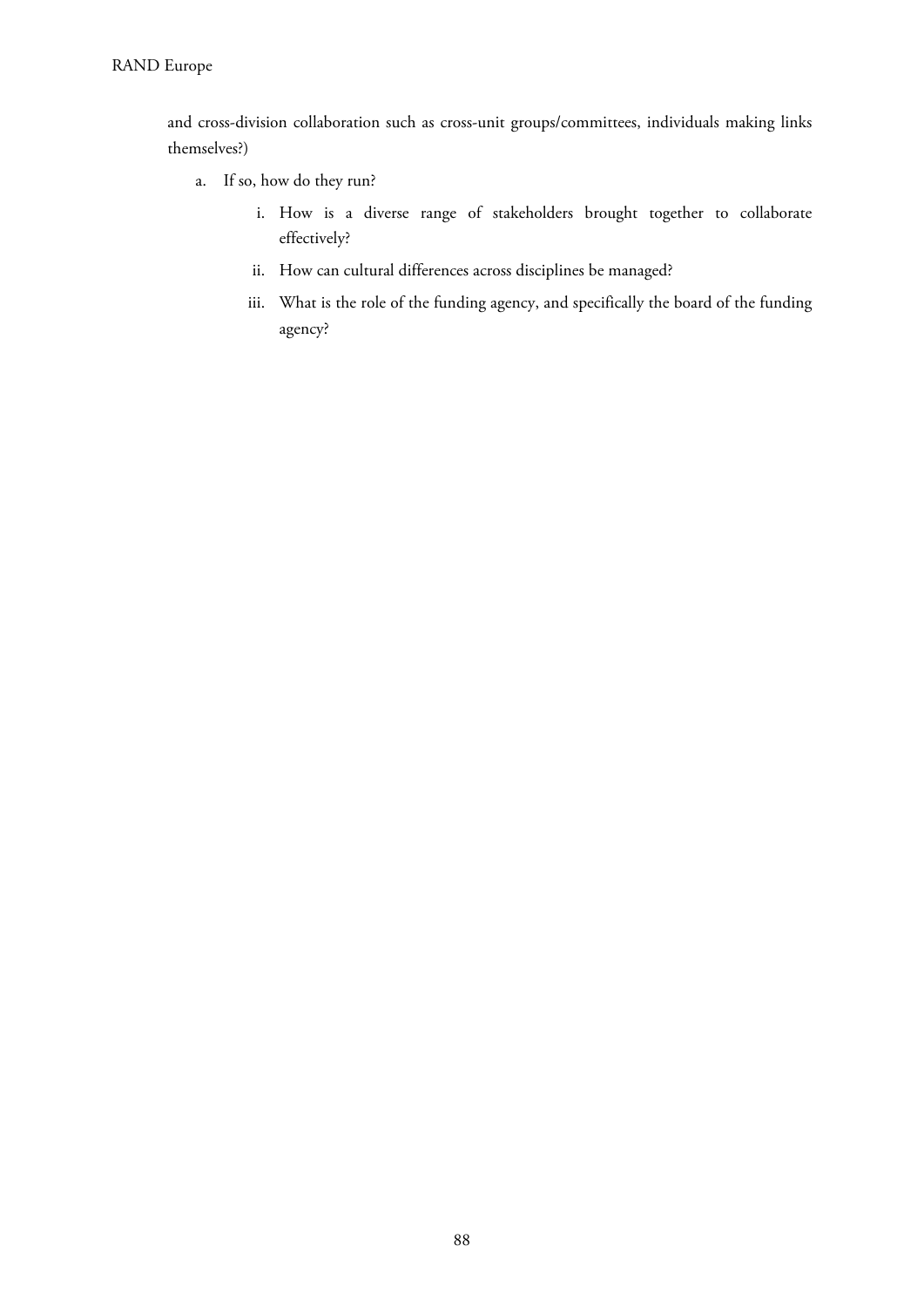and cross-division collaboration such as cross-unit groups/committees, individuals making links themselves?)

a. If so, how do they run?

   i. How is a diverse range of stakeholders brought together to collaborate effectively?

   ii. How can cultural differences across disciplines be managed?

   iii. What is the role of the funding agency, and specifically the board of the funding agency?